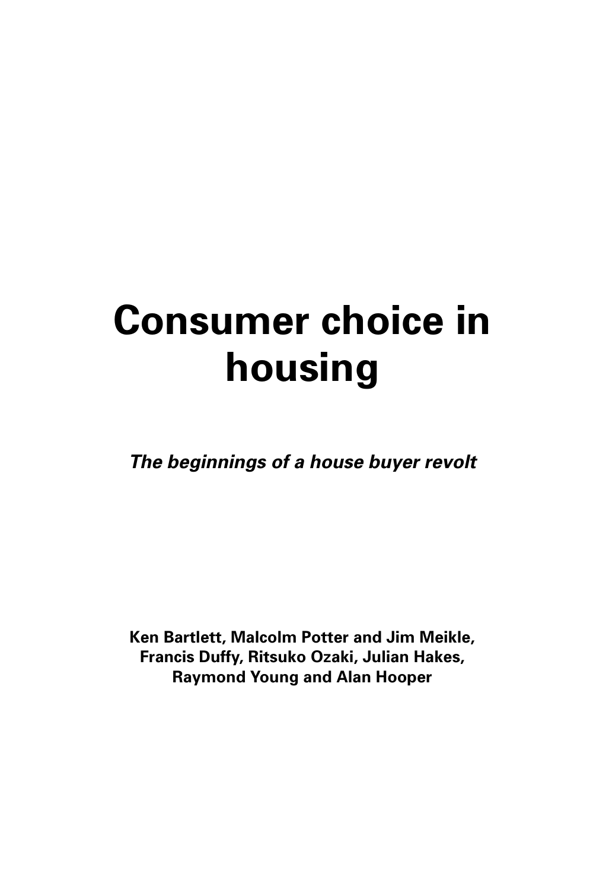# Consumer choice in housing

***The beginnings of a house buyer revolt***

**Ken Bartlett, Malcolm Potter and Jim Meikle, Francis Duffy, Ritsuko Ozaki, Julian Hakes, Raymond Young and Alan Hooper**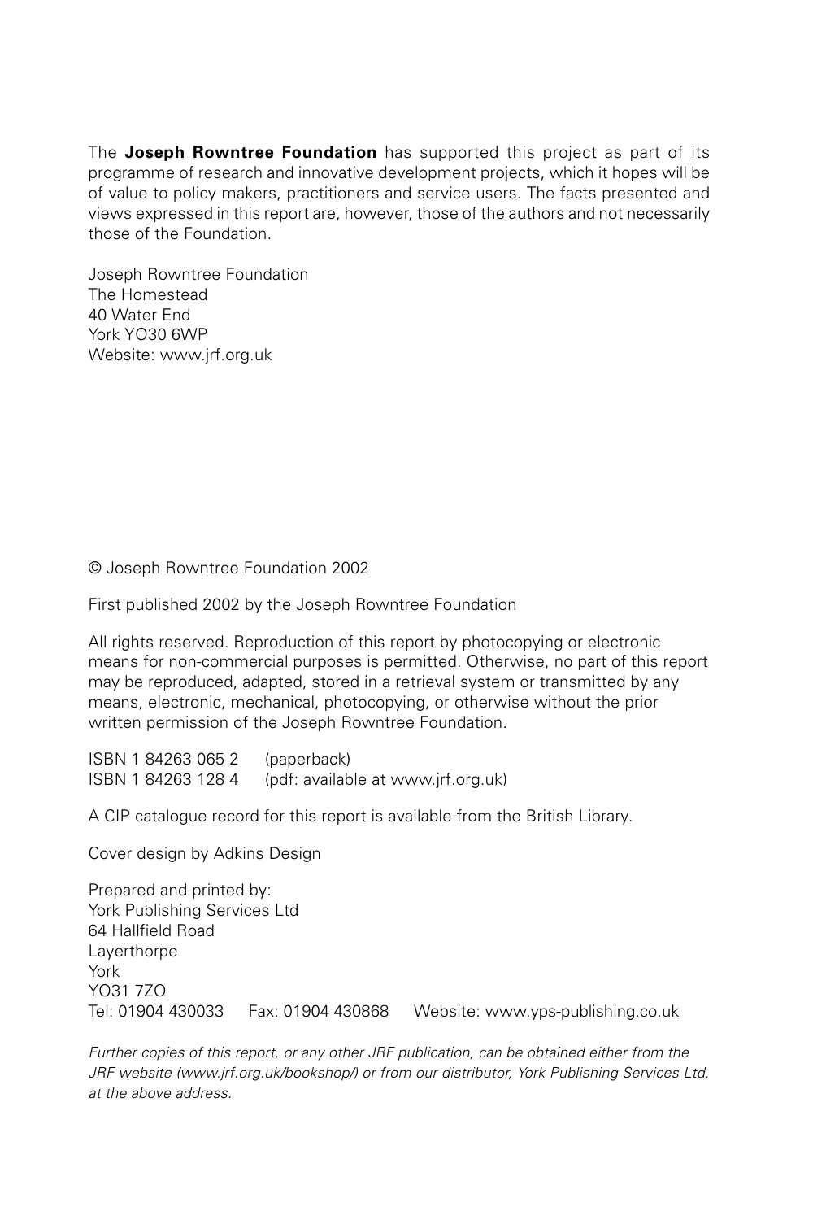The **Joseph Rowntree Foundation** has supported this project as part of its programme of research and innovative development projects, which it hopes will be of value to policy makers, practitioners and service users. The facts presented and views expressed in this report are, however, those of the authors and not necessarily those of the Foundation.

Joseph Rowntree Foundation
The Homestead
40 Water End
York YO30 6WP
Website: www.jrf.org.uk

© Joseph Rowntree Foundation 2002

First published 2002 by the Joseph Rowntree Foundation

All rights reserved. Reproduction of this report by photocopying or electronic means for non-commercial purposes is permitted. Otherwise, no part of this report may be reproduced, adapted, stored in a retrieval system or transmitted by any means, electronic, mechanical, photocopying, or otherwise without the prior written permission of the Joseph Rowntree Foundation.

ISBN 1 84263 065 2 (paperback)
ISBN 1 84263 128 4 (pdf: available at www.jrf.org.uk)

A CIP catalogue record for this report is available from the British Library.

Cover design by Adkins Design

Prepared and printed by:
York Publishing Services Ltd
64 Hallfield Road
Layerthorpe
York
YO31 7ZQ
Tel: 01904 430033 Fax: 01904 430868 Website: www.yps-publishing.co.uk

*Further copies of this report, or any other JRF publication, can be obtained either from the JRF website (www.jrf.org.uk/bookshop/) or from our distributor, York Publishing Services Ltd, at the above address.*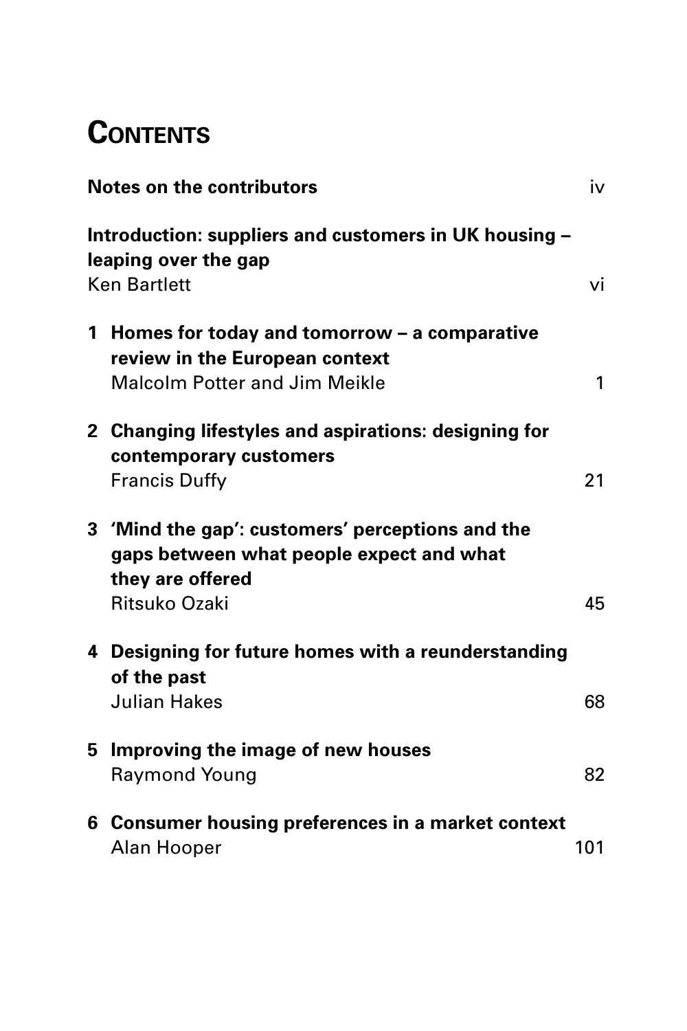# Contents

**Notes on the contributors** iv

**Introduction: suppliers and customers in UK housing – leaping over the gap**
Ken Bartlett vi

**1 Homes for today and tomorrow – a comparative review in the European context**
Malcolm Potter and Jim Meikle 1

**2 Changing lifestyles and aspirations: designing for contemporary customers**
Francis Duffy 21

**3 'Mind the gap': customers' perceptions and the gaps between what people expect and what they are offered**
Ritsuko Ozaki 45

**4 Designing for future homes with a reunderstanding of the past**
Julian Hakes 68

**5 Improving the image of new houses**
Raymond Young 82

**6 Consumer housing preferences in a market context**
Alan Hooper 101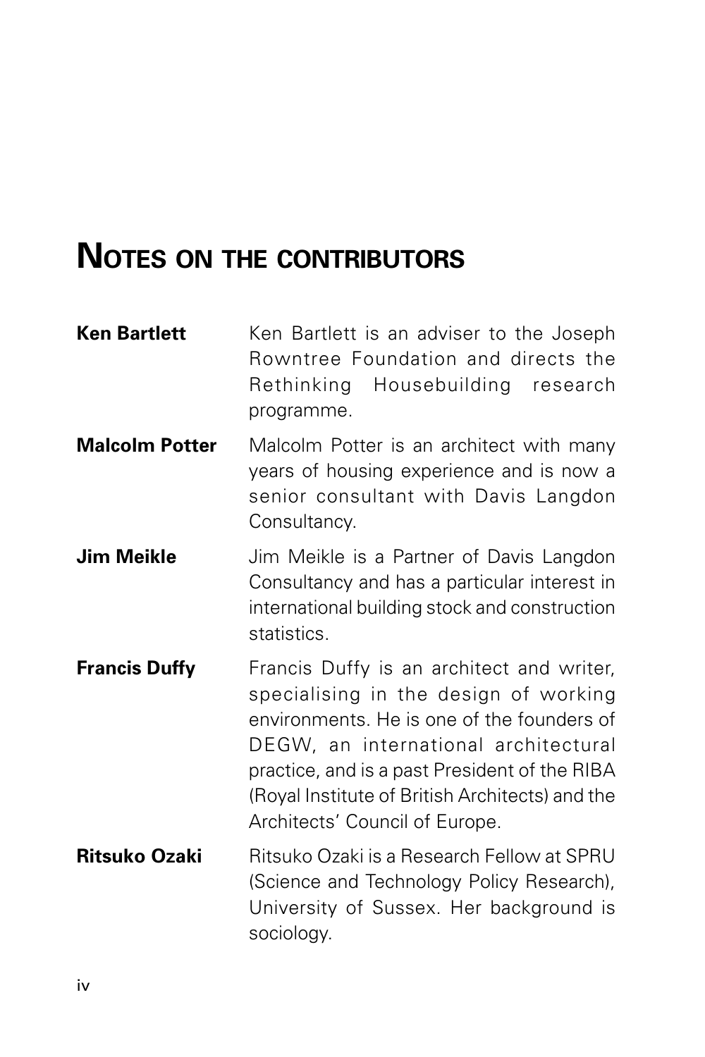# Notes on the contributors

**Ken Bartlett** Ken Bartlett is an adviser to the Joseph Rowntree Foundation and directs the Rethinking Housebuilding research programme.

**Malcolm Potter** Malcolm Potter is an architect with many years of housing experience and is now a senior consultant with Davis Langdon Consultancy.

**Jim Meikle** Jim Meikle is a Partner of Davis Langdon Consultancy and has a particular interest in international building stock and construction statistics.

**Francis Duffy** Francis Duffy is an architect and writer, specialising in the design of working environments. He is one of the founders of DEGW, an international architectural practice, and is a past President of the RIBA (Royal Institute of British Architects) and the Architects' Council of Europe.

**Ritsuko Ozaki** Ritsuko Ozaki is a Research Fellow at SPRU (Science and Technology Policy Research), University of Sussex. Her background is sociology.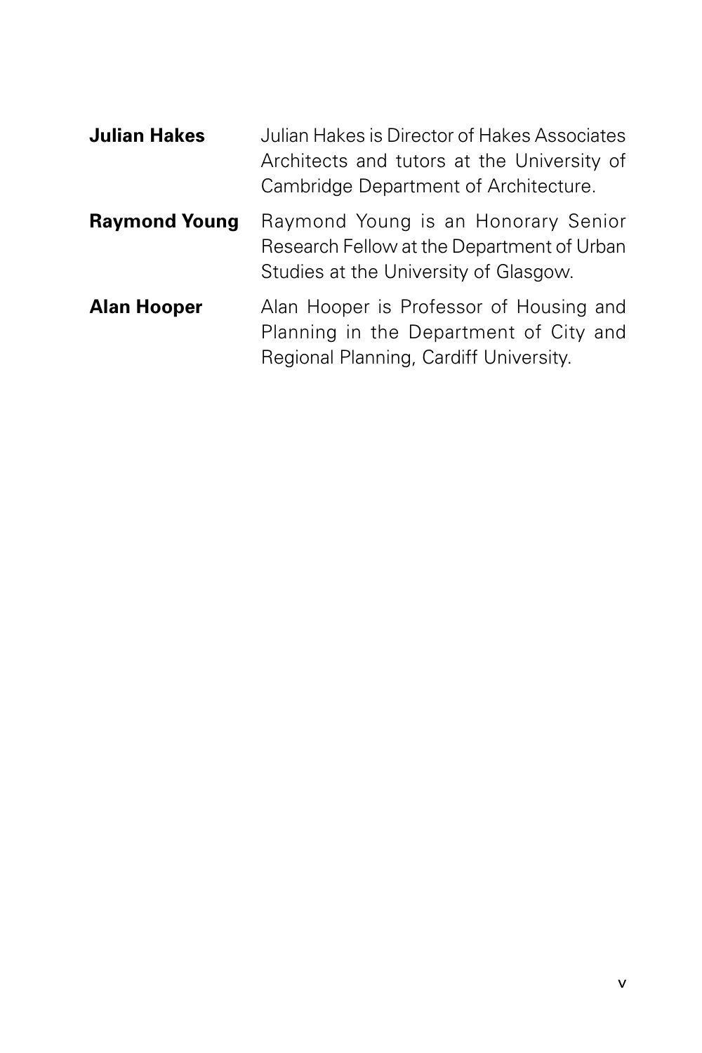**Julian Hakes** Julian Hakes is Director of Hakes Associates Architects and tutors at the University of Cambridge Department of Architecture.

**Raymond Young** Raymond Young is an Honorary Senior Research Fellow at the Department of Urban Studies at the University of Glasgow.

**Alan Hooper** Alan Hooper is Professor of Housing and Planning in the Department of City and Regional Planning, Cardiff University.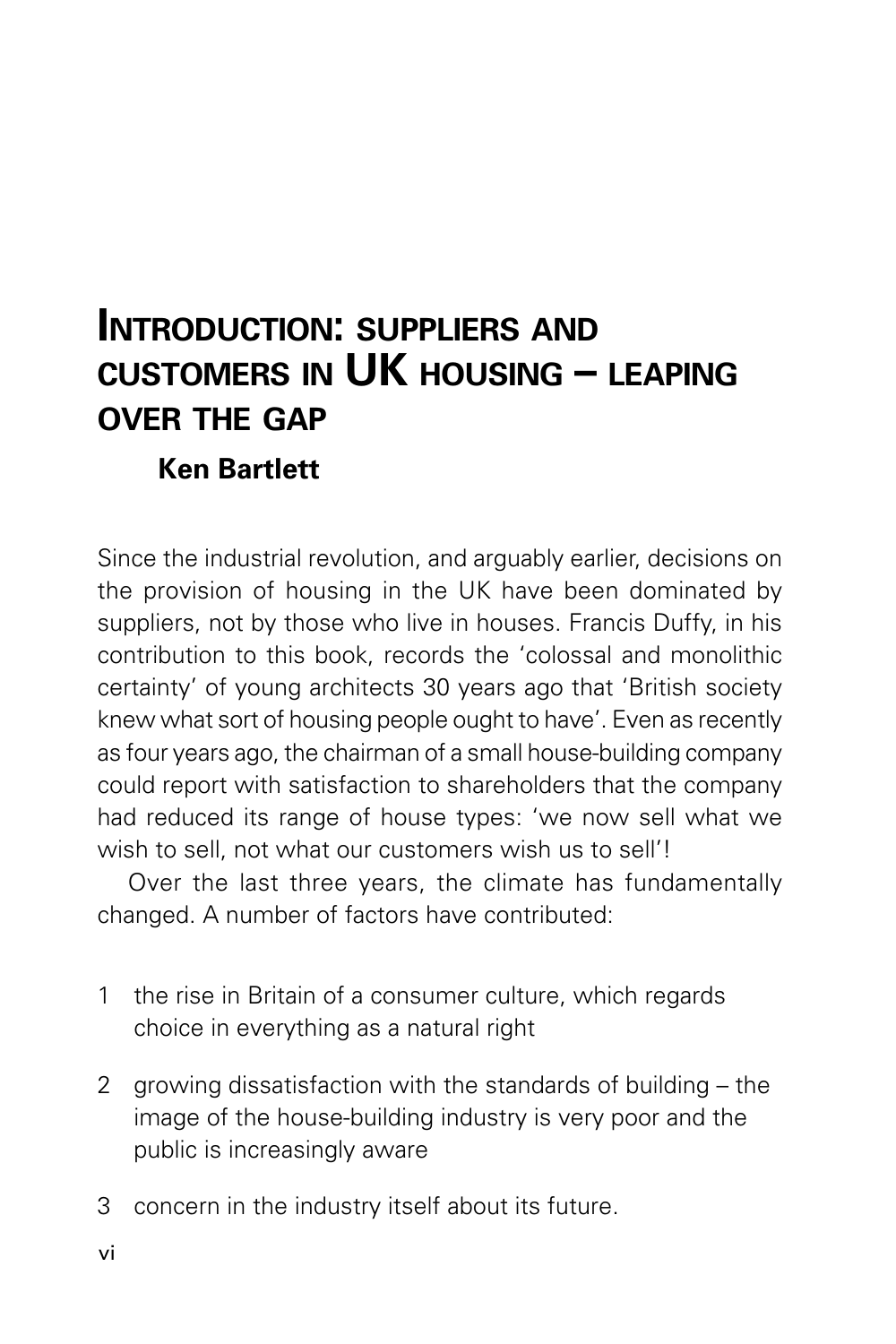# Introduction: suppliers and customers in UK housing – leaping over the gap

**Ken Bartlett**

Since the industrial revolution, and arguably earlier, decisions on the provision of housing in the UK have been dominated by suppliers, not by those who live in houses. Francis Duffy, in his contribution to this book, records the 'colossal and monolithic certainty' of young architects 30 years ago that 'British society knew what sort of housing people ought to have'. Even as recently as four years ago, the chairman of a small house-building company could report with satisfaction to shareholders that the company had reduced its range of house types: 'we now sell what we wish to sell, not what our customers wish us to sell'!

Over the last three years, the climate has fundamentally changed. A number of factors have contributed:

1. the rise in Britain of a consumer culture, which regards choice in everything as a natural right
2. growing dissatisfaction with the standards of building – the image of the house-building industry is very poor and the public is increasingly aware
3. concern in the industry itself about its future.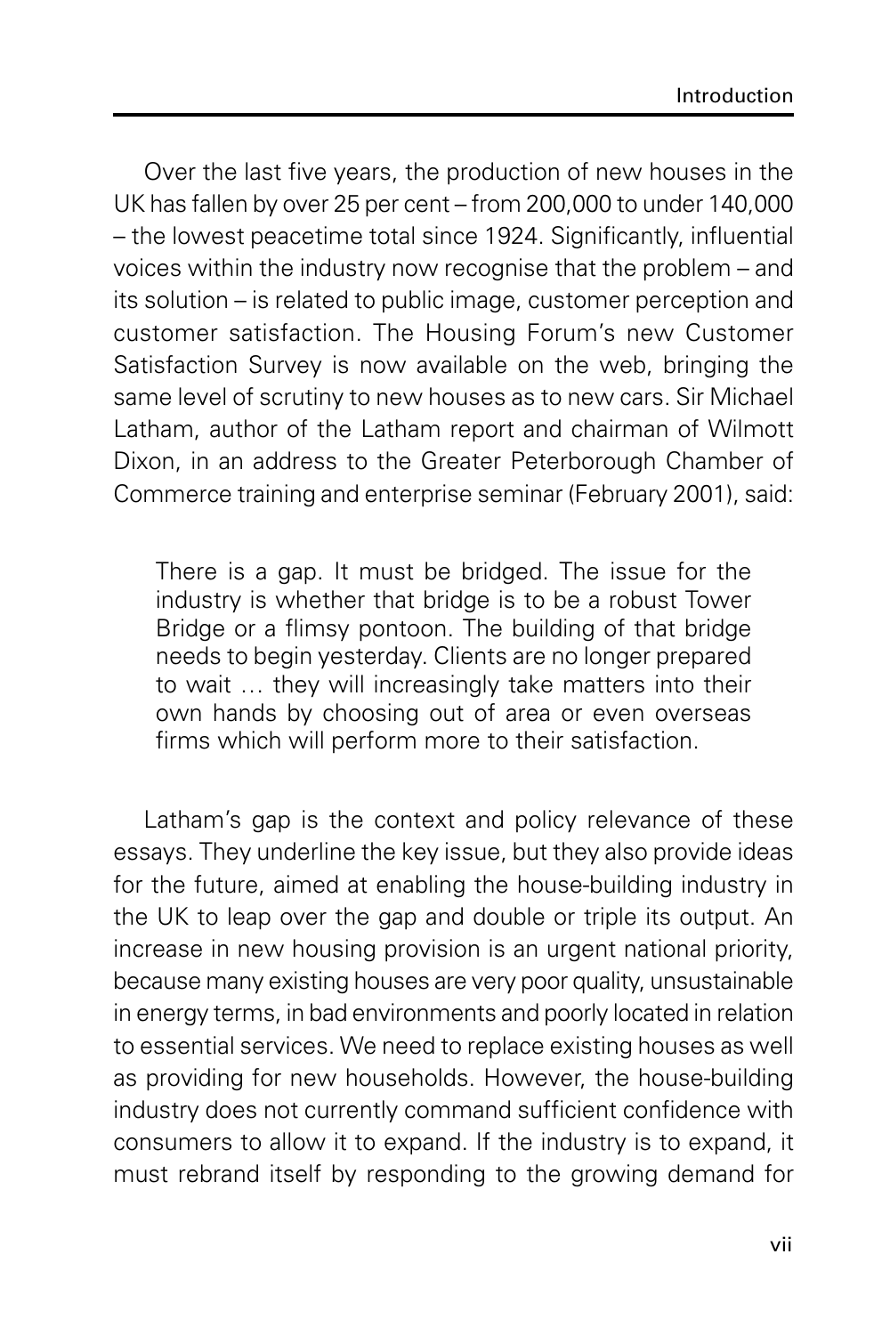Over the last five years, the production of new houses in the UK has fallen by over 25 per cent – from 200,000 to under 140,000 – the lowest peacetime total since 1924. Significantly, influential voices within the industry now recognise that the problem – and its solution – is related to public image, customer perception and customer satisfaction. The Housing Forum's new Customer Satisfaction Survey is now available on the web, bringing the same level of scrutiny to new houses as to new cars. Sir Michael Latham, author of the Latham report and chairman of Wilmott Dixon, in an address to the Greater Peterborough Chamber of Commerce training and enterprise seminar (February 2001), said:

> There is a gap. It must be bridged. The issue for the industry is whether that bridge is to be a robust Tower Bridge or a flimsy pontoon. The building of that bridge needs to begin yesterday. Clients are no longer prepared to wait … they will increasingly take matters into their own hands by choosing out of area or even overseas firms which will perform more to their satisfaction.

Latham's gap is the context and policy relevance of these essays. They underline the key issue, but they also provide ideas for the future, aimed at enabling the house-building industry in the UK to leap over the gap and double or triple its output. An increase in new housing provision is an urgent national priority, because many existing houses are very poor quality, unsustainable in energy terms, in bad environments and poorly located in relation to essential services. We need to replace existing houses as well as providing for new households. However, the house-building industry does not currently command sufficient confidence with consumers to allow it to expand. If the industry is to expand, it must rebrand itself by responding to the growing demand for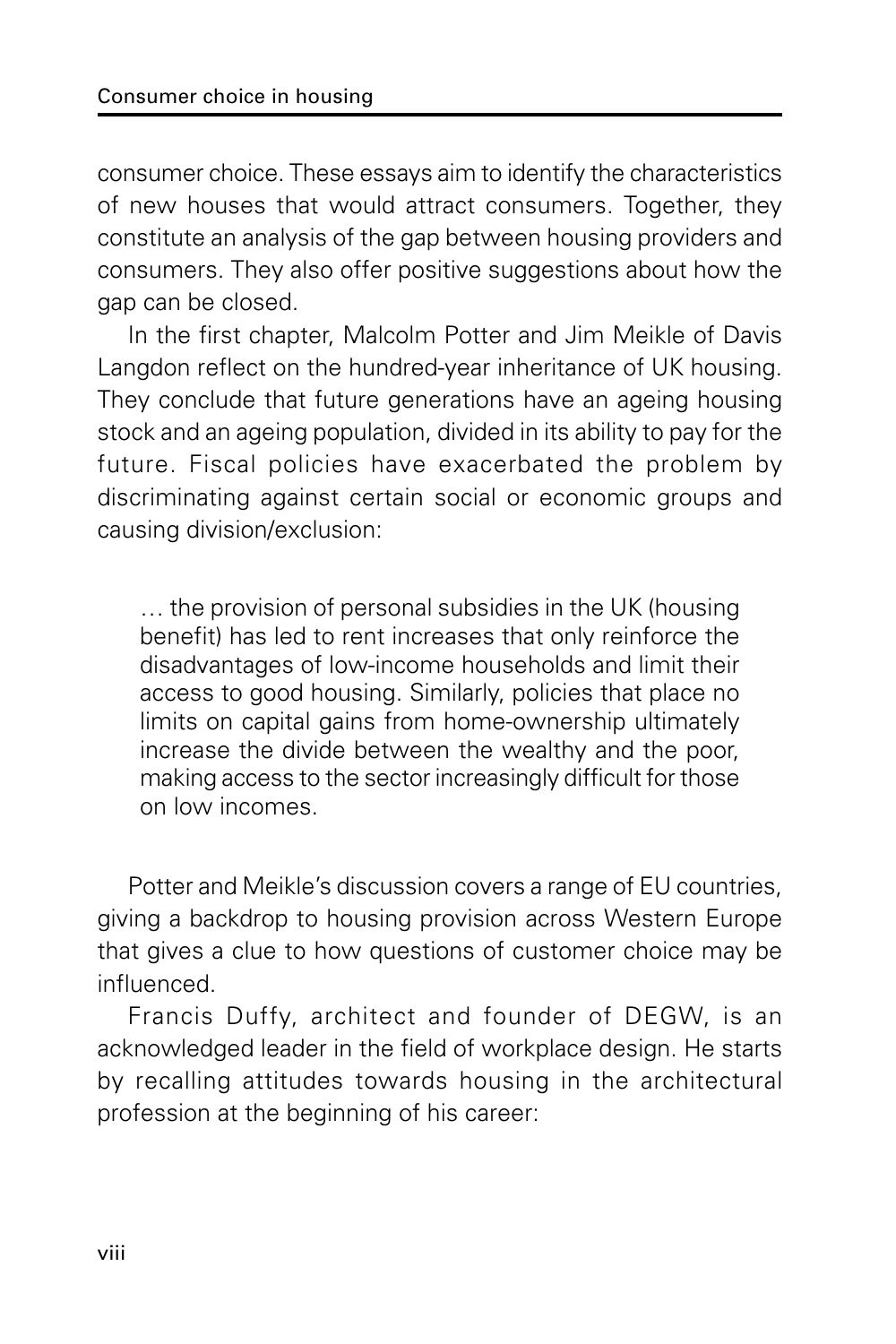consumer choice. These essays aim to identify the characteristics of new houses that would attract consumers. Together, they constitute an analysis of the gap between housing providers and consumers. They also offer positive suggestions about how the gap can be closed.

In the first chapter, Malcolm Potter and Jim Meikle of Davis Langdon reflect on the hundred-year inheritance of UK housing. They conclude that future generations have an ageing housing stock and an ageing population, divided in its ability to pay for the future. Fiscal policies have exacerbated the problem by discriminating against certain social or economic groups and causing division/exclusion:

> … the provision of personal subsidies in the UK (housing benefit) has led to rent increases that only reinforce the disadvantages of low-income households and limit their access to good housing. Similarly, policies that place no limits on capital gains from home-ownership ultimately increase the divide between the wealthy and the poor, making access to the sector increasingly difficult for those on low incomes.

Potter and Meikle's discussion covers a range of EU countries, giving a backdrop to housing provision across Western Europe that gives a clue to how questions of customer choice may be influenced.

Francis Duffy, architect and founder of DEGW, is an acknowledged leader in the field of workplace design. He starts by recalling attitudes towards housing in the architectural profession at the beginning of his career: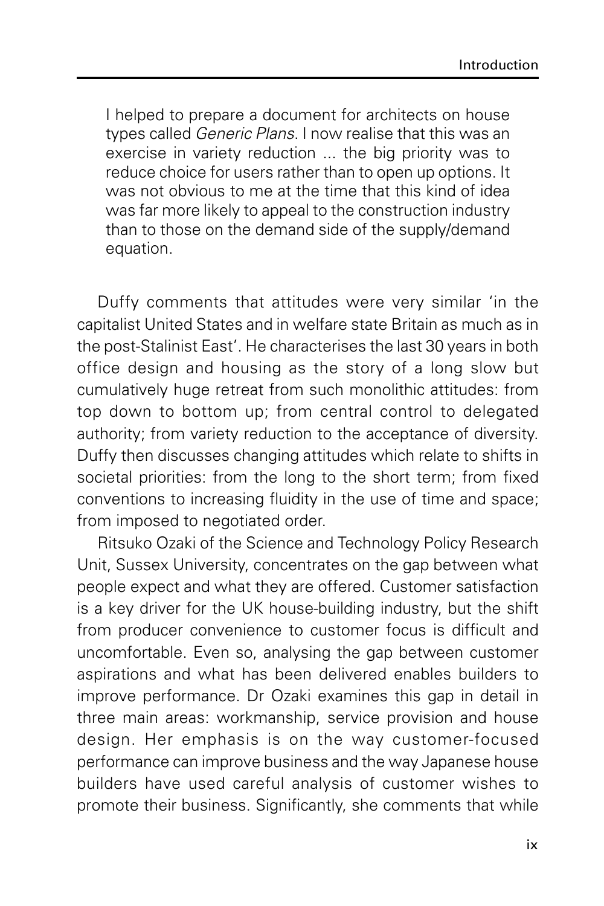> I helped to prepare a document for architects on house types called *Generic Plans*. I now realise that this was an exercise in variety reduction ... the big priority was to reduce choice for users rather than to open up options. It was not obvious to me at the time that this kind of idea was far more likely to appeal to the construction industry than to those on the demand side of the supply/demand equation.

Duffy comments that attitudes were very similar 'in the capitalist United States and in welfare state Britain as much as in the post-Stalinist East'. He characterises the last 30 years in both office design and housing as the story of a long slow but cumulatively huge retreat from such monolithic attitudes: from top down to bottom up; from central control to delegated authority; from variety reduction to the acceptance of diversity. Duffy then discusses changing attitudes which relate to shifts in societal priorities: from the long to the short term; from fixed conventions to increasing fluidity in the use of time and space; from imposed to negotiated order.

Ritsuko Ozaki of the Science and Technology Policy Research Unit, Sussex University, concentrates on the gap between what people expect and what they are offered. Customer satisfaction is a key driver for the UK house-building industry, but the shift from producer convenience to customer focus is difficult and uncomfortable. Even so, analysing the gap between customer aspirations and what has been delivered enables builders to improve performance. Dr Ozaki examines this gap in detail in three main areas: workmanship, service provision and house design. Her emphasis is on the way customer-focused performance can improve business and the way Japanese house builders have used careful analysis of customer wishes to promote their business. Significantly, she comments that while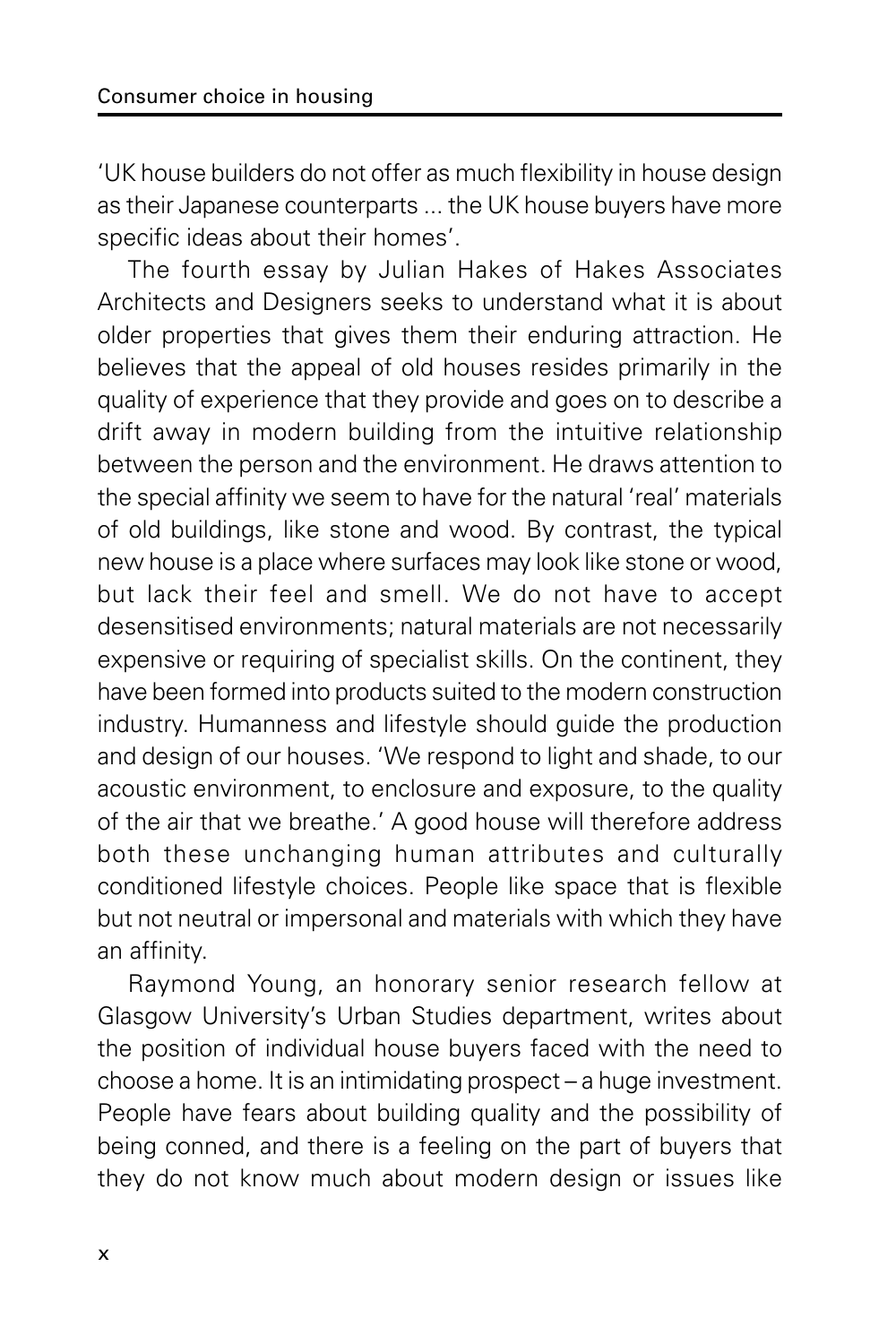'UK house builders do not offer as much flexibility in house design as their Japanese counterparts ... the UK house buyers have more specific ideas about their homes'.

The fourth essay by Julian Hakes of Hakes Associates Architects and Designers seeks to understand what it is about older properties that gives them their enduring attraction. He believes that the appeal of old houses resides primarily in the quality of experience that they provide and goes on to describe a drift away in modern building from the intuitive relationship between the person and the environment. He draws attention to the special affinity we seem to have for the natural 'real' materials of old buildings, like stone and wood. By contrast, the typical new house is a place where surfaces may look like stone or wood, but lack their feel and smell. We do not have to accept desensitised environments; natural materials are not necessarily expensive or requiring of specialist skills. On the continent, they have been formed into products suited to the modern construction industry. Humanness and lifestyle should guide the production and design of our houses. 'We respond to light and shade, to our acoustic environment, to enclosure and exposure, to the quality of the air that we breathe.' A good house will therefore address both these unchanging human attributes and culturally conditioned lifestyle choices. People like space that is flexible but not neutral or impersonal and materials with which they have an affinity.

Raymond Young, an honorary senior research fellow at Glasgow University's Urban Studies department, writes about the position of individual house buyers faced with the need to choose a home. It is an intimidating prospect – a huge investment. People have fears about building quality and the possibility of being conned, and there is a feeling on the part of buyers that they do not know much about modern design or issues like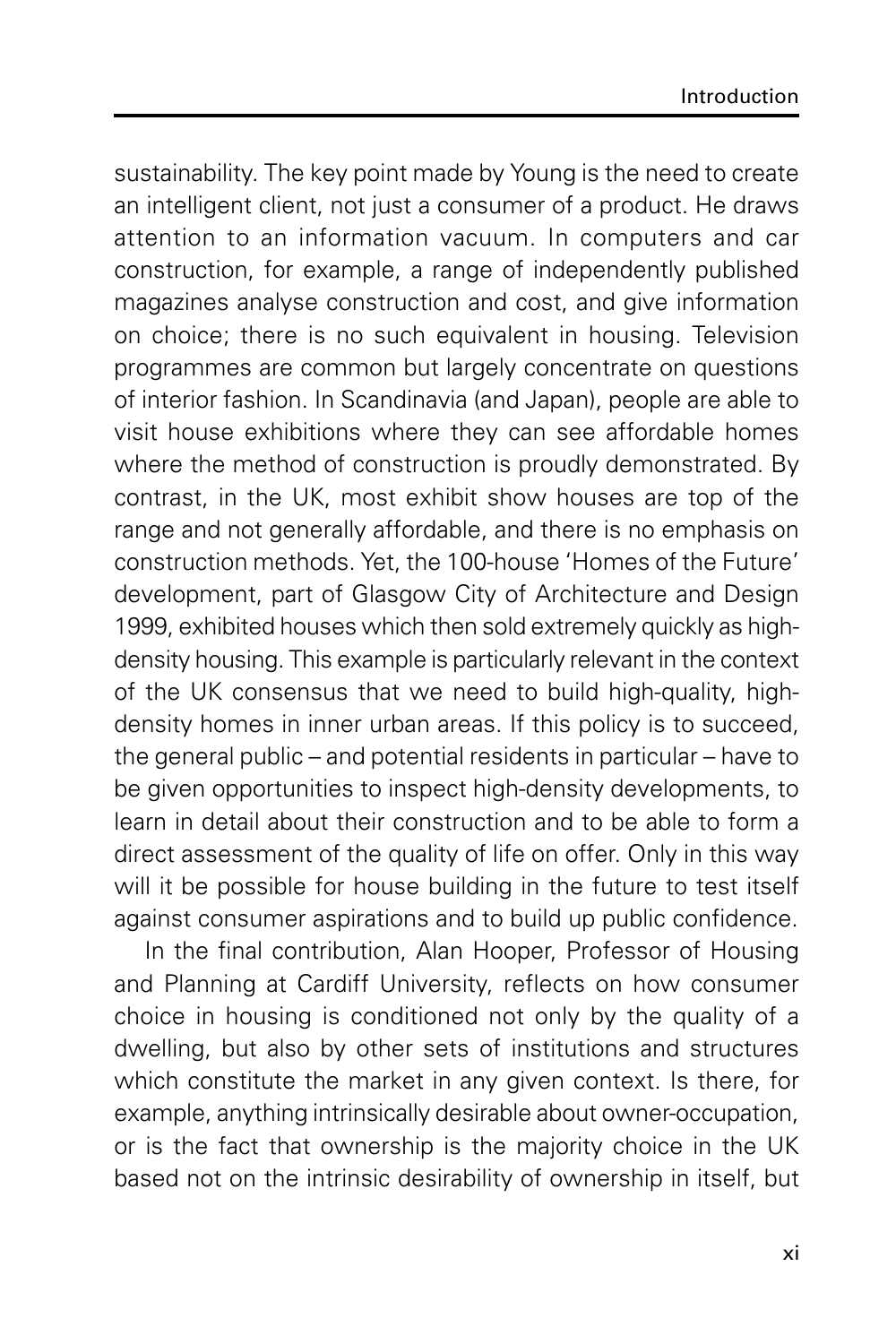sustainability. The key point made by Young is the need to create an intelligent client, not just a consumer of a product. He draws attention to an information vacuum. In computers and car construction, for example, a range of independently published magazines analyse construction and cost, and give information on choice; there is no such equivalent in housing. Television programmes are common but largely concentrate on questions of interior fashion. In Scandinavia (and Japan), people are able to visit house exhibitions where they can see affordable homes where the method of construction is proudly demonstrated. By contrast, in the UK, most exhibit show houses are top of the range and not generally affordable, and there is no emphasis on construction methods. Yet, the 100-house 'Homes of the Future' development, part of Glasgow City of Architecture and Design 1999, exhibited houses which then sold extremely quickly as high-density housing. This example is particularly relevant in the context of the UK consensus that we need to build high-quality, high-density homes in inner urban areas. If this policy is to succeed, the general public – and potential residents in particular – have to be given opportunities to inspect high-density developments, to learn in detail about their construction and to be able to form a direct assessment of the quality of life on offer. Only in this way will it be possible for house building in the future to test itself against consumer aspirations and to build up public confidence.

In the final contribution, Alan Hooper, Professor of Housing and Planning at Cardiff University, reflects on how consumer choice in housing is conditioned not only by the quality of a dwelling, but also by other sets of institutions and structures which constitute the market in any given context. Is there, for example, anything intrinsically desirable about owner-occupation, or is the fact that ownership is the majority choice in the UK based not on the intrinsic desirability of ownership in itself, but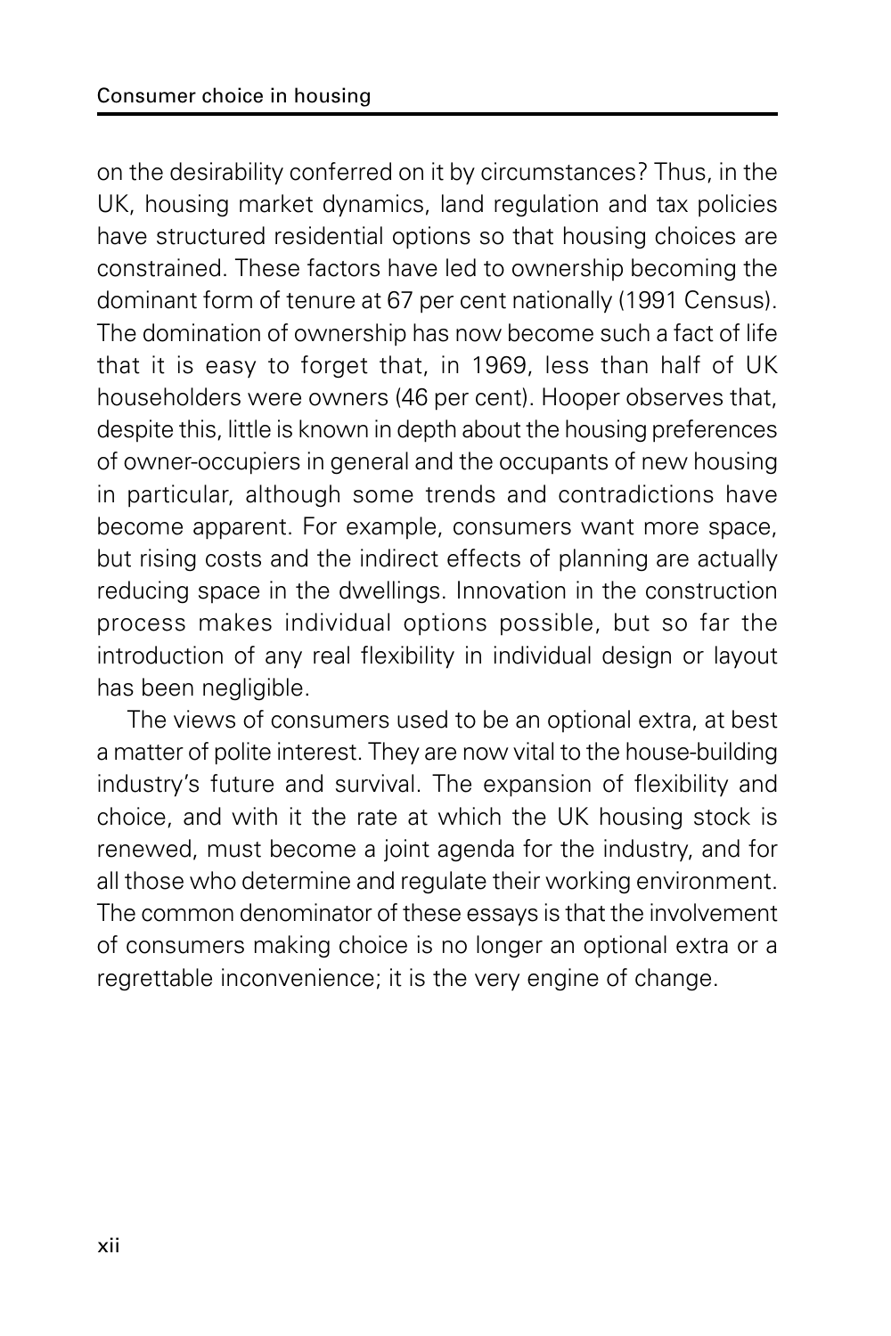on the desirability conferred on it by circumstances? Thus, in the UK, housing market dynamics, land regulation and tax policies have structured residential options so that housing choices are constrained. These factors have led to ownership becoming the dominant form of tenure at 67 per cent nationally (1991 Census). The domination of ownership has now become such a fact of life that it is easy to forget that, in 1969, less than half of UK householders were owners (46 per cent). Hooper observes that, despite this, little is known in depth about the housing preferences of owner-occupiers in general and the occupants of new housing in particular, although some trends and contradictions have become apparent. For example, consumers want more space, but rising costs and the indirect effects of planning are actually reducing space in the dwellings. Innovation in the construction process makes individual options possible, but so far the introduction of any real flexibility in individual design or layout has been negligible.

The views of consumers used to be an optional extra, at best a matter of polite interest. They are now vital to the house-building industry's future and survival. The expansion of flexibility and choice, and with it the rate at which the UK housing stock is renewed, must become a joint agenda for the industry, and for all those who determine and regulate their working environment. The common denominator of these essays is that the involvement of consumers making choice is no longer an optional extra or a regrettable inconvenience; it is the very engine of change.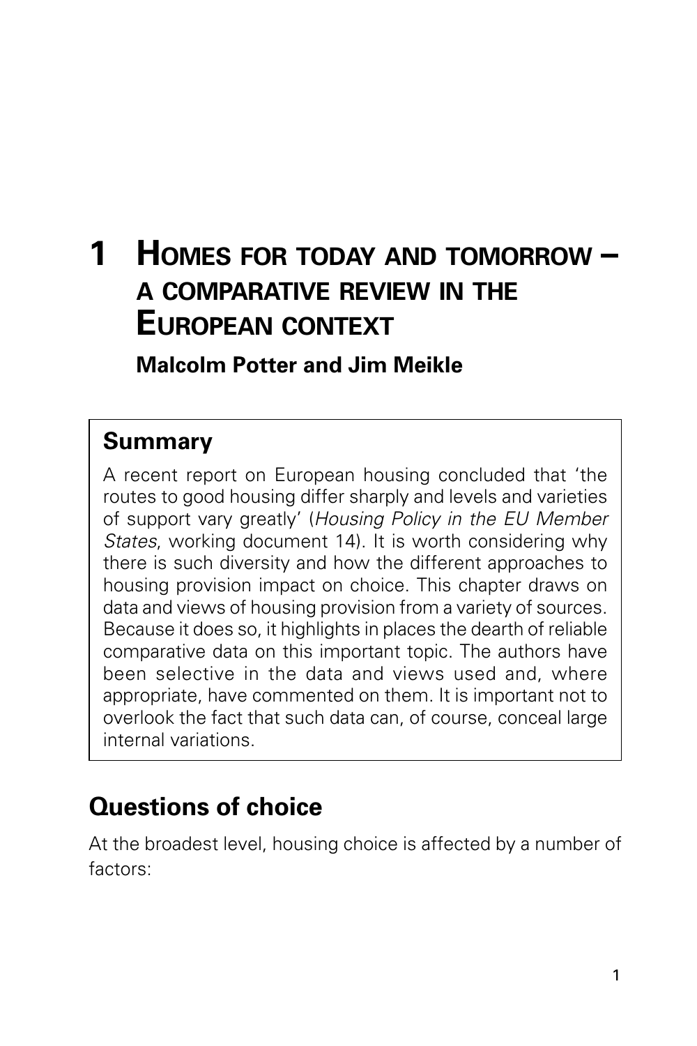# 1 Homes for today and tomorrow – a comparative review in the European context

**Malcolm Potter and Jim Meikle**

## Summary

A recent report on European housing concluded that 'the routes to good housing differ sharply and levels and varieties of support vary greatly' (*Housing Policy in the EU Member States*, working document 14). It is worth considering why there is such diversity and how the different approaches to housing provision impact on choice. This chapter draws on data and views of housing provision from a variety of sources. Because it does so, it highlights in places the dearth of reliable comparative data on this important topic. The authors have been selective in the data and views used and, where appropriate, have commented on them. It is important not to overlook the fact that such data can, of course, conceal large internal variations.

## Questions of choice

At the broadest level, housing choice is affected by a number of factors: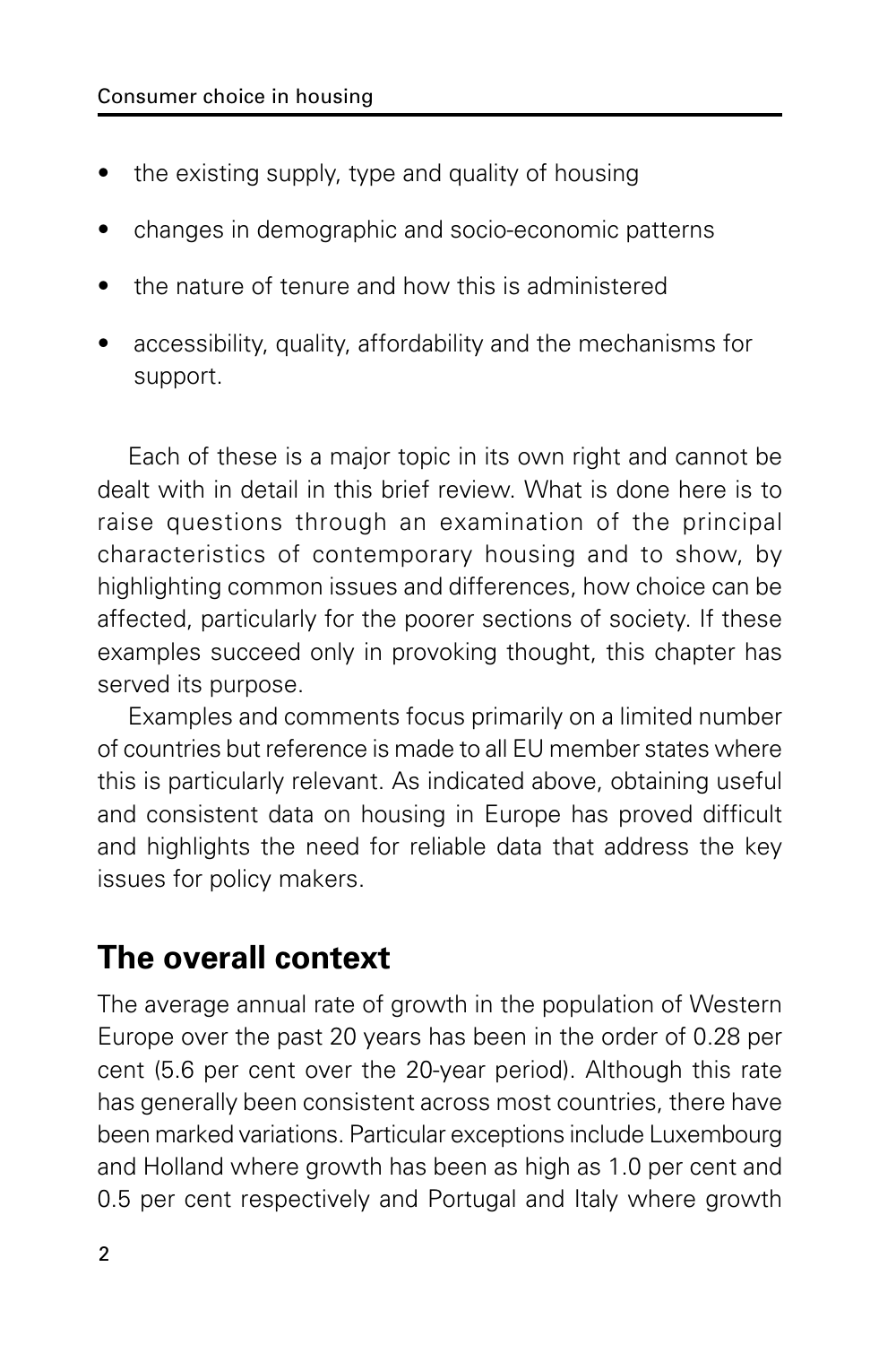- the existing supply, type and quality of housing
- changes in demographic and socio-economic patterns
- the nature of tenure and how this is administered
- accessibility, quality, affordability and the mechanisms for support.

Each of these is a major topic in its own right and cannot be dealt with in detail in this brief review. What is done here is to raise questions through an examination of the principal characteristics of contemporary housing and to show, by highlighting common issues and differences, how choice can be affected, particularly for the poorer sections of society. If these examples succeed only in provoking thought, this chapter has served its purpose.

Examples and comments focus primarily on a limited number of countries but reference is made to all EU member states where this is particularly relevant. As indicated above, obtaining useful and consistent data on housing in Europe has proved difficult and highlights the need for reliable data that address the key issues for policy makers.

## The overall context

The average annual rate of growth in the population of Western Europe over the past 20 years has been in the order of 0.28 per cent (5.6 per cent over the 20-year period). Although this rate has generally been consistent across most countries, there have been marked variations. Particular exceptions include Luxembourg and Holland where growth has been as high as 1.0 per cent and 0.5 per cent respectively and Portugal and Italy where growth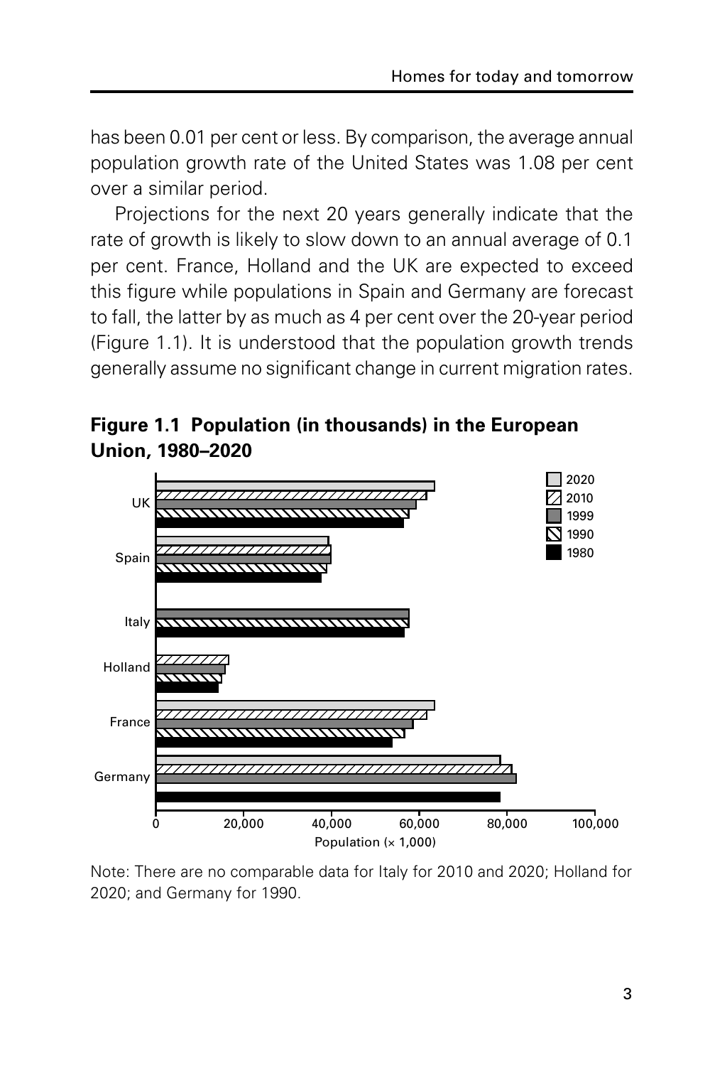has been 0.01 per cent or less. By comparison, the average annual population growth rate of the United States was 1.08 per cent over a similar period.

Projections for the next 20 years generally indicate that the rate of growth is likely to slow down to an annual average of 0.1 per cent. France, Holland and the UK are expected to exceed this figure while populations in Spain and Germany are forecast to fall, the latter by as much as 4 per cent over the 20-year period (Figure 1.1). It is understood that the population growth trends generally assume no significant change in current migration rates.

**Figure 1.1 Population (in thousands) in the European Union, 1980–2020**

Note: There are no comparable data for Italy for 2010 and 2020; Holland for 2020; and Germany for 1990.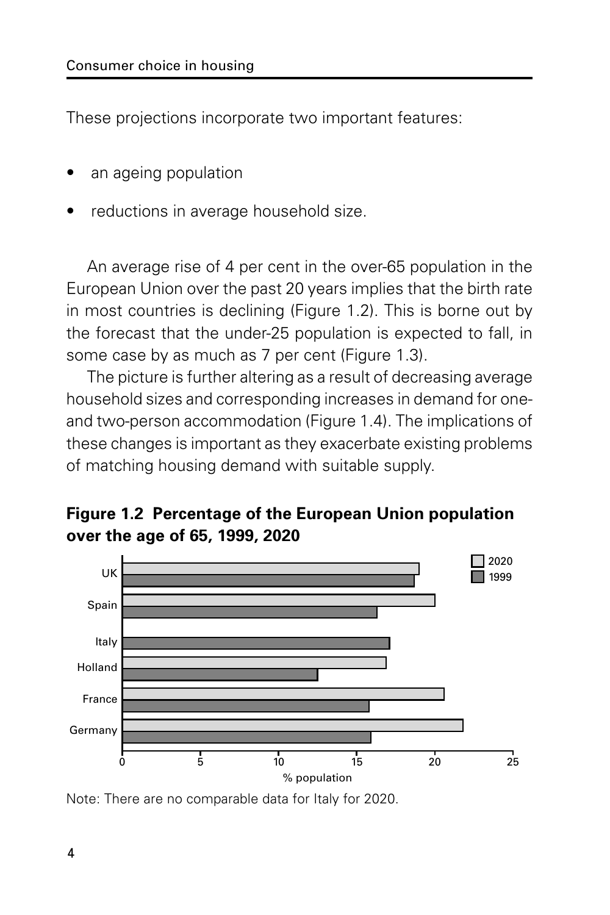These projections incorporate two important features:

- an ageing population
- reductions in average household size.

An average rise of 4 per cent in the over-65 population in the European Union over the past 20 years implies that the birth rate in most countries is declining (Figure 1.2). This is borne out by the forecast that the under-25 population is expected to fall, in some case by as much as 7 per cent (Figure 1.3).

The picture is further altering as a result of decreasing average household sizes and corresponding increases in demand for one- and two-person accommodation (Figure 1.4). The implications of these changes is important as they exacerbate existing problems of matching housing demand with suitable supply.

**Figure 1.2 Percentage of the European Union population over the age of 65, 1999, 2020**

Note: There are no comparable data for Italy for 2020.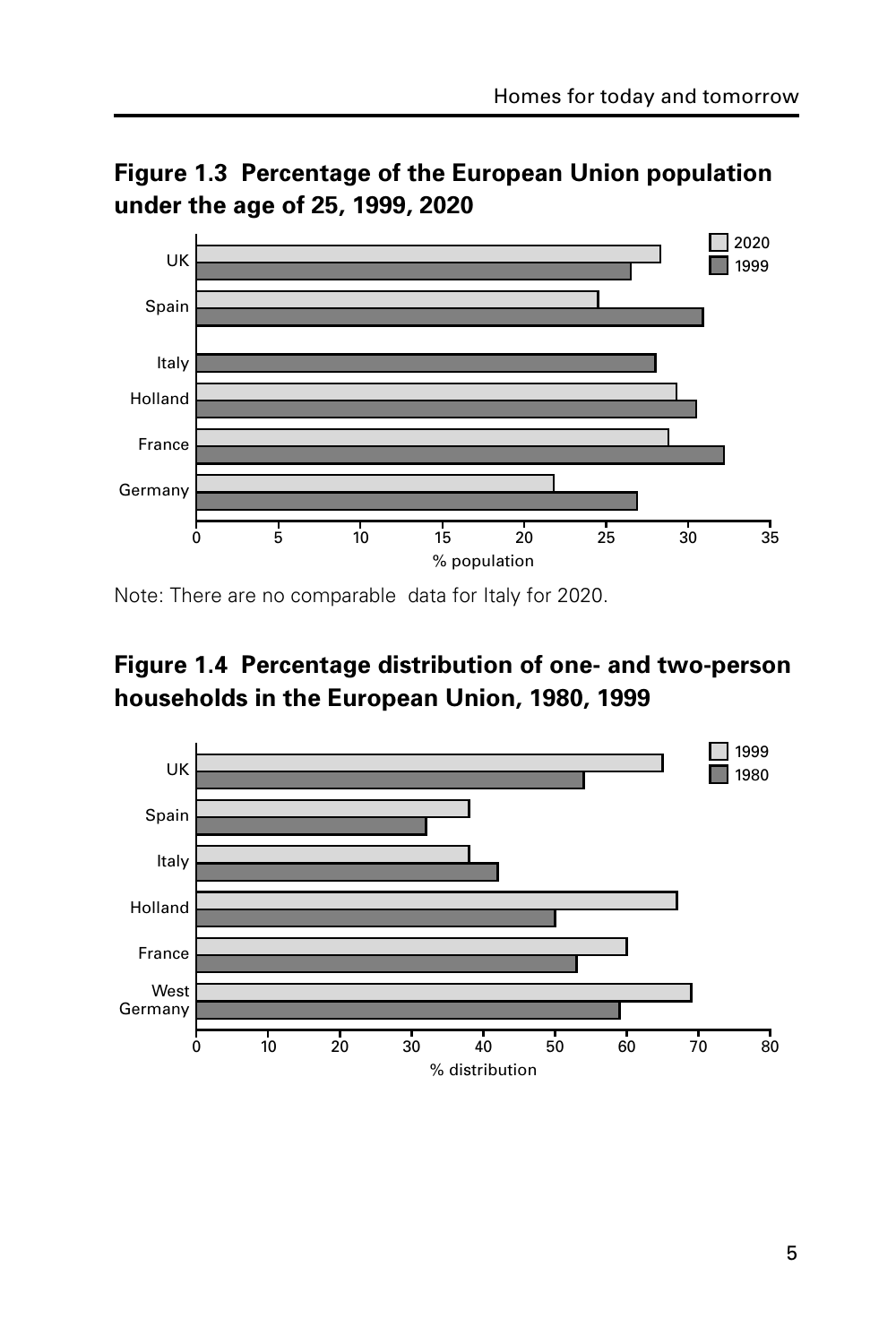**Figure 1.3 Percentage of the European Union population under the age of 25, 1999, 2020**

Note: There are no comparable data for Italy for 2020.

**Figure 1.4 Percentage distribution of one- and two-person households in the European Union, 1980, 1999**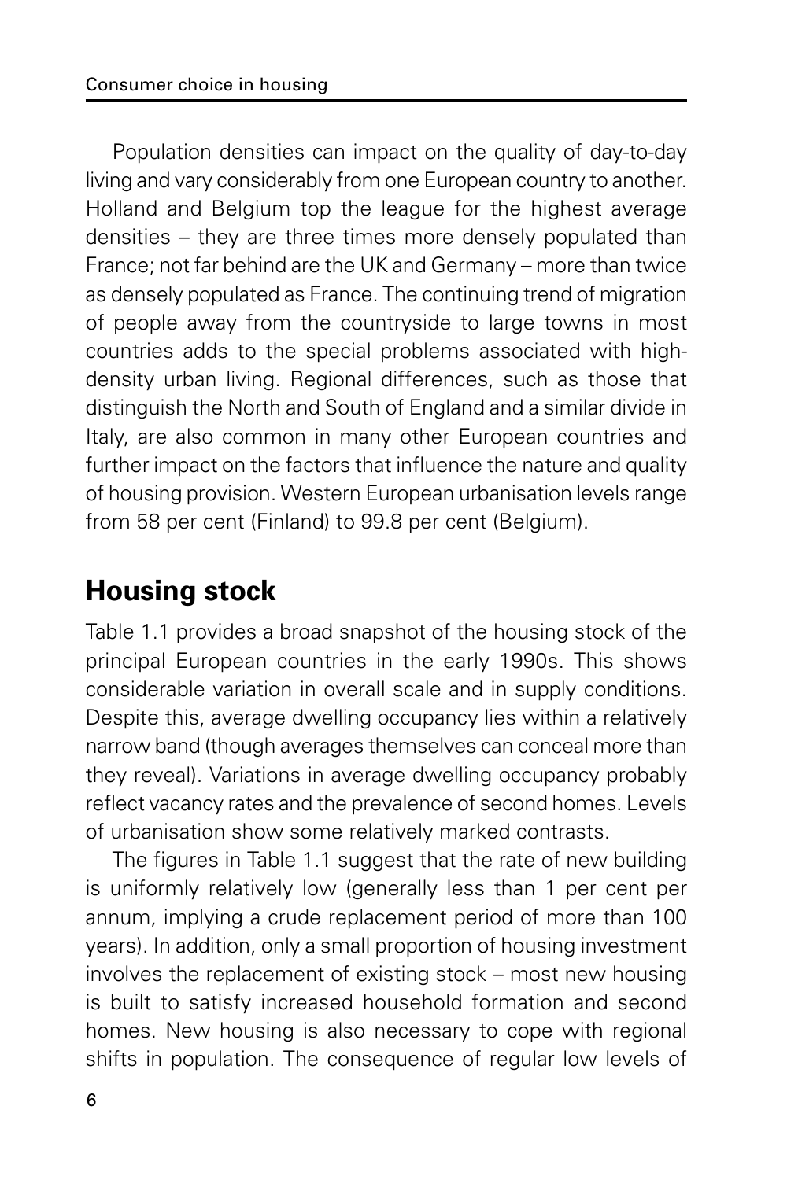Population densities can impact on the quality of day-to-day living and vary considerably from one European country to another. Holland and Belgium top the league for the highest average densities – they are three times more densely populated than France; not far behind are the UK and Germany – more than twice as densely populated as France. The continuing trend of migration of people away from the countryside to large towns in most countries adds to the special problems associated with high-density urban living. Regional differences, such as those that distinguish the North and South of England and a similar divide in Italy, are also common in many other European countries and further impact on the factors that influence the nature and quality of housing provision. Western European urbanisation levels range from 58 per cent (Finland) to 99.8 per cent (Belgium).

## Housing stock

Table 1.1 provides a broad snapshot of the housing stock of the principal European countries in the early 1990s. This shows considerable variation in overall scale and in supply conditions. Despite this, average dwelling occupancy lies within a relatively narrow band (though averages themselves can conceal more than they reveal). Variations in average dwelling occupancy probably reflect vacancy rates and the prevalence of second homes. Levels of urbanisation show some relatively marked contrasts.

The figures in Table 1.1 suggest that the rate of new building is uniformly relatively low (generally less than 1 per cent per annum, implying a crude replacement period of more than 100 years). In addition, only a small proportion of housing investment involves the replacement of existing stock – most new housing is built to satisfy increased household formation and second homes. New housing is also necessary to cope with regional shifts in population. The consequence of regular low levels of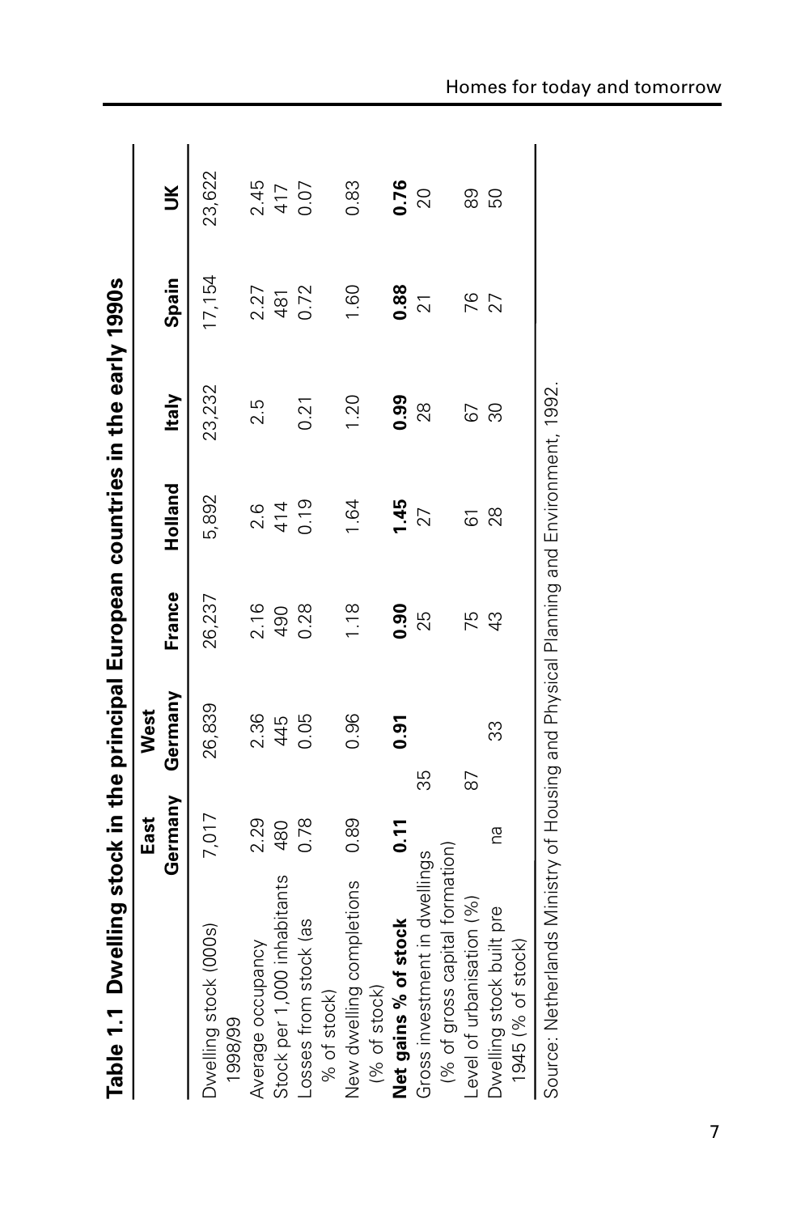**Table 1.1 Dwelling stock in the principal European countries in the early 1990s**

| | East Germany | West Germany | France | Holland | Italy | Spain | UK |
|---|---|---|---|---|---|---|---|
| Dwelling stock (000s) 1998/99 | 7,017 | 26,839 | 26,237 | 5,892 | 23,232 | 17,154 | 23,622 |
| Average occupancy | 2.29 | 2.36 | 2.16 | 2.6 | 2.5 | 2.27 | 2.45 |
| Stock per 1,000 inhabitants | 480 | 445 | 490 | 414 | | 481 | 417 |
| Losses from stock (as % of stock) | 0.78 | 0.05 | 0.28 | 0.19 | 0.21 | 0.72 | 0.07 |
| New dwelling completions (% of stock) | 0.89 | 0.96 | 1.18 | 1.64 | 1.20 | 1.60 | 0.83 |
| **Net gains % of stock** | **0.11** | **0.91** | **0.90** | **1.45** | **0.99** | **0.88** | **0.76** |
| Gross investment in dwellings (% of gross capital formation) | 35 | | 25 | 27 | 28 | 21 | 20 |
| Level of urbanisation (%) | 87 | | 75 | 61 | 67 | 76 | 89 |
| Dwelling stock built pre 1945 (% of stock) | na | 33 | 43 | 28 | 30 | 27 | 50 |

Source: Netherlands Ministry of Housing and Physical Planning and Environment, 1992.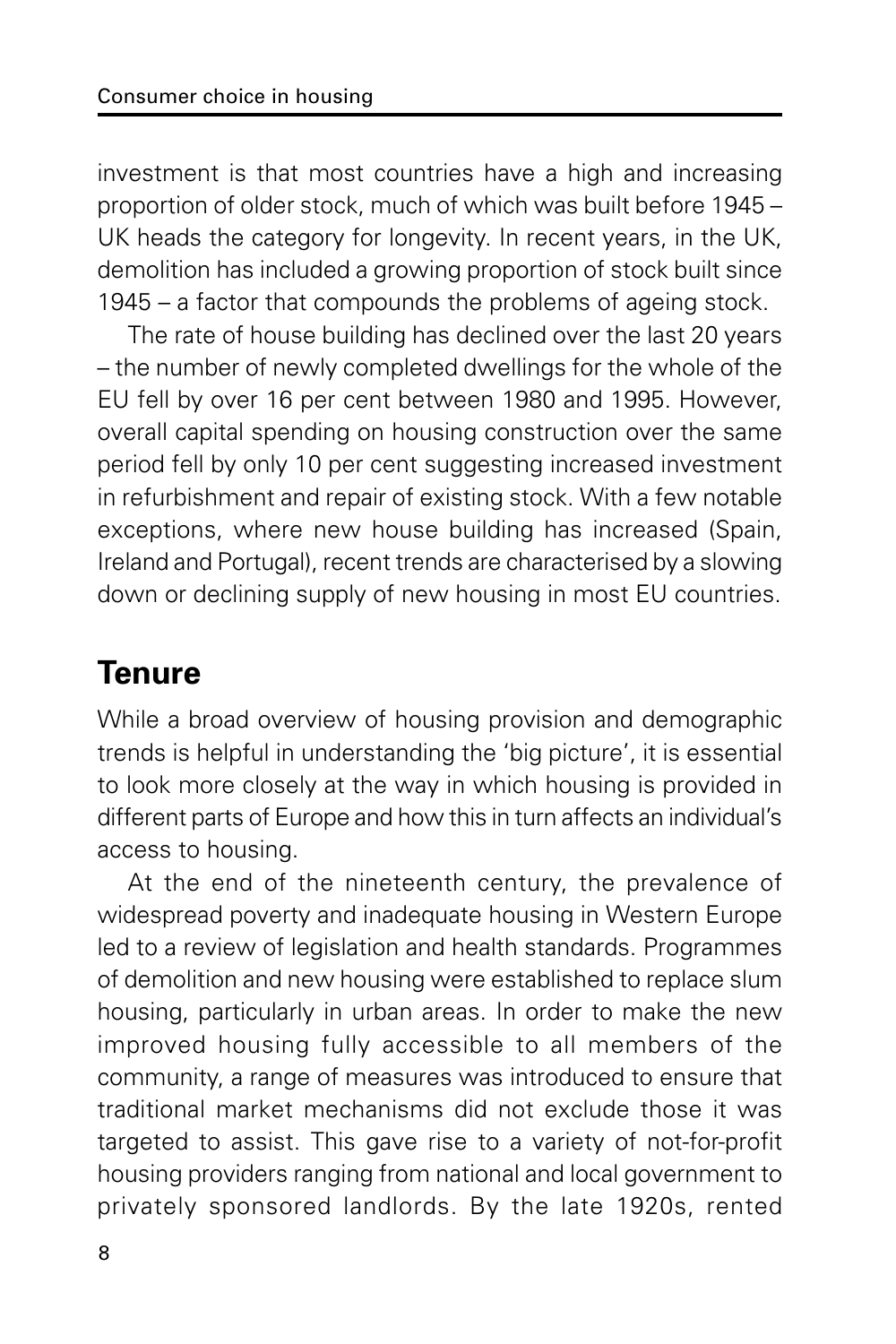investment is that most countries have a high and increasing proportion of older stock, much of which was built before 1945 – UK heads the category for longevity. In recent years, in the UK, demolition has included a growing proportion of stock built since 1945 – a factor that compounds the problems of ageing stock.

The rate of house building has declined over the last 20 years – the number of newly completed dwellings for the whole of the EU fell by over 16 per cent between 1980 and 1995. However, overall capital spending on housing construction over the same period fell by only 10 per cent suggesting increased investment in refurbishment and repair of existing stock. With a few notable exceptions, where new house building has increased (Spain, Ireland and Portugal), recent trends are characterised by a slowing down or declining supply of new housing in most EU countries.

## Tenure

While a broad overview of housing provision and demographic trends is helpful in understanding the 'big picture', it is essential to look more closely at the way in which housing is provided in different parts of Europe and how this in turn affects an individual's access to housing.

At the end of the nineteenth century, the prevalence of widespread poverty and inadequate housing in Western Europe led to a review of legislation and health standards. Programmes of demolition and new housing were established to replace slum housing, particularly in urban areas. In order to make the new improved housing fully accessible to all members of the community, a range of measures was introduced to ensure that traditional market mechanisms did not exclude those it was targeted to assist. This gave rise to a variety of not-for-profit housing providers ranging from national and local government to privately sponsored landlords. By the late 1920s, rented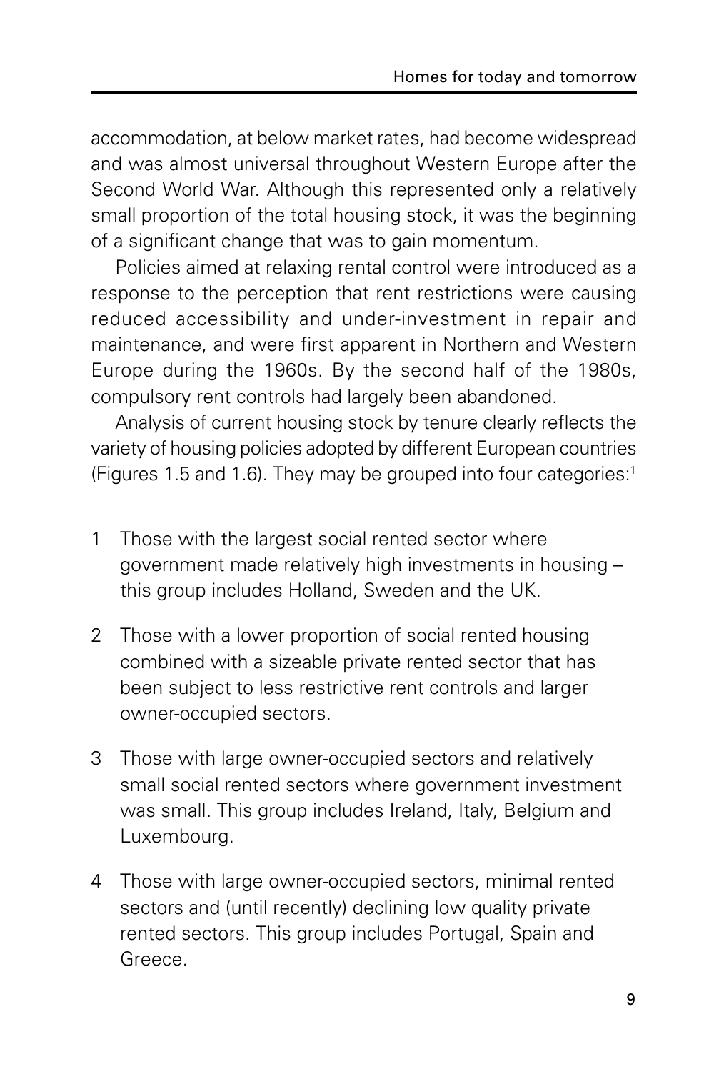accommodation, at below market rates, had become widespread and was almost universal throughout Western Europe after the Second World War. Although this represented only a relatively small proportion of the total housing stock, it was the beginning of a significant change that was to gain momentum.

Policies aimed at relaxing rental control were introduced as a response to the perception that rent restrictions were causing reduced accessibility and under-investment in repair and maintenance, and were first apparent in Northern and Western Europe during the 1960s. By the second half of the 1980s, compulsory rent controls had largely been abandoned.

Analysis of current housing stock by tenure clearly reflects the variety of housing policies adopted by different European countries (Figures 1.5 and 1.6). They may be grouped into four categories:[1]

1. Those with the largest social rented sector where government made relatively high investments in housing – this group includes Holland, Sweden and the UK.
2. Those with a lower proportion of social rented housing combined with a sizeable private rented sector that has been subject to less restrictive rent controls and larger owner-occupied sectors.
3. Those with large owner-occupied sectors and relatively small social rented sectors where government investment was small. This group includes Ireland, Italy, Belgium and Luxembourg.
4. Those with large owner-occupied sectors, minimal rented sectors and (until recently) declining low quality private rented sectors. This group includes Portugal, Spain and Greece.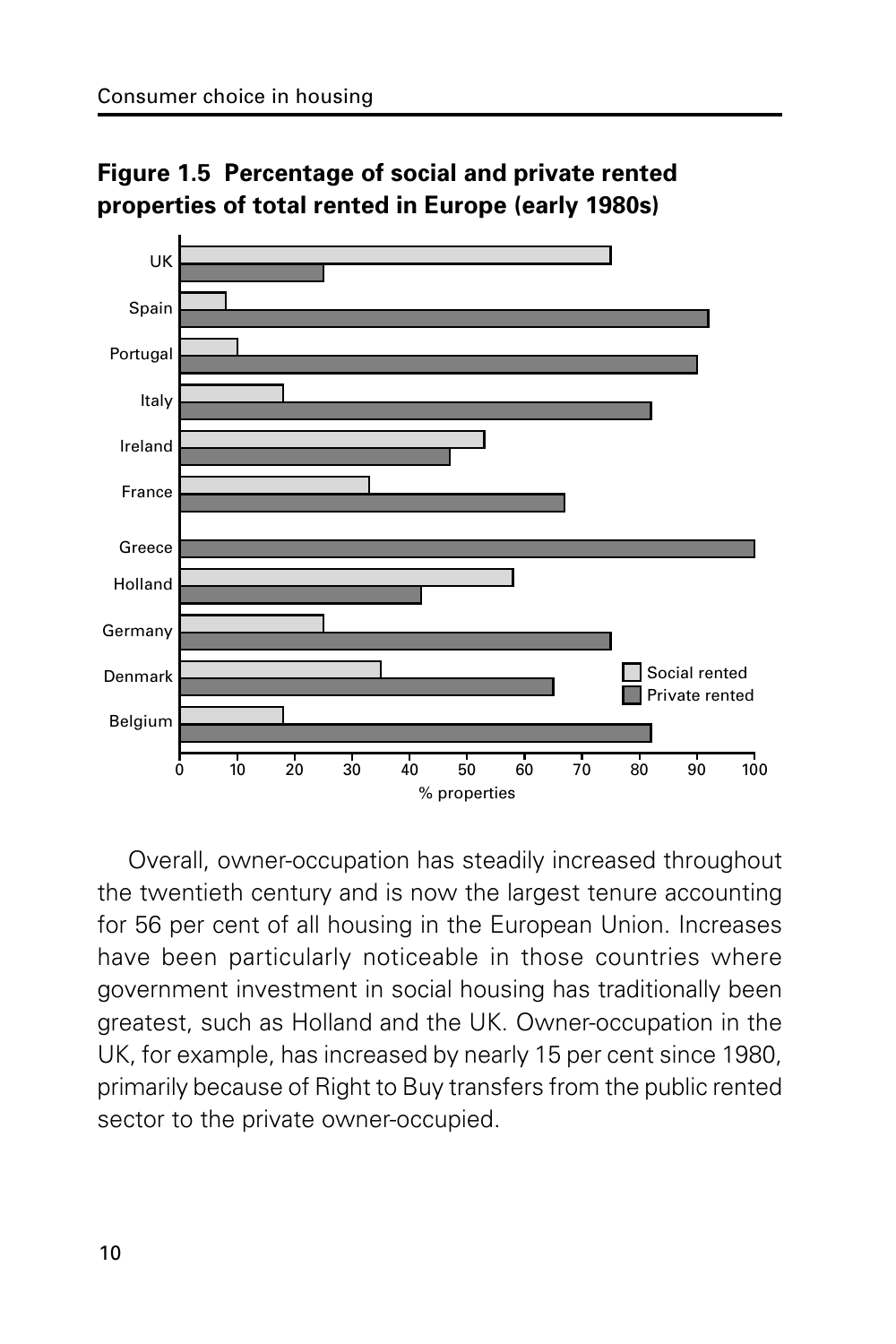**Figure 1.5 Percentage of social and private rented properties of total rented in Europe (early 1980s)**

Overall, owner-occupation has steadily increased throughout the twentieth century and is now the largest tenure accounting for 56 per cent of all housing in the European Union. Increases have been particularly noticeable in those countries where government investment in social housing has traditionally been greatest, such as Holland and the UK. Owner-occupation in the UK, for example, has increased by nearly 15 per cent since 1980, primarily because of Right to Buy transfers from the public rented sector to the private owner-occupied.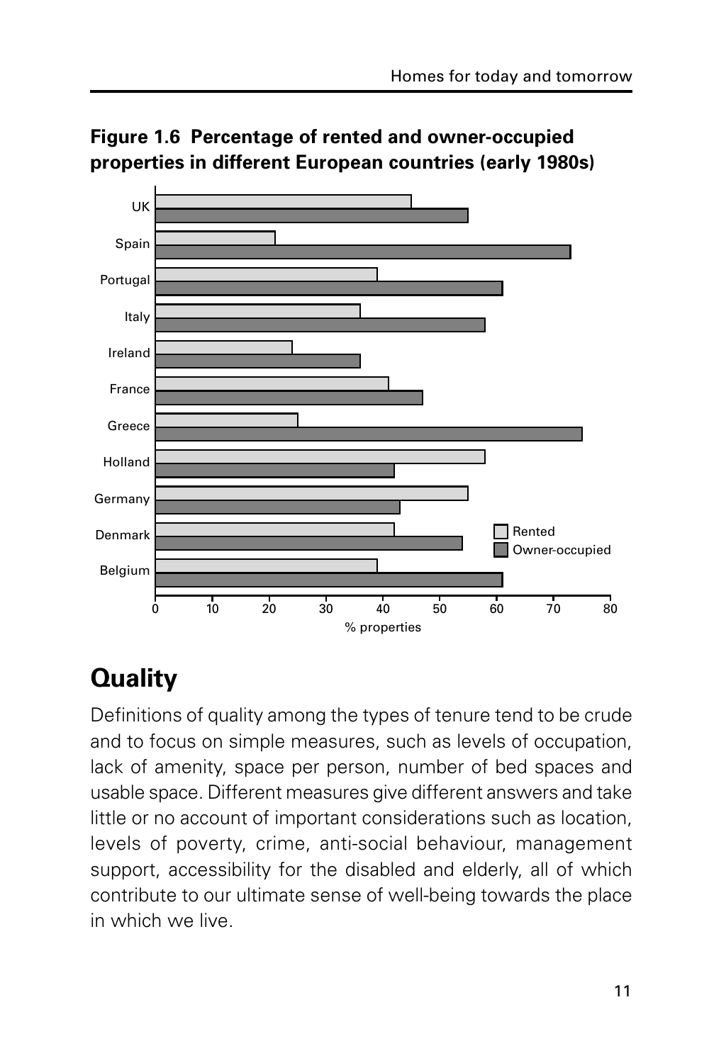**Figure 1.6 Percentage of rented and owner-occupied properties in different European countries (early 1980s)**

## Quality

Definitions of quality among the types of tenure tend to be crude and to focus on simple measures, such as levels of occupation, lack of amenity, space per person, number of bed spaces and usable space. Different measures give different answers and take little or no account of important considerations such as location, levels of poverty, crime, anti-social behaviour, management support, accessibility for the disabled and elderly, all of which contribute to our ultimate sense of well-being towards the place in which we live.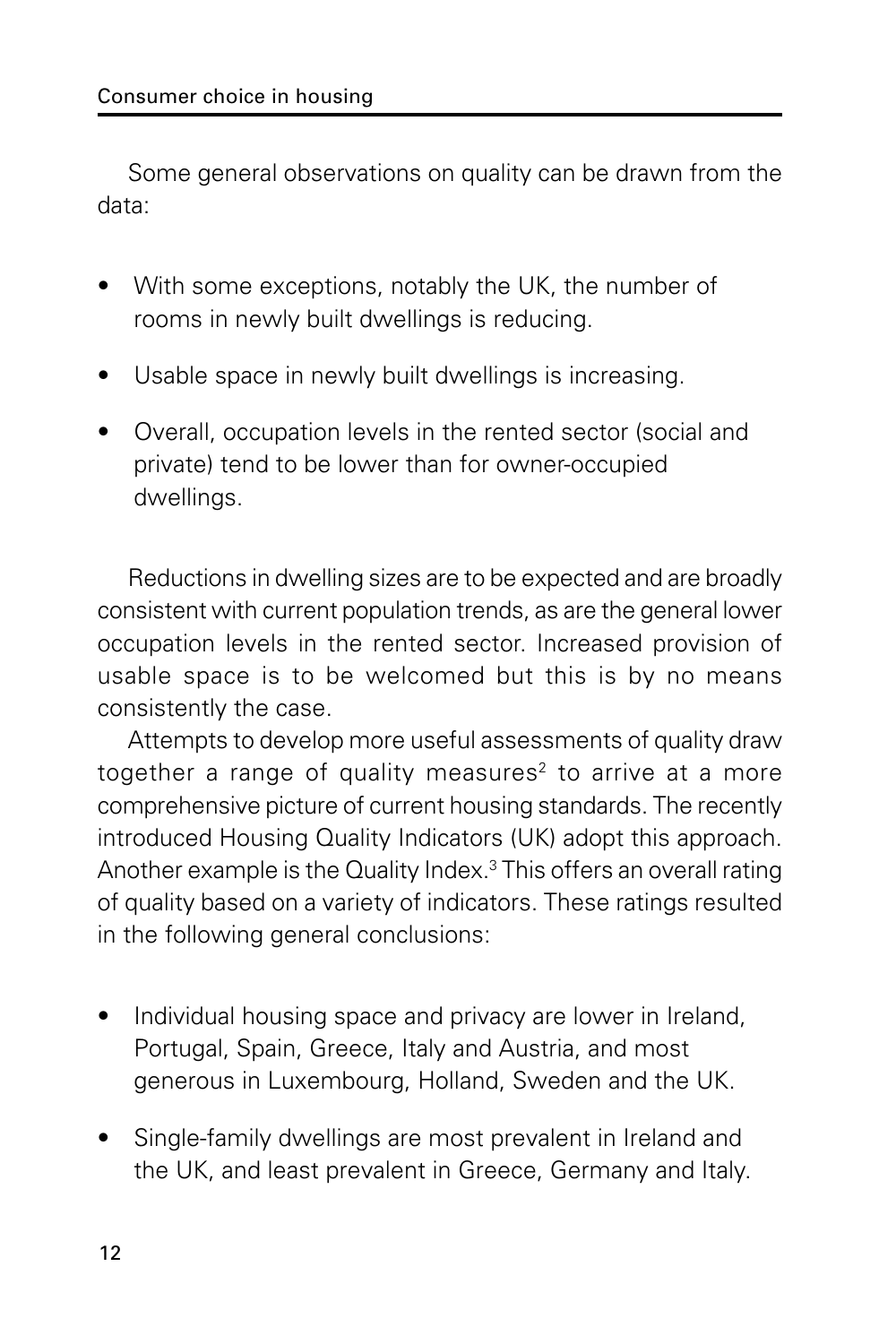Some general observations on quality can be drawn from the data:

- With some exceptions, notably the UK, the number of rooms in newly built dwellings is reducing.
- Usable space in newly built dwellings is increasing.
- Overall, occupation levels in the rented sector (social and private) tend to be lower than for owner-occupied dwellings.

Reductions in dwelling sizes are to be expected and are broadly consistent with current population trends, as are the general lower occupation levels in the rented sector. Increased provision of usable space is to be welcomed but this is by no means consistently the case.

Attempts to develop more useful assessments of quality draw together a range of quality measures[2] to arrive at a more comprehensive picture of current housing standards. The recently introduced Housing Quality Indicators (UK) adopt this approach. Another example is the Quality Index.[3] This offers an overall rating of quality based on a variety of indicators. These ratings resulted in the following general conclusions:

- Individual housing space and privacy are lower in Ireland, Portugal, Spain, Greece, Italy and Austria, and most generous in Luxembourg, Holland, Sweden and the UK.
- Single-family dwellings are most prevalent in Ireland and the UK, and least prevalent in Greece, Germany and Italy.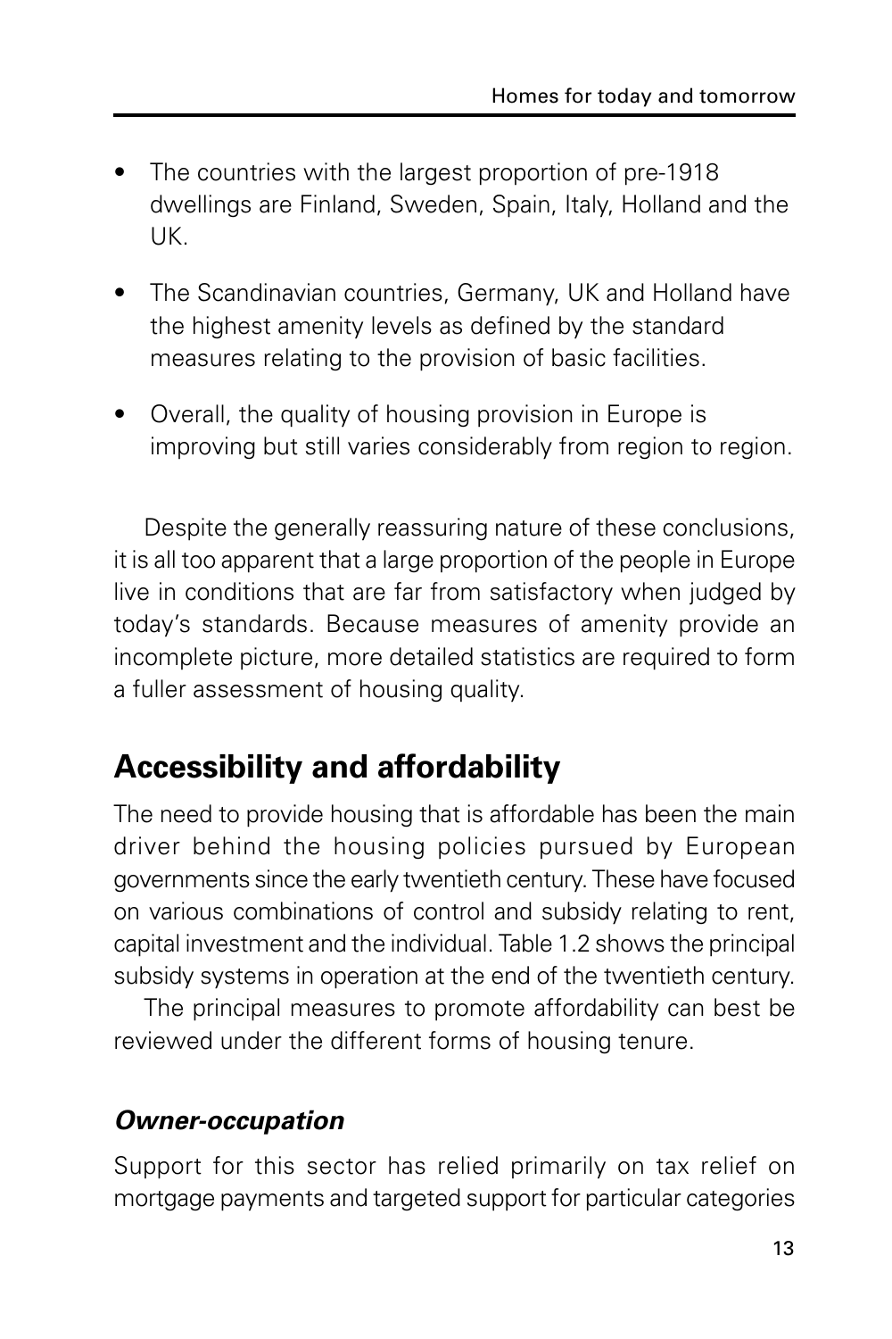- The countries with the largest proportion of pre-1918 dwellings are Finland, Sweden, Spain, Italy, Holland and the UK.
- The Scandinavian countries, Germany, UK and Holland have the highest amenity levels as defined by the standard measures relating to the provision of basic facilities.
- Overall, the quality of housing provision in Europe is improving but still varies considerably from region to region.

Despite the generally reassuring nature of these conclusions, it is all too apparent that a large proportion of the people in Europe live in conditions that are far from satisfactory when judged by today's standards. Because measures of amenity provide an incomplete picture, more detailed statistics are required to form a fuller assessment of housing quality.

## Accessibility and affordability

The need to provide housing that is affordable has been the main driver behind the housing policies pursued by European governments since the early twentieth century. These have focused on various combinations of control and subsidy relating to rent, capital investment and the individual. Table 1.2 shows the principal subsidy systems in operation at the end of the twentieth century.

The principal measures to promote affordability can best be reviewed under the different forms of housing tenure.

### *Owner-occupation*

Support for this sector has relied primarily on tax relief on mortgage payments and targeted support for particular categories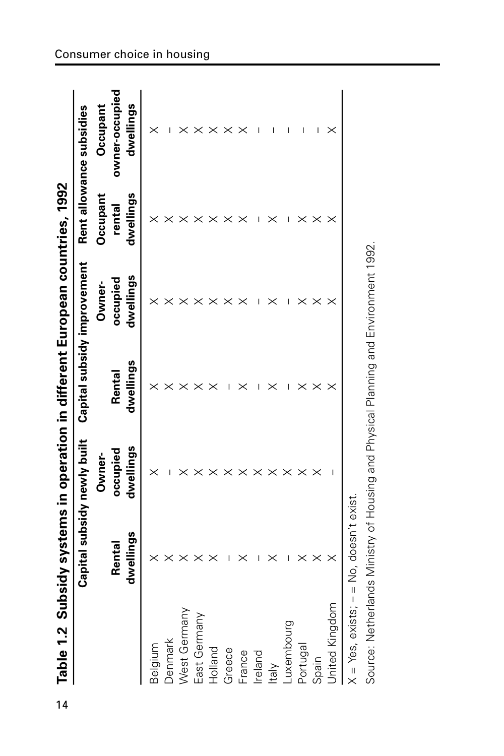**Table 1.2 Subsidy systems in operation in different European countries, 1992**

| | Capital subsidy newly built | | Capital subsidy improvement | | Rent allowance subsidies | |
|---|---|---|---|---|---|---|
| | Rental dwellings | Owner-occupied dwellings | Rental dwellings | Owner-occupied dwellings | Occupant rental dwellings | Occupant owner-occupied dwellings |
| Belgium | X | X | X | X | X | X |
| Denmark | X | – | X | X | X | – |
| West Germany | X | X | X | X | X | X |
| East Germany | X | X | X | X | X | X |
| Holland | X | X | X | X | X | X |
| Greece | – | X | – | X | X | X |
| France | X | X | X | X | X | X |
| Ireland | – | X | – | – | – | – |
| Italy | X | X | X | X | X | – |
| Luxembourg | – | X | – | – | – | – |
| Portugal | X | X | X | X | X | – |
| Spain | X | X | X | X | X | – |
| United Kingdom | X | – | X | X | X | X |

X = Yes, exists; – = No, doesn't exist.

Source: Netherlands Ministry of Housing and Physical Planning and Environment 1992.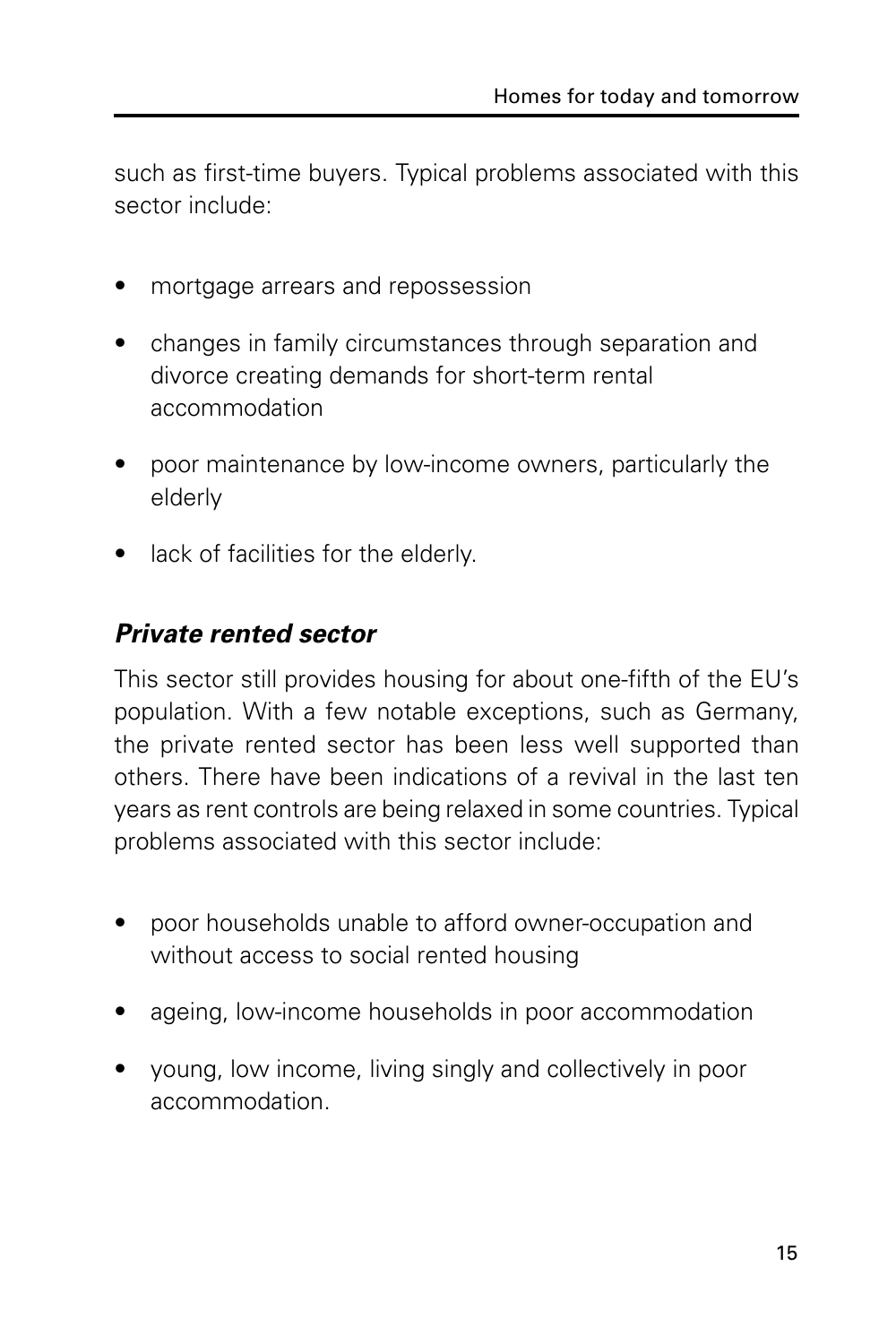such as first-time buyers. Typical problems associated with this sector include:

- mortgage arrears and repossession
- changes in family circumstances through separation and divorce creating demands for short-term rental accommodation
- poor maintenance by low-income owners, particularly the elderly
- lack of facilities for the elderly.

### *Private rented sector*

This sector still provides housing for about one-fifth of the EU's population. With a few notable exceptions, such as Germany, the private rented sector has been less well supported than others. There have been indications of a revival in the last ten years as rent controls are being relaxed in some countries. Typical problems associated with this sector include:

- poor households unable to afford owner-occupation and without access to social rented housing
- ageing, low-income households in poor accommodation
- young, low income, living singly and collectively in poor accommodation.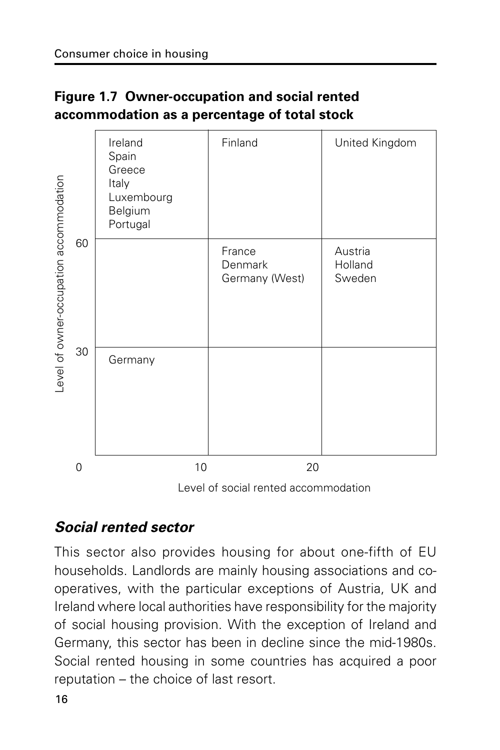**Figure 1.7 Owner-occupation and social rented accommodation as a percentage of total stock**

| Level of owner-occupation accommodation | Level of social rented accommodation: 0–10 | 10–20 | 20+ |
|---|---|---|---|
| 60+ | Ireland, Spain, Greece, Italy, Luxembourg, Belgium, Portugal | Finland | United Kingdom |
| 30–60 | | France, Denmark, Germany (West) | Austria, Holland, Sweden |
| 0–30 | Germany | | |

## *Social rented sector*

This sector also provides housing for about one-fifth of EU households. Landlords are mainly housing associations and co-operatives, with the particular exceptions of Austria, UK and Ireland where local authorities have responsibility for the majority of social housing provision. With the exception of Ireland and Germany, this sector has been in decline since the mid-1980s. Social rented housing in some countries has acquired a poor reputation – the choice of last resort.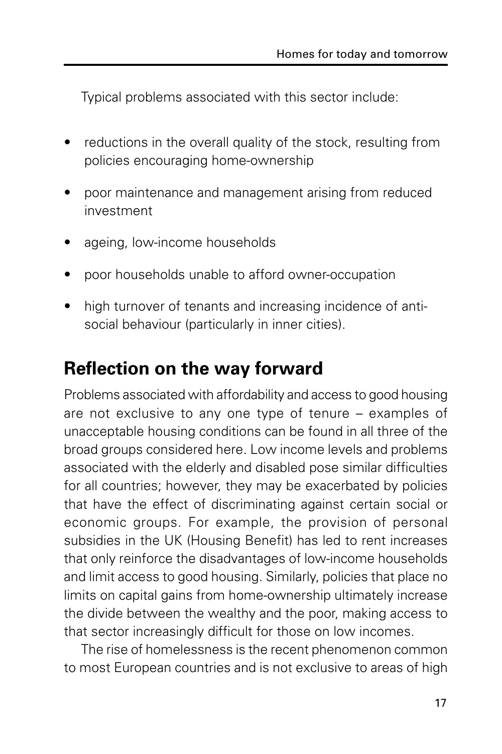Typical problems associated with this sector include:

- reductions in the overall quality of the stock, resulting from policies encouraging home-ownership
- poor maintenance and management arising from reduced investment
- ageing, low-income households
- poor households unable to afford owner-occupation
- high turnover of tenants and increasing incidence of anti-social behaviour (particularly in inner cities).

## Reflection on the way forward

Problems associated with affordability and access to good housing are not exclusive to any one type of tenure – examples of unacceptable housing conditions can be found in all three of the broad groups considered here. Low income levels and problems associated with the elderly and disabled pose similar difficulties for all countries; however, they may be exacerbated by policies that have the effect of discriminating against certain social or economic groups. For example, the provision of personal subsidies in the UK (Housing Benefit) has led to rent increases that only reinforce the disadvantages of low-income households and limit access to good housing. Similarly, policies that place no limits on capital gains from home-ownership ultimately increase the divide between the wealthy and the poor, making access to that sector increasingly difficult for those on low incomes.

The rise of homelessness is the recent phenomenon common to most European countries and is not exclusive to areas of high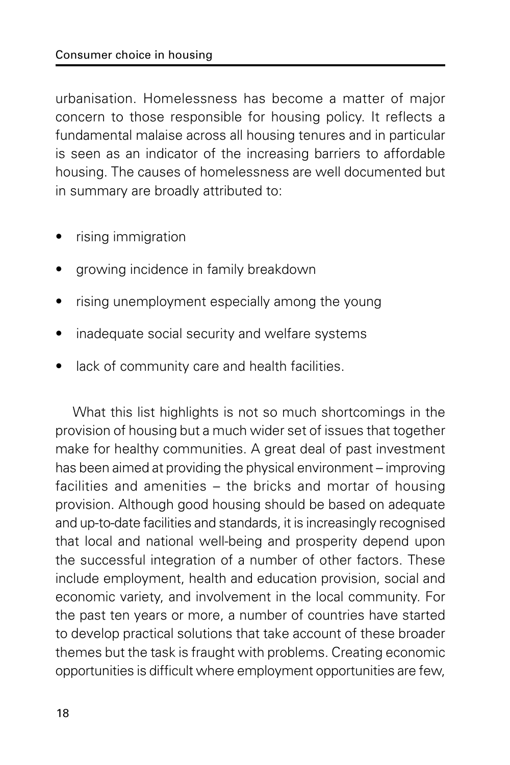urbanisation. Homelessness has become a matter of major concern to those responsible for housing policy. It reflects a fundamental malaise across all housing tenures and in particular is seen as an indicator of the increasing barriers to affordable housing. The causes of homelessness are well documented but in summary are broadly attributed to:

- rising immigration
- growing incidence in family breakdown
- rising unemployment especially among the young
- inadequate social security and welfare systems
- lack of community care and health facilities.

What this list highlights is not so much shortcomings in the provision of housing but a much wider set of issues that together make for healthy communities. A great deal of past investment has been aimed at providing the physical environment – improving facilities and amenities – the bricks and mortar of housing provision. Although good housing should be based on adequate and up-to-date facilities and standards, it is increasingly recognised that local and national well-being and prosperity depend upon the successful integration of a number of other factors. These include employment, health and education provision, social and economic variety, and involvement in the local community. For the past ten years or more, a number of countries have started to develop practical solutions that take account of these broader themes but the task is fraught with problems. Creating economic opportunities is difficult where employment opportunities are few,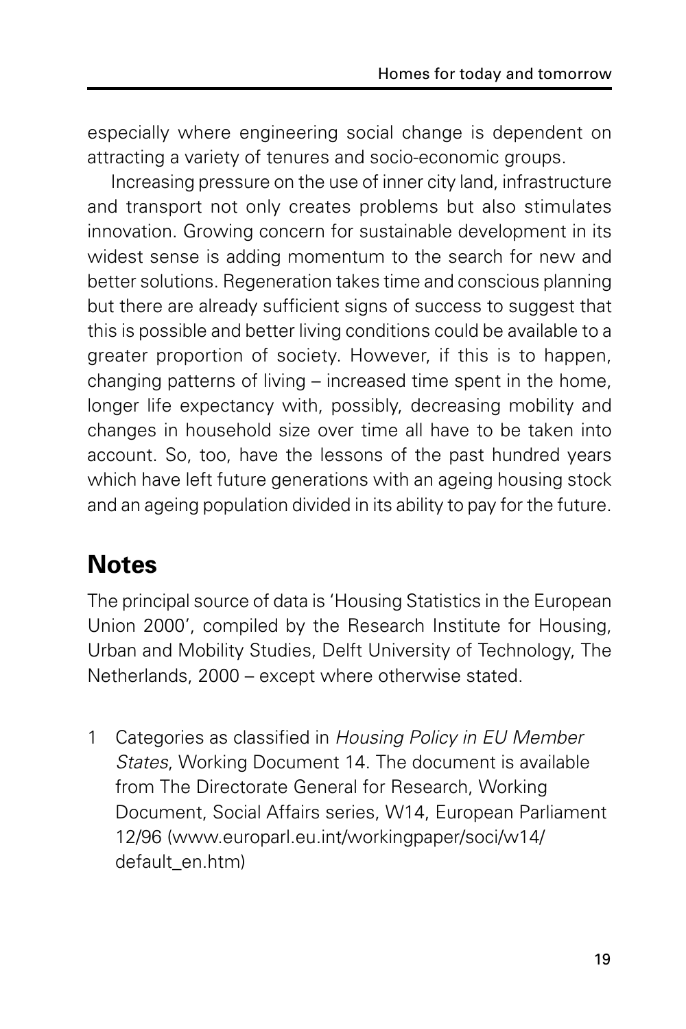especially where engineering social change is dependent on attracting a variety of tenures and socio-economic groups.

Increasing pressure on the use of inner city land, infrastructure and transport not only creates problems but also stimulates innovation. Growing concern for sustainable development in its widest sense is adding momentum to the search for new and better solutions. Regeneration takes time and conscious planning but there are already sufficient signs of success to suggest that this is possible and better living conditions could be available to a greater proportion of society. However, if this is to happen, changing patterns of living – increased time spent in the home, longer life expectancy with, possibly, decreasing mobility and changes in household size over time all have to be taken into account. So, too, have the lessons of the past hundred years which have left future generations with an ageing housing stock and an ageing population divided in its ability to pay for the future.

## Notes

The principal source of data is 'Housing Statistics in the European Union 2000', compiled by the Research Institute for Housing, Urban and Mobility Studies, Delft University of Technology, The Netherlands, 2000 – except where otherwise stated.

1 Categories as classified in *Housing Policy in EU Member States*, Working Document 14. The document is available from The Directorate General for Research, Working Document, Social Affairs series, W14, European Parliament 12/96 (www.europarl.eu.int/workingpaper/soci/w14/default_en.htm)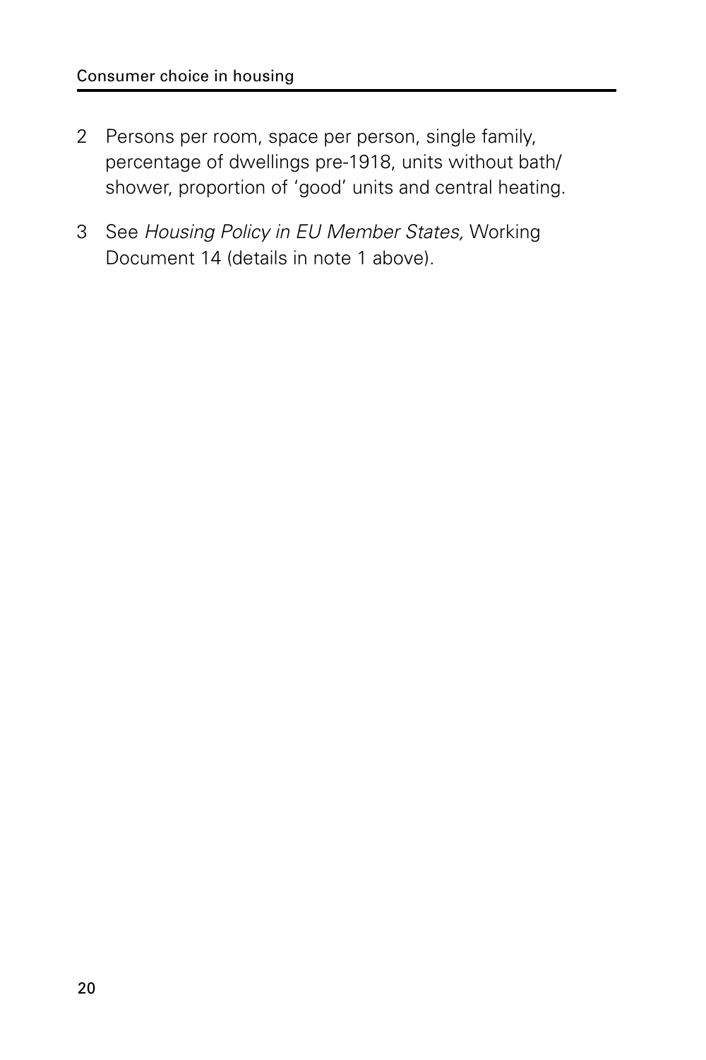2 Persons per room, space per person, single family, percentage of dwellings pre-1918, units without bath/ shower, proportion of 'good' units and central heating.

3 See *Housing Policy in EU Member States,* Working Document 14 (details in note 1 above).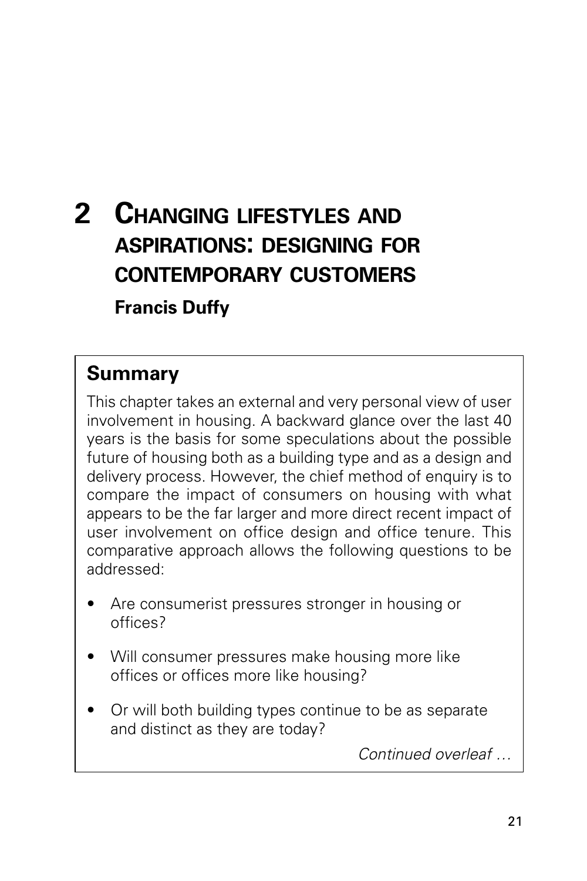# 2 Changing lifestyles and aspirations: designing for contemporary customers

**Francis Duffy**

## Summary

This chapter takes an external and very personal view of user involvement in housing. A backward glance over the last 40 years is the basis for some speculations about the possible future of housing both as a building type and as a design and delivery process. However, the chief method of enquiry is to compare the impact of consumers on housing with what appears to be the far larger and more direct recent impact of user involvement on office design and office tenure. This comparative approach allows the following questions to be addressed:

- Are consumerist pressures stronger in housing or offices?
- Will consumer pressures make housing more like offices or offices more like housing?
- Or will both building types continue to be as separate and distinct as they are today?

*Continued overleaf …*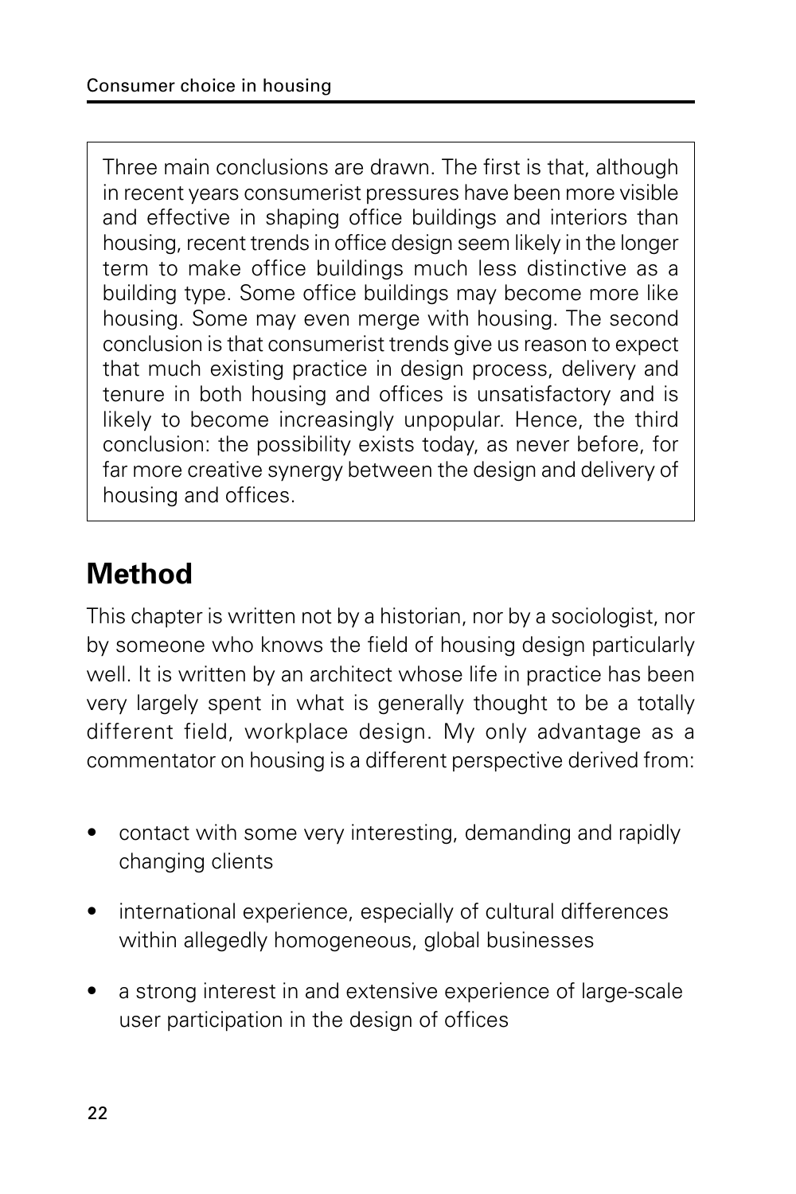Three main conclusions are drawn. The first is that, although in recent years consumerist pressures have been more visible and effective in shaping office buildings and interiors than housing, recent trends in office design seem likely in the longer term to make office buildings much less distinctive as a building type. Some office buildings may become more like housing. Some may even merge with housing. The second conclusion is that consumerist trends give us reason to expect that much existing practice in design process, delivery and tenure in both housing and offices is unsatisfactory and is likely to become increasingly unpopular. Hence, the third conclusion: the possibility exists today, as never before, for far more creative synergy between the design and delivery of housing and offices.

## Method

This chapter is written not by a historian, nor by a sociologist, nor by someone who knows the field of housing design particularly well. It is written by an architect whose life in practice has been very largely spent in what is generally thought to be a totally different field, workplace design. My only advantage as a commentator on housing is a different perspective derived from:

- contact with some very interesting, demanding and rapidly changing clients
- international experience, especially of cultural differences within allegedly homogeneous, global businesses
- a strong interest in and extensive experience of large-scale user participation in the design of offices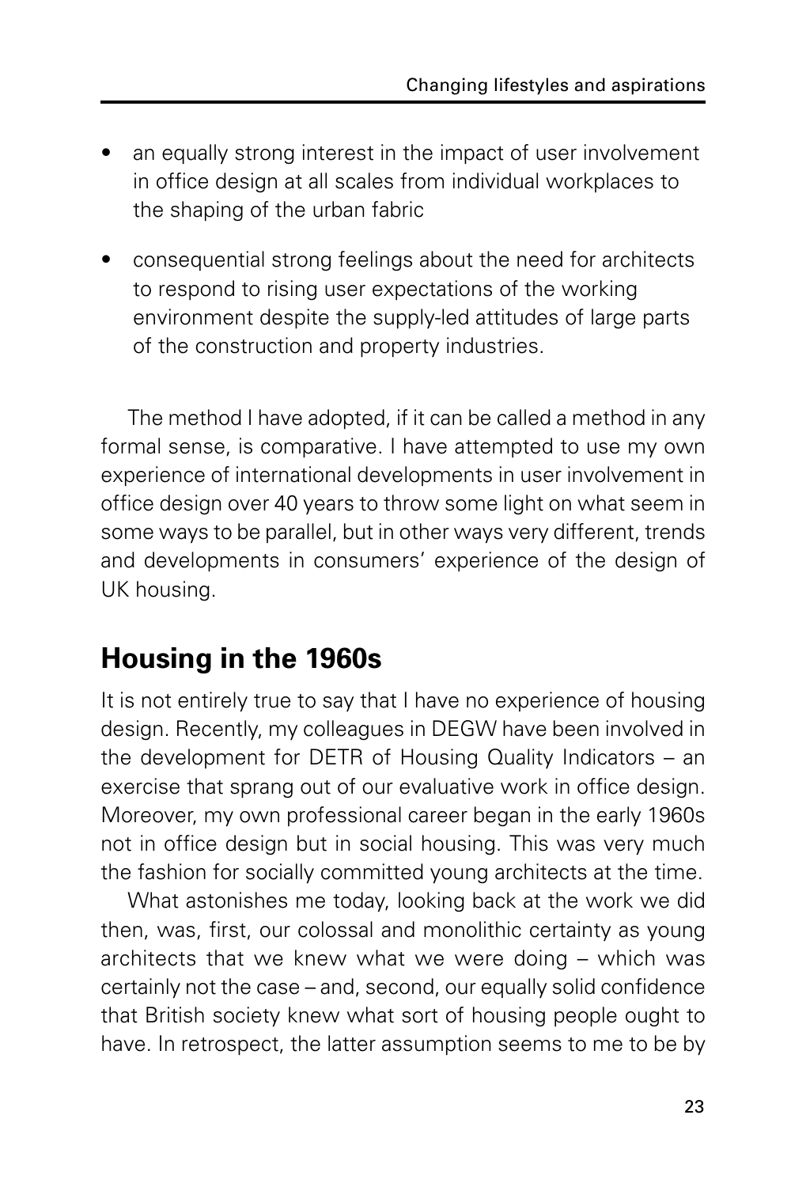- an equally strong interest in the impact of user involvement in office design at all scales from individual workplaces to the shaping of the urban fabric
- consequential strong feelings about the need for architects to respond to rising user expectations of the working environment despite the supply-led attitudes of large parts of the construction and property industries.

The method I have adopted, if it can be called a method in any formal sense, is comparative. I have attempted to use my own experience of international developments in user involvement in office design over 40 years to throw some light on what seem in some ways to be parallel, but in other ways very different, trends and developments in consumers' experience of the design of UK housing.

## Housing in the 1960s

It is not entirely true to say that I have no experience of housing design. Recently, my colleagues in DEGW have been involved in the development for DETR of Housing Quality Indicators – an exercise that sprang out of our evaluative work in office design. Moreover, my own professional career began in the early 1960s not in office design but in social housing. This was very much the fashion for socially committed young architects at the time.

What astonishes me today, looking back at the work we did then, was, first, our colossal and monolithic certainty as young architects that we knew what we were doing – which was certainly not the case – and, second, our equally solid confidence that British society knew what sort of housing people ought to have. In retrospect, the latter assumption seems to me to be by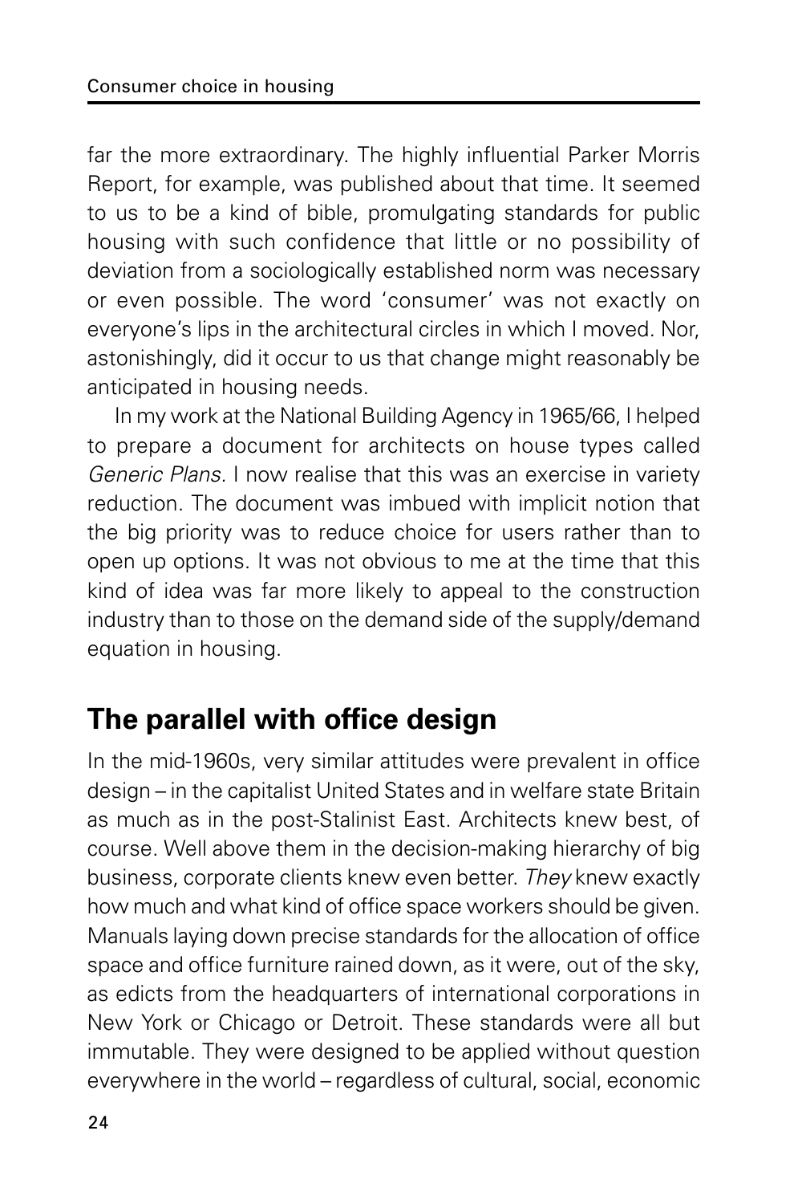far the more extraordinary. The highly influential Parker Morris Report, for example, was published about that time. It seemed to us to be a kind of bible, promulgating standards for public housing with such confidence that little or no possibility of deviation from a sociologically established norm was necessary or even possible. The word 'consumer' was not exactly on everyone's lips in the architectural circles in which I moved. Nor, astonishingly, did it occur to us that change might reasonably be anticipated in housing needs.

In my work at the National Building Agency in 1965/66, I helped to prepare a document for architects on house types called *Generic Plans.* I now realise that this was an exercise in variety reduction. The document was imbued with implicit notion that the big priority was to reduce choice for users rather than to open up options. It was not obvious to me at the time that this kind of idea was far more likely to appeal to the construction industry than to those on the demand side of the supply/demand equation in housing.

## The parallel with office design

In the mid-1960s, very similar attitudes were prevalent in office design – in the capitalist United States and in welfare state Britain as much as in the post-Stalinist East. Architects knew best, of course. Well above them in the decision-making hierarchy of big business, corporate clients knew even better. *They* knew exactly how much and what kind of office space workers should be given. Manuals laying down precise standards for the allocation of office space and office furniture rained down, as it were, out of the sky, as edicts from the headquarters of international corporations in New York or Chicago or Detroit. These standards were all but immutable. They were designed to be applied without question everywhere in the world – regardless of cultural, social, economic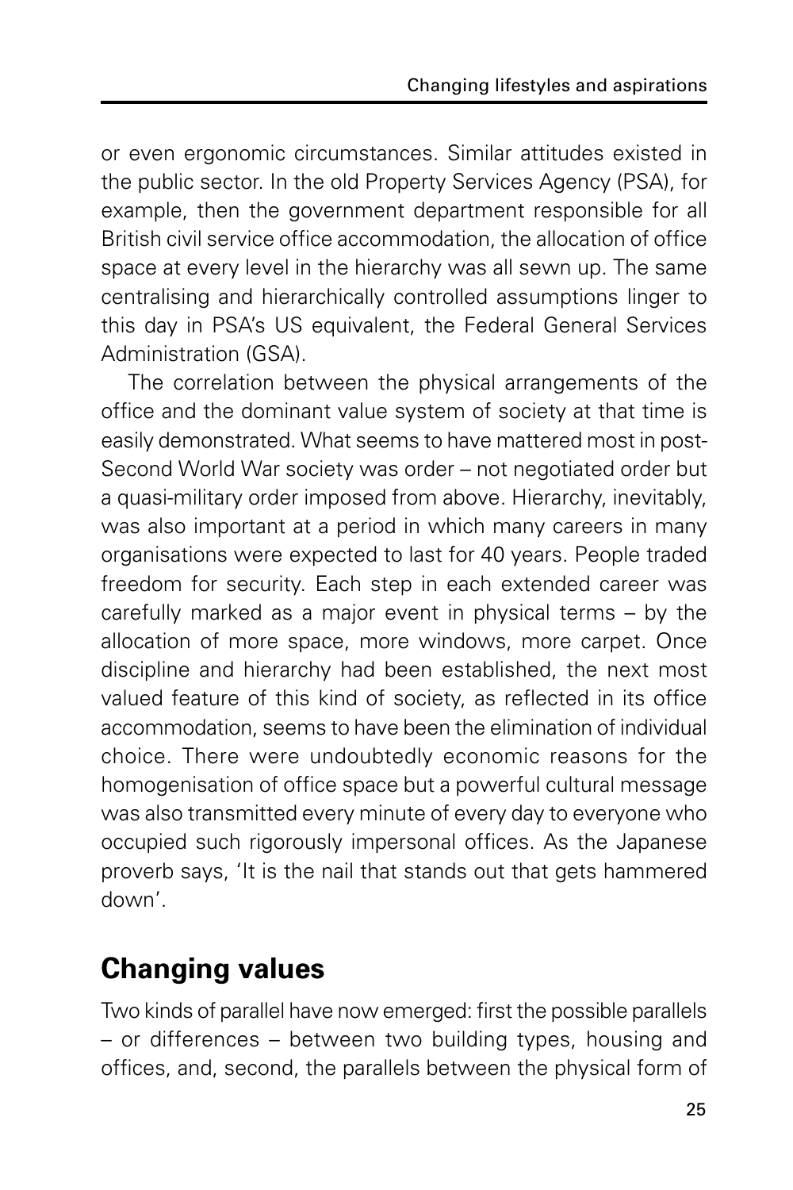or even ergonomic circumstances. Similar attitudes existed in the public sector. In the old Property Services Agency (PSA), for example, then the government department responsible for all British civil service office accommodation, the allocation of office space at every level in the hierarchy was all sewn up. The same centralising and hierarchically controlled assumptions linger to this day in PSA's US equivalent, the Federal General Services Administration (GSA).

The correlation between the physical arrangements of the office and the dominant value system of society at that time is easily demonstrated. What seems to have mattered most in post-Second World War society was order – not negotiated order but a quasi-military order imposed from above. Hierarchy, inevitably, was also important at a period in which many careers in many organisations were expected to last for 40 years. People traded freedom for security. Each step in each extended career was carefully marked as a major event in physical terms – by the allocation of more space, more windows, more carpet. Once discipline and hierarchy had been established, the next most valued feature of this kind of society, as reflected in its office accommodation, seems to have been the elimination of individual choice. There were undoubtedly economic reasons for the homogenisation of office space but a powerful cultural message was also transmitted every minute of every day to everyone who occupied such rigorously impersonal offices. As the Japanese proverb says, 'It is the nail that stands out that gets hammered down'.

## Changing values

Two kinds of parallel have now emerged: first the possible parallels – or differences – between two building types, housing and offices, and, second, the parallels between the physical form of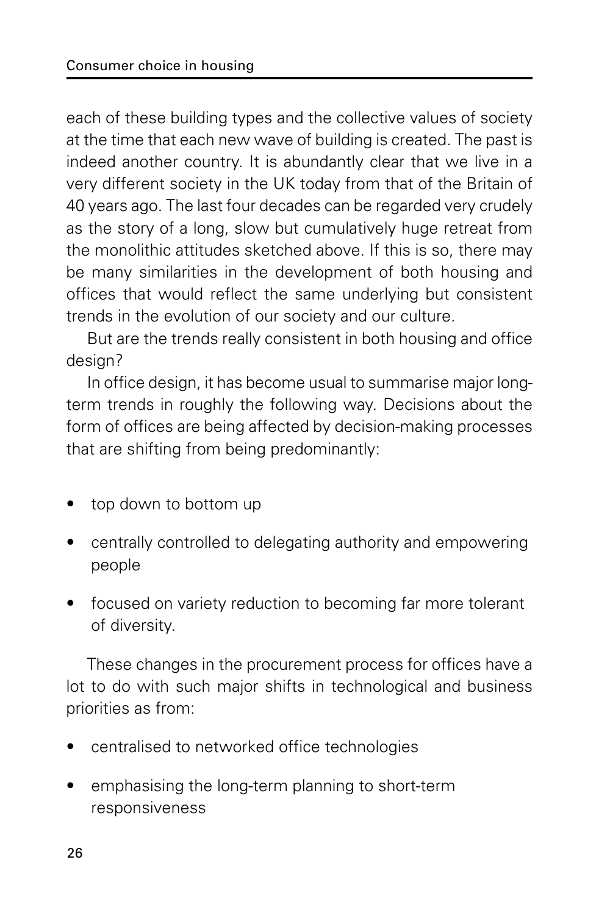each of these building types and the collective values of society at the time that each new wave of building is created. The past is indeed another country. It is abundantly clear that we live in a very different society in the UK today from that of the Britain of 40 years ago. The last four decades can be regarded very crudely as the story of a long, slow but cumulatively huge retreat from the monolithic attitudes sketched above. If this is so, there may be many similarities in the development of both housing and offices that would reflect the same underlying but consistent trends in the evolution of our society and our culture.

But are the trends really consistent in both housing and office design?

In office design, it has become usual to summarise major long-term trends in roughly the following way. Decisions about the form of offices are being affected by decision-making processes that are shifting from being predominantly:

- top down to bottom up
- centrally controlled to delegating authority and empowering people
- focused on variety reduction to becoming far more tolerant of diversity.

These changes in the procurement process for offices have a lot to do with such major shifts in technological and business priorities as from:

- centralised to networked office technologies
- emphasising the long-term planning to short-term responsiveness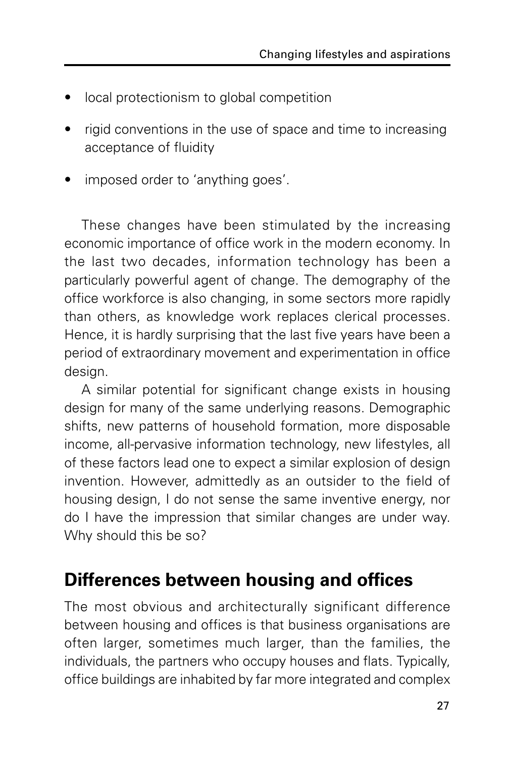- local protectionism to global competition
- rigid conventions in the use of space and time to increasing acceptance of fluidity
- imposed order to 'anything goes'.

These changes have been stimulated by the increasing economic importance of office work in the modern economy. In the last two decades, information technology has been a particularly powerful agent of change. The demography of the office workforce is also changing, in some sectors more rapidly than others, as knowledge work replaces clerical processes. Hence, it is hardly surprising that the last five years have been a period of extraordinary movement and experimentation in office design.

A similar potential for significant change exists in housing design for many of the same underlying reasons. Demographic shifts, new patterns of household formation, more disposable income, all-pervasive information technology, new lifestyles, all of these factors lead one to expect a similar explosion of design invention. However, admittedly as an outsider to the field of housing design, I do not sense the same inventive energy, nor do I have the impression that similar changes are under way. Why should this be so?

## Differences between housing and offices

The most obvious and architecturally significant difference between housing and offices is that business organisations are often larger, sometimes much larger, than the families, the individuals, the partners who occupy houses and flats. Typically, office buildings are inhabited by far more integrated and complex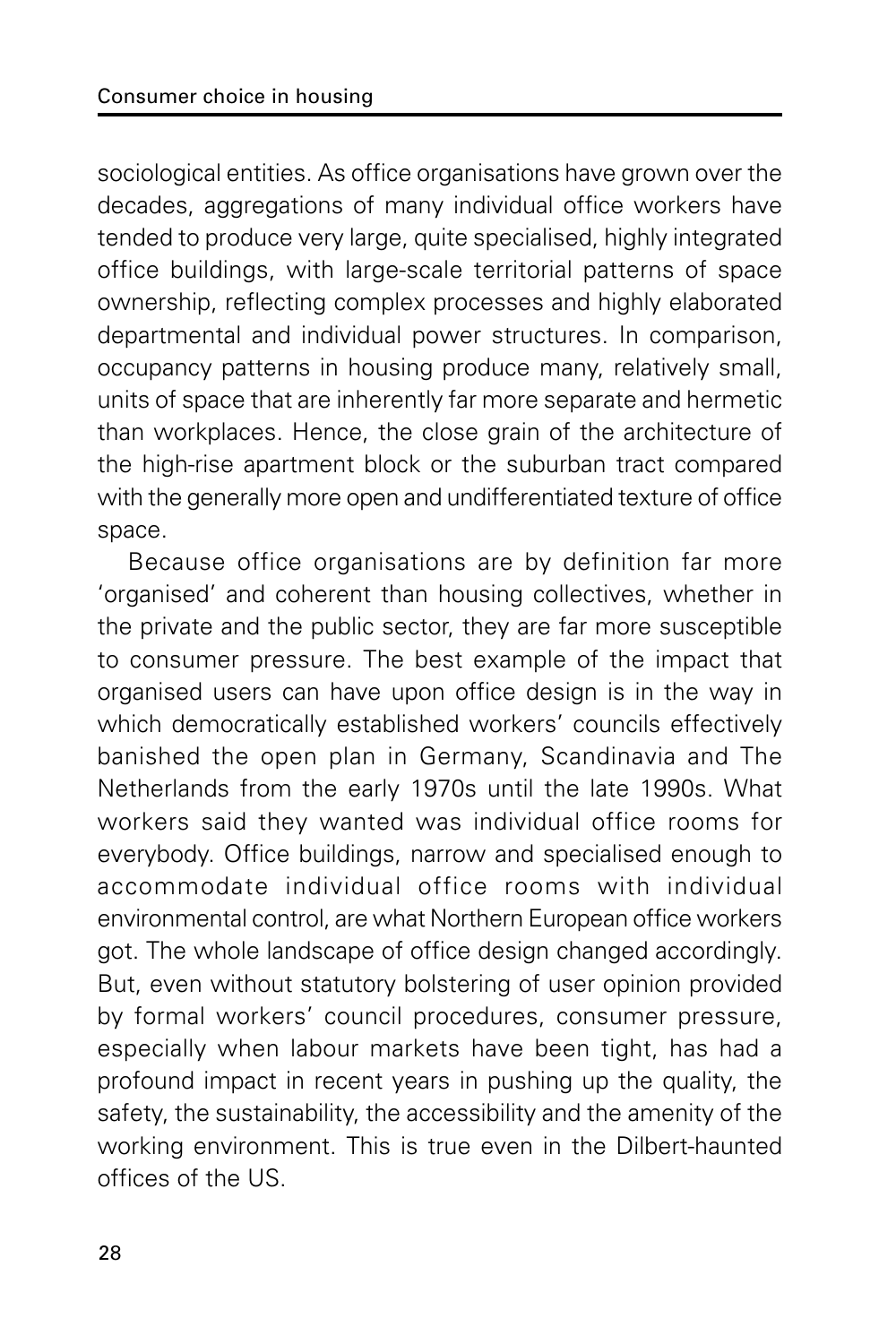sociological entities. As office organisations have grown over the decades, aggregations of many individual office workers have tended to produce very large, quite specialised, highly integrated office buildings, with large-scale territorial patterns of space ownership, reflecting complex processes and highly elaborated departmental and individual power structures. In comparison, occupancy patterns in housing produce many, relatively small, units of space that are inherently far more separate and hermetic than workplaces. Hence, the close grain of the architecture of the high-rise apartment block or the suburban tract compared with the generally more open and undifferentiated texture of office space.

Because office organisations are by definition far more 'organised' and coherent than housing collectives, whether in the private and the public sector, they are far more susceptible to consumer pressure. The best example of the impact that organised users can have upon office design is in the way in which democratically established workers' councils effectively banished the open plan in Germany, Scandinavia and The Netherlands from the early 1970s until the late 1990s. What workers said they wanted was individual office rooms for everybody. Office buildings, narrow and specialised enough to accommodate individual office rooms with individual environmental control, are what Northern European office workers got. The whole landscape of office design changed accordingly. But, even without statutory bolstering of user opinion provided by formal workers' council procedures, consumer pressure, especially when labour markets have been tight, has had a profound impact in recent years in pushing up the quality, the safety, the sustainability, the accessibility and the amenity of the working environment. This is true even in the Dilbert-haunted offices of the US.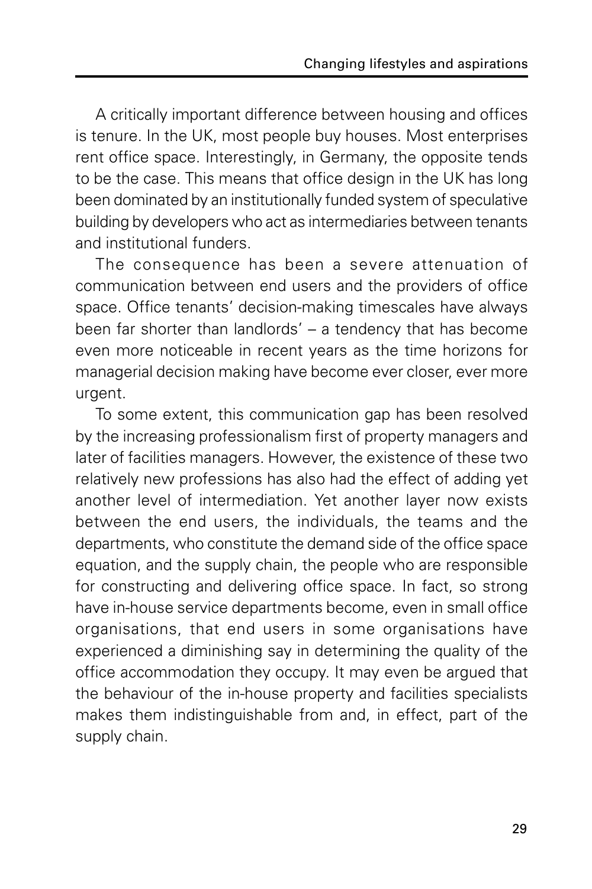A critically important difference between housing and offices is tenure. In the UK, most people buy houses. Most enterprises rent office space. Interestingly, in Germany, the opposite tends to be the case. This means that office design in the UK has long been dominated by an institutionally funded system of speculative building by developers who act as intermediaries between tenants and institutional funders.

The consequence has been a severe attenuation of communication between end users and the providers of office space. Office tenants' decision-making timescales have always been far shorter than landlords' – a tendency that has become even more noticeable in recent years as the time horizons for managerial decision making have become ever closer, ever more urgent.

To some extent, this communication gap has been resolved by the increasing professionalism first of property managers and later of facilities managers. However, the existence of these two relatively new professions has also had the effect of adding yet another level of intermediation. Yet another layer now exists between the end users, the individuals, the teams and the departments, who constitute the demand side of the office space equation, and the supply chain, the people who are responsible for constructing and delivering office space. In fact, so strong have in-house service departments become, even in small office organisations, that end users in some organisations have experienced a diminishing say in determining the quality of the office accommodation they occupy. It may even be argued that the behaviour of the in-house property and facilities specialists makes them indistinguishable from and, in effect, part of the supply chain.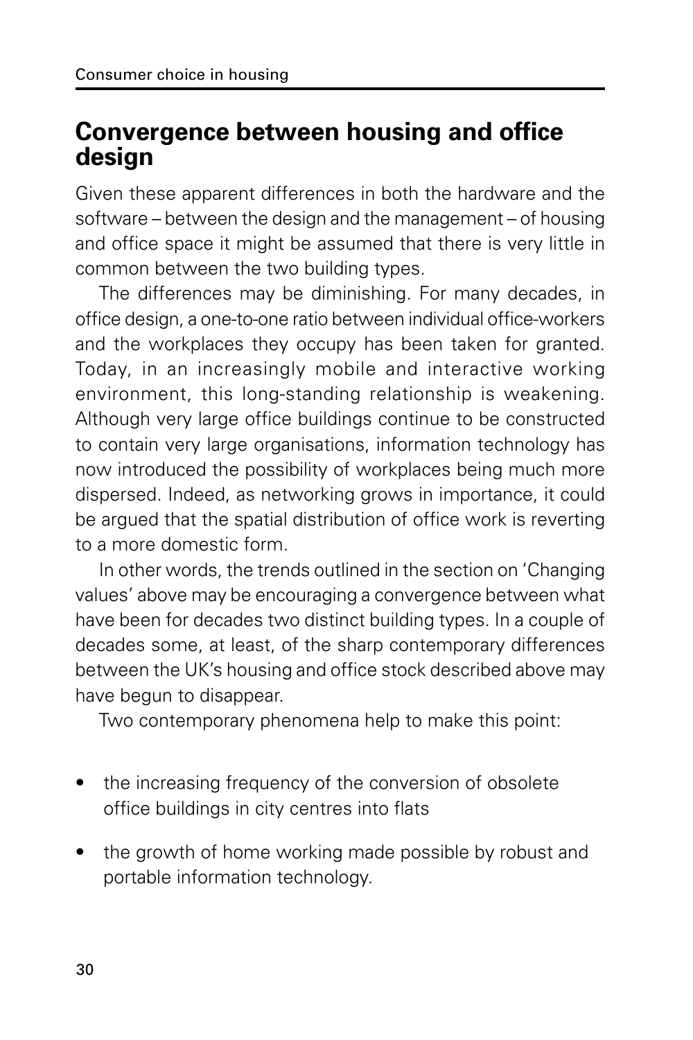## Convergence between housing and office design

Given these apparent differences in both the hardware and the software – between the design and the management – of housing and office space it might be assumed that there is very little in common between the two building types.

The differences may be diminishing. For many decades, in office design, a one-to-one ratio between individual office-workers and the workplaces they occupy has been taken for granted. Today, in an increasingly mobile and interactive working environment, this long-standing relationship is weakening. Although very large office buildings continue to be constructed to contain very large organisations, information technology has now introduced the possibility of workplaces being much more dispersed. Indeed, as networking grows in importance, it could be argued that the spatial distribution of office work is reverting to a more domestic form.

In other words, the trends outlined in the section on 'Changing values' above may be encouraging a convergence between what have been for decades two distinct building types. In a couple of decades some, at least, of the sharp contemporary differences between the UK's housing and office stock described above may have begun to disappear.

Two contemporary phenomena help to make this point:

- the increasing frequency of the conversion of obsolete office buildings in city centres into flats
- the growth of home working made possible by robust and portable information technology.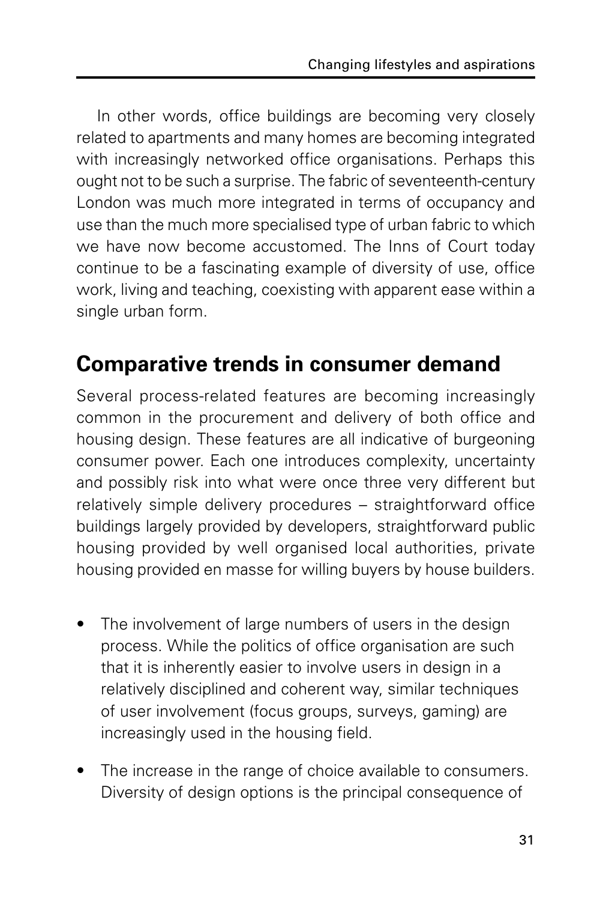In other words, office buildings are becoming very closely related to apartments and many homes are becoming integrated with increasingly networked office organisations. Perhaps this ought not to be such a surprise. The fabric of seventeenth-century London was much more integrated in terms of occupancy and use than the much more specialised type of urban fabric to which we have now become accustomed. The Inns of Court today continue to be a fascinating example of diversity of use, office work, living and teaching, coexisting with apparent ease within a single urban form.

## Comparative trends in consumer demand

Several process-related features are becoming increasingly common in the procurement and delivery of both office and housing design. These features are all indicative of burgeoning consumer power. Each one introduces complexity, uncertainty and possibly risk into what were once three very different but relatively simple delivery procedures – straightforward office buildings largely provided by developers, straightforward public housing provided by well organised local authorities, private housing provided en masse for willing buyers by house builders.

- The involvement of large numbers of users in the design process. While the politics of office organisation are such that it is inherently easier to involve users in design in a relatively disciplined and coherent way, similar techniques of user involvement (focus groups, surveys, gaming) are increasingly used in the housing field.
- The increase in the range of choice available to consumers. Diversity of design options is the principal consequence of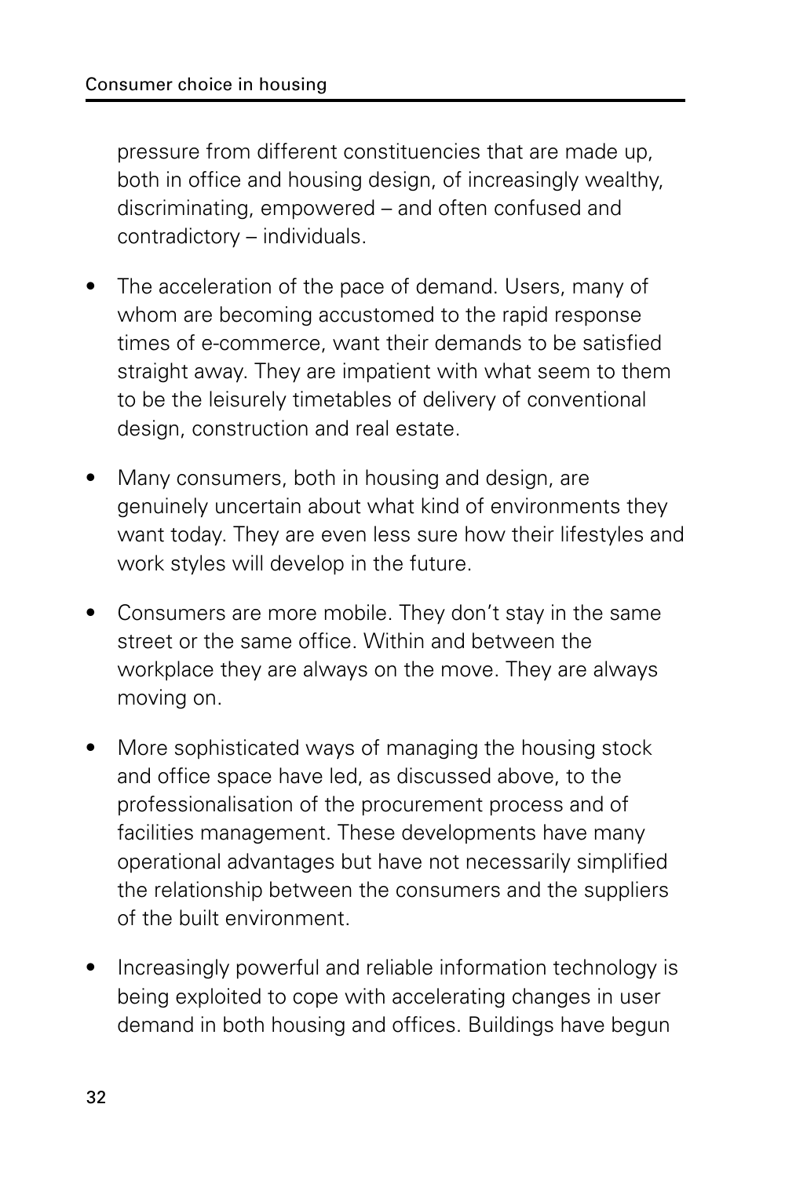pressure from different constituencies that are made up, both in office and housing design, of increasingly wealthy, discriminating, empowered – and often confused and contradictory – individuals.

- The acceleration of the pace of demand. Users, many of whom are becoming accustomed to the rapid response times of e-commerce, want their demands to be satisfied straight away. They are impatient with what seem to them to be the leisurely timetables of delivery of conventional design, construction and real estate.

- Many consumers, both in housing and design, are genuinely uncertain about what kind of environments they want today. They are even less sure how their lifestyles and work styles will develop in the future.

- Consumers are more mobile. They don't stay in the same street or the same office. Within and between the workplace they are always on the move. They are always moving on.

- More sophisticated ways of managing the housing stock and office space have led, as discussed above, to the professionalisation of the procurement process and of facilities management. These developments have many operational advantages but have not necessarily simplified the relationship between the consumers and the suppliers of the built environment.

- Increasingly powerful and reliable information technology is being exploited to cope with accelerating changes in user demand in both housing and offices. Buildings have begun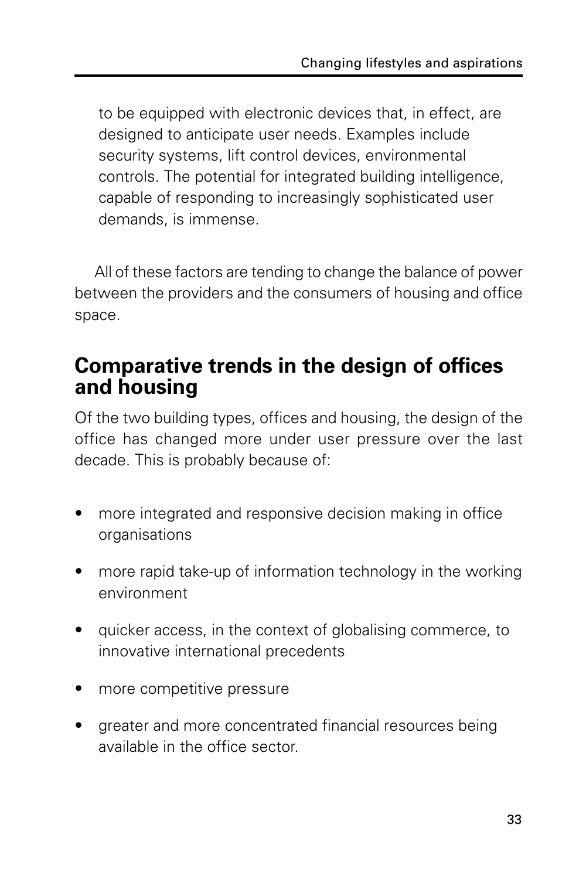to be equipped with electronic devices that, in effect, are designed to anticipate user needs. Examples include security systems, lift control devices, environmental controls. The potential for integrated building intelligence, capable of responding to increasingly sophisticated user demands, is immense.

All of these factors are tending to change the balance of power between the providers and the consumers of housing and office space.

## Comparative trends in the design of offices and housing

Of the two building types, offices and housing, the design of the office has changed more under user pressure over the last decade. This is probably because of:

- more integrated and responsive decision making in office organisations
- more rapid take-up of information technology in the working environment
- quicker access, in the context of globalising commerce, to innovative international precedents
- more competitive pressure
- greater and more concentrated financial resources being available in the office sector.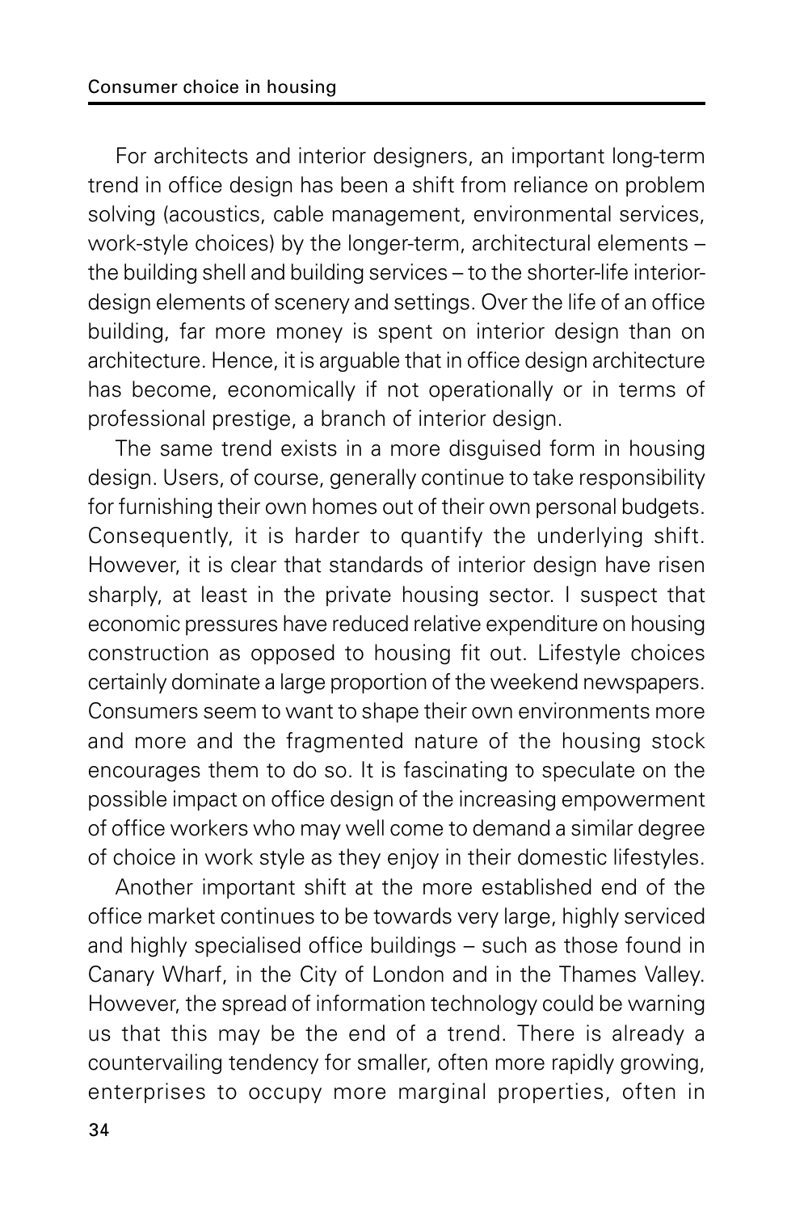For architects and interior designers, an important long-term trend in office design has been a shift from reliance on problem solving (acoustics, cable management, environmental services, work-style choices) by the longer-term, architectural elements – the building shell and building services – to the shorter-life interior-design elements of scenery and settings. Over the life of an office building, far more money is spent on interior design than on architecture. Hence, it is arguable that in office design architecture has become, economically if not operationally or in terms of professional prestige, a branch of interior design.

The same trend exists in a more disguised form in housing design. Users, of course, generally continue to take responsibility for furnishing their own homes out of their own personal budgets. Consequently, it is harder to quantify the underlying shift. However, it is clear that standards of interior design have risen sharply, at least in the private housing sector. I suspect that economic pressures have reduced relative expenditure on housing construction as opposed to housing fit out. Lifestyle choices certainly dominate a large proportion of the weekend newspapers. Consumers seem to want to shape their own environments more and more and the fragmented nature of the housing stock encourages them to do so. It is fascinating to speculate on the possible impact on office design of the increasing empowerment of office workers who may well come to demand a similar degree of choice in work style as they enjoy in their domestic lifestyles.

Another important shift at the more established end of the office market continues to be towards very large, highly serviced and highly specialised office buildings – such as those found in Canary Wharf, in the City of London and in the Thames Valley. However, the spread of information technology could be warning us that this may be the end of a trend. There is already a countervailing tendency for smaller, often more rapidly growing, enterprises to occupy more marginal properties, often in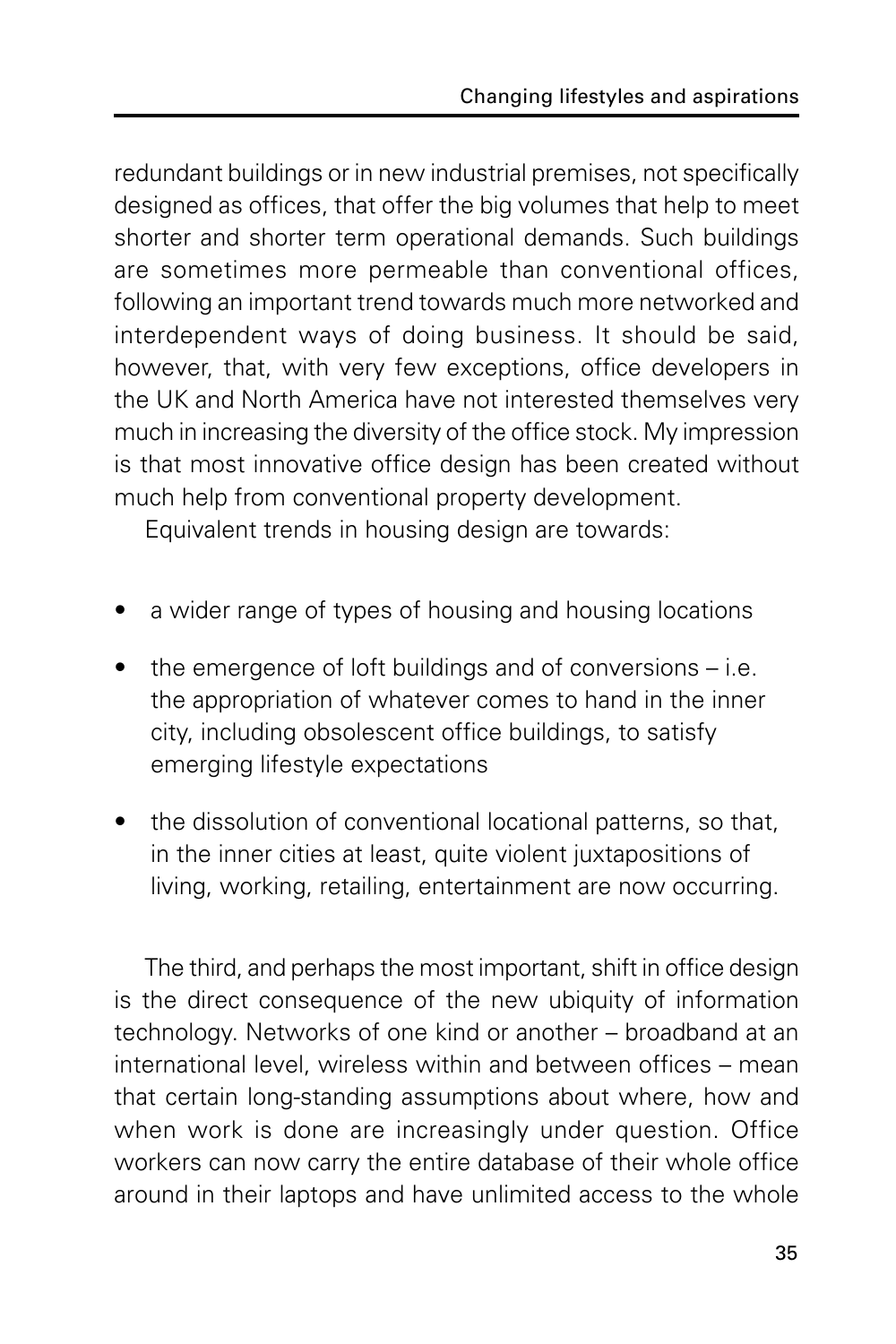redundant buildings or in new industrial premises, not specifically designed as offices, that offer the big volumes that help to meet shorter and shorter term operational demands. Such buildings are sometimes more permeable than conventional offices, following an important trend towards much more networked and interdependent ways of doing business. It should be said, however, that, with very few exceptions, office developers in the UK and North America have not interested themselves very much in increasing the diversity of the office stock. My impression is that most innovative office design has been created without much help from conventional property development.

Equivalent trends in housing design are towards:

- a wider range of types of housing and housing locations
- the emergence of loft buildings and of conversions – i.e. the appropriation of whatever comes to hand in the inner city, including obsolescent office buildings, to satisfy emerging lifestyle expectations
- the dissolution of conventional locational patterns, so that, in the inner cities at least, quite violent juxtapositions of living, working, retailing, entertainment are now occurring.

The third, and perhaps the most important, shift in office design is the direct consequence of the new ubiquity of information technology. Networks of one kind or another – broadband at an international level, wireless within and between offices – mean that certain long-standing assumptions about where, how and when work is done are increasingly under question. Office workers can now carry the entire database of their whole office around in their laptops and have unlimited access to the whole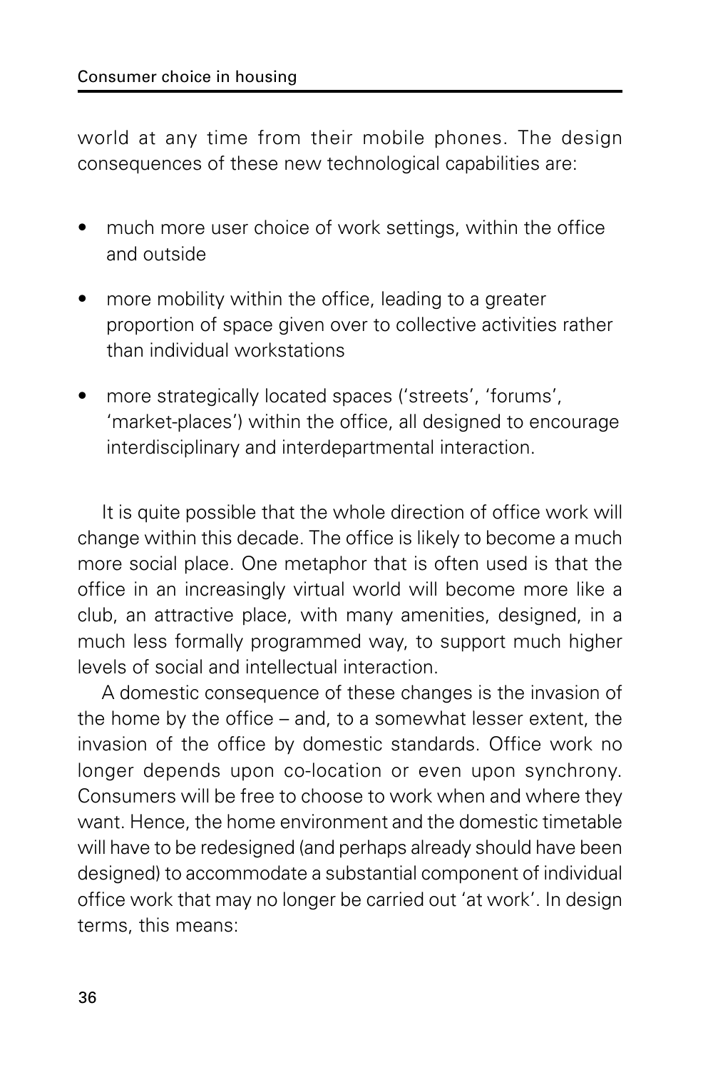world at any time from their mobile phones. The design consequences of these new technological capabilities are:

- much more user choice of work settings, within the office and outside
- more mobility within the office, leading to a greater proportion of space given over to collective activities rather than individual workstations
- more strategically located spaces ('streets', 'forums', 'market-places') within the office, all designed to encourage interdisciplinary and interdepartmental interaction.

It is quite possible that the whole direction of office work will change within this decade. The office is likely to become a much more social place. One metaphor that is often used is that the office in an increasingly virtual world will become more like a club, an attractive place, with many amenities, designed, in a much less formally programmed way, to support much higher levels of social and intellectual interaction.

A domestic consequence of these changes is the invasion of the home by the office – and, to a somewhat lesser extent, the invasion of the office by domestic standards. Office work no longer depends upon co-location or even upon synchrony. Consumers will be free to choose to work when and where they want. Hence, the home environment and the domestic timetable will have to be redesigned (and perhaps already should have been designed) to accommodate a substantial component of individual office work that may no longer be carried out 'at work'. In design terms, this means: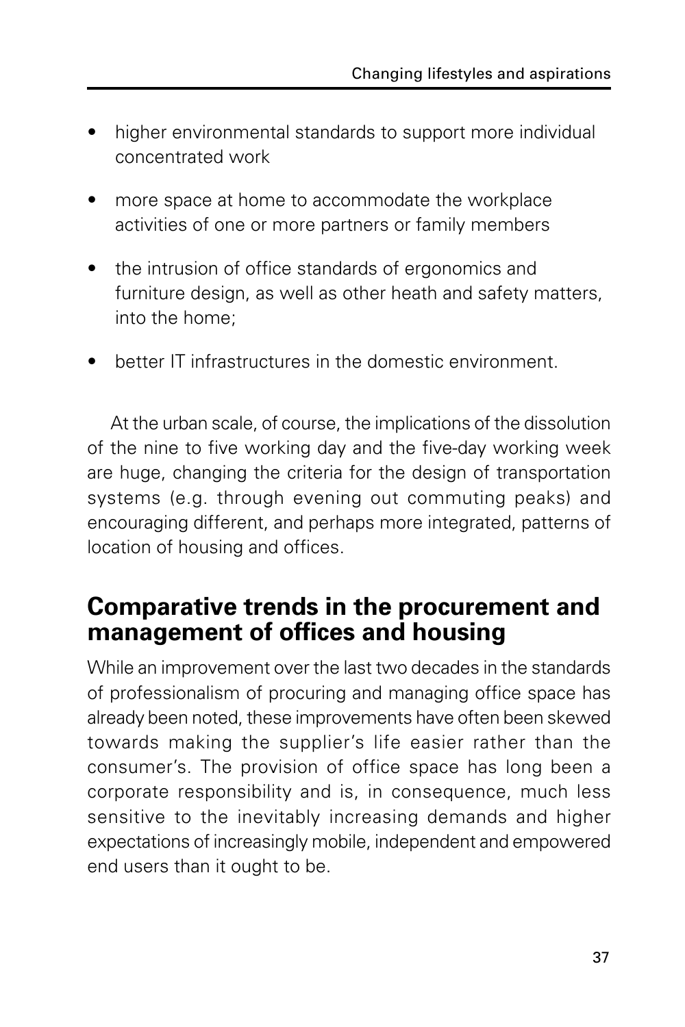- higher environmental standards to support more individual concentrated work
- more space at home to accommodate the workplace activities of one or more partners or family members
- the intrusion of office standards of ergonomics and furniture design, as well as other heath and safety matters, into the home;
- better IT infrastructures in the domestic environment.

At the urban scale, of course, the implications of the dissolution of the nine to five working day and the five-day working week are huge, changing the criteria for the design of transportation systems (e.g. through evening out commuting peaks) and encouraging different, and perhaps more integrated, patterns of location of housing and offices.

## Comparative trends in the procurement and management of offices and housing

While an improvement over the last two decades in the standards of professionalism of procuring and managing office space has already been noted, these improvements have often been skewed towards making the supplier's life easier rather than the consumer's. The provision of office space has long been a corporate responsibility and is, in consequence, much less sensitive to the inevitably increasing demands and higher expectations of increasingly mobile, independent and empowered end users than it ought to be.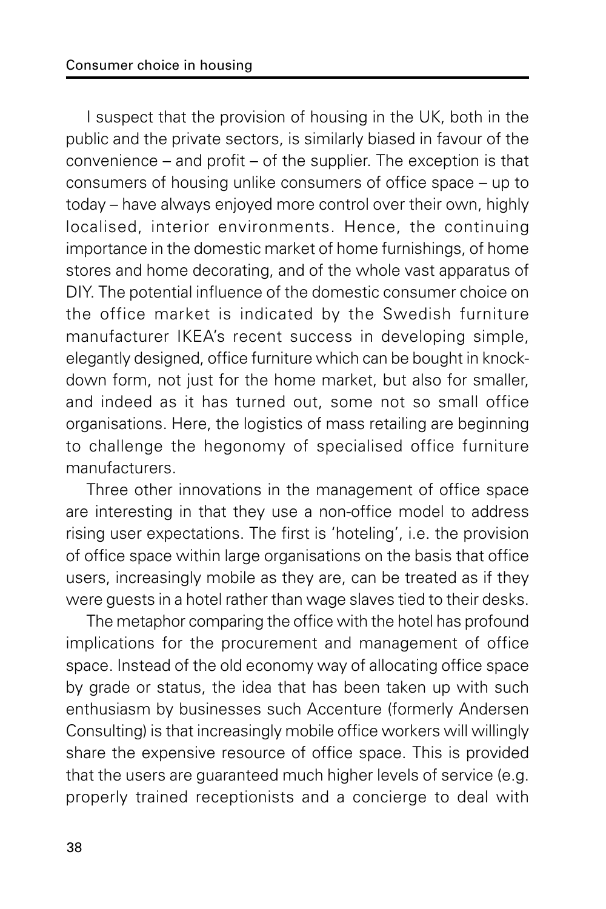I suspect that the provision of housing in the UK, both in the public and the private sectors, is similarly biased in favour of the convenience – and profit – of the supplier. The exception is that consumers of housing unlike consumers of office space – up to today – have always enjoyed more control over their own, highly localised, interior environments. Hence, the continuing importance in the domestic market of home furnishings, of home stores and home decorating, and of the whole vast apparatus of DIY. The potential influence of the domestic consumer choice on the office market is indicated by the Swedish furniture manufacturer IKEA's recent success in developing simple, elegantly designed, office furniture which can be bought in knock-down form, not just for the home market, but also for smaller, and indeed as it has turned out, some not so small office organisations. Here, the logistics of mass retailing are beginning to challenge the hegonomy of specialised office furniture manufacturers.

Three other innovations in the management of office space are interesting in that they use a non-office model to address rising user expectations. The first is 'hoteling', i.e. the provision of office space within large organisations on the basis that office users, increasingly mobile as they are, can be treated as if they were guests in a hotel rather than wage slaves tied to their desks.

The metaphor comparing the office with the hotel has profound implications for the procurement and management of office space. Instead of the old economy way of allocating office space by grade or status, the idea that has been taken up with such enthusiasm by businesses such Accenture (formerly Andersen Consulting) is that increasingly mobile office workers will willingly share the expensive resource of office space. This is provided that the users are guaranteed much higher levels of service (e.g. properly trained receptionists and a concierge to deal with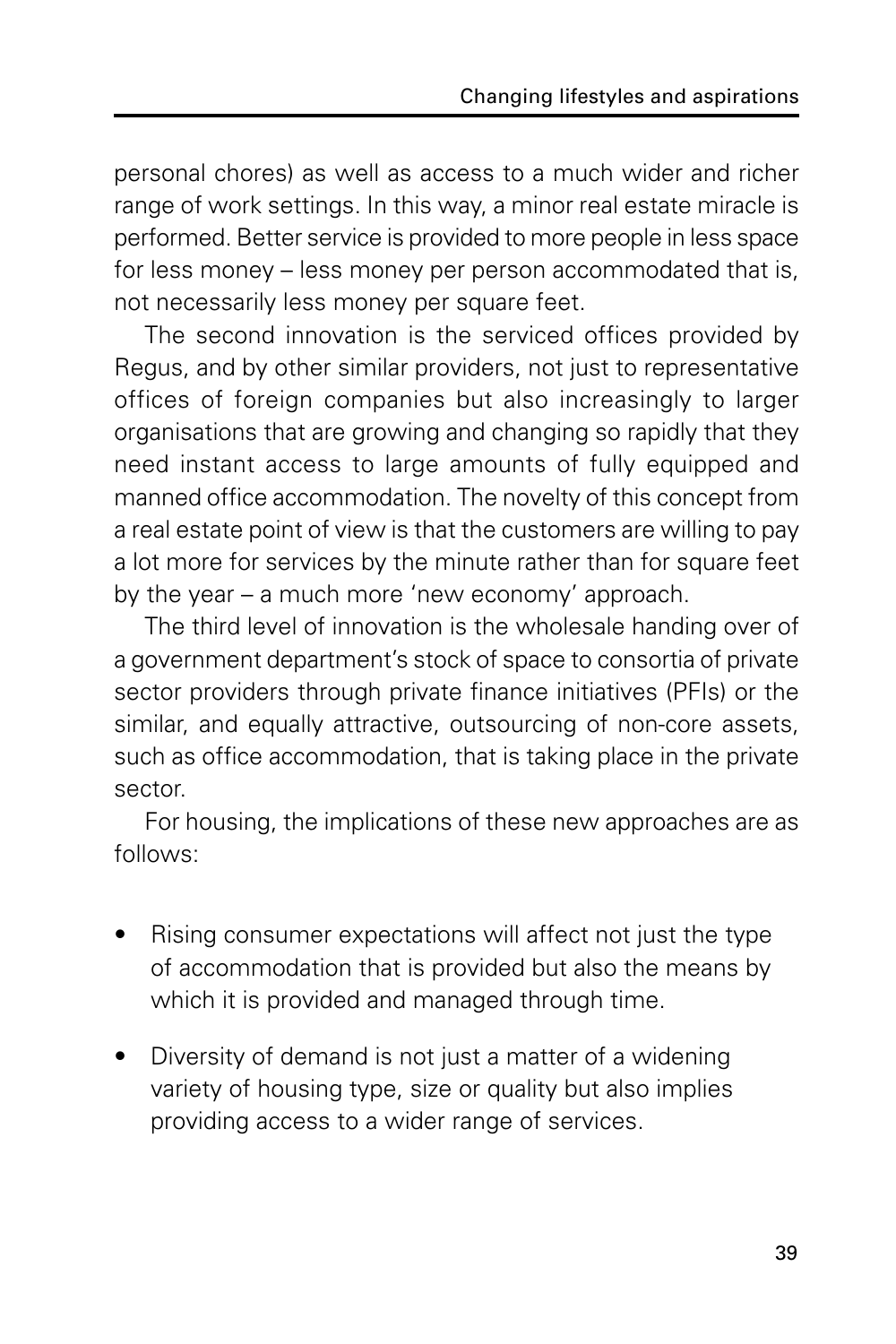personal chores) as well as access to a much wider and richer range of work settings. In this way, a minor real estate miracle is performed. Better service is provided to more people in less space for less money – less money per person accommodated that is, not necessarily less money per square feet.

The second innovation is the serviced offices provided by Regus, and by other similar providers, not just to representative offices of foreign companies but also increasingly to larger organisations that are growing and changing so rapidly that they need instant access to large amounts of fully equipped and manned office accommodation. The novelty of this concept from a real estate point of view is that the customers are willing to pay a lot more for services by the minute rather than for square feet by the year – a much more 'new economy' approach.

The third level of innovation is the wholesale handing over of a government department's stock of space to consortia of private sector providers through private finance initiatives (PFIs) or the similar, and equally attractive, outsourcing of non-core assets, such as office accommodation, that is taking place in the private sector.

For housing, the implications of these new approaches are as follows:

- Rising consumer expectations will affect not just the type of accommodation that is provided but also the means by which it is provided and managed through time.
- Diversity of demand is not just a matter of a widening variety of housing type, size or quality but also implies providing access to a wider range of services.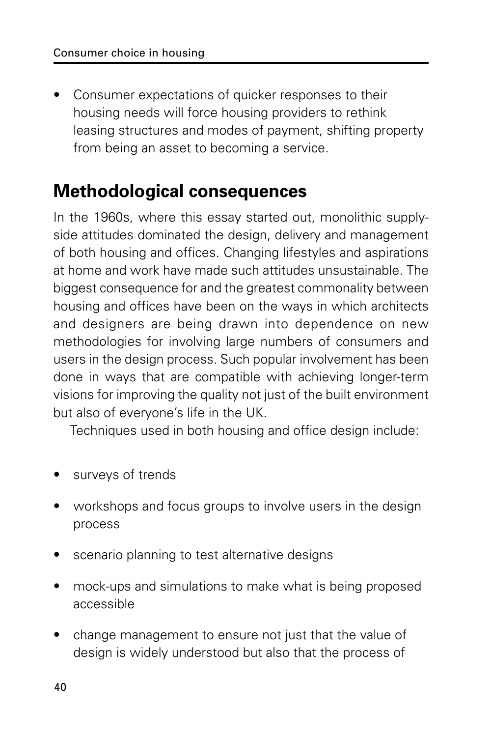- Consumer expectations of quicker responses to their housing needs will force housing providers to rethink leasing structures and modes of payment, shifting property from being an asset to becoming a service.

## Methodological consequences

In the 1960s, where this essay started out, monolithic supply-side attitudes dominated the design, delivery and management of both housing and offices. Changing lifestyles and aspirations at home and work have made such attitudes unsustainable. The biggest consequence for and the greatest commonality between housing and offices have been on the ways in which architects and designers are being drawn into dependence on new methodologies for involving large numbers of consumers and users in the design process. Such popular involvement has been done in ways that are compatible with achieving longer-term visions for improving the quality not just of the built environment but also of everyone's life in the UK.

Techniques used in both housing and office design include:

- surveys of trends
- workshops and focus groups to involve users in the design process
- scenario planning to test alternative designs
- mock-ups and simulations to make what is being proposed accessible
- change management to ensure not just that the value of design is widely understood but also that the process of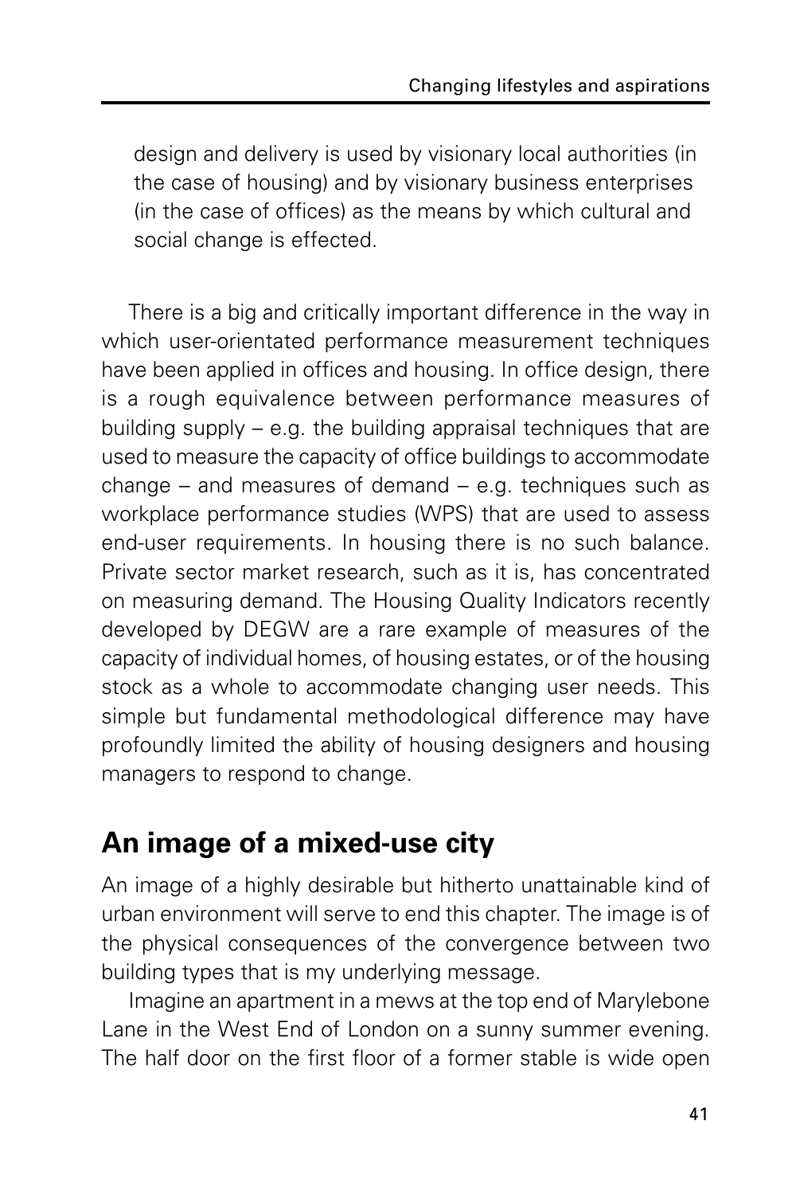design and delivery is used by visionary local authorities (in the case of housing) and by visionary business enterprises (in the case of offices) as the means by which cultural and social change is effected.

There is a big and critically important difference in the way in which user-orientated performance measurement techniques have been applied in offices and housing. In office design, there is a rough equivalence between performance measures of building supply – e.g. the building appraisal techniques that are used to measure the capacity of office buildings to accommodate change – and measures of demand – e.g. techniques such as workplace performance studies (WPS) that are used to assess end-user requirements. In housing there is no such balance. Private sector market research, such as it is, has concentrated on measuring demand. The Housing Quality Indicators recently developed by DEGW are a rare example of measures of the capacity of individual homes, of housing estates, or of the housing stock as a whole to accommodate changing user needs. This simple but fundamental methodological difference may have profoundly limited the ability of housing designers and housing managers to respond to change.

## An image of a mixed-use city

An image of a highly desirable but hitherto unattainable kind of urban environment will serve to end this chapter. The image is of the physical consequences of the convergence between two building types that is my underlying message.

Imagine an apartment in a mews at the top end of Marylebone Lane in the West End of London on a sunny summer evening. The half door on the first floor of a former stable is wide open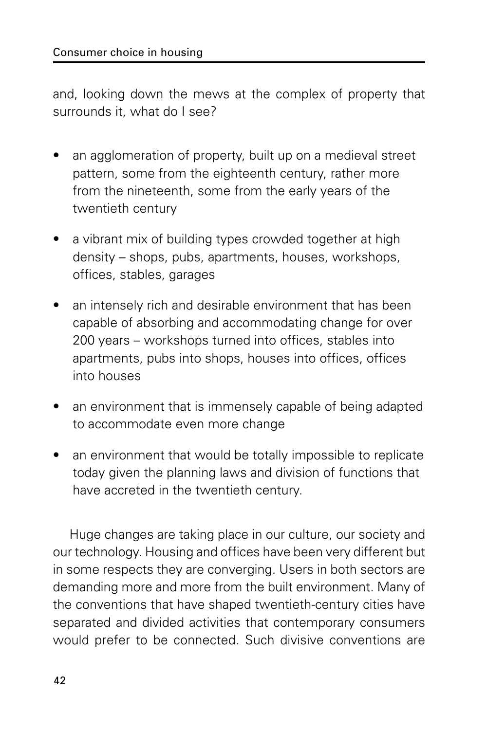and, looking down the mews at the complex of property that surrounds it, what do I see?

- an agglomeration of property, built up on a medieval street pattern, some from the eighteenth century, rather more from the nineteenth, some from the early years of the twentieth century
- a vibrant mix of building types crowded together at high density – shops, pubs, apartments, houses, workshops, offices, stables, garages
- an intensely rich and desirable environment that has been capable of absorbing and accommodating change for over 200 years – workshops turned into offices, stables into apartments, pubs into shops, houses into offices, offices into houses
- an environment that is immensely capable of being adapted to accommodate even more change
- an environment that would be totally impossible to replicate today given the planning laws and division of functions that have accreted in the twentieth century.

Huge changes are taking place in our culture, our society and our technology. Housing and offices have been very different but in some respects they are converging. Users in both sectors are demanding more and more from the built environment. Many of the conventions that have shaped twentieth-century cities have separated and divided activities that contemporary consumers would prefer to be connected. Such divisive conventions are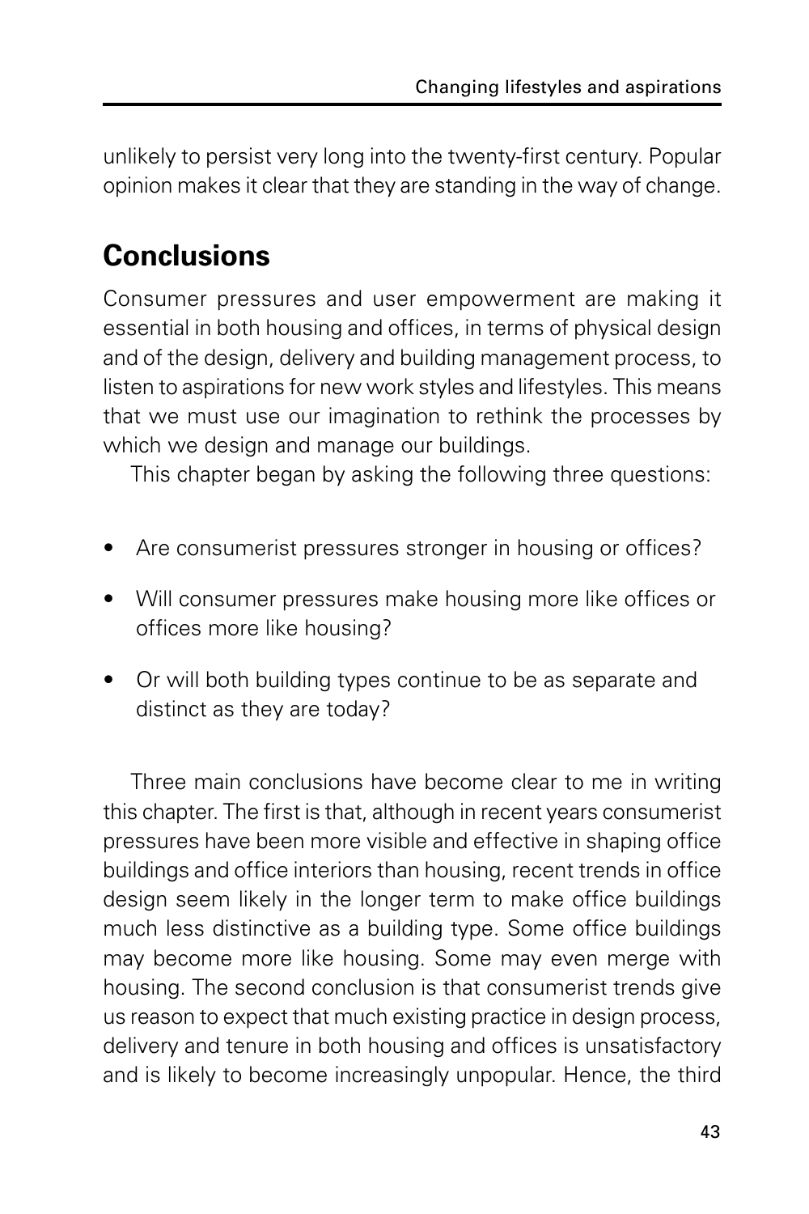unlikely to persist very long into the twenty-first century. Popular opinion makes it clear that they are standing in the way of change.

## Conclusions

Consumer pressures and user empowerment are making it essential in both housing and offices, in terms of physical design and of the design, delivery and building management process, to listen to aspirations for new work styles and lifestyles. This means that we must use our imagination to rethink the processes by which we design and manage our buildings.

This chapter began by asking the following three questions:

- Are consumerist pressures stronger in housing or offices?
- Will consumer pressures make housing more like offices or offices more like housing?
- Or will both building types continue to be as separate and distinct as they are today?

Three main conclusions have become clear to me in writing this chapter. The first is that, although in recent years consumerist pressures have been more visible and effective in shaping office buildings and office interiors than housing, recent trends in office design seem likely in the longer term to make office buildings much less distinctive as a building type. Some office buildings may become more like housing. Some may even merge with housing. The second conclusion is that consumerist trends give us reason to expect that much existing practice in design process, delivery and tenure in both housing and offices is unsatisfactory and is likely to become increasingly unpopular. Hence, the third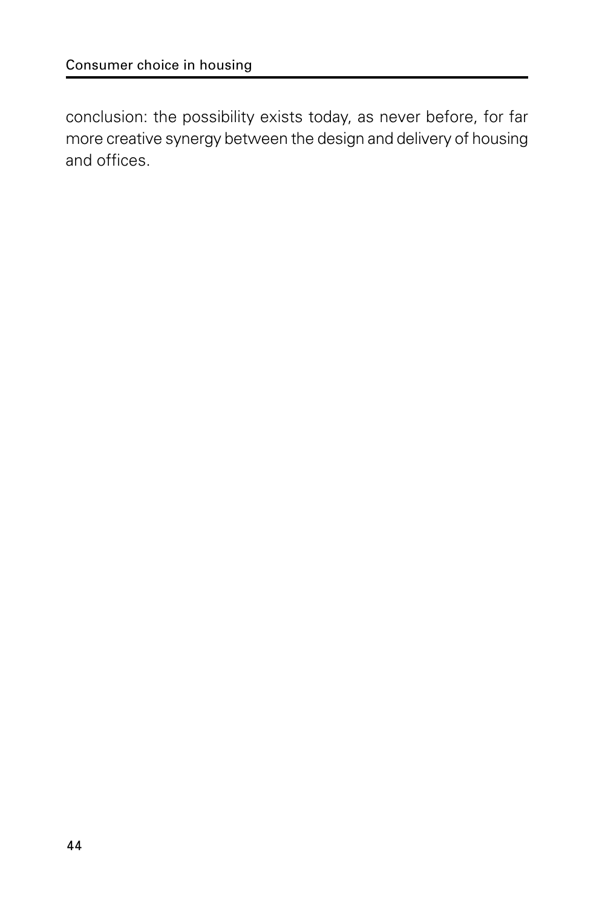conclusion: the possibility exists today, as never before, for far more creative synergy between the design and delivery of housing and offices.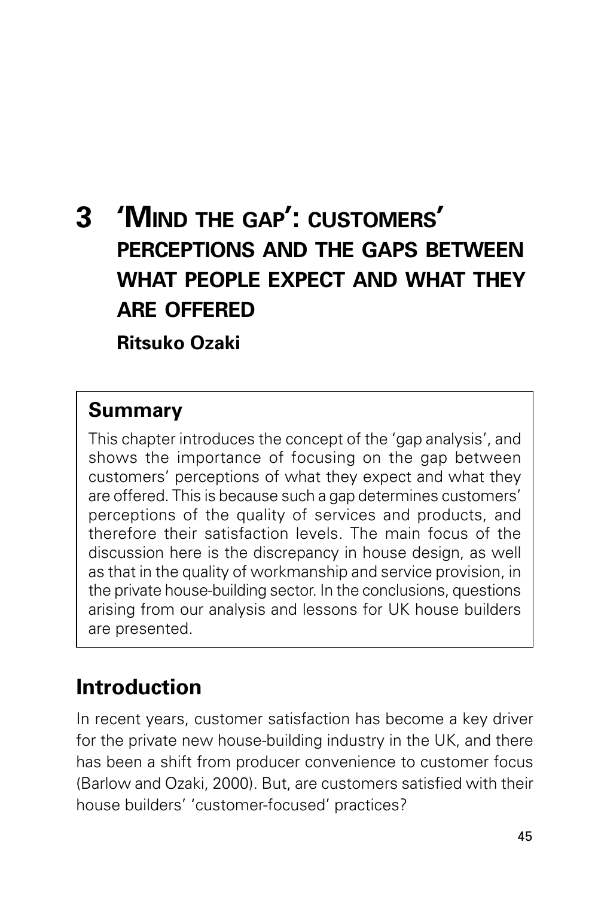# 3 'Mind the gap': customers' perceptions and the gaps between what people expect and what they are offered

**Ritsuko Ozaki**

## Summary

This chapter introduces the concept of the 'gap analysis', and shows the importance of focusing on the gap between customers' perceptions of what they expect and what they are offered. This is because such a gap determines customers' perceptions of the quality of services and products, and therefore their satisfaction levels. The main focus of the discussion here is the discrepancy in house design, as well as that in the quality of workmanship and service provision, in the private house-building sector. In the conclusions, questions arising from our analysis and lessons for UK house builders are presented.

## Introduction

In recent years, customer satisfaction has become a key driver for the private new house-building industry in the UK, and there has been a shift from producer convenience to customer focus (Barlow and Ozaki, 2000). But, are customers satisfied with their house builders' 'customer-focused' practices?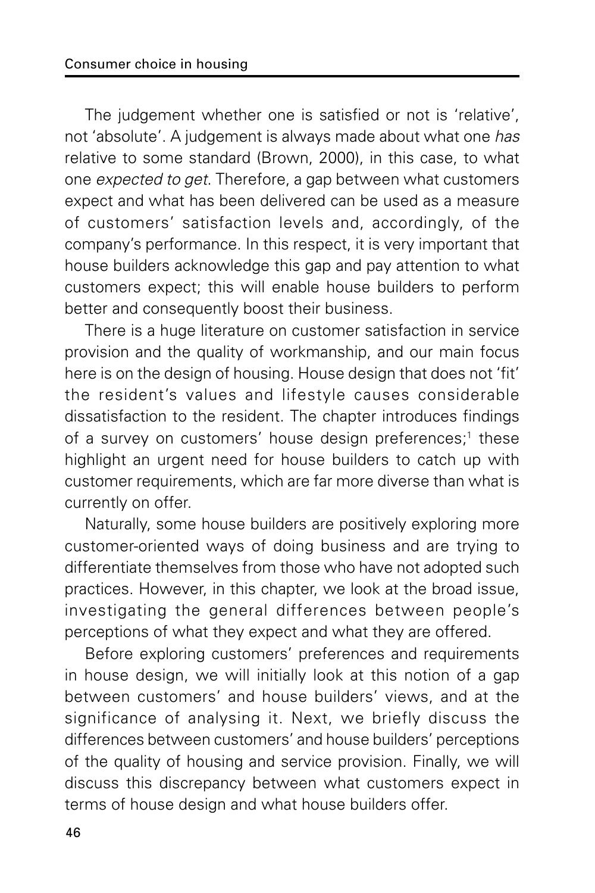The judgement whether one is satisfied or not is 'relative', not 'absolute'. A judgement is always made about what one *has* relative to some standard (Brown, 2000), in this case, to what one *expected to get*. Therefore, a gap between what customers expect and what has been delivered can be used as a measure of customers' satisfaction levels and, accordingly, of the company's performance. In this respect, it is very important that house builders acknowledge this gap and pay attention to what customers expect; this will enable house builders to perform better and consequently boost their business.

There is a huge literature on customer satisfaction in service provision and the quality of workmanship, and our main focus here is on the design of housing. House design that does not 'fit' the resident's values and lifestyle causes considerable dissatisfaction to the resident. The chapter introduces findings of a survey on customers' house design preferences;[1] these highlight an urgent need for house builders to catch up with customer requirements, which are far more diverse than what is currently on offer.

Naturally, some house builders are positively exploring more customer-oriented ways of doing business and are trying to differentiate themselves from those who have not adopted such practices. However, in this chapter, we look at the broad issue, investigating the general differences between people's perceptions of what they expect and what they are offered.

Before exploring customers' preferences and requirements in house design, we will initially look at this notion of a gap between customers' and house builders' views, and at the significance of analysing it. Next, we briefly discuss the differences between customers' and house builders' perceptions of the quality of housing and service provision. Finally, we will discuss this discrepancy between what customers expect in terms of house design and what house builders offer.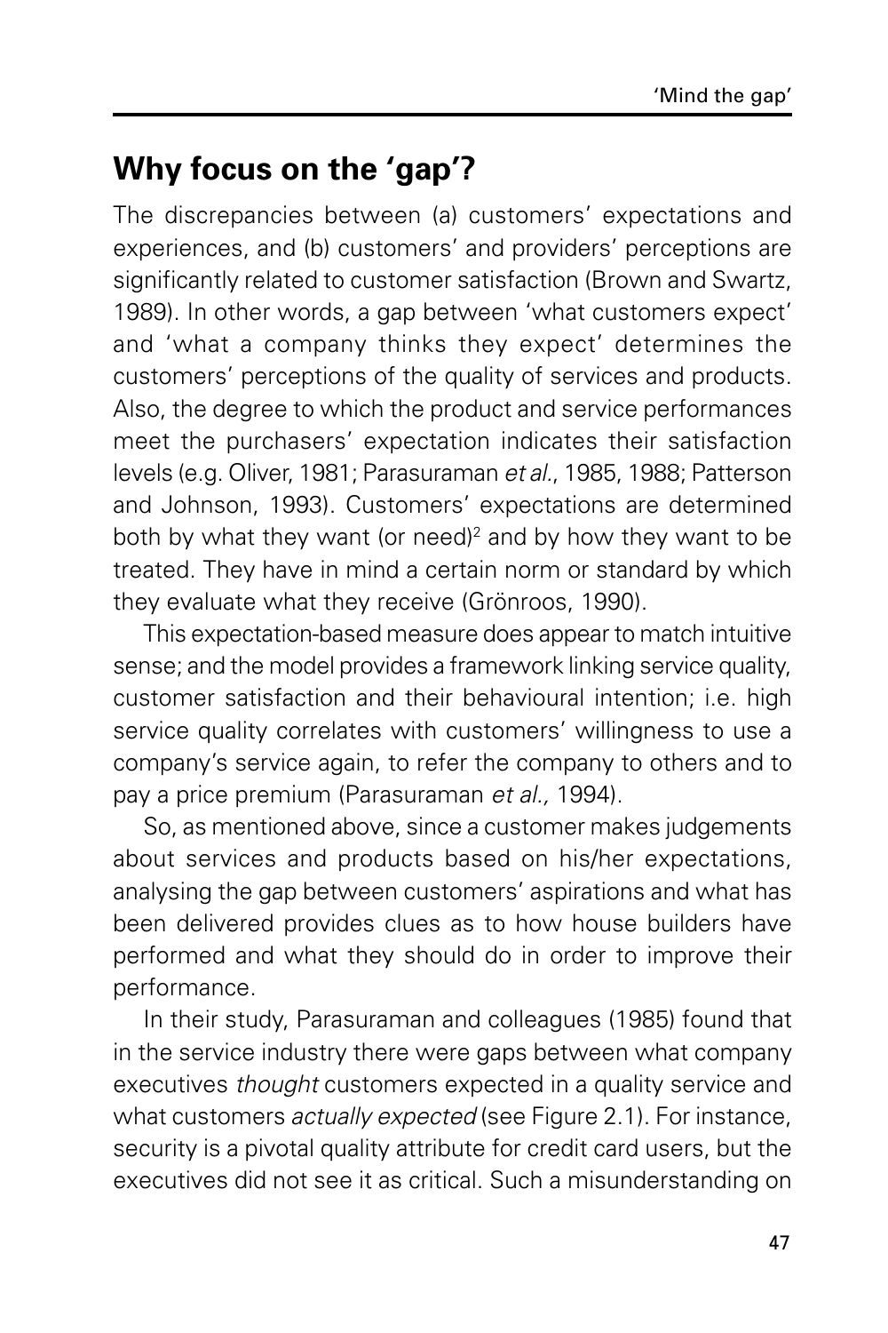## Why focus on the 'gap'?

The discrepancies between (a) customers' expectations and experiences, and (b) customers' and providers' perceptions are significantly related to customer satisfaction (Brown and Swartz, 1989). In other words, a gap between 'what customers expect' and 'what a company thinks they expect' determines the customers' perceptions of the quality of services and products. Also, the degree to which the product and service performances meet the purchasers' expectation indicates their satisfaction levels (e.g. Oliver, 1981; Parasuraman *et al.*, 1985, 1988; Patterson and Johnson, 1993). Customers' expectations are determined both by what they want (or need)[2] and by how they want to be treated. They have in mind a certain norm or standard by which they evaluate what they receive (Grönroos, 1990).

This expectation-based measure does appear to match intuitive sense; and the model provides a framework linking service quality, customer satisfaction and their behavioural intention; i.e. high service quality correlates with customers' willingness to use a company's service again, to refer the company to others and to pay a price premium (Parasuraman *et al.,* 1994).

So, as mentioned above, since a customer makes judgements about services and products based on his/her expectations, analysing the gap between customers' aspirations and what has been delivered provides clues as to how house builders have performed and what they should do in order to improve their performance.

In their study, Parasuraman and colleagues (1985) found that in the service industry there were gaps between what company executives *thought* customers expected in a quality service and what customers *actually expected* (see Figure 2.1). For instance, security is a pivotal quality attribute for credit card users, but the executives did not see it as critical. Such a misunderstanding on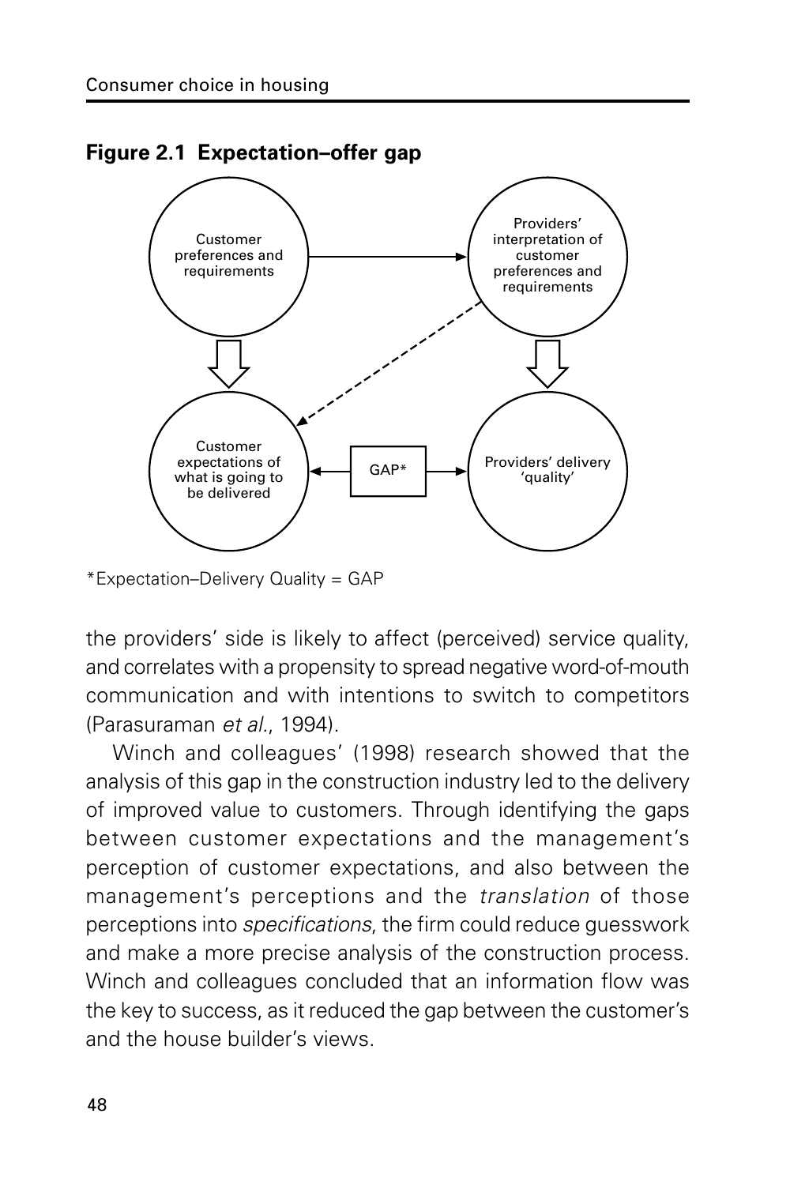**Figure 2.1 Expectation–offer gap**

Customer preferences and requirements

Providers' interpretation of customer preferences and requirements

Customer expectations of what is going to be delivered

GAP*

Providers' delivery 'quality'

*Expectation–Delivery Quality = GAP

the providers' side is likely to affect (perceived) service quality, and correlates with a propensity to spread negative word-of-mouth communication and with intentions to switch to competitors (Parasuraman *et al.*, 1994).

Winch and colleagues' (1998) research showed that the analysis of this gap in the construction industry led to the delivery of improved value to customers. Through identifying the gaps between customer expectations and the management's perception of customer expectations, and also between the management's perceptions and the *translation* of those perceptions into *specifications*, the firm could reduce guesswork and make a more precise analysis of the construction process. Winch and colleagues concluded that an information flow was the key to success, as it reduced the gap between the customer's and the house builder's views.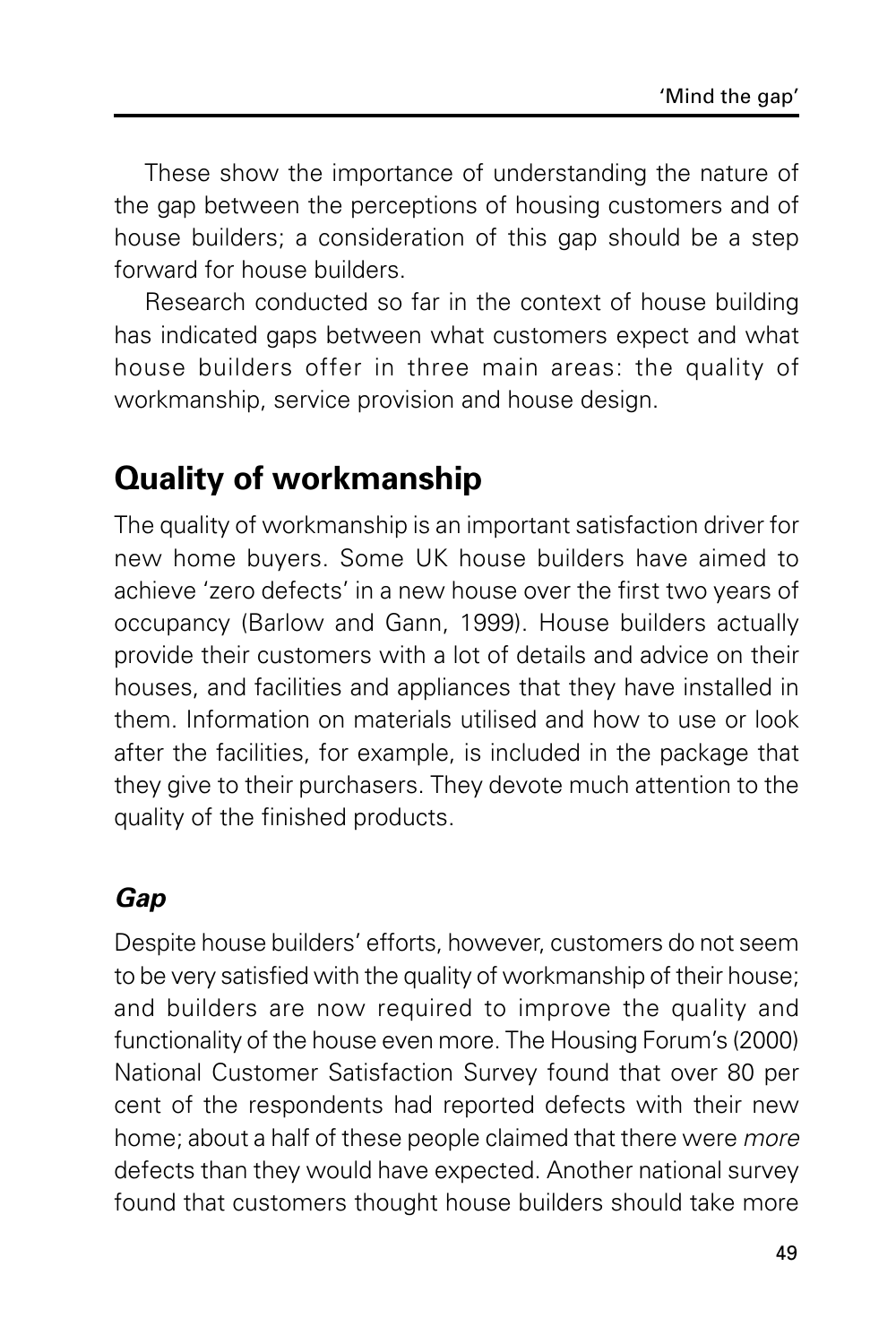These show the importance of understanding the nature of the gap between the perceptions of housing customers and of house builders; a consideration of this gap should be a step forward for house builders.

Research conducted so far in the context of house building has indicated gaps between what customers expect and what house builders offer in three main areas: the quality of workmanship, service provision and house design.

## Quality of workmanship

The quality of workmanship is an important satisfaction driver for new home buyers. Some UK house builders have aimed to achieve 'zero defects' in a new house over the first two years of occupancy (Barlow and Gann, 1999). House builders actually provide their customers with a lot of details and advice on their houses, and facilities and appliances that they have installed in them. Information on materials utilised and how to use or look after the facilities, for example, is included in the package that they give to their purchasers. They devote much attention to the quality of the finished products.

### *Gap*

Despite house builders' efforts, however, customers do not seem to be very satisfied with the quality of workmanship of their house; and builders are now required to improve the quality and functionality of the house even more. The Housing Forum's (2000) National Customer Satisfaction Survey found that over 80 per cent of the respondents had reported defects with their new home; about a half of these people claimed that there were *more* defects than they would have expected. Another national survey found that customers thought house builders should take more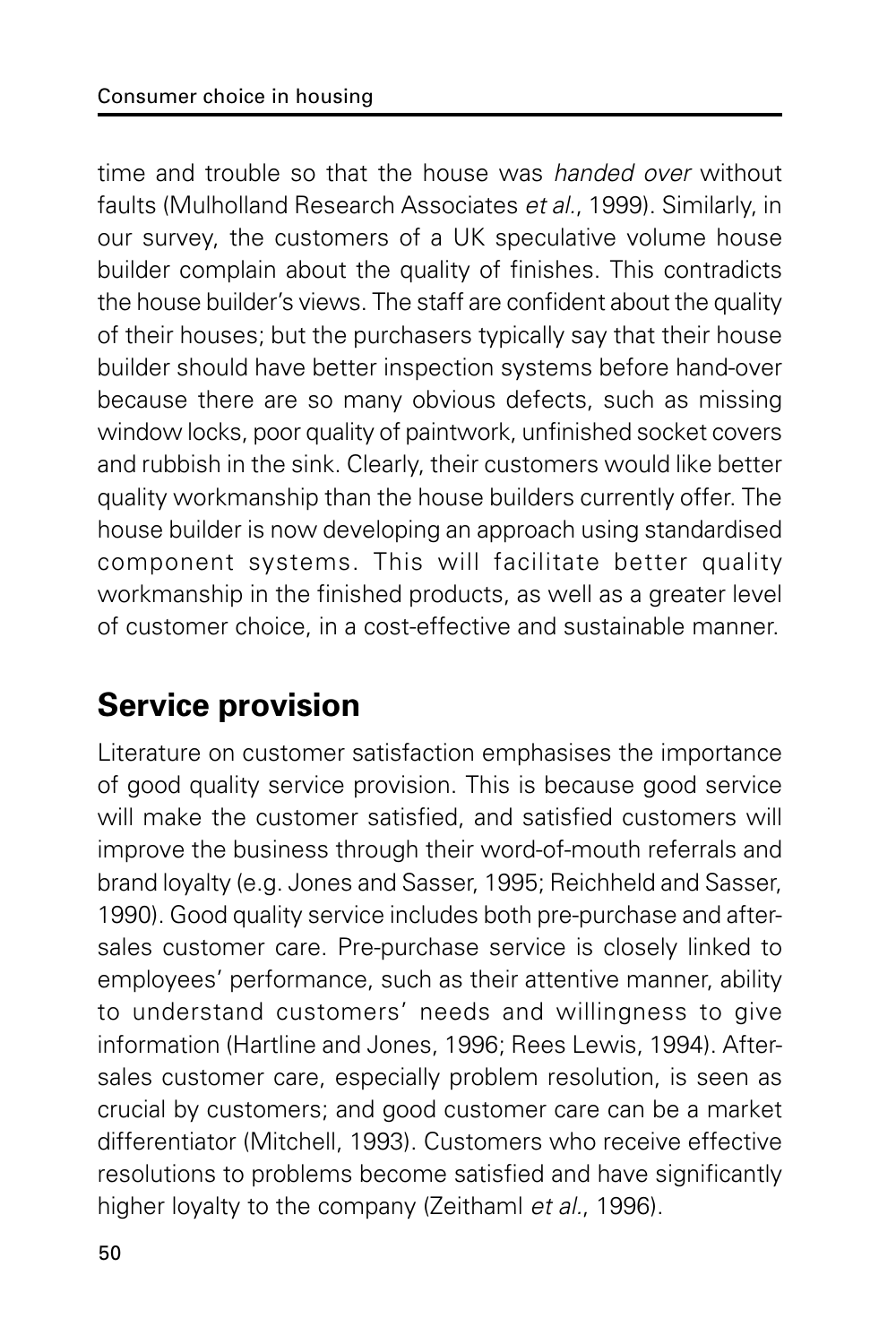time and trouble so that the house was *handed over* without faults (Mulholland Research Associates *et al.*, 1999). Similarly, in our survey, the customers of a UK speculative volume house builder complain about the quality of finishes. This contradicts the house builder's views. The staff are confident about the quality of their houses; but the purchasers typically say that their house builder should have better inspection systems before hand-over because there are so many obvious defects, such as missing window locks, poor quality of paintwork, unfinished socket covers and rubbish in the sink. Clearly, their customers would like better quality workmanship than the house builders currently offer. The house builder is now developing an approach using standardised component systems. This will facilitate better quality workmanship in the finished products, as well as a greater level of customer choice, in a cost-effective and sustainable manner.

## Service provision

Literature on customer satisfaction emphasises the importance of good quality service provision. This is because good service will make the customer satisfied, and satisfied customers will improve the business through their word-of-mouth referrals and brand loyalty (e.g. Jones and Sasser, 1995; Reichheld and Sasser, 1990). Good quality service includes both pre-purchase and after-sales customer care. Pre-purchase service is closely linked to employees' performance, such as their attentive manner, ability to understand customers' needs and willingness to give information (Hartline and Jones, 1996; Rees Lewis, 1994). After-sales customer care, especially problem resolution, is seen as crucial by customers; and good customer care can be a market differentiator (Mitchell, 1993). Customers who receive effective resolutions to problems become satisfied and have significantly higher loyalty to the company (Zeithaml *et al.*, 1996).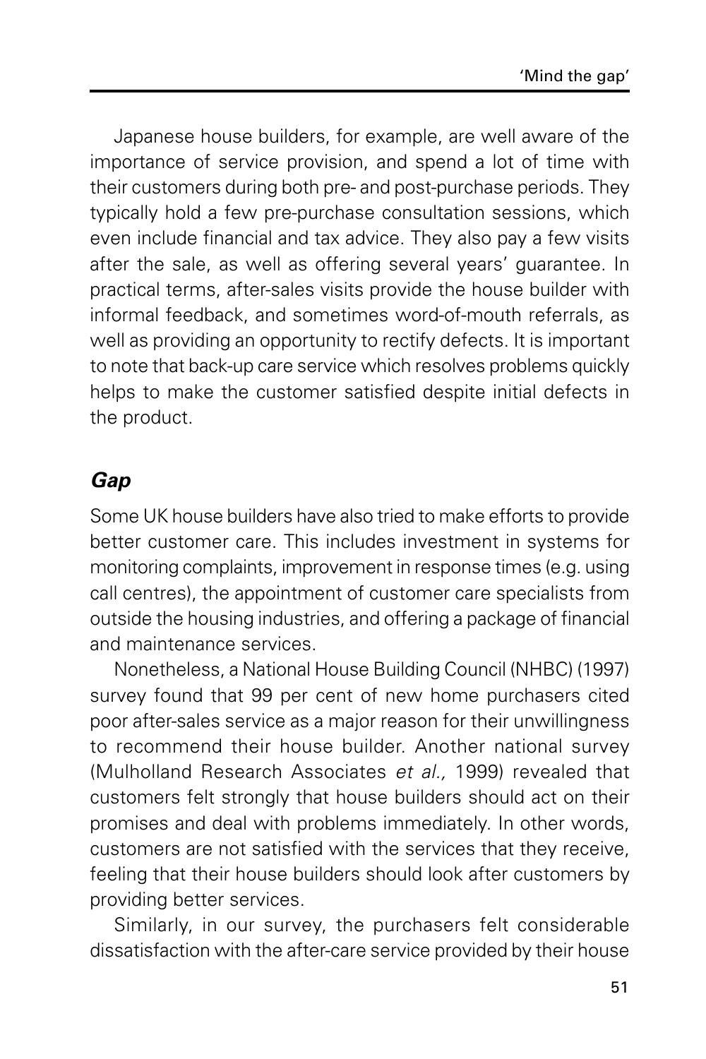Japanese house builders, for example, are well aware of the importance of service provision, and spend a lot of time with their customers during both pre- and post-purchase periods. They typically hold a few pre-purchase consultation sessions, which even include financial and tax advice. They also pay a few visits after the sale, as well as offering several years' guarantee. In practical terms, after-sales visits provide the house builder with informal feedback, and sometimes word-of-mouth referrals, as well as providing an opportunity to rectify defects. It is important to note that back-up care service which resolves problems quickly helps to make the customer satisfied despite initial defects in the product.

### *Gap*

Some UK house builders have also tried to make efforts to provide better customer care. This includes investment in systems for monitoring complaints, improvement in response times (e.g. using call centres), the appointment of customer care specialists from outside the housing industries, and offering a package of financial and maintenance services.

Nonetheless, a National House Building Council (NHBC) (1997) survey found that 99 per cent of new home purchasers cited poor after-sales service as a major reason for their unwillingness to recommend their house builder. Another national survey (Mulholland Research Associates *et al.,* 1999) revealed that customers felt strongly that house builders should act on their promises and deal with problems immediately. In other words, customers are not satisfied with the services that they receive, feeling that their house builders should look after customers by providing better services.

Similarly, in our survey, the purchasers felt considerable dissatisfaction with the after-care service provided by their house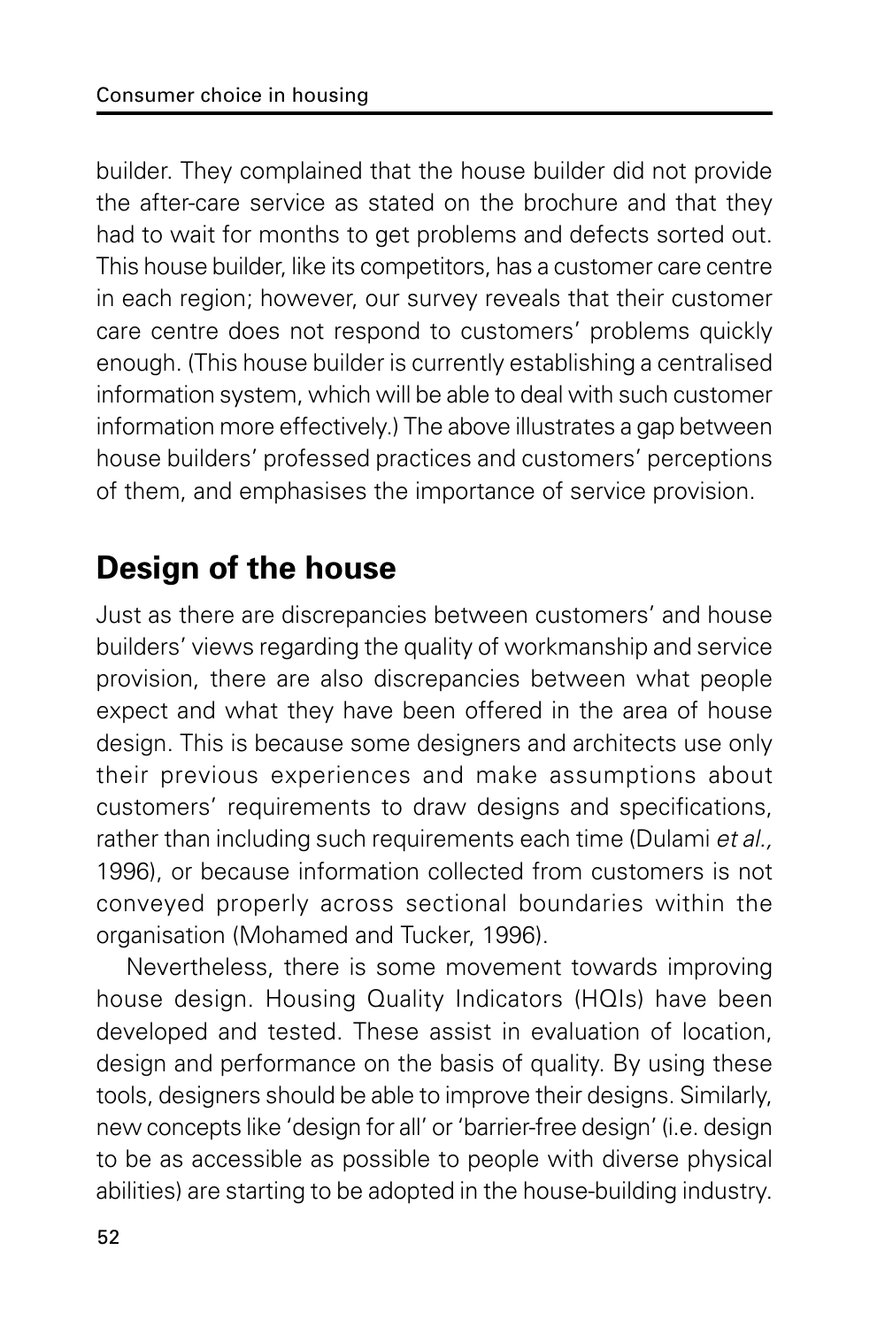builder. They complained that the house builder did not provide the after-care service as stated on the brochure and that they had to wait for months to get problems and defects sorted out. This house builder, like its competitors, has a customer care centre in each region; however, our survey reveals that their customer care centre does not respond to customers' problems quickly enough. (This house builder is currently establishing a centralised information system, which will be able to deal with such customer information more effectively.) The above illustrates a gap between house builders' professed practices and customers' perceptions of them, and emphasises the importance of service provision.

## Design of the house

Just as there are discrepancies between customers' and house builders' views regarding the quality of workmanship and service provision, there are also discrepancies between what people expect and what they have been offered in the area of house design. This is because some designers and architects use only their previous experiences and make assumptions about customers' requirements to draw designs and specifications, rather than including such requirements each time (Dulami *et al.,* 1996), or because information collected from customers is not conveyed properly across sectional boundaries within the organisation (Mohamed and Tucker, 1996).

Nevertheless, there is some movement towards improving house design. Housing Quality Indicators (HQIs) have been developed and tested. These assist in evaluation of location, design and performance on the basis of quality. By using these tools, designers should be able to improve their designs. Similarly, new concepts like 'design for all' or 'barrier-free design' (i.e. design to be as accessible as possible to people with diverse physical abilities) are starting to be adopted in the house-building industry.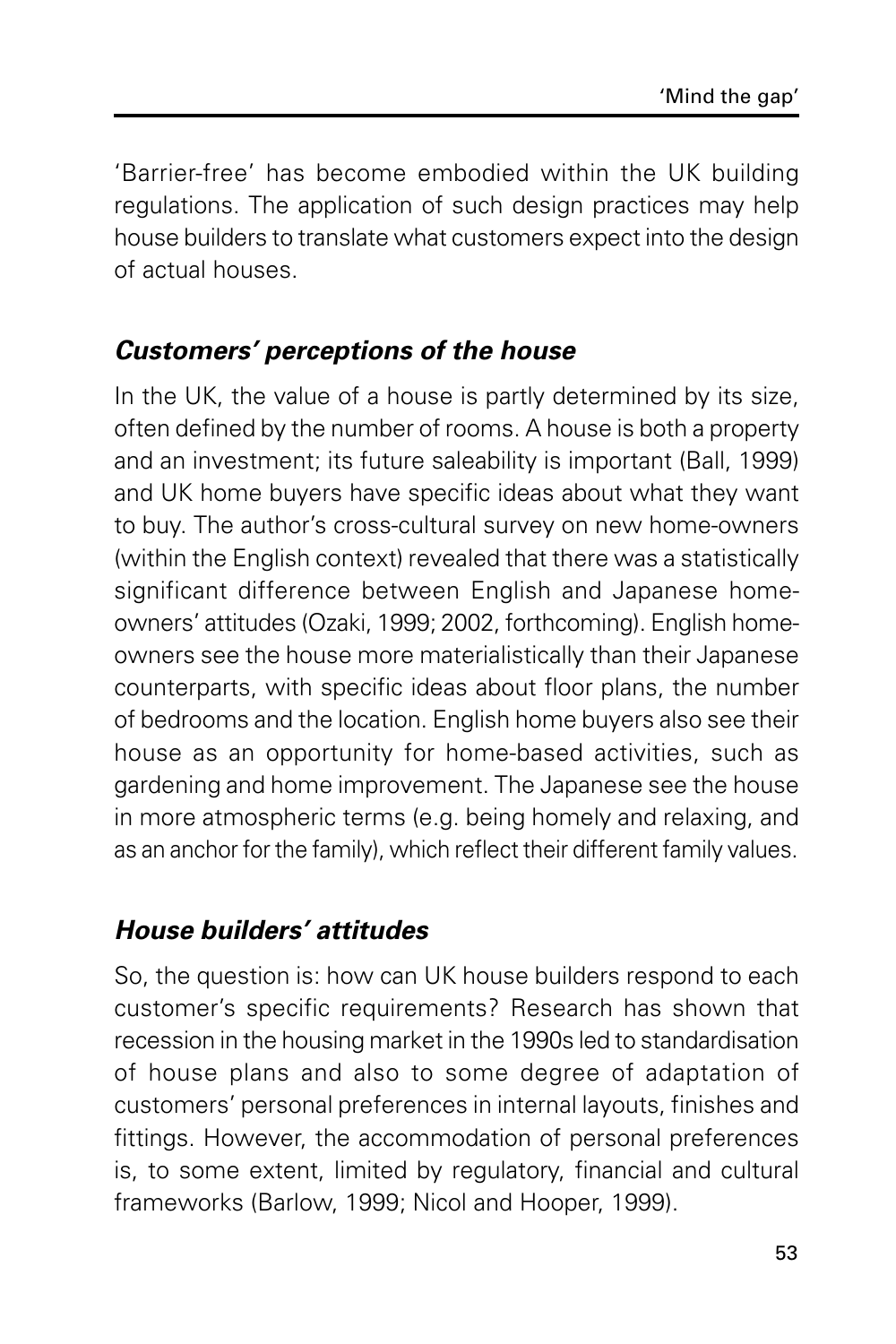'Barrier-free' has become embodied within the UK building regulations. The application of such design practices may help house builders to translate what customers expect into the design of actual houses.

### *Customers' perceptions of the house*

In the UK, the value of a house is partly determined by its size, often defined by the number of rooms. A house is both a property and an investment; its future saleability is important (Ball, 1999) and UK home buyers have specific ideas about what they want to buy. The author's cross-cultural survey on new home-owners (within the English context) revealed that there was a statistically significant difference between English and Japanese home-owners' attitudes (Ozaki, 1999; 2002, forthcoming). English home-owners see the house more materialistically than their Japanese counterparts, with specific ideas about floor plans, the number of bedrooms and the location. English home buyers also see their house as an opportunity for home-based activities, such as gardening and home improvement. The Japanese see the house in more atmospheric terms (e.g. being homely and relaxing, and as an anchor for the family), which reflect their different family values.

### *House builders' attitudes*

So, the question is: how can UK house builders respond to each customer's specific requirements? Research has shown that recession in the housing market in the 1990s led to standardisation of house plans and also to some degree of adaptation of customers' personal preferences in internal layouts, finishes and fittings. However, the accommodation of personal preferences is, to some extent, limited by regulatory, financial and cultural frameworks (Barlow, 1999; Nicol and Hooper, 1999).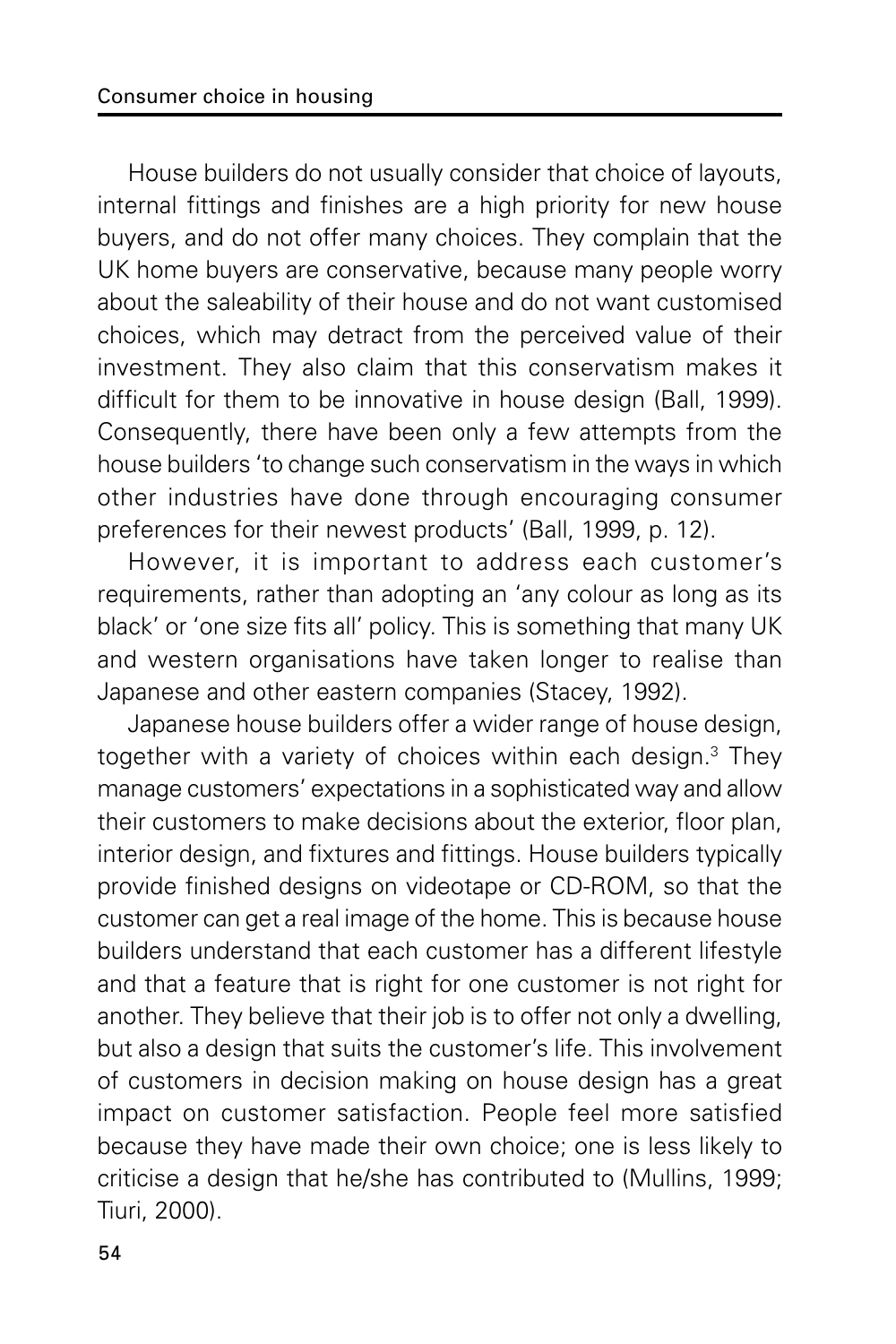House builders do not usually consider that choice of layouts, internal fittings and finishes are a high priority for new house buyers, and do not offer many choices. They complain that the UK home buyers are conservative, because many people worry about the saleability of their house and do not want customised choices, which may detract from the perceived value of their investment. They also claim that this conservatism makes it difficult for them to be innovative in house design (Ball, 1999). Consequently, there have been only a few attempts from the house builders 'to change such conservatism in the ways in which other industries have done through encouraging consumer preferences for their newest products' (Ball, 1999, p. 12).

However, it is important to address each customer's requirements, rather than adopting an 'any colour as long as its black' or 'one size fits all' policy. This is something that many UK and western organisations have taken longer to realise than Japanese and other eastern companies (Stacey, 1992).

Japanese house builders offer a wider range of house design, together with a variety of choices within each design.[3] They manage customers' expectations in a sophisticated way and allow their customers to make decisions about the exterior, floor plan, interior design, and fixtures and fittings. House builders typically provide finished designs on videotape or CD-ROM, so that the customer can get a real image of the home. This is because house builders understand that each customer has a different lifestyle and that a feature that is right for one customer is not right for another. They believe that their job is to offer not only a dwelling, but also a design that suits the customer's life. This involvement of customers in decision making on house design has a great impact on customer satisfaction. People feel more satisfied because they have made their own choice; one is less likely to criticise a design that he/she has contributed to (Mullins, 1999; Tiuri, 2000).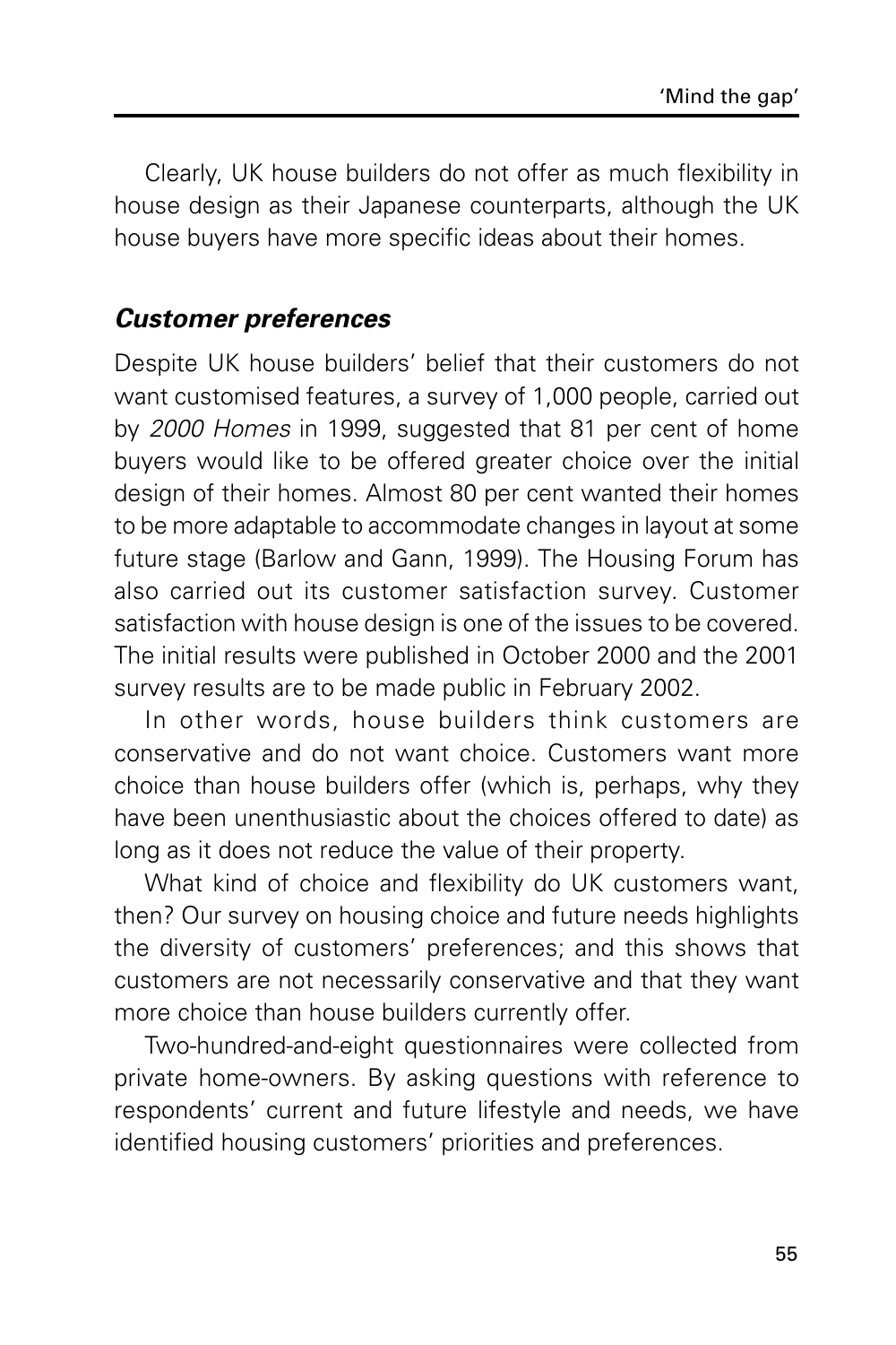Clearly, UK house builders do not offer as much flexibility in house design as their Japanese counterparts, although the UK house buyers have more specific ideas about their homes.

### ***Customer preferences***

Despite UK house builders' belief that their customers do not want customised features, a survey of 1,000 people, carried out by *2000 Homes* in 1999, suggested that 81 per cent of home buyers would like to be offered greater choice over the initial design of their homes. Almost 80 per cent wanted their homes to be more adaptable to accommodate changes in layout at some future stage (Barlow and Gann, 1999). The Housing Forum has also carried out its customer satisfaction survey. Customer satisfaction with house design is one of the issues to be covered. The initial results were published in October 2000 and the 2001 survey results are to be made public in February 2002.

In other words, house builders think customers are conservative and do not want choice. Customers want more choice than house builders offer (which is, perhaps, why they have been unenthusiastic about the choices offered to date) as long as it does not reduce the value of their property.

What kind of choice and flexibility do UK customers want, then? Our survey on housing choice and future needs highlights the diversity of customers' preferences; and this shows that customers are not necessarily conservative and that they want more choice than house builders currently offer.

Two-hundred-and-eight questionnaires were collected from private home-owners. By asking questions with reference to respondents' current and future lifestyle and needs, we have identified housing customers' priorities and preferences.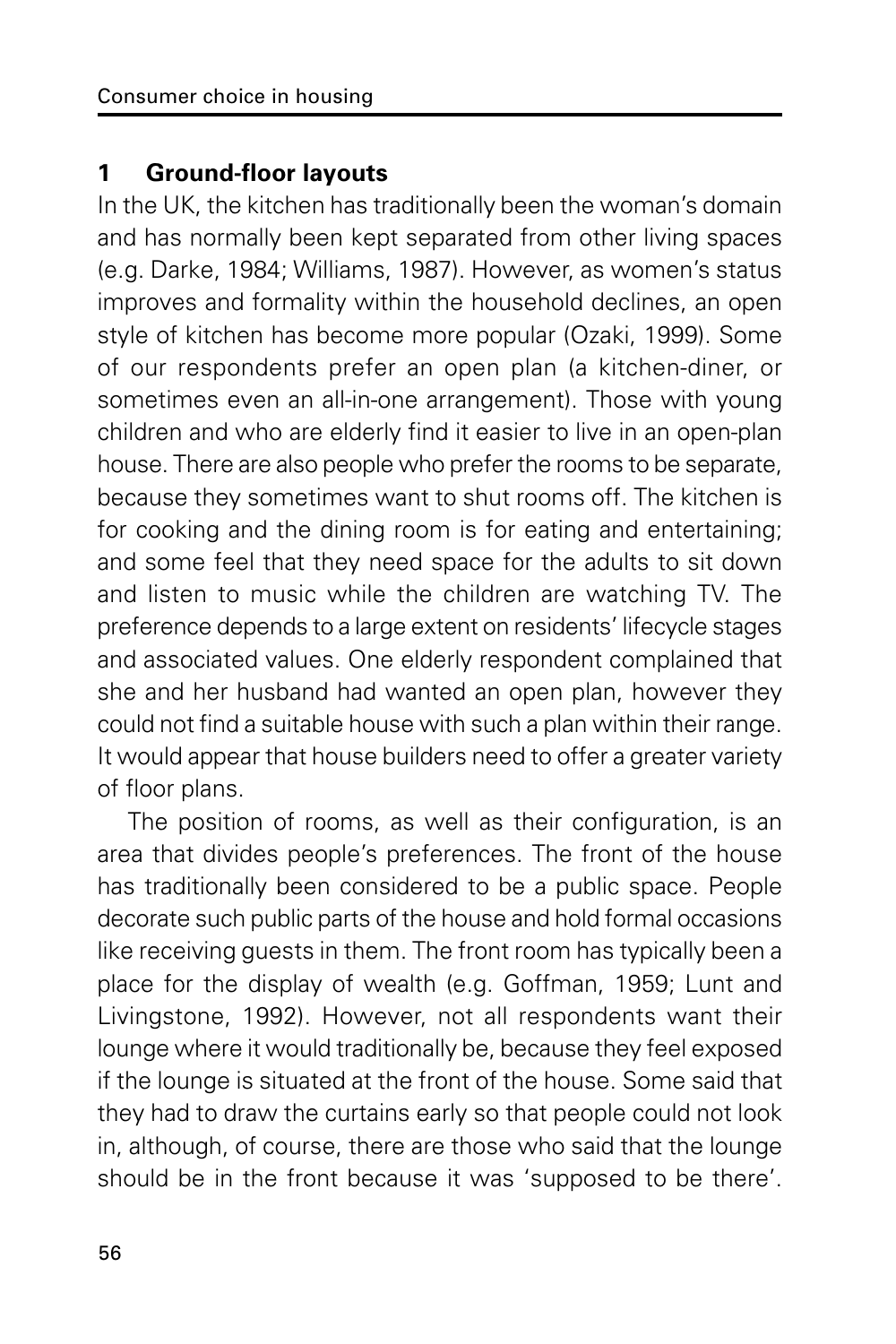### 1 Ground-floor layouts

In the UK, the kitchen has traditionally been the woman's domain and has normally been kept separated from other living spaces (e.g. Darke, 1984; Williams, 1987). However, as women's status improves and formality within the household declines, an open style of kitchen has become more popular (Ozaki, 1999). Some of our respondents prefer an open plan (a kitchen-diner, or sometimes even an all-in-one arrangement). Those with young children and who are elderly find it easier to live in an open-plan house. There are also people who prefer the rooms to be separate, because they sometimes want to shut rooms off. The kitchen is for cooking and the dining room is for eating and entertaining; and some feel that they need space for the adults to sit down and listen to music while the children are watching TV. The preference depends to a large extent on residents' lifecycle stages and associated values. One elderly respondent complained that she and her husband had wanted an open plan, however they could not find a suitable house with such a plan within their range. It would appear that house builders need to offer a greater variety of floor plans.

The position of rooms, as well as their configuration, is an area that divides people's preferences. The front of the house has traditionally been considered to be a public space. People decorate such public parts of the house and hold formal occasions like receiving guests in them. The front room has typically been a place for the display of wealth (e.g. Goffman, 1959; Lunt and Livingstone, 1992). However, not all respondents want their lounge where it would traditionally be, because they feel exposed if the lounge is situated at the front of the house. Some said that they had to draw the curtains early so that people could not look in, although, of course, there are those who said that the lounge should be in the front because it was 'supposed to be there'.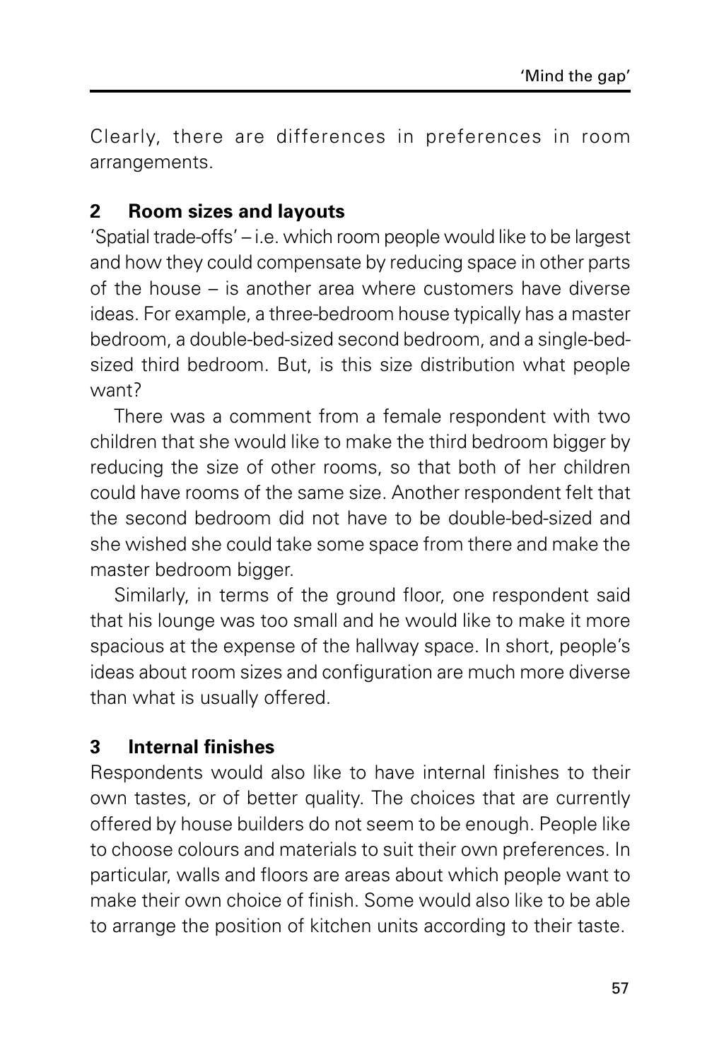Clearly, there are differences in preferences in room arrangements.

### 2 Room sizes and layouts

'Spatial trade-offs' – i.e. which room people would like to be largest and how they could compensate by reducing space in other parts of the house – is another area where customers have diverse ideas. For example, a three-bedroom house typically has a master bedroom, a double-bed-sized second bedroom, and a single-bed-sized third bedroom. But, is this size distribution what people want?

There was a comment from a female respondent with two children that she would like to make the third bedroom bigger by reducing the size of other rooms, so that both of her children could have rooms of the same size. Another respondent felt that the second bedroom did not have to be double-bed-sized and she wished she could take some space from there and make the master bedroom bigger.

Similarly, in terms of the ground floor, one respondent said that his lounge was too small and he would like to make it more spacious at the expense of the hallway space. In short, people's ideas about room sizes and configuration are much more diverse than what is usually offered.

### 3 Internal finishes

Respondents would also like to have internal finishes to their own tastes, or of better quality. The choices that are currently offered by house builders do not seem to be enough. People like to choose colours and materials to suit their own preferences. In particular, walls and floors are areas about which people want to make their own choice of finish. Some would also like to be able to arrange the position of kitchen units according to their taste.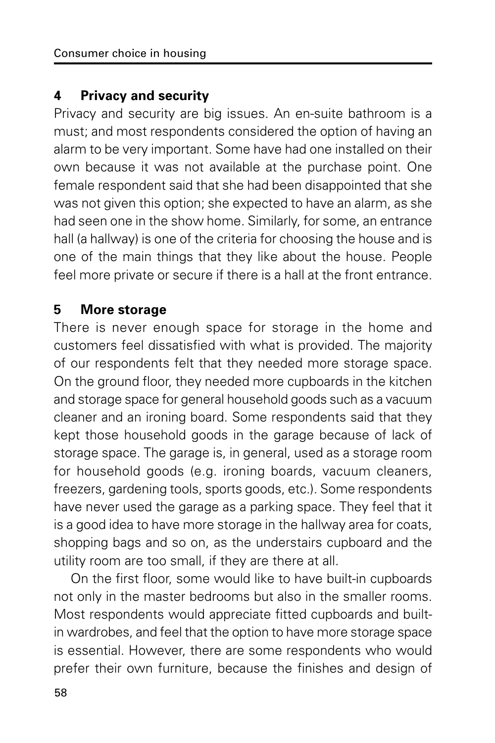## 4 Privacy and security

Privacy and security are big issues. An en-suite bathroom is a must; and most respondents considered the option of having an alarm to be very important. Some have had one installed on their own because it was not available at the purchase point. One female respondent said that she had been disappointed that she was not given this option; she expected to have an alarm, as she had seen one in the show home. Similarly, for some, an entrance hall (a hallway) is one of the criteria for choosing the house and is one of the main things that they like about the house. People feel more private or secure if there is a hall at the front entrance.

## 5 More storage

There is never enough space for storage in the home and customers feel dissatisfied with what is provided. The majority of our respondents felt that they needed more storage space. On the ground floor, they needed more cupboards in the kitchen and storage space for general household goods such as a vacuum cleaner and an ironing board. Some respondents said that they kept those household goods in the garage because of lack of storage space. The garage is, in general, used as a storage room for household goods (e.g. ironing boards, vacuum cleaners, freezers, gardening tools, sports goods, etc.). Some respondents have never used the garage as a parking space. They feel that it is a good idea to have more storage in the hallway area for coats, shopping bags and so on, as the understairs cupboard and the utility room are too small, if they are there at all.

On the first floor, some would like to have built-in cupboards not only in the master bedrooms but also in the smaller rooms. Most respondents would appreciate fitted cupboards and built-in wardrobes, and feel that the option to have more storage space is essential. However, there are some respondents who would prefer their own furniture, because the finishes and design of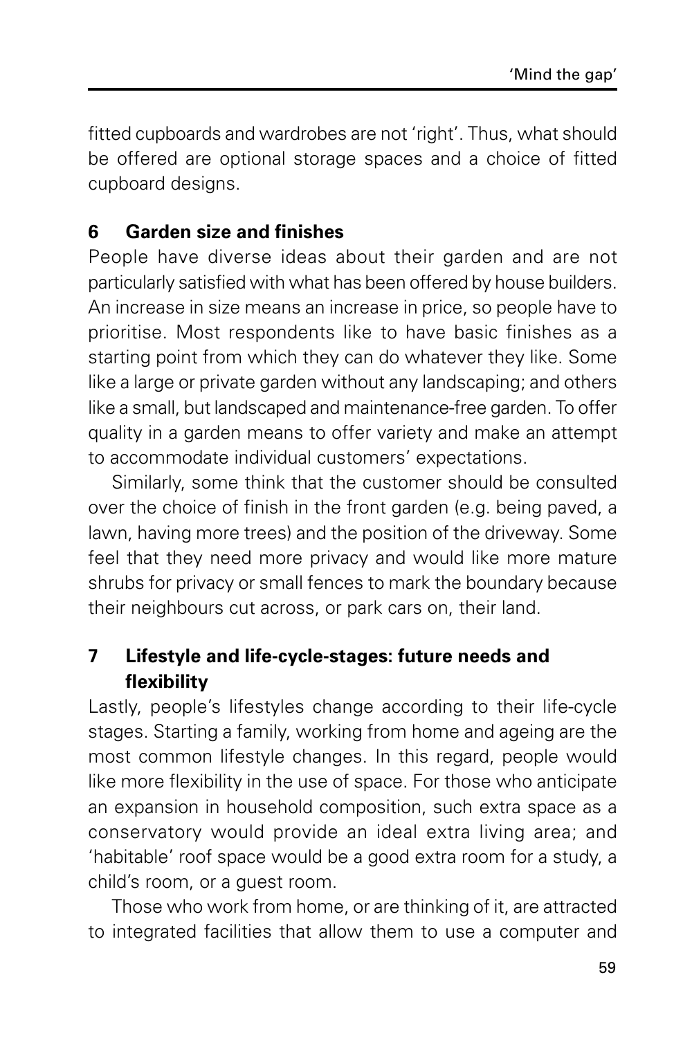fitted cupboards and wardrobes are not 'right'. Thus, what should be offered are optional storage spaces and a choice of fitted cupboard designs.

### 6 Garden size and finishes

People have diverse ideas about their garden and are not particularly satisfied with what has been offered by house builders. An increase in size means an increase in price, so people have to prioritise. Most respondents like to have basic finishes as a starting point from which they can do whatever they like. Some like a large or private garden without any landscaping; and others like a small, but landscaped and maintenance-free garden. To offer quality in a garden means to offer variety and make an attempt to accommodate individual customers' expectations.

Similarly, some think that the customer should be consulted over the choice of finish in the front garden (e.g. being paved, a lawn, having more trees) and the position of the driveway. Some feel that they need more privacy and would like more mature shrubs for privacy or small fences to mark the boundary because their neighbours cut across, or park cars on, their land.

### 7 Lifestyle and life-cycle-stages: future needs and flexibility

Lastly, people's lifestyles change according to their life-cycle stages. Starting a family, working from home and ageing are the most common lifestyle changes. In this regard, people would like more flexibility in the use of space. For those who anticipate an expansion in household composition, such extra space as a conservatory would provide an ideal extra living area; and 'habitable' roof space would be a good extra room for a study, a child's room, or a guest room.

Those who work from home, or are thinking of it, are attracted to integrated facilities that allow them to use a computer and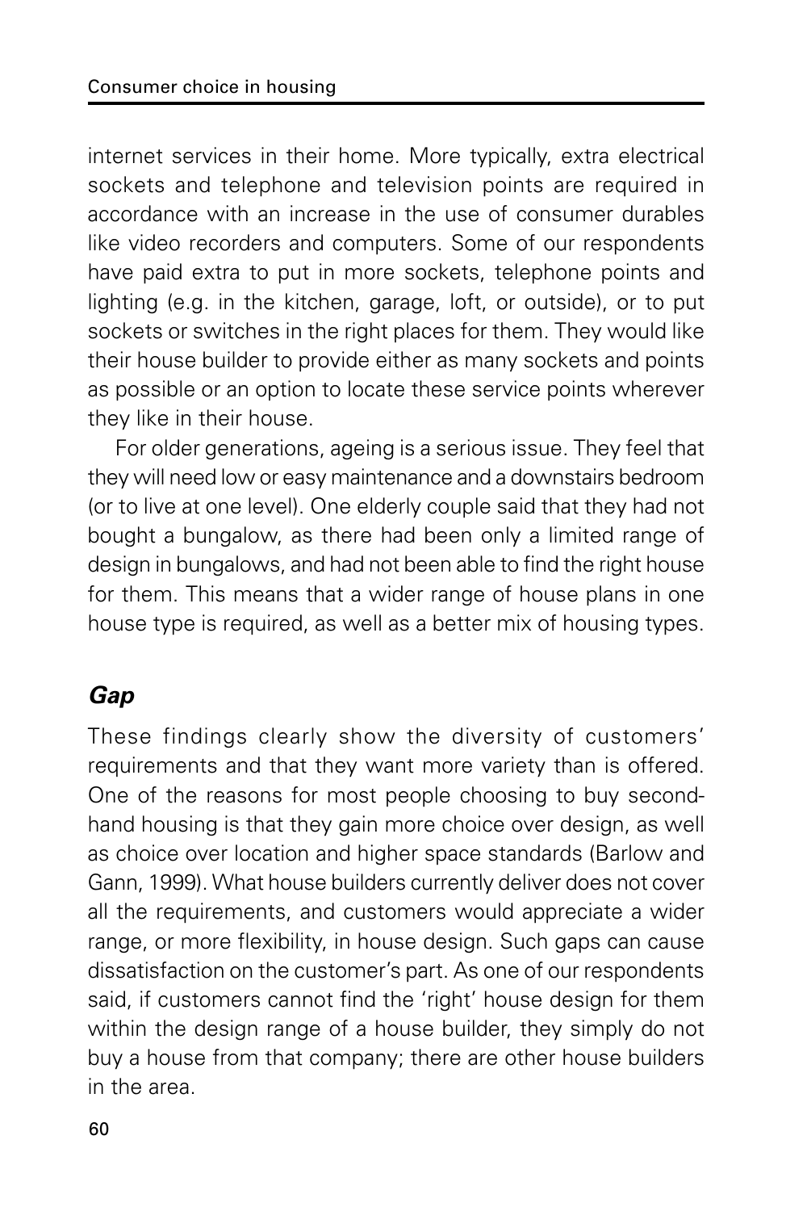internet services in their home. More typically, extra electrical sockets and telephone and television points are required in accordance with an increase in the use of consumer durables like video recorders and computers. Some of our respondents have paid extra to put in more sockets, telephone points and lighting (e.g. in the kitchen, garage, loft, or outside), or to put sockets or switches in the right places for them. They would like their house builder to provide either as many sockets and points as possible or an option to locate these service points wherever they like in their house.

For older generations, ageing is a serious issue. They feel that they will need low or easy maintenance and a downstairs bedroom (or to live at one level). One elderly couple said that they had not bought a bungalow, as there had been only a limited range of design in bungalows, and had not been able to find the right house for them. This means that a wider range of house plans in one house type is required, as well as a better mix of housing types.

### *Gap*

These findings clearly show the diversity of customers' requirements and that they want more variety than is offered. One of the reasons for most people choosing to buy second-hand housing is that they gain more choice over design, as well as choice over location and higher space standards (Barlow and Gann, 1999). What house builders currently deliver does not cover all the requirements, and customers would appreciate a wider range, or more flexibility, in house design. Such gaps can cause dissatisfaction on the customer's part. As one of our respondents said, if customers cannot find the 'right' house design for them within the design range of a house builder, they simply do not buy a house from that company; there are other house builders in the area.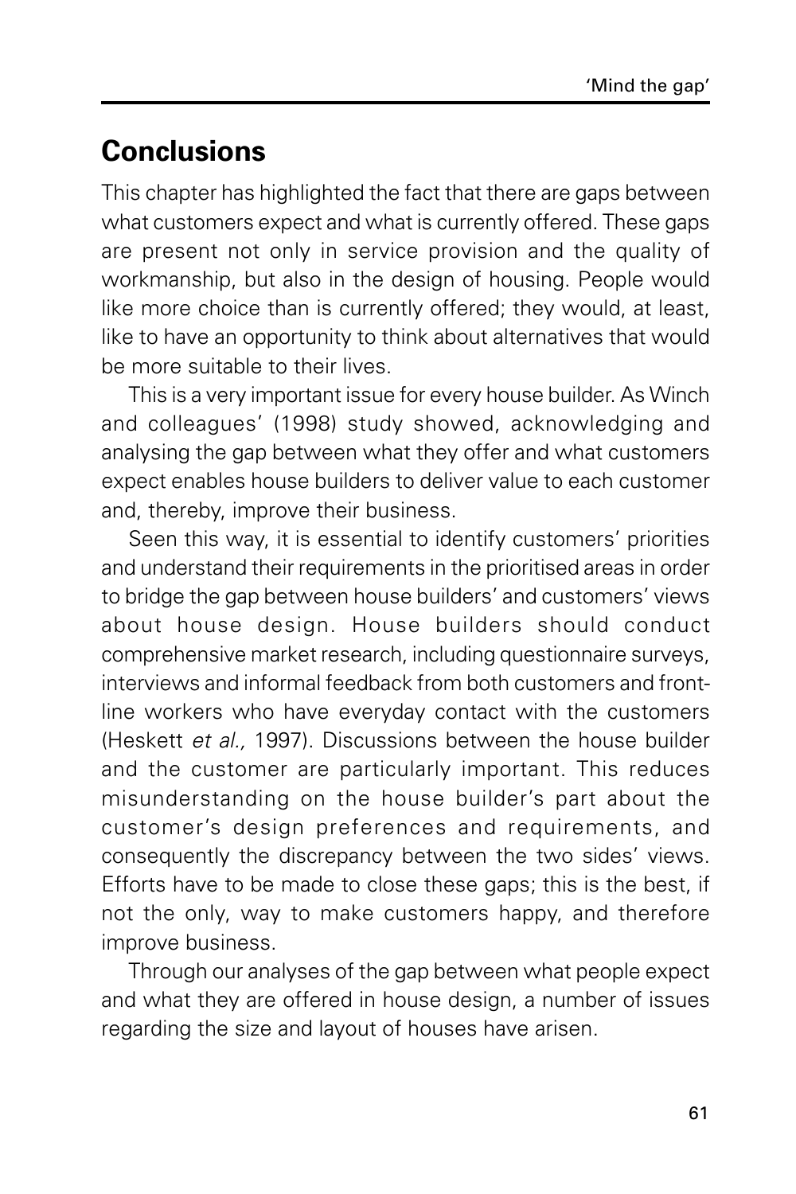## Conclusions

This chapter has highlighted the fact that there are gaps between what customers expect and what is currently offered. These gaps are present not only in service provision and the quality of workmanship, but also in the design of housing. People would like more choice than is currently offered; they would, at least, like to have an opportunity to think about alternatives that would be more suitable to their lives.

This is a very important issue for every house builder. As Winch and colleagues' (1998) study showed, acknowledging and analysing the gap between what they offer and what customers expect enables house builders to deliver value to each customer and, thereby, improve their business.

Seen this way, it is essential to identify customers' priorities and understand their requirements in the prioritised areas in order to bridge the gap between house builders' and customers' views about house design. House builders should conduct comprehensive market research, including questionnaire surveys, interviews and informal feedback from both customers and front-line workers who have everyday contact with the customers (Heskett *et al.,* 1997). Discussions between the house builder and the customer are particularly important. This reduces misunderstanding on the house builder's part about the customer's design preferences and requirements, and consequently the discrepancy between the two sides' views. Efforts have to be made to close these gaps; this is the best, if not the only, way to make customers happy, and therefore improve business.

Through our analyses of the gap between what people expect and what they are offered in house design, a number of issues regarding the size and layout of houses have arisen.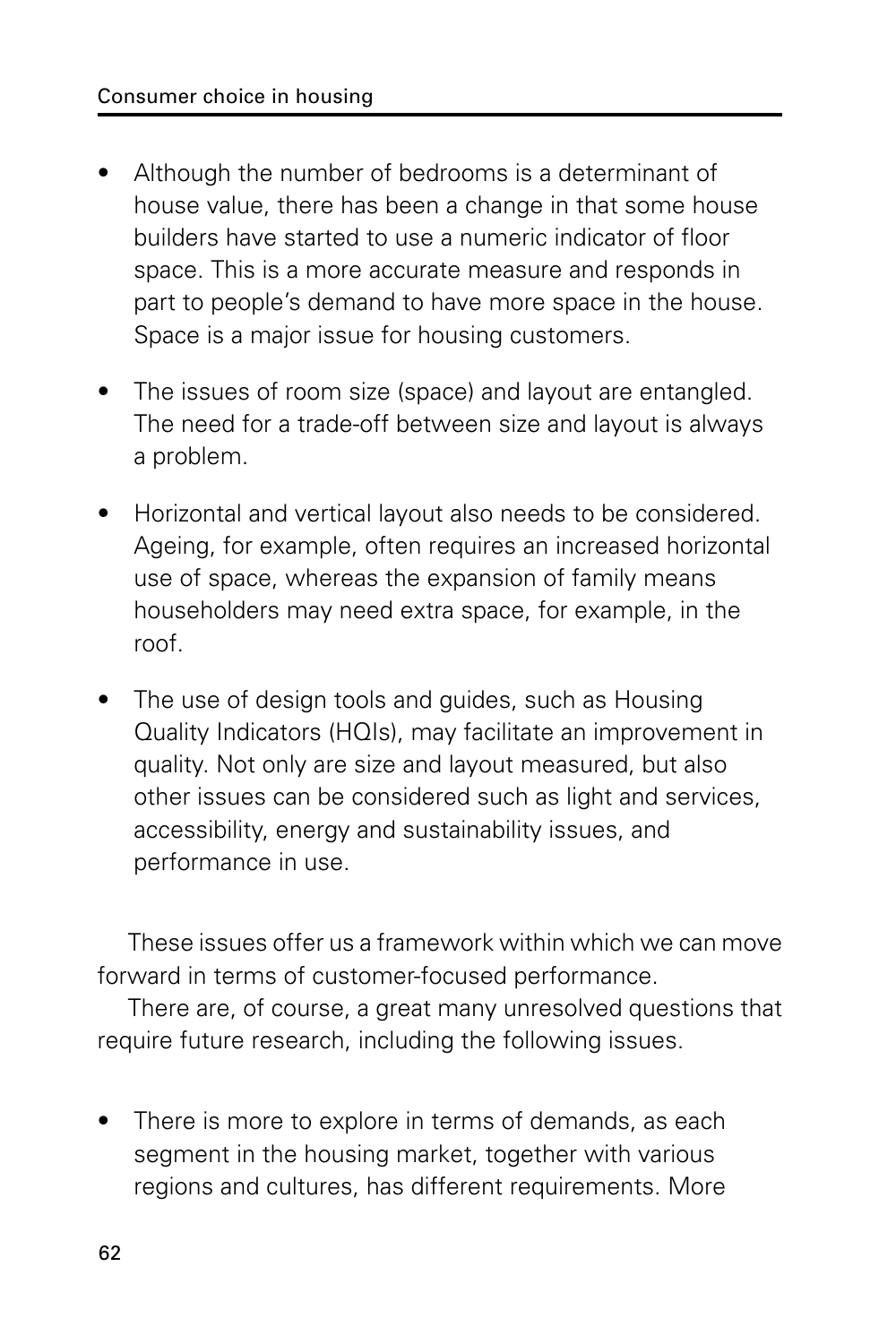- Although the number of bedrooms is a determinant of house value, there has been a change in that some house builders have started to use a numeric indicator of floor space. This is a more accurate measure and responds in part to people's demand to have more space in the house. Space is a major issue for housing customers.

- The issues of room size (space) and layout are entangled. The need for a trade-off between size and layout is always a problem.

- Horizontal and vertical layout also needs to be considered. Ageing, for example, often requires an increased horizontal use of space, whereas the expansion of family means householders may need extra space, for example, in the roof.

- The use of design tools and guides, such as Housing Quality Indicators (HQIs), may facilitate an improvement in quality. Not only are size and layout measured, but also other issues can be considered such as light and services, accessibility, energy and sustainability issues, and performance in use.

These issues offer us a framework within which we can move forward in terms of customer-focused performance.

There are, of course, a great many unresolved questions that require future research, including the following issues.

- There is more to explore in terms of demands, as each segment in the housing market, together with various regions and cultures, has different requirements. More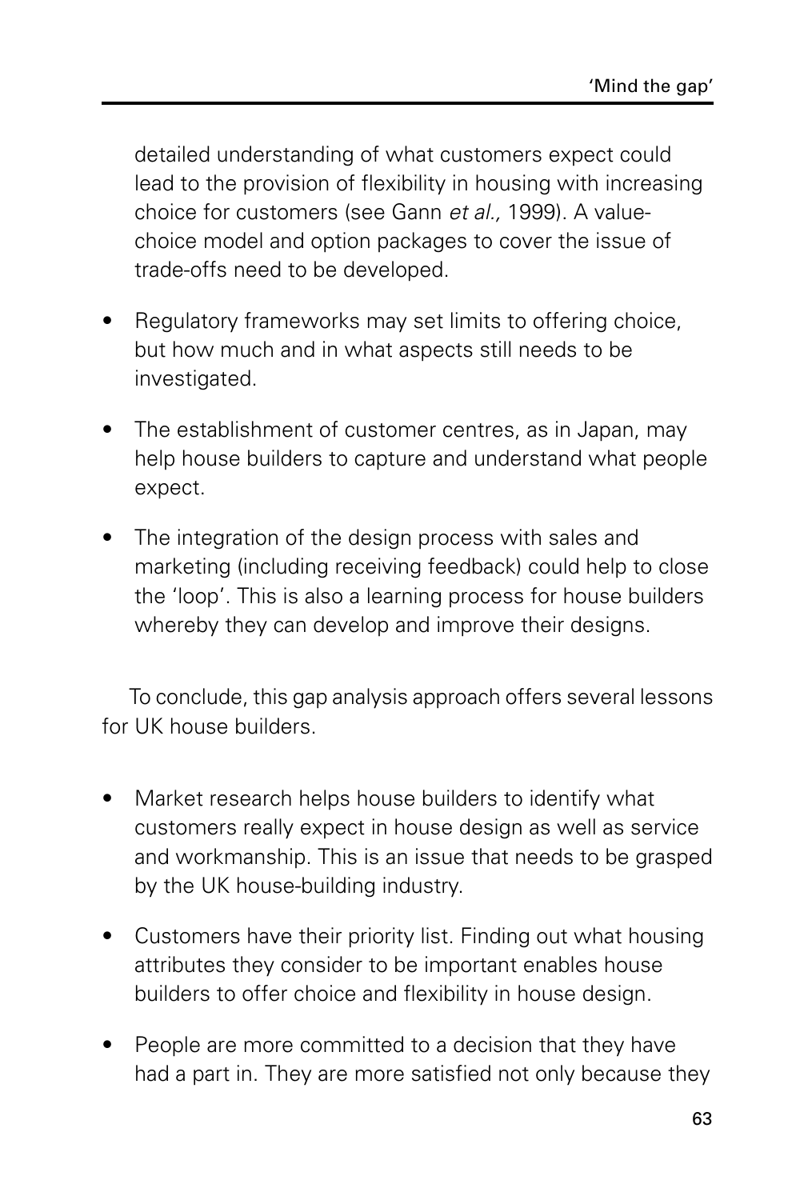detailed understanding of what customers expect could lead to the provision of flexibility in housing with increasing choice for customers (see Gann *et al.,* 1999). A value-choice model and option packages to cover the issue of trade-offs need to be developed.

- Regulatory frameworks may set limits to offering choice, but how much and in what aspects still needs to be investigated.
- The establishment of customer centres, as in Japan, may help house builders to capture and understand what people expect.
- The integration of the design process with sales and marketing (including receiving feedback) could help to close the 'loop'. This is also a learning process for house builders whereby they can develop and improve their designs.

To conclude, this gap analysis approach offers several lessons for UK house builders.

- Market research helps house builders to identify what customers really expect in house design as well as service and workmanship. This is an issue that needs to be grasped by the UK house-building industry.
- Customers have their priority list. Finding out what housing attributes they consider to be important enables house builders to offer choice and flexibility in house design.
- People are more committed to a decision that they have had a part in. They are more satisfied not only because they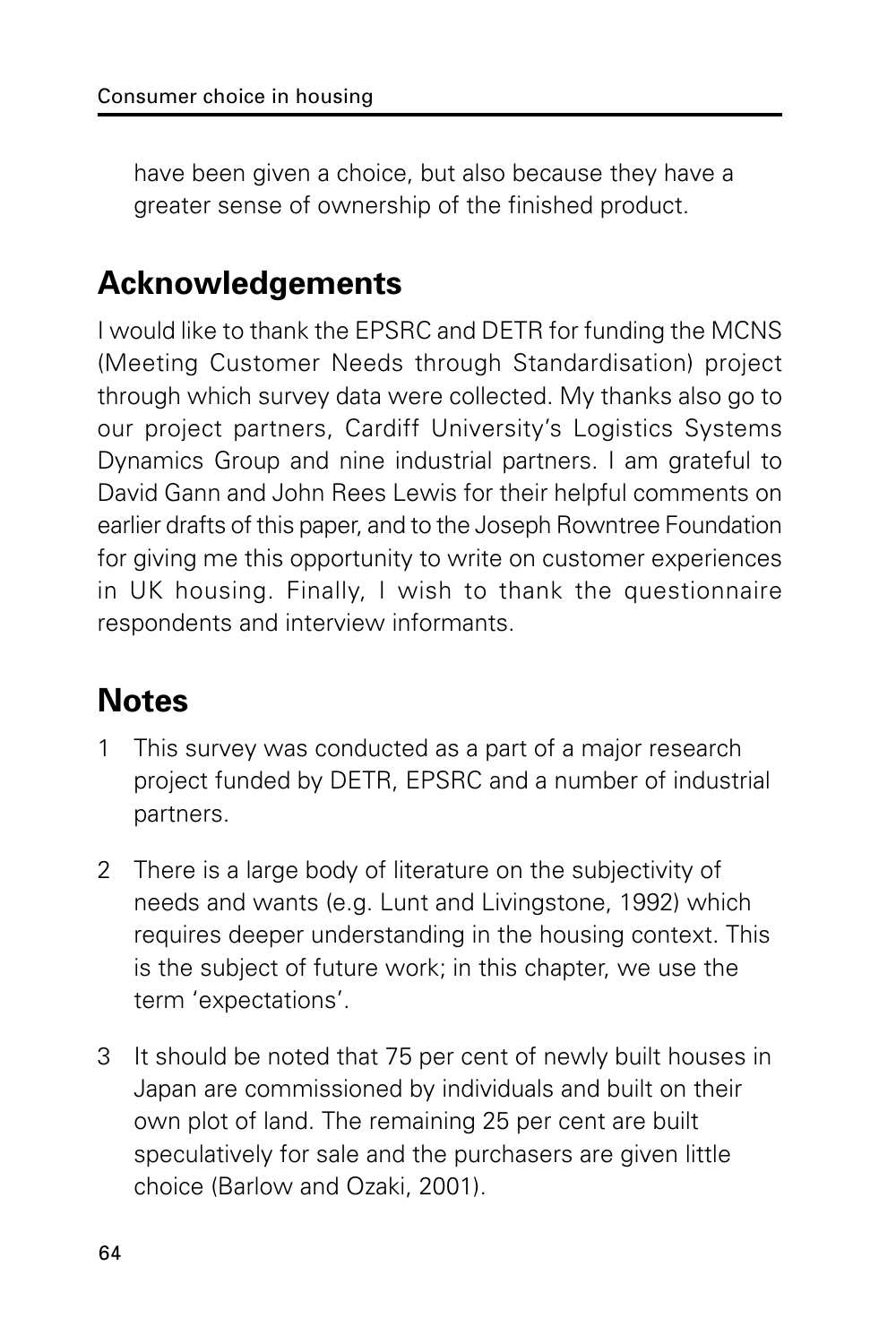have been given a choice, but also because they have a greater sense of ownership of the finished product.

## Acknowledgements

I would like to thank the EPSRC and DETR for funding the MCNS (Meeting Customer Needs through Standardisation) project through which survey data were collected. My thanks also go to our project partners, Cardiff University's Logistics Systems Dynamics Group and nine industrial partners. I am grateful to David Gann and John Rees Lewis for their helpful comments on earlier drafts of this paper, and to the Joseph Rowntree Foundation for giving me this opportunity to write on customer experiences in UK housing. Finally, I wish to thank the questionnaire respondents and interview informants.

## Notes

1 This survey was conducted as a part of a major research project funded by DETR, EPSRC and a number of industrial partners.

2 There is a large body of literature on the subjectivity of needs and wants (e.g. Lunt and Livingstone, 1992) which requires deeper understanding in the housing context. This is the subject of future work; in this chapter, we use the term 'expectations'.

3 It should be noted that 75 per cent of newly built houses in Japan are commissioned by individuals and built on their own plot of land. The remaining 25 per cent are built speculatively for sale and the purchasers are given little choice (Barlow and Ozaki, 2001).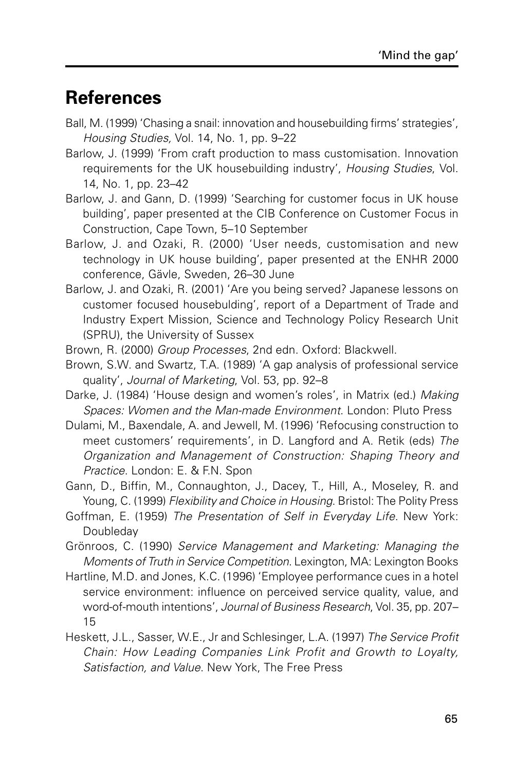## References

Ball, M. (1999) 'Chasing a snail: innovation and housebuilding firms' strategies', *Housing Studies,* Vol. 14, No. 1, pp. 9–22

Barlow, J. (1999) 'From craft production to mass customisation. Innovation requirements for the UK housebuilding industry', *Housing Studies*, Vol. 14, No. 1, pp. 23–42

Barlow, J. and Gann, D. (1999) 'Searching for customer focus in UK house building', paper presented at the CIB Conference on Customer Focus in Construction, Cape Town, 5–10 September

Barlow, J. and Ozaki, R. (2000) 'User needs, customisation and new technology in UK house building', paper presented at the ENHR 2000 conference, Gävle, Sweden, 26–30 June

Barlow, J. and Ozaki, R. (2001) 'Are you being served? Japanese lessons on customer focused housebulding', report of a Department of Trade and Industry Expert Mission, Science and Technology Policy Research Unit (SPRU), the University of Sussex

Brown, R. (2000) *Group Processes*, 2nd edn. Oxford: Blackwell.

Brown, S.W. and Swartz, T.A. (1989) 'A gap analysis of professional service quality', *Journal of Marketing*, Vol. 53, pp. 92–8

Darke, J. (1984) 'House design and women's roles', in Matrix (ed.) *Making Spaces: Women and the Man-made Environment*. London: Pluto Press

Dulami, M., Baxendale, A. and Jewell, M. (1996) 'Refocusing construction to meet customers' requirements', in D. Langford and A. Retik (eds) *The Organization and Management of Construction: Shaping Theory and Practice*. London: E. & F.N. Spon

Gann, D., Biffin, M., Connaughton, J., Dacey, T., Hill, A., Moseley, R. and Young, C. (1999) *Flexibility and Choice in Housing*. Bristol: The Polity Press

Goffman, E. (1959) *The Presentation of Self in Everyday Life*. New York: Doubleday

Grönroos, C. (1990) *Service Management and Marketing: Managing the Moments of Truth in Service Competition*. Lexington, MA: Lexington Books

Hartline, M.D. and Jones, K.C. (1996) 'Employee performance cues in a hotel service environment: influence on perceived service quality, value, and word-of-mouth intentions', *Journal of Business Research*, Vol. 35, pp. 207–15

Heskett, J.L., Sasser, W.E., Jr and Schlesinger, L.A. (1997) *The Service Profit Chain: How Leading Companies Link Profit and Growth to Loyalty, Satisfaction, and Value*. New York, The Free Press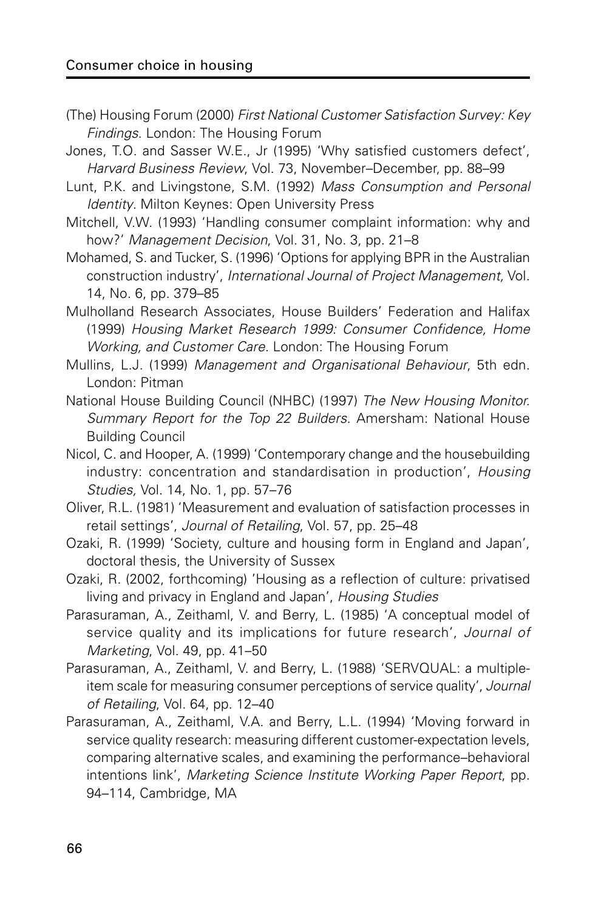(The) Housing Forum (2000) *First National Customer Satisfaction Survey: Key Findings*. London: The Housing Forum

Jones, T.O. and Sasser W.E., Jr (1995) 'Why satisfied customers defect', *Harvard Business Review*, Vol. 73, November–December, pp. 88–99

Lunt, P.K. and Livingstone, S.M. (1992) *Mass Consumption and Personal Identity*. Milton Keynes: Open University Press

Mitchell, V.W. (1993) 'Handling consumer complaint information: why and how?' *Management Decision*, Vol. 31, No. 3, pp. 21–8

Mohamed, S. and Tucker, S. (1996) 'Options for applying BPR in the Australian construction industry', *International Journal of Project Management,* Vol. 14, No. 6, pp. 379–85

Mulholland Research Associates, House Builders' Federation and Halifax (1999) *Housing Market Research 1999: Consumer Confidence, Home Working, and Customer Care*. London: The Housing Forum

Mullins, L.J. (1999) *Management and Organisational Behaviour*, 5th edn. London: Pitman

National House Building Council (NHBC) (1997) *The New Housing Monitor. Summary Report for the Top 22 Builders.* Amersham: National House Building Council

Nicol, C. and Hooper, A. (1999) 'Contemporary change and the housebuilding industry: concentration and standardisation in production', *Housing Studies,* Vol. 14, No. 1, pp. 57–76

Oliver, R.L. (1981) 'Measurement and evaluation of satisfaction processes in retail settings', *Journal of Retailing*, Vol. 57, pp. 25–48

Ozaki, R. (1999) 'Society, culture and housing form in England and Japan', doctoral thesis, the University of Sussex

Ozaki, R. (2002, forthcoming) 'Housing as a reflection of culture: privatised living and privacy in England and Japan', *Housing Studies*

Parasuraman, A., Zeithaml, V. and Berry, L. (1985) 'A conceptual model of service quality and its implications for future research', *Journal of Marketing*, Vol. 49, pp. 41–50

Parasuraman, A., Zeithaml, V. and Berry, L. (1988) 'SERVQUAL: a multiple-item scale for measuring consumer perceptions of service quality', *Journal of Retailing*, Vol. 64, pp. 12–40

Parasuraman, A., Zeithaml, V.A. and Berry, L.L. (1994) 'Moving forward in service quality research: measuring different customer-expectation levels, comparing alternative scales, and examining the performance–behavioral intentions link', *Marketing Science Institute Working Paper Report*, pp. 94–114, Cambridge, MA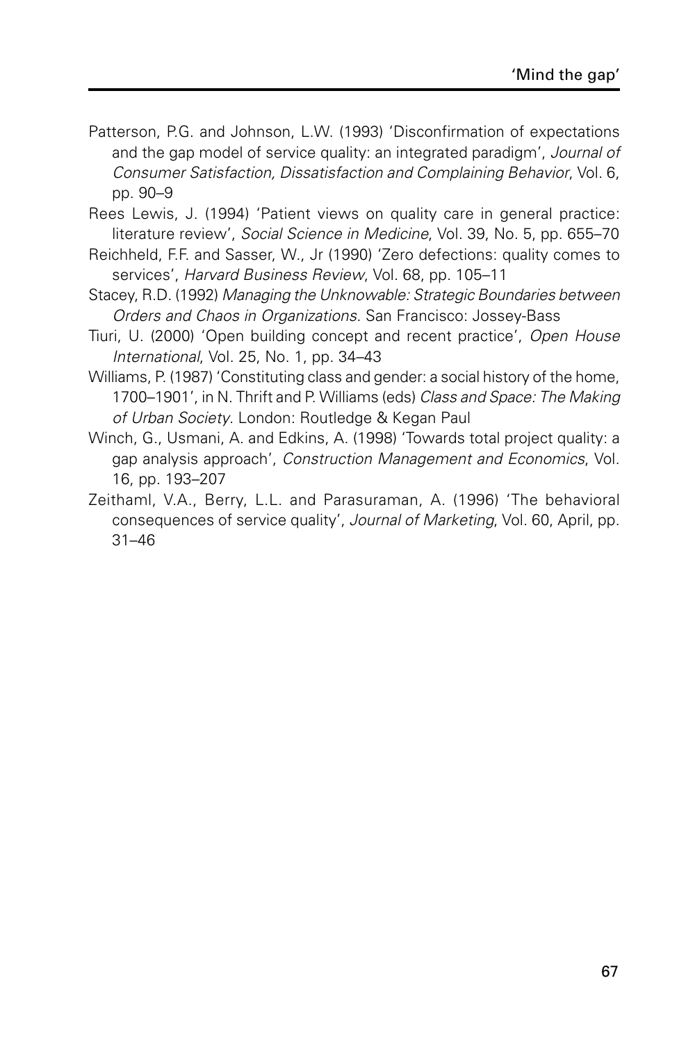Patterson, P.G. and Johnson, L.W. (1993) 'Disconfirmation of expectations and the gap model of service quality: an integrated paradigm', *Journal of Consumer Satisfaction, Dissatisfaction and Complaining Behavior*, Vol. 6, pp. 90–9

Rees Lewis, J. (1994) 'Patient views on quality care in general practice: literature review', *Social Science in Medicine*, Vol. 39, No. 5, pp. 655–70

Reichheld, F.F. and Sasser, W., Jr (1990) 'Zero defections: quality comes to services', *Harvard Business Review*, Vol. 68, pp. 105–11

Stacey, R.D. (1992) *Managing the Unknowable: Strategic Boundaries between Orders and Chaos in Organizations*. San Francisco: Jossey-Bass

Tiuri, U. (2000) 'Open building concept and recent practice', *Open House International*, Vol. 25, No. 1, pp. 34–43

Williams, P. (1987) 'Constituting class and gender: a social history of the home, 1700–1901', in N. Thrift and P. Williams (eds) *Class and Space: The Making of Urban Society*. London: Routledge & Kegan Paul

Winch, G., Usmani, A. and Edkins, A. (1998) 'Towards total project quality: a gap analysis approach', *Construction Management and Economics*, Vol. 16, pp. 193–207

Zeithaml, V.A., Berry, L.L. and Parasuraman, A. (1996) 'The behavioral consequences of service quality', *Journal of Marketing*, Vol. 60, April, pp. 31–46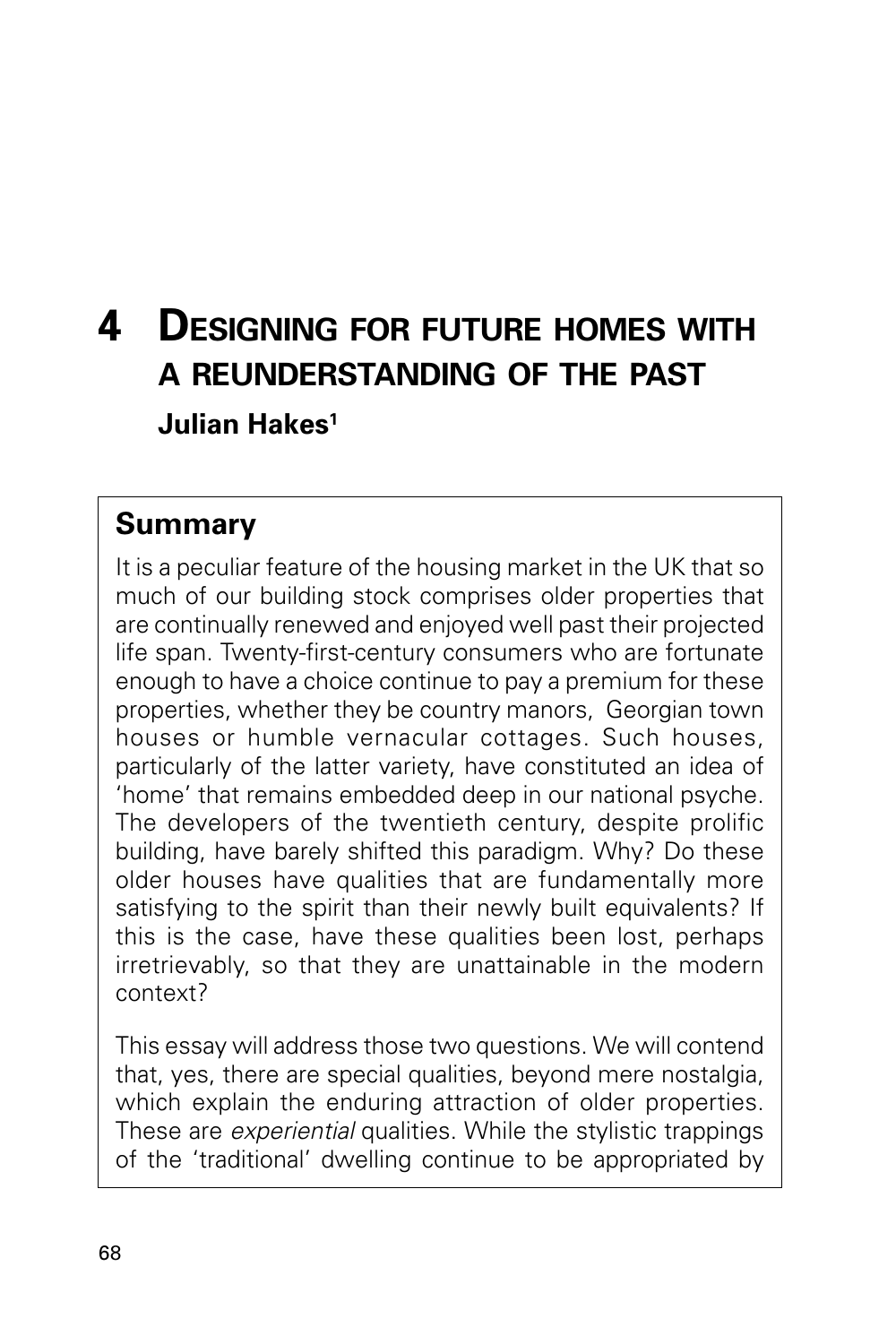# 4 Designing for future homes with a reunderstanding of the past

**Julian Hakes[1]**

## Summary

It is a peculiar feature of the housing market in the UK that so much of our building stock comprises older properties that are continually renewed and enjoyed well past their projected life span. Twenty-first-century consumers who are fortunate enough to have a choice continue to pay a premium for these properties, whether they be country manors, Georgian town houses or humble vernacular cottages. Such houses, particularly of the latter variety, have constituted an idea of 'home' that remains embedded deep in our national psyche. The developers of the twentieth century, despite prolific building, have barely shifted this paradigm. Why? Do these older houses have qualities that are fundamentally more satisfying to the spirit than their newly built equivalents? If this is the case, have these qualities been lost, perhaps irretrievably, so that they are unattainable in the modern context?

This essay will address those two questions. We will contend that, yes, there are special qualities, beyond mere nostalgia, which explain the enduring attraction of older properties. These are *experiential* qualities. While the stylistic trappings of the 'traditional' dwelling continue to be appropriated by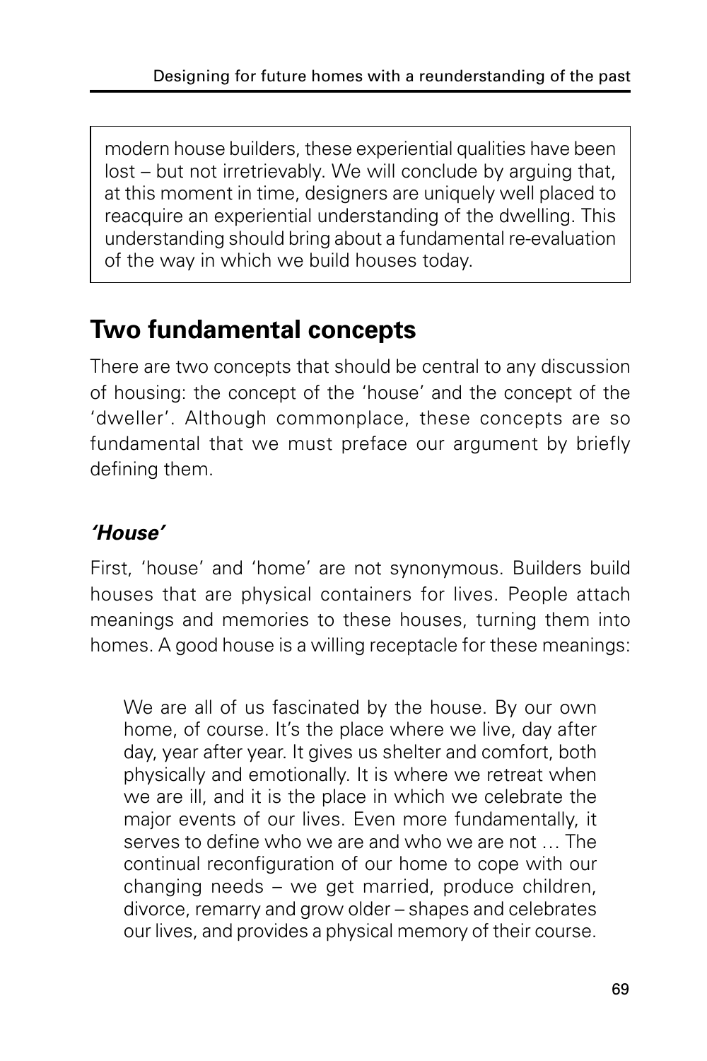modern house builders, these experiential qualities have been lost – but not irretrievably. We will conclude by arguing that, at this moment in time, designers are uniquely well placed to reacquire an experiential understanding of the dwelling. This understanding should bring about a fundamental re-evaluation of the way in which we build houses today.

## Two fundamental concepts

There are two concepts that should be central to any discussion of housing: the concept of the 'house' and the concept of the 'dweller'. Although commonplace, these concepts are so fundamental that we must preface our argument by briefly defining them.

### *'House'*

First, 'house' and 'home' are not synonymous. Builders build houses that are physical containers for lives. People attach meanings and memories to these houses, turning them into homes. A good house is a willing receptacle for these meanings:

> We are all of us fascinated by the house. By our own home, of course. It's the place where we live, day after day, year after year. It gives us shelter and comfort, both physically and emotionally. It is where we retreat when we are ill, and it is the place in which we celebrate the major events of our lives. Even more fundamentally, it serves to define who we are and who we are not … The continual reconfiguration of our home to cope with our changing needs – we get married, produce children, divorce, remarry and grow older – shapes and celebrates our lives, and provides a physical memory of their course.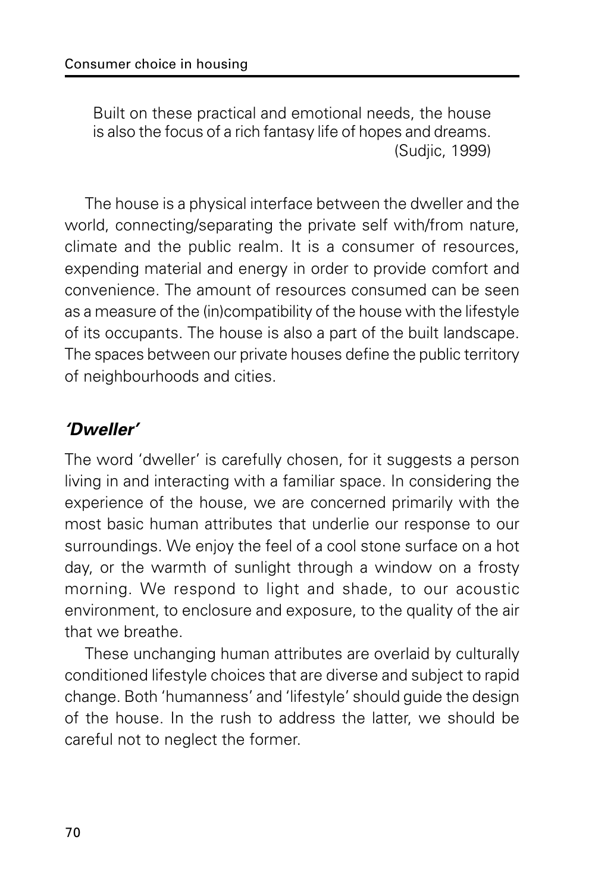> Built on these practical and emotional needs, the house is also the focus of a rich fantasy life of hopes and dreams.
> (Sudjic, 1999)

The house is a physical interface between the dweller and the world, connecting/separating the private self with/from nature, climate and the public realm. It is a consumer of resources, expending material and energy in order to provide comfort and convenience. The amount of resources consumed can be seen as a measure of the (in)compatibility of the house with the lifestyle of its occupants. The house is also a part of the built landscape. The spaces between our private houses define the public territory of neighbourhoods and cities.

### *'Dweller'*

The word 'dweller' is carefully chosen, for it suggests a person living in and interacting with a familiar space. In considering the experience of the house, we are concerned primarily with the most basic human attributes that underlie our response to our surroundings. We enjoy the feel of a cool stone surface on a hot day, or the warmth of sunlight through a window on a frosty morning. We respond to light and shade, to our acoustic environment, to enclosure and exposure, to the quality of the air that we breathe.

These unchanging human attributes are overlaid by culturally conditioned lifestyle choices that are diverse and subject to rapid change. Both 'humanness' and 'lifestyle' should guide the design of the house. In the rush to address the latter, we should be careful not to neglect the former.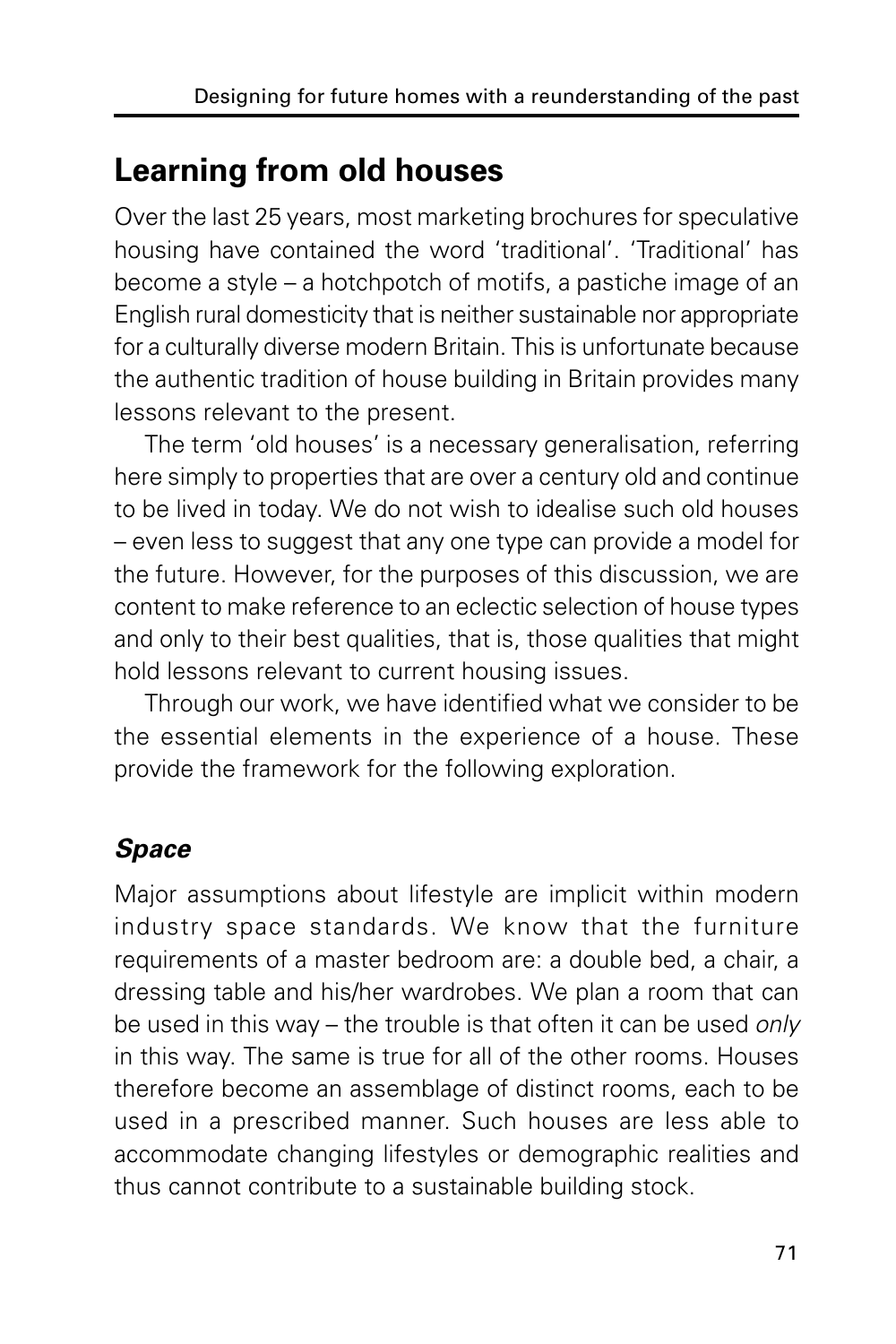## Learning from old houses

Over the last 25 years, most marketing brochures for speculative housing have contained the word 'traditional'. 'Traditional' has become a style – a hotchpotch of motifs, a pastiche image of an English rural domesticity that is neither sustainable nor appropriate for a culturally diverse modern Britain. This is unfortunate because the authentic tradition of house building in Britain provides many lessons relevant to the present.

The term 'old houses' is a necessary generalisation, referring here simply to properties that are over a century old and continue to be lived in today. We do not wish to idealise such old houses – even less to suggest that any one type can provide a model for the future. However, for the purposes of this discussion, we are content to make reference to an eclectic selection of house types and only to their best qualities, that is, those qualities that might hold lessons relevant to current housing issues.

Through our work, we have identified what we consider to be the essential elements in the experience of a house. These provide the framework for the following exploration.

### *Space*

Major assumptions about lifestyle are implicit within modern industry space standards. We know that the furniture requirements of a master bedroom are: a double bed, a chair, a dressing table and his/her wardrobes. We plan a room that can be used in this way – the trouble is that often it can be used *only* in this way. The same is true for all of the other rooms. Houses therefore become an assemblage of distinct rooms, each to be used in a prescribed manner. Such houses are less able to accommodate changing lifestyles or demographic realities and thus cannot contribute to a sustainable building stock.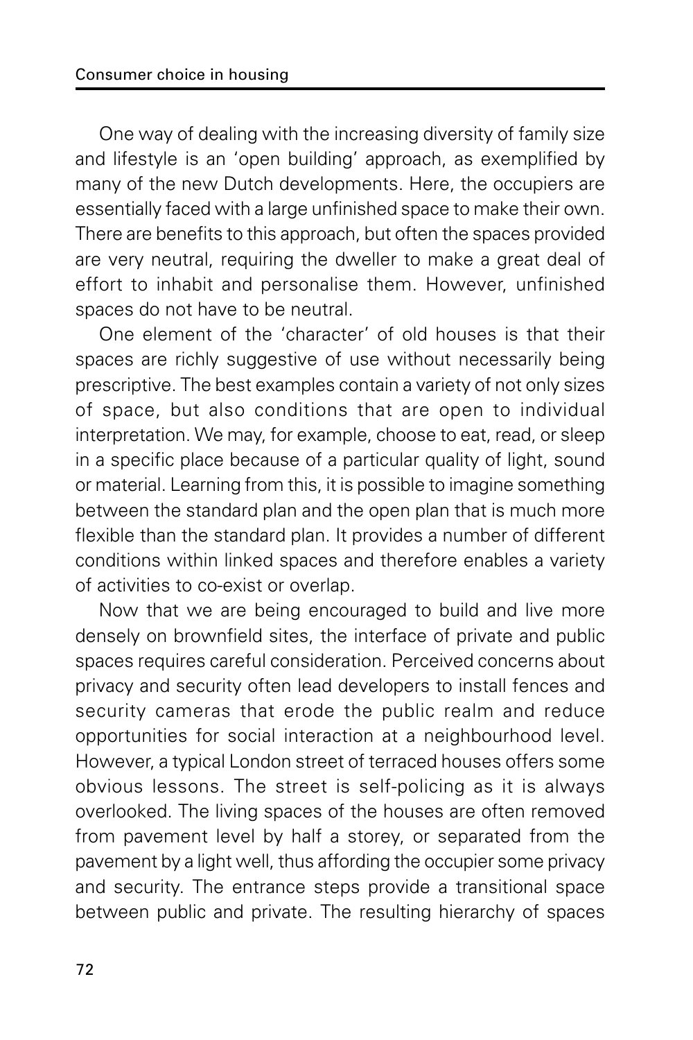One way of dealing with the increasing diversity of family size and lifestyle is an 'open building' approach, as exemplified by many of the new Dutch developments. Here, the occupiers are essentially faced with a large unfinished space to make their own. There are benefits to this approach, but often the spaces provided are very neutral, requiring the dweller to make a great deal of effort to inhabit and personalise them. However, unfinished spaces do not have to be neutral.

One element of the 'character' of old houses is that their spaces are richly suggestive of use without necessarily being prescriptive. The best examples contain a variety of not only sizes of space, but also conditions that are open to individual interpretation. We may, for example, choose to eat, read, or sleep in a specific place because of a particular quality of light, sound or material. Learning from this, it is possible to imagine something between the standard plan and the open plan that is much more flexible than the standard plan. It provides a number of different conditions within linked spaces and therefore enables a variety of activities to co-exist or overlap.

Now that we are being encouraged to build and live more densely on brownfield sites, the interface of private and public spaces requires careful consideration. Perceived concerns about privacy and security often lead developers to install fences and security cameras that erode the public realm and reduce opportunities for social interaction at a neighbourhood level. However, a typical London street of terraced houses offers some obvious lessons. The street is self-policing as it is always overlooked. The living spaces of the houses are often removed from pavement level by half a storey, or separated from the pavement by a light well, thus affording the occupier some privacy and security. The entrance steps provide a transitional space between public and private. The resulting hierarchy of spaces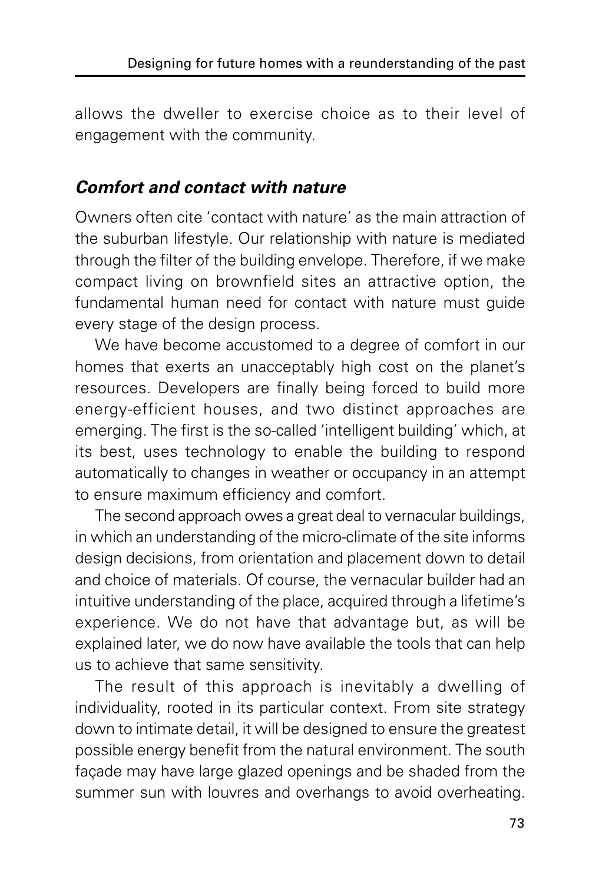allows the dweller to exercise choice as to their level of engagement with the community.

### *Comfort and contact with nature*

Owners often cite 'contact with nature' as the main attraction of the suburban lifestyle. Our relationship with nature is mediated through the filter of the building envelope. Therefore, if we make compact living on brownfield sites an attractive option, the fundamental human need for contact with nature must guide every stage of the design process.

We have become accustomed to a degree of comfort in our homes that exerts an unacceptably high cost on the planet's resources. Developers are finally being forced to build more energy-efficient houses, and two distinct approaches are emerging. The first is the so-called 'intelligent building' which, at its best, uses technology to enable the building to respond automatically to changes in weather or occupancy in an attempt to ensure maximum efficiency and comfort.

The second approach owes a great deal to vernacular buildings, in which an understanding of the micro-climate of the site informs design decisions, from orientation and placement down to detail and choice of materials. Of course, the vernacular builder had an intuitive understanding of the place, acquired through a lifetime's experience. We do not have that advantage but, as will be explained later, we do now have available the tools that can help us to achieve that same sensitivity.

The result of this approach is inevitably a dwelling of individuality, rooted in its particular context. From site strategy down to intimate detail, it will be designed to ensure the greatest possible energy benefit from the natural environment. The south façade may have large glazed openings and be shaded from the summer sun with louvres and overhangs to avoid overheating.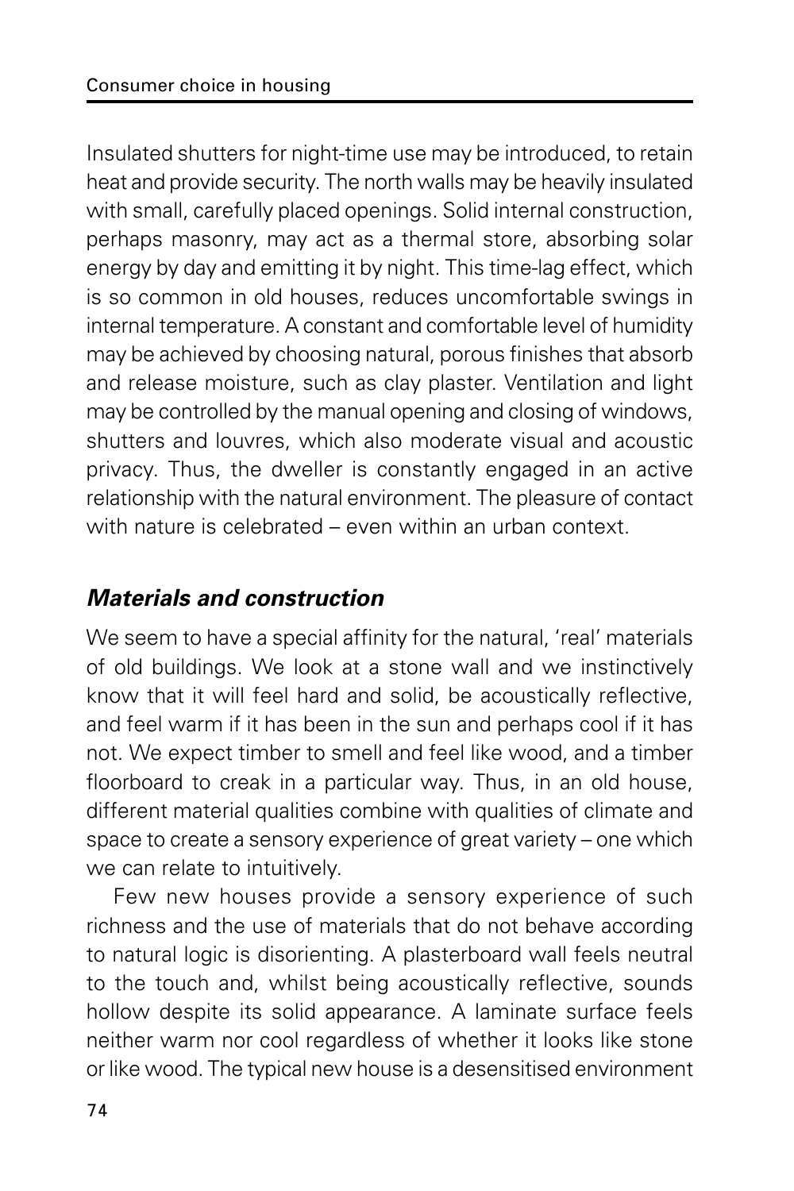Insulated shutters for night-time use may be introduced, to retain heat and provide security. The north walls may be heavily insulated with small, carefully placed openings. Solid internal construction, perhaps masonry, may act as a thermal store, absorbing solar energy by day and emitting it by night. This time-lag effect, which is so common in old houses, reduces uncomfortable swings in internal temperature. A constant and comfortable level of humidity may be achieved by choosing natural, porous finishes that absorb and release moisture, such as clay plaster. Ventilation and light may be controlled by the manual opening and closing of windows, shutters and louvres, which also moderate visual and acoustic privacy. Thus, the dweller is constantly engaged in an active relationship with the natural environment. The pleasure of contact with nature is celebrated – even within an urban context.

### *Materials and construction*

We seem to have a special affinity for the natural, 'real' materials of old buildings. We look at a stone wall and we instinctively know that it will feel hard and solid, be acoustically reflective, and feel warm if it has been in the sun and perhaps cool if it has not. We expect timber to smell and feel like wood, and a timber floorboard to creak in a particular way. Thus, in an old house, different material qualities combine with qualities of climate and space to create a sensory experience of great variety – one which we can relate to intuitively.

Few new houses provide a sensory experience of such richness and the use of materials that do not behave according to natural logic is disorienting. A plasterboard wall feels neutral to the touch and, whilst being acoustically reflective, sounds hollow despite its solid appearance. A laminate surface feels neither warm nor cool regardless of whether it looks like stone or like wood. The typical new house is a desensitised environment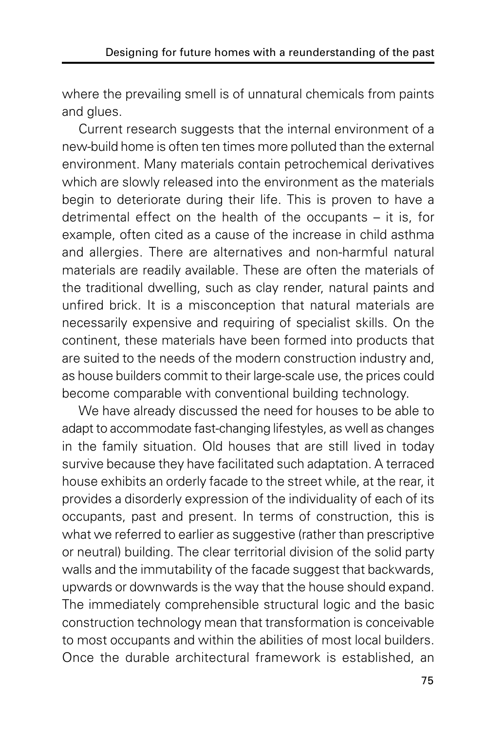where the prevailing smell is of unnatural chemicals from paints and glues.

Current research suggests that the internal environment of a new-build home is often ten times more polluted than the external environment. Many materials contain petrochemical derivatives which are slowly released into the environment as the materials begin to deteriorate during their life. This is proven to have a detrimental effect on the health of the occupants – it is, for example, often cited as a cause of the increase in child asthma and allergies. There are alternatives and non-harmful natural materials are readily available. These are often the materials of the traditional dwelling, such as clay render, natural paints and unfired brick. It is a misconception that natural materials are necessarily expensive and requiring of specialist skills. On the continent, these materials have been formed into products that are suited to the needs of the modern construction industry and, as house builders commit to their large-scale use, the prices could become comparable with conventional building technology.

We have already discussed the need for houses to be able to adapt to accommodate fast-changing lifestyles, as well as changes in the family situation. Old houses that are still lived in today survive because they have facilitated such adaptation. A terraced house exhibits an orderly facade to the street while, at the rear, it provides a disorderly expression of the individuality of each of its occupants, past and present. In terms of construction, this is what we referred to earlier as suggestive (rather than prescriptive or neutral) building. The clear territorial division of the solid party walls and the immutability of the facade suggest that backwards, upwards or downwards is the way that the house should expand. The immediately comprehensible structural logic and the basic construction technology mean that transformation is conceivable to most occupants and within the abilities of most local builders. Once the durable architectural framework is established, an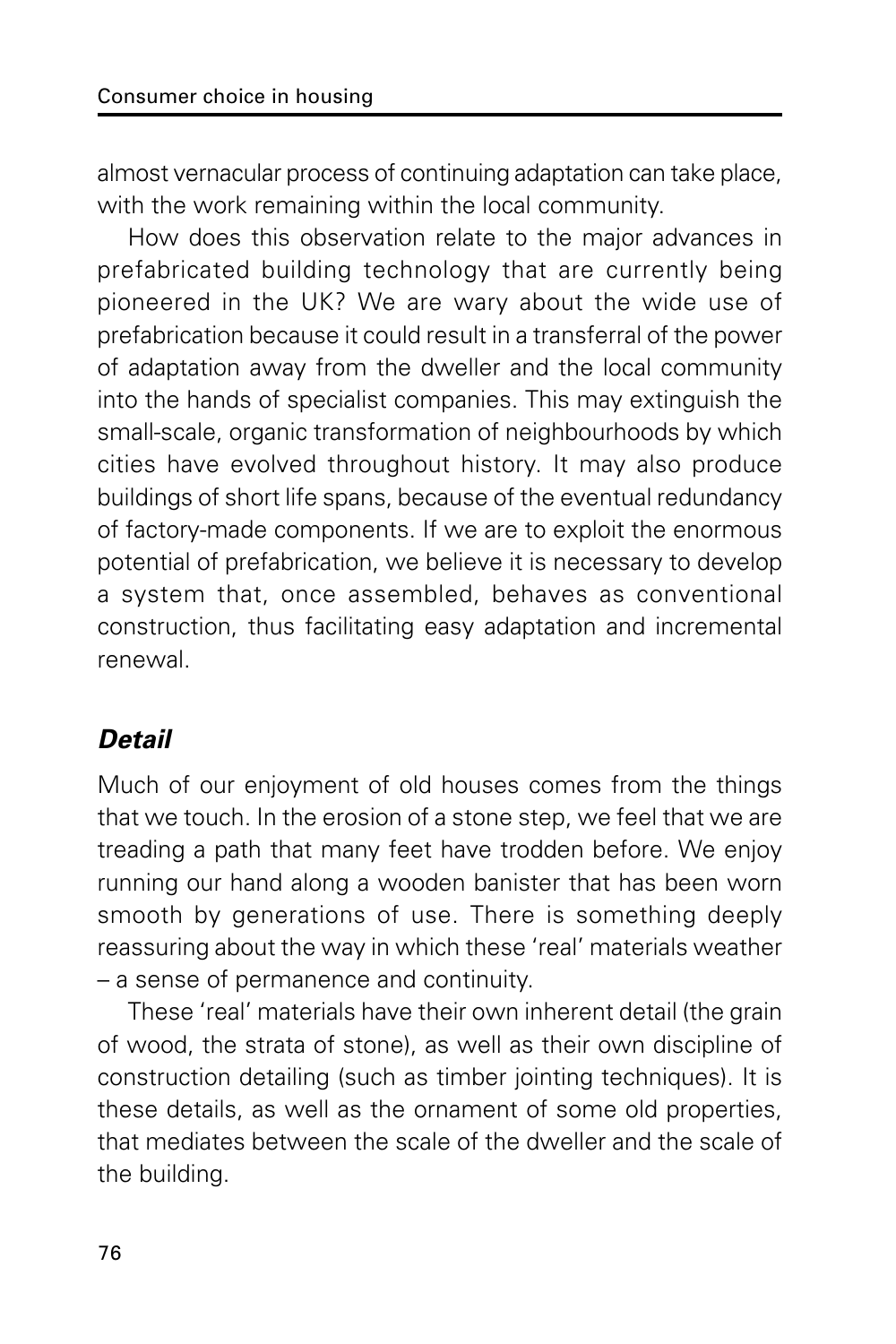almost vernacular process of continuing adaptation can take place, with the work remaining within the local community.

How does this observation relate to the major advances in prefabricated building technology that are currently being pioneered in the UK? We are wary about the wide use of prefabrication because it could result in a transferral of the power of adaptation away from the dweller and the local community into the hands of specialist companies. This may extinguish the small-scale, organic transformation of neighbourhoods by which cities have evolved throughout history. It may also produce buildings of short life spans, because of the eventual redundancy of factory-made components. If we are to exploit the enormous potential of prefabrication, we believe it is necessary to develop a system that, once assembled, behaves as conventional construction, thus facilitating easy adaptation and incremental renewal.

## *Detail*

Much of our enjoyment of old houses comes from the things that we touch. In the erosion of a stone step, we feel that we are treading a path that many feet have trodden before. We enjoy running our hand along a wooden banister that has been worn smooth by generations of use. There is something deeply reassuring about the way in which these 'real' materials weather – a sense of permanence and continuity.

These 'real' materials have their own inherent detail (the grain of wood, the strata of stone), as well as their own discipline of construction detailing (such as timber jointing techniques). It is these details, as well as the ornament of some old properties, that mediates between the scale of the dweller and the scale of the building.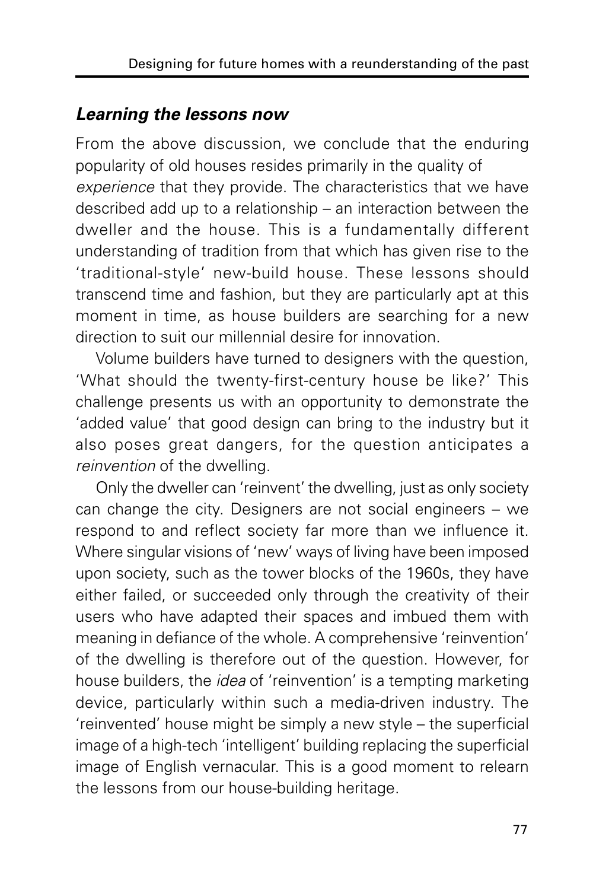### *Learning the lessons now*

From the above discussion, we conclude that the enduring popularity of old houses resides primarily in the quality of *experience* that they provide. The characteristics that we have described add up to a relationship – an interaction between the dweller and the house. This is a fundamentally different understanding of tradition from that which has given rise to the 'traditional-style' new-build house. These lessons should transcend time and fashion, but they are particularly apt at this moment in time, as house builders are searching for a new direction to suit our millennial desire for innovation.

Volume builders have turned to designers with the question, 'What should the twenty-first-century house be like?' This challenge presents us with an opportunity to demonstrate the 'added value' that good design can bring to the industry but it also poses great dangers, for the question anticipates a *reinvention* of the dwelling.

Only the dweller can 'reinvent' the dwelling, just as only society can change the city. Designers are not social engineers – we respond to and reflect society far more than we influence it. Where singular visions of 'new' ways of living have been imposed upon society, such as the tower blocks of the 1960s, they have either failed, or succeeded only through the creativity of their users who have adapted their spaces and imbued them with meaning in defiance of the whole. A comprehensive 'reinvention' of the dwelling is therefore out of the question. However, for house builders, the *idea* of 'reinvention' is a tempting marketing device, particularly within such a media-driven industry. The 'reinvented' house might be simply a new style – the superficial image of a high-tech 'intelligent' building replacing the superficial image of English vernacular. This is a good moment to relearn the lessons from our house-building heritage.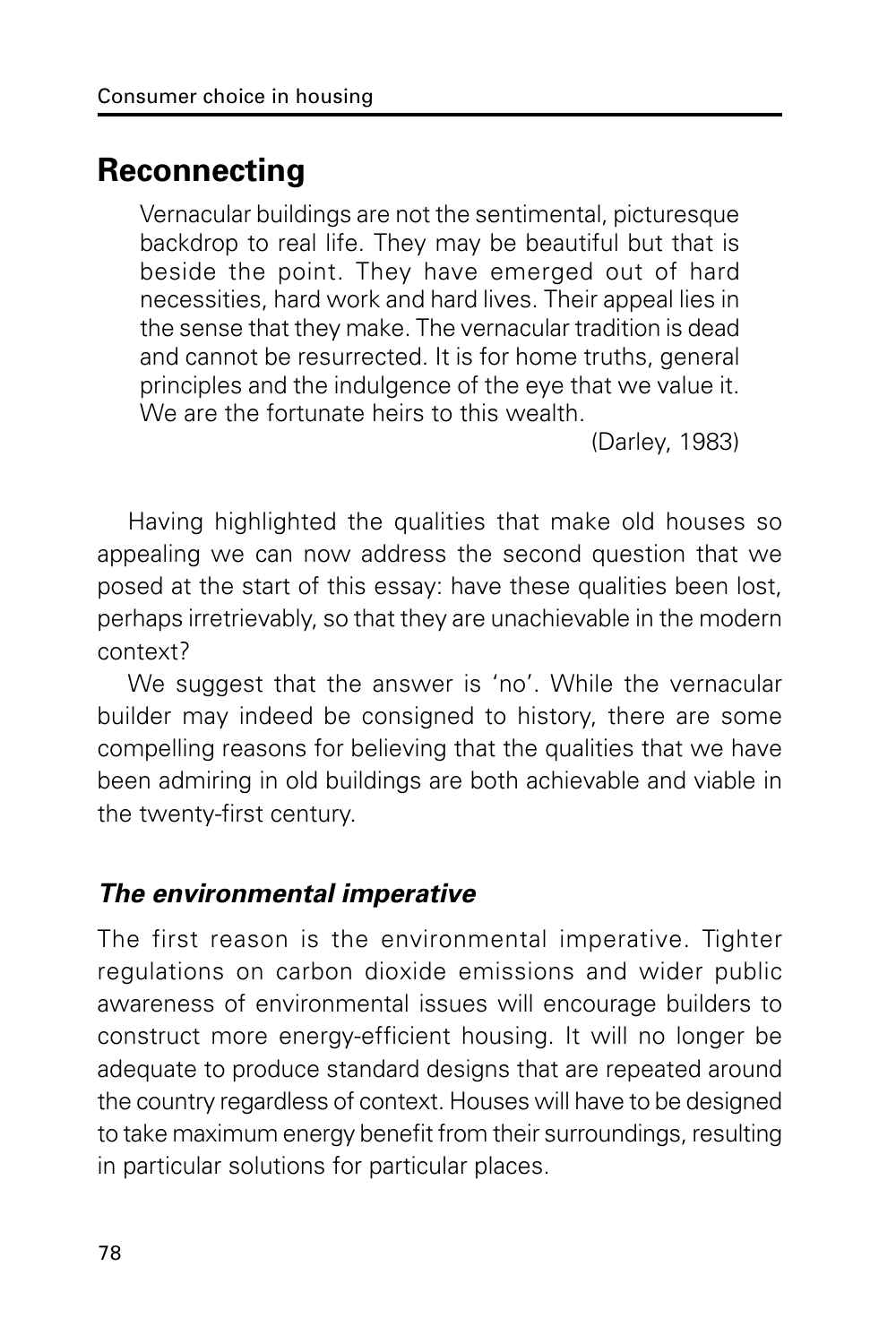## Reconnecting

> Vernacular buildings are not the sentimental, picturesque backdrop to real life. They may be beautiful but that is beside the point. They have emerged out of hard necessities, hard work and hard lives. Their appeal lies in the sense that they make. The vernacular tradition is dead and cannot be resurrected. It is for home truths, general principles and the indulgence of the eye that we value it. We are the fortunate heirs to this wealth.
>
> (Darley, 1983)

Having highlighted the qualities that make old houses so appealing we can now address the second question that we posed at the start of this essay: have these qualities been lost, perhaps irretrievably, so that they are unachievable in the modern context?

We suggest that the answer is 'no'. While the vernacular builder may indeed be consigned to history, there are some compelling reasons for believing that the qualities that we have been admiring in old buildings are both achievable and viable in the twenty-first century.

### *The environmental imperative*

The first reason is the environmental imperative. Tighter regulations on carbon dioxide emissions and wider public awareness of environmental issues will encourage builders to construct more energy-efficient housing. It will no longer be adequate to produce standard designs that are repeated around the country regardless of context. Houses will have to be designed to take maximum energy benefit from their surroundings, resulting in particular solutions for particular places.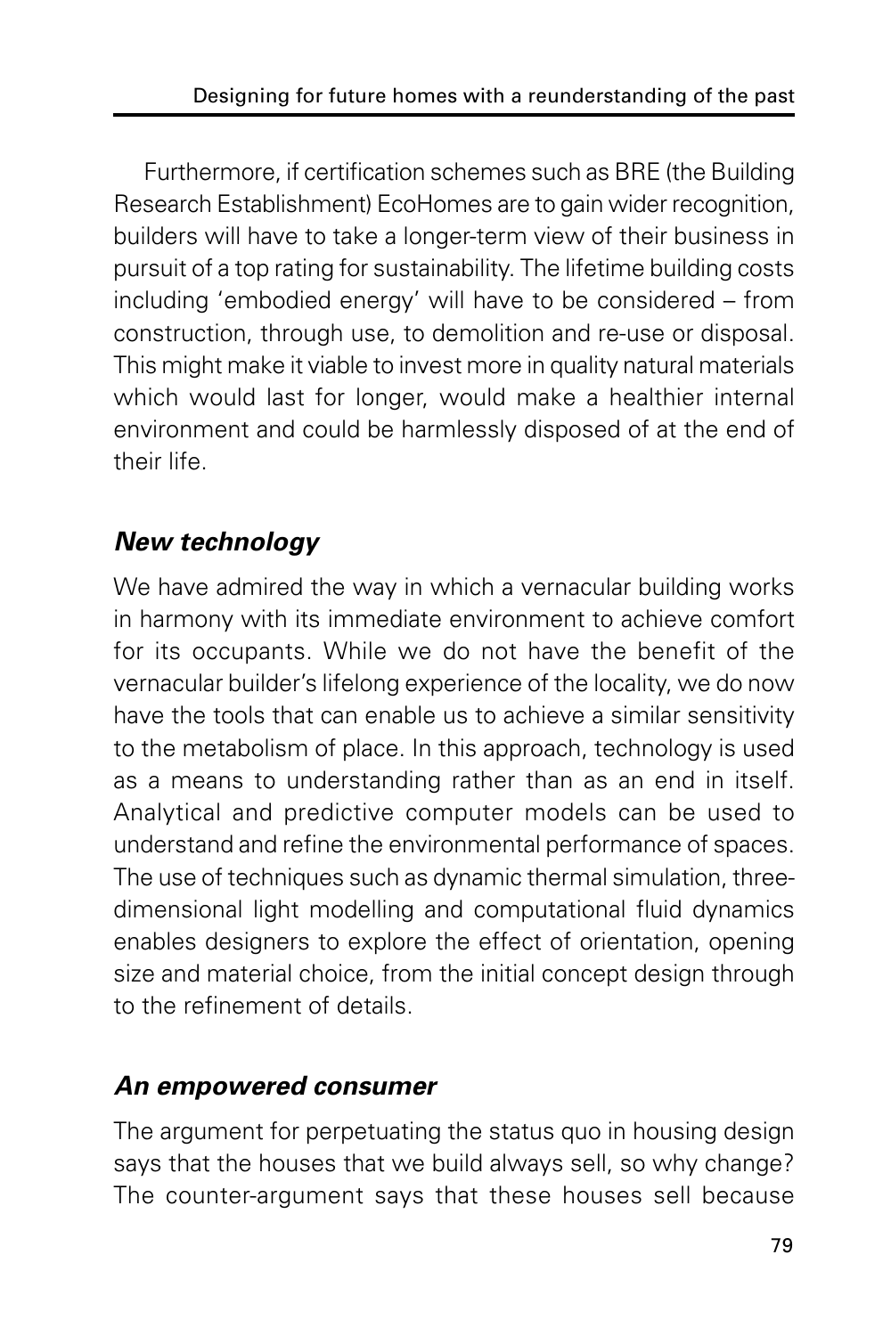Furthermore, if certification schemes such as BRE (the Building Research Establishment) EcoHomes are to gain wider recognition, builders will have to take a longer-term view of their business in pursuit of a top rating for sustainability. The lifetime building costs including 'embodied energy' will have to be considered – from construction, through use, to demolition and re-use or disposal. This might make it viable to invest more in quality natural materials which would last for longer, would make a healthier internal environment and could be harmlessly disposed of at the end of their life.

### *New technology*

We have admired the way in which a vernacular building works in harmony with its immediate environment to achieve comfort for its occupants. While we do not have the benefit of the vernacular builder's lifelong experience of the locality, we do now have the tools that can enable us to achieve a similar sensitivity to the metabolism of place. In this approach, technology is used as a means to understanding rather than as an end in itself. Analytical and predictive computer models can be used to understand and refine the environmental performance of spaces. The use of techniques such as dynamic thermal simulation, three-dimensional light modelling and computational fluid dynamics enables designers to explore the effect of orientation, opening size and material choice, from the initial concept design through to the refinement of details.

### *An empowered consumer*

The argument for perpetuating the status quo in housing design says that the houses that we build always sell, so why change? The counter-argument says that these houses sell because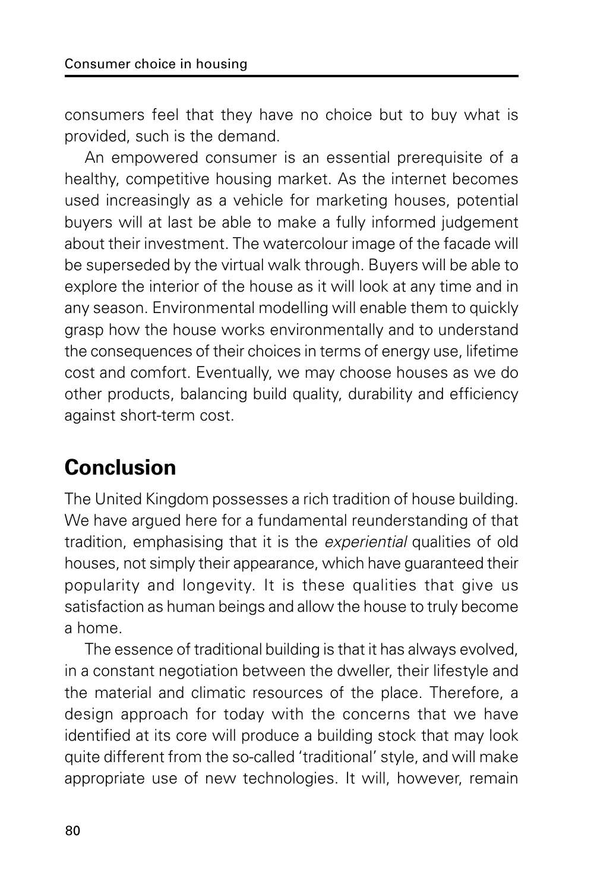consumers feel that they have no choice but to buy what is provided, such is the demand.

An empowered consumer is an essential prerequisite of a healthy, competitive housing market. As the internet becomes used increasingly as a vehicle for marketing houses, potential buyers will at last be able to make a fully informed judgement about their investment. The watercolour image of the facade will be superseded by the virtual walk through. Buyers will be able to explore the interior of the house as it will look at any time and in any season. Environmental modelling will enable them to quickly grasp how the house works environmentally and to understand the consequences of their choices in terms of energy use, lifetime cost and comfort. Eventually, we may choose houses as we do other products, balancing build quality, durability and efficiency against short-term cost.

## Conclusion

The United Kingdom possesses a rich tradition of house building. We have argued here for a fundamental reunderstanding of that tradition, emphasising that it is the *experiential* qualities of old houses, not simply their appearance, which have guaranteed their popularity and longevity. It is these qualities that give us satisfaction as human beings and allow the house to truly become a home.

The essence of traditional building is that it has always evolved, in a constant negotiation between the dweller, their lifestyle and the material and climatic resources of the place. Therefore, a design approach for today with the concerns that we have identified at its core will produce a building stock that may look quite different from the so-called 'traditional' style, and will make appropriate use of new technologies. It will, however, remain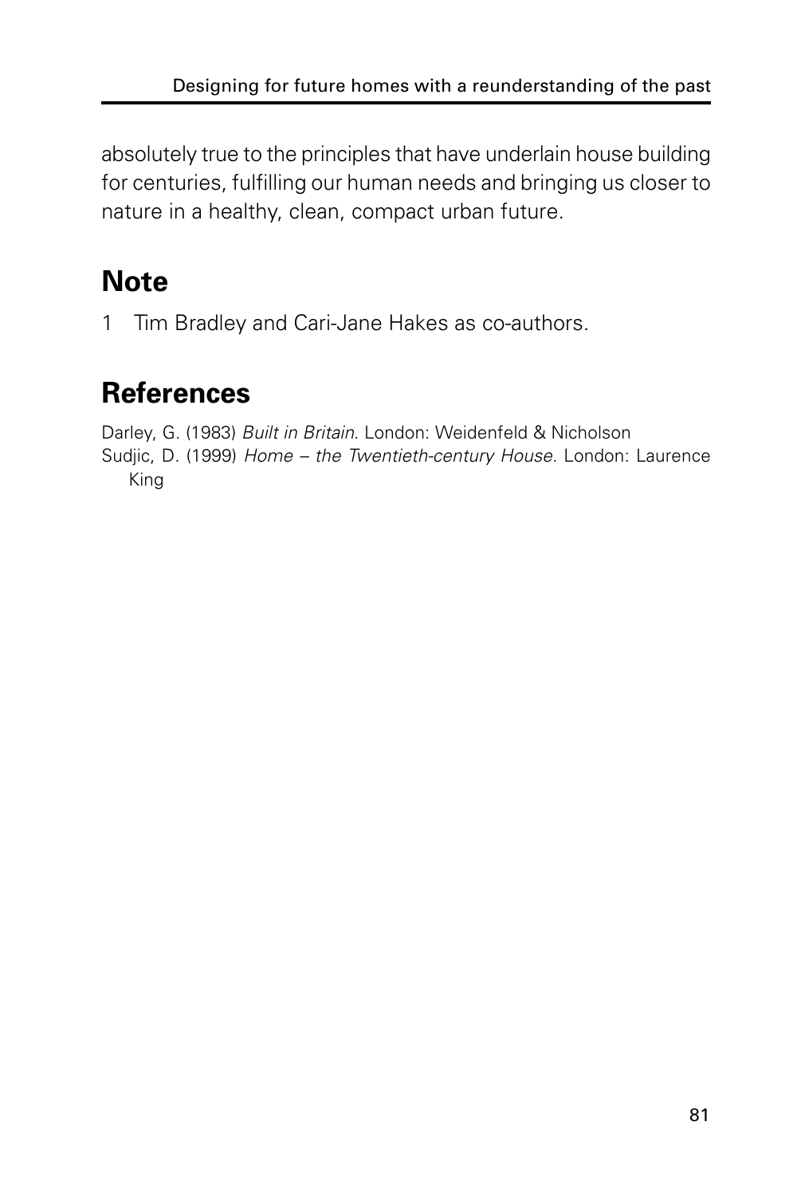absolutely true to the principles that have underlain house building for centuries, fulfilling our human needs and bringing us closer to nature in a healthy, clean, compact urban future.

## Note

1 Tim Bradley and Cari-Jane Hakes as co-authors.

## References

Darley, G. (1983) *Built in Britain*. London: Weidenfeld & Nicholson

Sudjic, D. (1999) *Home – the Twentieth-century House*. London: Laurence King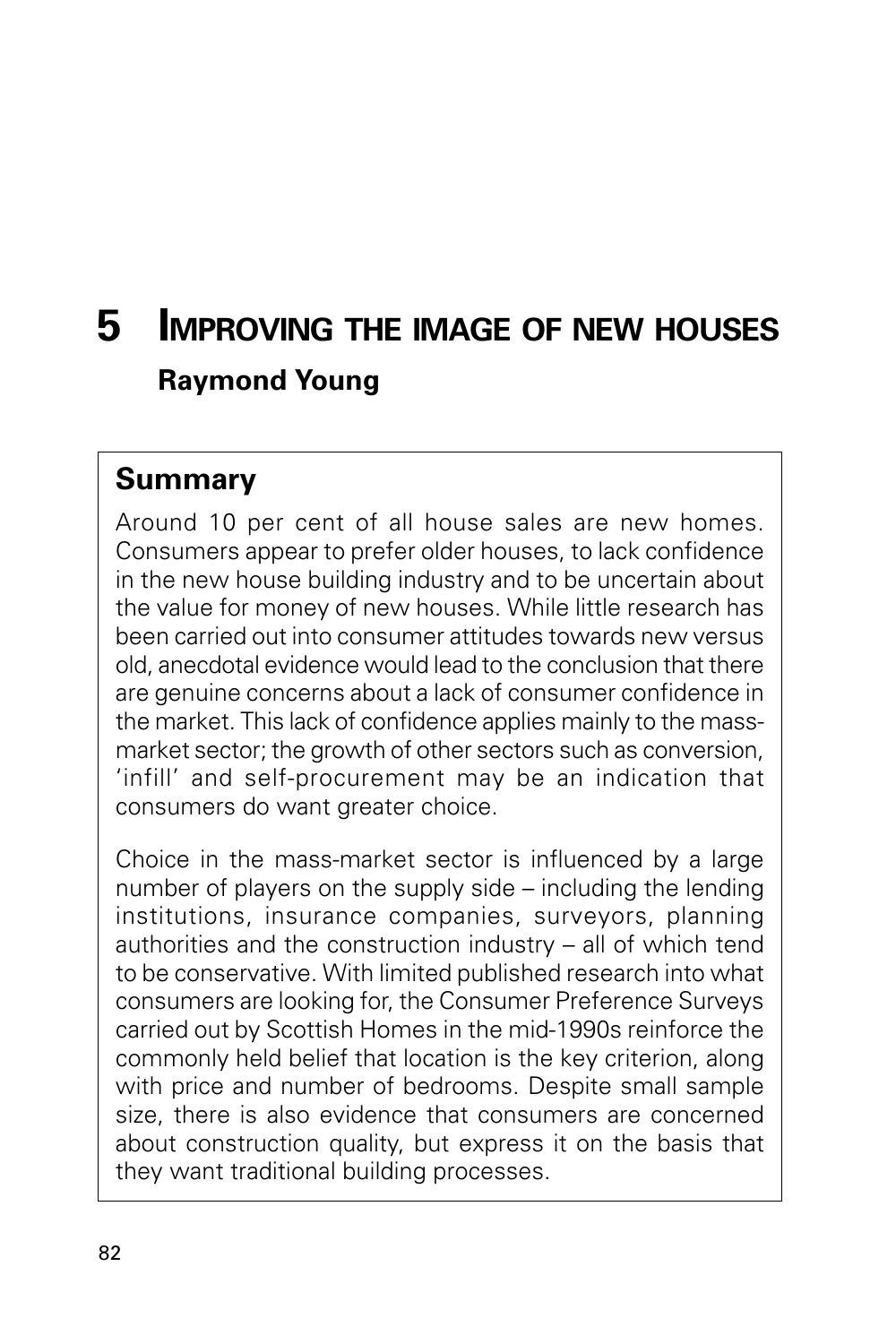# 5 IMPROVING THE IMAGE OF NEW HOUSES

**Raymond Young**

## Summary

Around 10 per cent of all house sales are new homes. Consumers appear to prefer older houses, to lack confidence in the new house building industry and to be uncertain about the value for money of new houses. While little research has been carried out into consumer attitudes towards new versus old, anecdotal evidence would lead to the conclusion that there are genuine concerns about a lack of consumer confidence in the market. This lack of confidence applies mainly to the mass-market sector; the growth of other sectors such as conversion, 'infill' and self-procurement may be an indication that consumers do want greater choice.

Choice in the mass-market sector is influenced by a large number of players on the supply side – including the lending institutions, insurance companies, surveyors, planning authorities and the construction industry – all of which tend to be conservative. With limited published research into what consumers are looking for, the Consumer Preference Surveys carried out by Scottish Homes in the mid-1990s reinforce the commonly held belief that location is the key criterion, along with price and number of bedrooms. Despite small sample size, there is also evidence that consumers are concerned about construction quality, but express it on the basis that they want traditional building processes.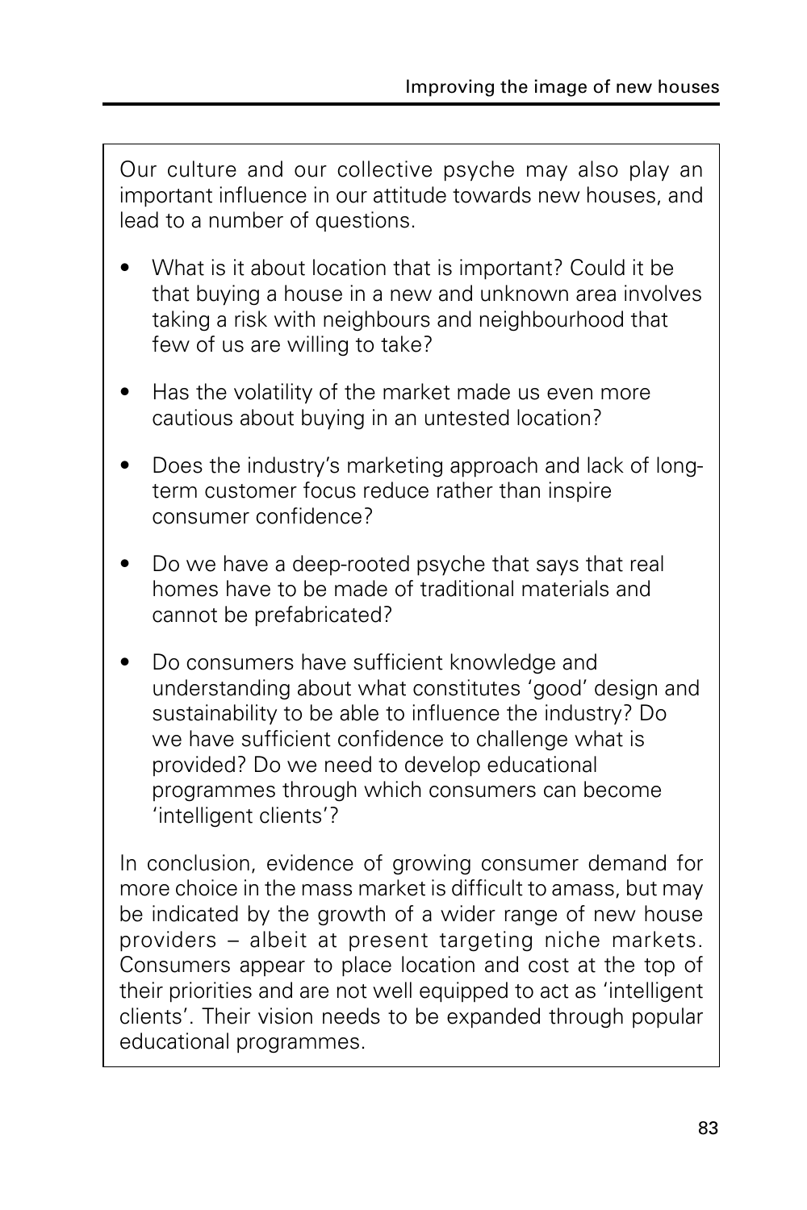Our culture and our collective psyche may also play an important influence in our attitude towards new houses, and lead to a number of questions.

- What is it about location that is important? Could it be that buying a house in a new and unknown area involves taking a risk with neighbours and neighbourhood that few of us are willing to take?
- Has the volatility of the market made us even more cautious about buying in an untested location?
- Does the industry's marketing approach and lack of long-term customer focus reduce rather than inspire consumer confidence?
- Do we have a deep-rooted psyche that says that real homes have to be made of traditional materials and cannot be prefabricated?
- Do consumers have sufficient knowledge and understanding about what constitutes 'good' design and sustainability to be able to influence the industry? Do we have sufficient confidence to challenge what is provided? Do we need to develop educational programmes through which consumers can become 'intelligent clients'?

In conclusion, evidence of growing consumer demand for more choice in the mass market is difficult to amass, but may be indicated by the growth of a wider range of new house providers – albeit at present targeting niche markets. Consumers appear to place location and cost at the top of their priorities and are not well equipped to act as 'intelligent clients'. Their vision needs to be expanded through popular educational programmes.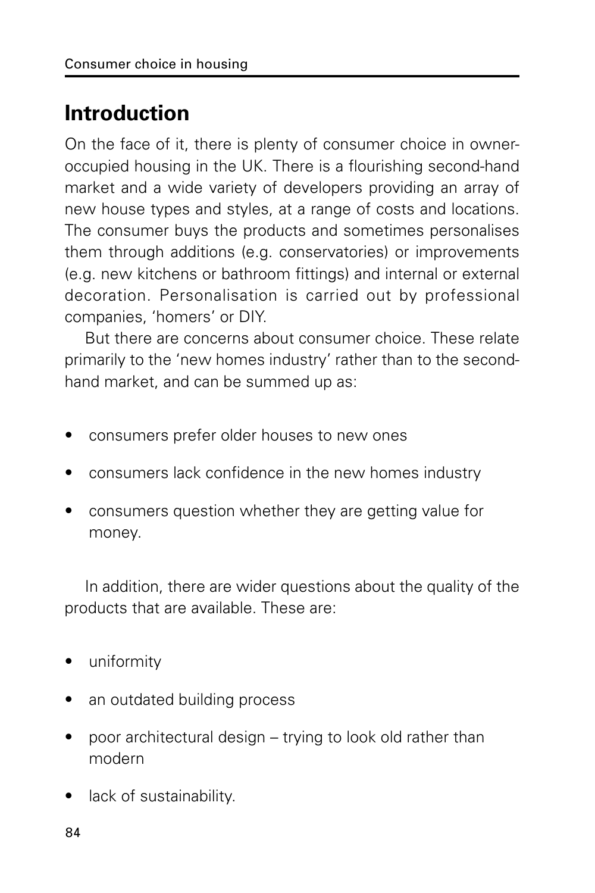## Introduction

On the face of it, there is plenty of consumer choice in owner-occupied housing in the UK. There is a flourishing second-hand market and a wide variety of developers providing an array of new house types and styles, at a range of costs and locations. The consumer buys the products and sometimes personalises them through additions (e.g. conservatories) or improvements (e.g. new kitchens or bathroom fittings) and internal or external decoration. Personalisation is carried out by professional companies, 'homers' or DIY.

But there are concerns about consumer choice. These relate primarily to the 'new homes industry' rather than to the second-hand market, and can be summed up as:

- consumers prefer older houses to new ones
- consumers lack confidence in the new homes industry
- consumers question whether they are getting value for money.

In addition, there are wider questions about the quality of the products that are available. These are:

- uniformity
- an outdated building process
- poor architectural design – trying to look old rather than modern
- lack of sustainability.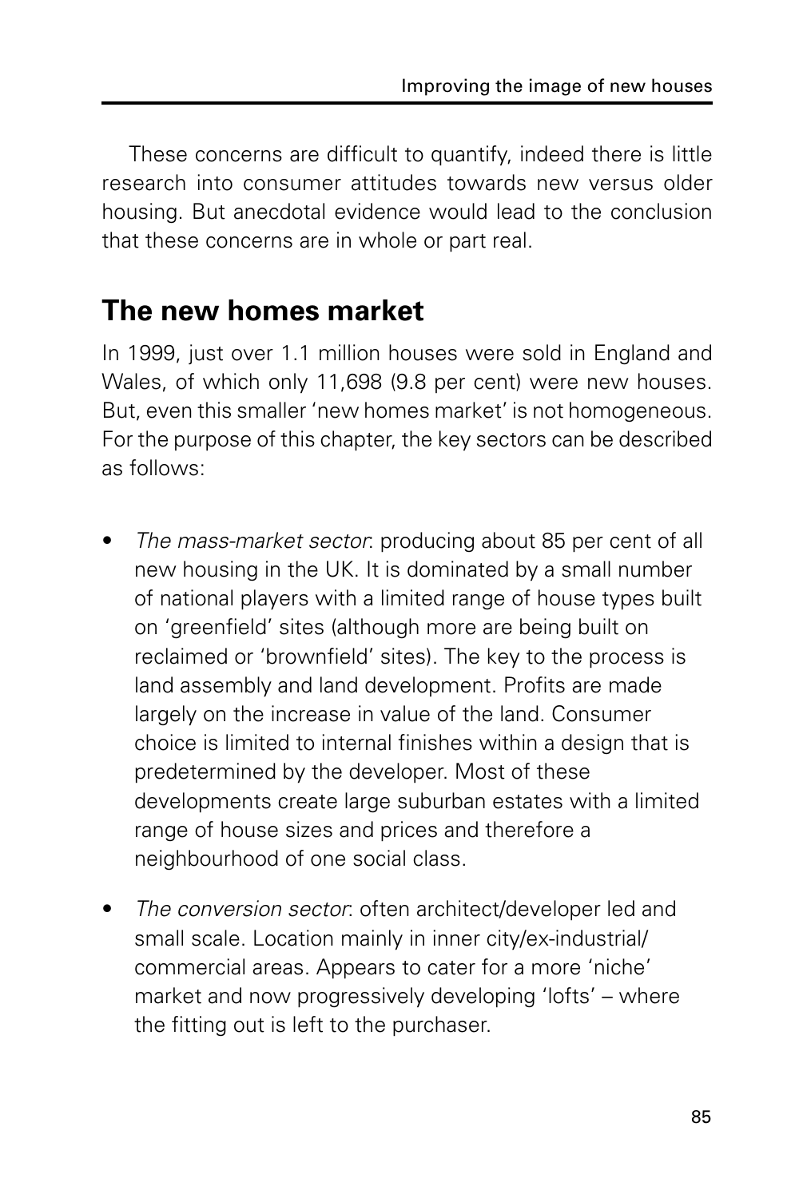These concerns are difficult to quantify, indeed there is little research into consumer attitudes towards new versus older housing. But anecdotal evidence would lead to the conclusion that these concerns are in whole or part real.

## The new homes market

In 1999, just over 1.1 million houses were sold in England and Wales, of which only 11,698 (9.8 per cent) were new houses. But, even this smaller 'new homes market' is not homogeneous. For the purpose of this chapter, the key sectors can be described as follows:

- *The mass-market sector*: producing about 85 per cent of all new housing in the UK. It is dominated by a small number of national players with a limited range of house types built on 'greenfield' sites (although more are being built on reclaimed or 'brownfield' sites). The key to the process is land assembly and land development. Profits are made largely on the increase in value of the land. Consumer choice is limited to internal finishes within a design that is predetermined by the developer. Most of these developments create large suburban estates with a limited range of house sizes and prices and therefore a neighbourhood of one social class.

- *The conversion sector*: often architect/developer led and small scale. Location mainly in inner city/ex-industrial/commercial areas. Appears to cater for a more 'niche' market and now progressively developing 'lofts' – where the fitting out is left to the purchaser.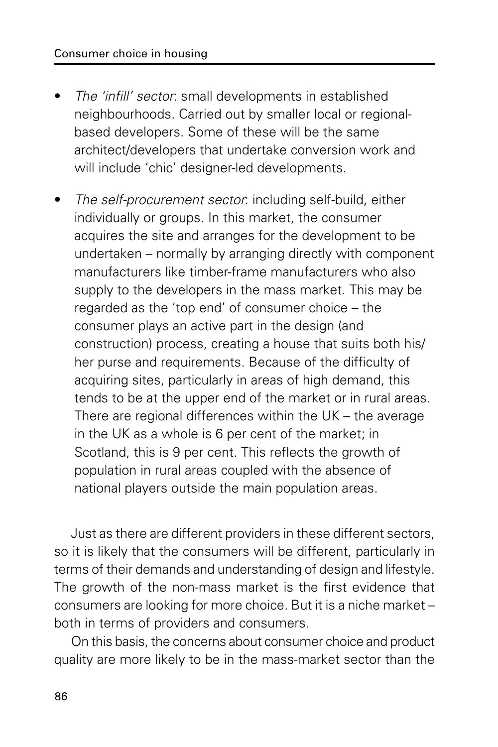- *The 'infill' sector*: small developments in established neighbourhoods. Carried out by smaller local or regional-based developers. Some of these will be the same architect/developers that undertake conversion work and will include 'chic' designer-led developments.
- *The self-procurement sector*: including self-build, either individually or groups. In this market, the consumer acquires the site and arranges for the development to be undertaken – normally by arranging directly with component manufacturers like timber-frame manufacturers who also supply to the developers in the mass market. This may be regarded as the 'top end' of consumer choice – the consumer plays an active part in the design (and construction) process, creating a house that suits both his/her purse and requirements. Because of the difficulty of acquiring sites, particularly in areas of high demand, this tends to be at the upper end of the market or in rural areas. There are regional differences within the UK – the average in the UK as a whole is 6 per cent of the market; in Scotland, this is 9 per cent. This reflects the growth of population in rural areas coupled with the absence of national players outside the main population areas.

Just as there are different providers in these different sectors, so it is likely that the consumers will be different, particularly in terms of their demands and understanding of design and lifestyle. The growth of the non-mass market is the first evidence that consumers are looking for more choice. But it is a niche market – both in terms of providers and consumers.

On this basis, the concerns about consumer choice and product quality are more likely to be in the mass-market sector than the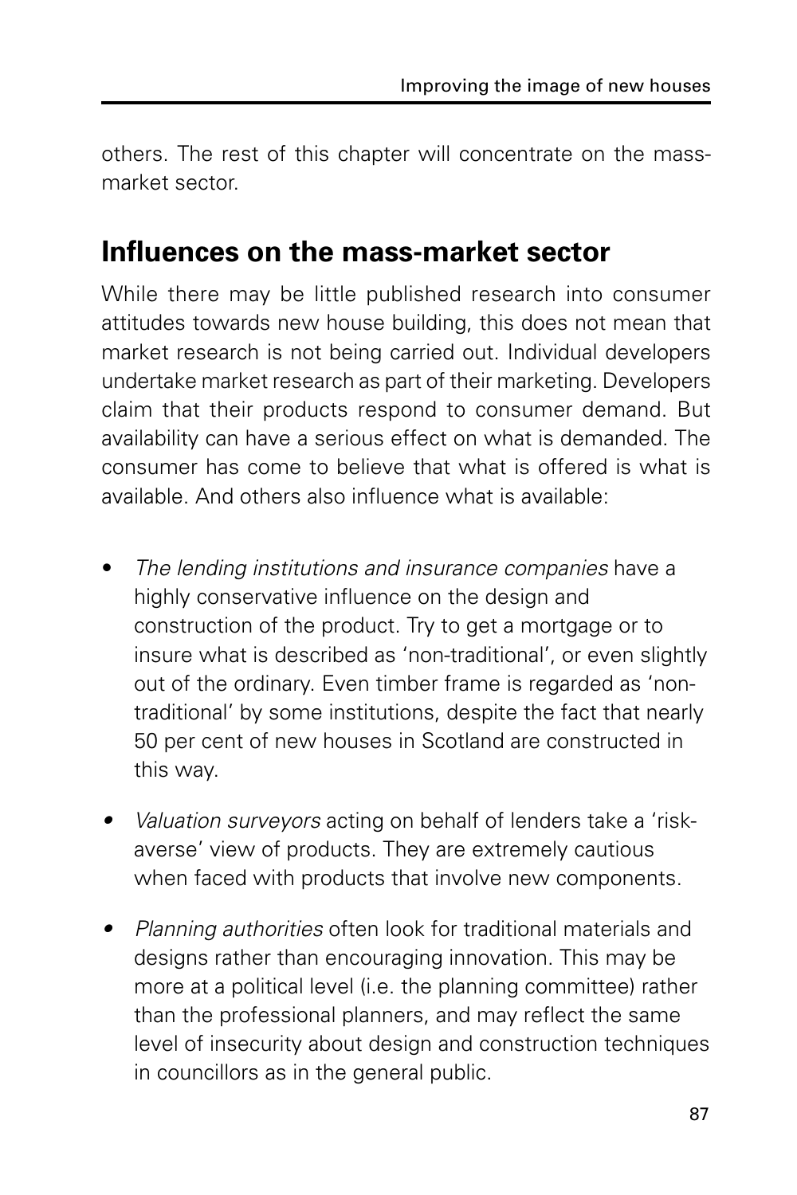others. The rest of this chapter will concentrate on the mass-market sector.

## Influences on the mass-market sector

While there may be little published research into consumer attitudes towards new house building, this does not mean that market research is not being carried out. Individual developers undertake market research as part of their marketing. Developers claim that their products respond to consumer demand. But availability can have a serious effect on what is demanded. The consumer has come to believe that what is offered is what is available. And others also influence what is available:

- *The lending institutions and insurance companies* have a highly conservative influence on the design and construction of the product. Try to get a mortgage or to insure what is described as 'non-traditional', or even slightly out of the ordinary. Even timber frame is regarded as 'non-traditional' by some institutions, despite the fact that nearly 50 per cent of new houses in Scotland are constructed in this way.

- *Valuation surveyors* acting on behalf of lenders take a 'risk-averse' view of products. They are extremely cautious when faced with products that involve new components.

- *Planning authorities* often look for traditional materials and designs rather than encouraging innovation. This may be more at a political level (i.e. the planning committee) rather than the professional planners, and may reflect the same level of insecurity about design and construction techniques in councillors as in the general public.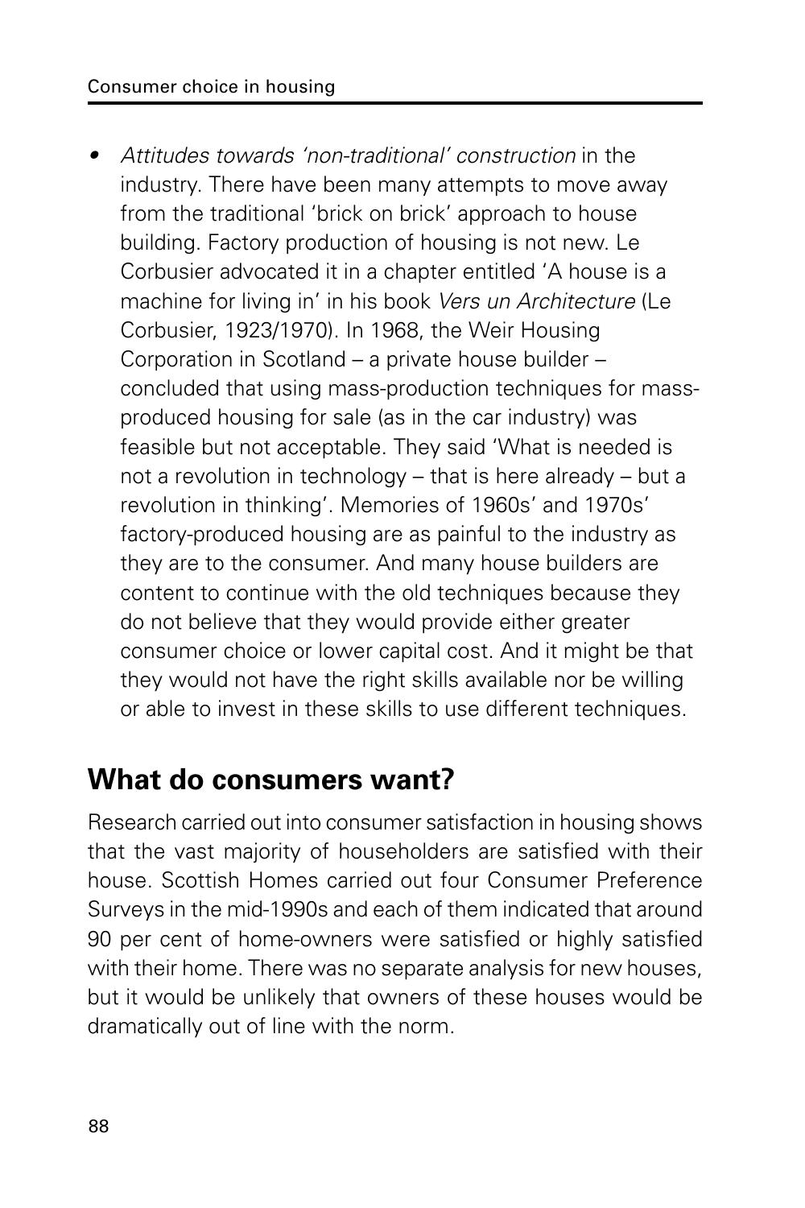- *Attitudes towards 'non-traditional' construction* in the industry. There have been many attempts to move away from the traditional 'brick on brick' approach to house building. Factory production of housing is not new. Le Corbusier advocated it in a chapter entitled 'A house is a machine for living in' in his book *Vers un Architecture* (Le Corbusier, 1923/1970). In 1968, the Weir Housing Corporation in Scotland – a private house builder – concluded that using mass-production techniques for mass-produced housing for sale (as in the car industry) was feasible but not acceptable. They said 'What is needed is not a revolution in technology – that is here already – but a revolution in thinking'. Memories of 1960s' and 1970s' factory-produced housing are as painful to the industry as they are to the consumer. And many house builders are content to continue with the old techniques because they do not believe that they would provide either greater consumer choice or lower capital cost. And it might be that they would not have the right skills available nor be willing or able to invest in these skills to use different techniques.

## What do consumers want?

Research carried out into consumer satisfaction in housing shows that the vast majority of householders are satisfied with their house. Scottish Homes carried out four Consumer Preference Surveys in the mid-1990s and each of them indicated that around 90 per cent of home-owners were satisfied or highly satisfied with their home. There was no separate analysis for new houses, but it would be unlikely that owners of these houses would be dramatically out of line with the norm.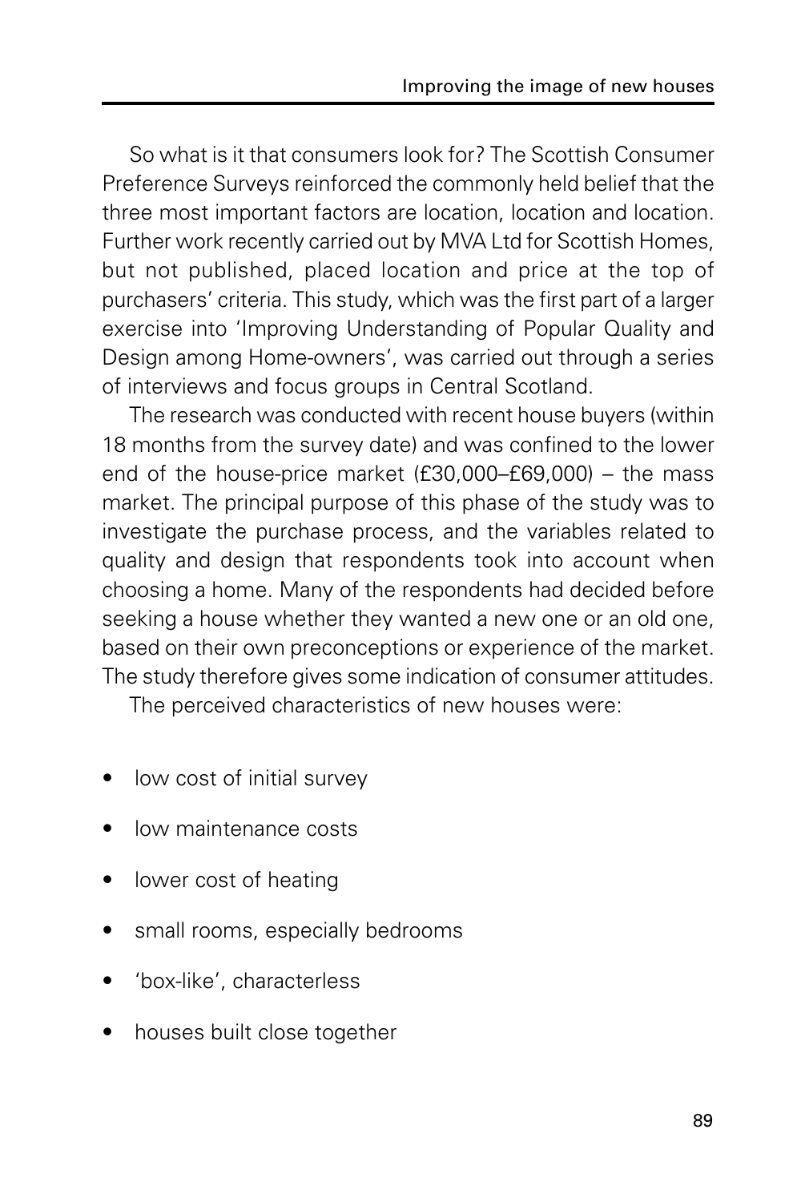So what is it that consumers look for? The Scottish Consumer Preference Surveys reinforced the commonly held belief that the three most important factors are location, location and location. Further work recently carried out by MVA Ltd for Scottish Homes, but not published, placed location and price at the top of purchasers' criteria. This study, which was the first part of a larger exercise into 'Improving Understanding of Popular Quality and Design among Home-owners', was carried out through a series of interviews and focus groups in Central Scotland.

The research was conducted with recent house buyers (within 18 months from the survey date) and was confined to the lower end of the house-price market (£30,000–£69,000) – the mass market. The principal purpose of this phase of the study was to investigate the purchase process, and the variables related to quality and design that respondents took into account when choosing a home. Many of the respondents had decided before seeking a house whether they wanted a new one or an old one, based on their own preconceptions or experience of the market. The study therefore gives some indication of consumer attitudes.

The perceived characteristics of new houses were:

- low cost of initial survey
- low maintenance costs
- lower cost of heating
- small rooms, especially bedrooms
- 'box-like', characterless
- houses built close together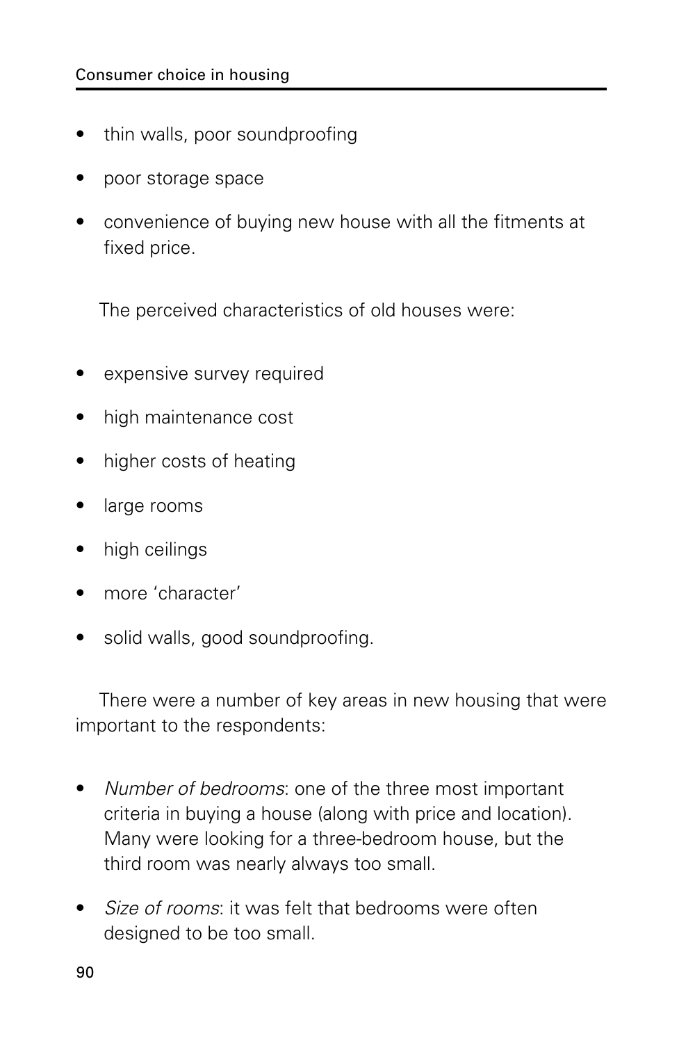- thin walls, poor soundproofing
- poor storage space
- convenience of buying new house with all the fitments at fixed price.

The perceived characteristics of old houses were:

- expensive survey required
- high maintenance cost
- higher costs of heating
- large rooms
- high ceilings
- more 'character'
- solid walls, good soundproofing.

There were a number of key areas in new housing that were important to the respondents:

- *Number of bedrooms*: one of the three most important criteria in buying a house (along with price and location). Many were looking for a three-bedroom house, but the third room was nearly always too small.
- *Size of rooms*: it was felt that bedrooms were often designed to be too small.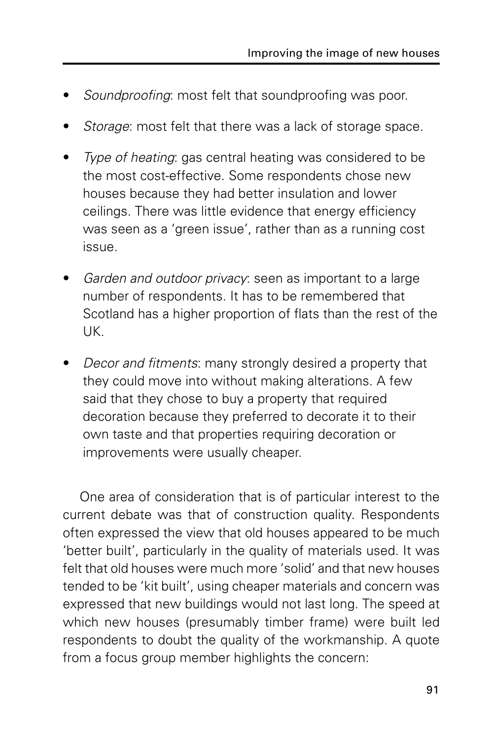- *Soundproofing*: most felt that soundproofing was poor.
- *Storage*: most felt that there was a lack of storage space.
- *Type of heating*: gas central heating was considered to be the most cost-effective. Some respondents chose new houses because they had better insulation and lower ceilings. There was little evidence that energy efficiency was seen as a 'green issue', rather than as a running cost issue.
- *Garden and outdoor privacy*: seen as important to a large number of respondents. It has to be remembered that Scotland has a higher proportion of flats than the rest of the UK.
- *Decor and fitments*: many strongly desired a property that they could move into without making alterations. A few said that they chose to buy a property that required decoration because they preferred to decorate it to their own taste and that properties requiring decoration or improvements were usually cheaper.

One area of consideration that is of particular interest to the current debate was that of construction quality. Respondents often expressed the view that old houses appeared to be much 'better built', particularly in the quality of materials used. It was felt that old houses were much more 'solid' and that new houses tended to be 'kit built', using cheaper materials and concern was expressed that new buildings would not last long. The speed at which new houses (presumably timber frame) were built led respondents to doubt the quality of the workmanship. A quote from a focus group member highlights the concern: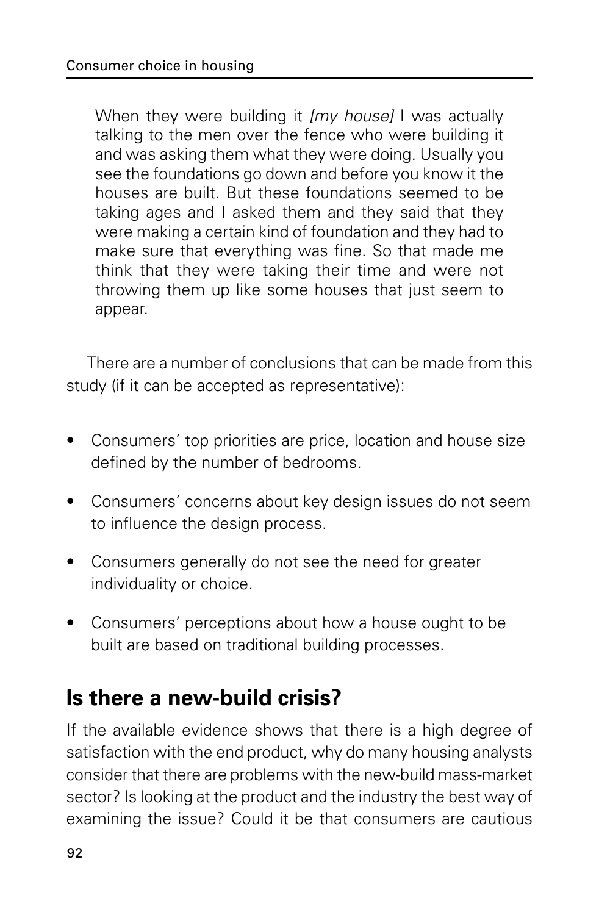> When they were building it *[my house]* I was actually talking to the men over the fence who were building it and was asking them what they were doing. Usually you see the foundations go down and before you know it the houses are built. But these foundations seemed to be taking ages and I asked them and they said that they were making a certain kind of foundation and they had to make sure that everything was fine. So that made me think that they were taking their time and were not throwing them up like some houses that just seem to appear.

There are a number of conclusions that can be made from this study (if it can be accepted as representative):

- Consumers' top priorities are price, location and house size defined by the number of bedrooms.
- Consumers' concerns about key design issues do not seem to influence the design process.
- Consumers generally do not see the need for greater individuality or choice.
- Consumers' perceptions about how a house ought to be built are based on traditional building processes.

## Is there a new-build crisis?

If the available evidence shows that there is a high degree of satisfaction with the end product, why do many housing analysts consider that there are problems with the new-build mass-market sector? Is looking at the product and the industry the best way of examining the issue? Could it be that consumers are cautious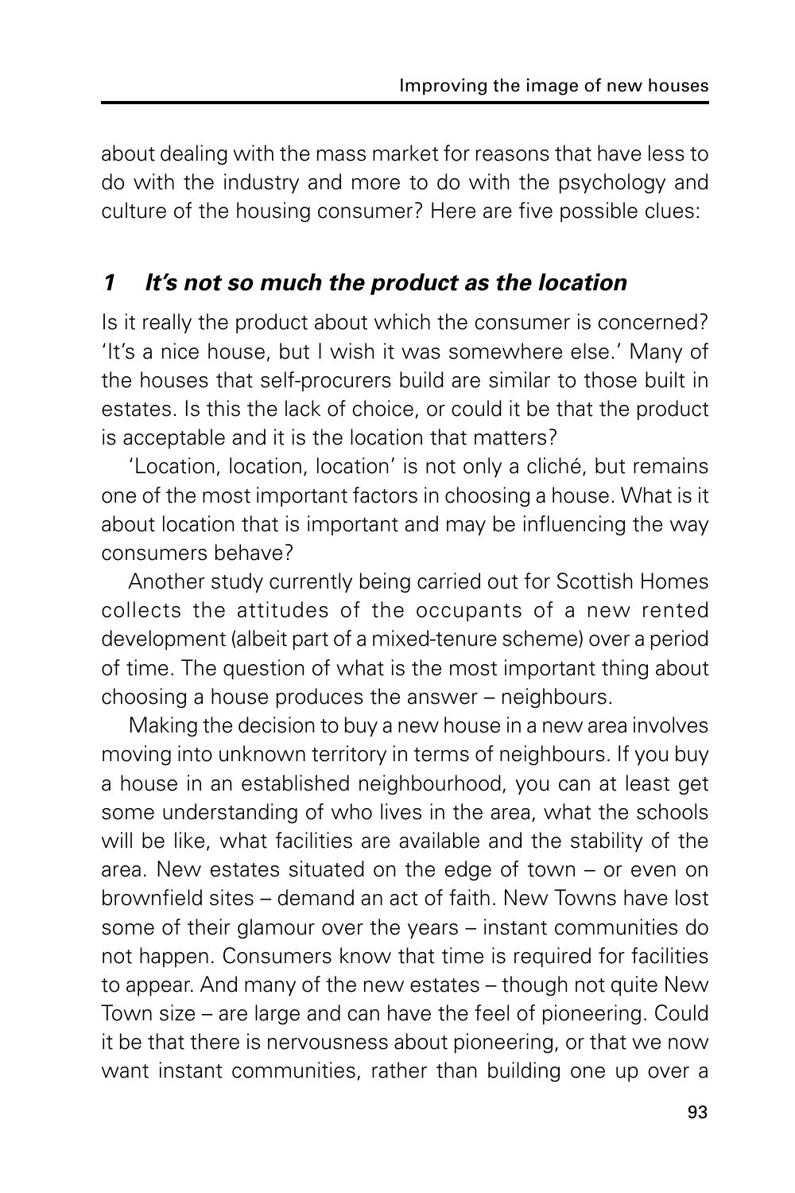about dealing with the mass market for reasons that have less to do with the industry and more to do with the psychology and culture of the housing consumer? Here are five possible clues:

### *1 It's not so much the product as the location*

Is it really the product about which the consumer is concerned? 'It's a nice house, but I wish it was somewhere else.' Many of the houses that self-procurers build are similar to those built in estates. Is this the lack of choice, or could it be that the product is acceptable and it is the location that matters?

'Location, location, location' is not only a cliché, but remains one of the most important factors in choosing a house. What is it about location that is important and may be influencing the way consumers behave?

Another study currently being carried out for Scottish Homes collects the attitudes of the occupants of a new rented development (albeit part of a mixed-tenure scheme) over a period of time. The question of what is the most important thing about choosing a house produces the answer – neighbours.

Making the decision to buy a new house in a new area involves moving into unknown territory in terms of neighbours. If you buy a house in an established neighbourhood, you can at least get some understanding of who lives in the area, what the schools will be like, what facilities are available and the stability of the area. New estates situated on the edge of town – or even on brownfield sites – demand an act of faith. New Towns have lost some of their glamour over the years – instant communities do not happen. Consumers know that time is required for facilities to appear. And many of the new estates – though not quite New Town size – are large and can have the feel of pioneering. Could it be that there is nervousness about pioneering, or that we now want instant communities, rather than building one up over a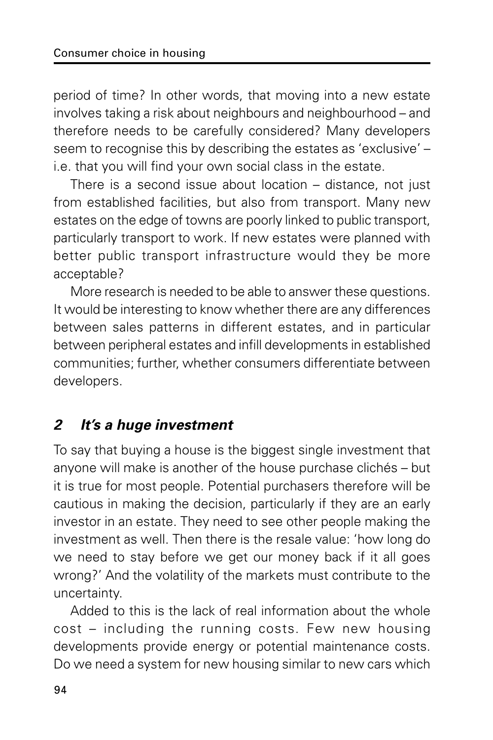period of time? In other words, that moving into a new estate involves taking a risk about neighbours and neighbourhood – and therefore needs to be carefully considered? Many developers seem to recognise this by describing the estates as 'exclusive' – i.e. that you will find your own social class in the estate.

There is a second issue about location – distance, not just from established facilities, but also from transport. Many new estates on the edge of towns are poorly linked to public transport, particularly transport to work. If new estates were planned with better public transport infrastructure would they be more acceptable?

More research is needed to be able to answer these questions. It would be interesting to know whether there are any differences between sales patterns in different estates, and in particular between peripheral estates and infill developments in established communities; further, whether consumers differentiate between developers.

## *2 It's a huge investment*

To say that buying a house is the biggest single investment that anyone will make is another of the house purchase clichés – but it is true for most people. Potential purchasers therefore will be cautious in making the decision, particularly if they are an early investor in an estate. They need to see other people making the investment as well. Then there is the resale value: 'how long do we need to stay before we get our money back if it all goes wrong?' And the volatility of the markets must contribute to the uncertainty.

Added to this is the lack of real information about the whole cost – including the running costs. Few new housing developments provide energy or potential maintenance costs. Do we need a system for new housing similar to new cars which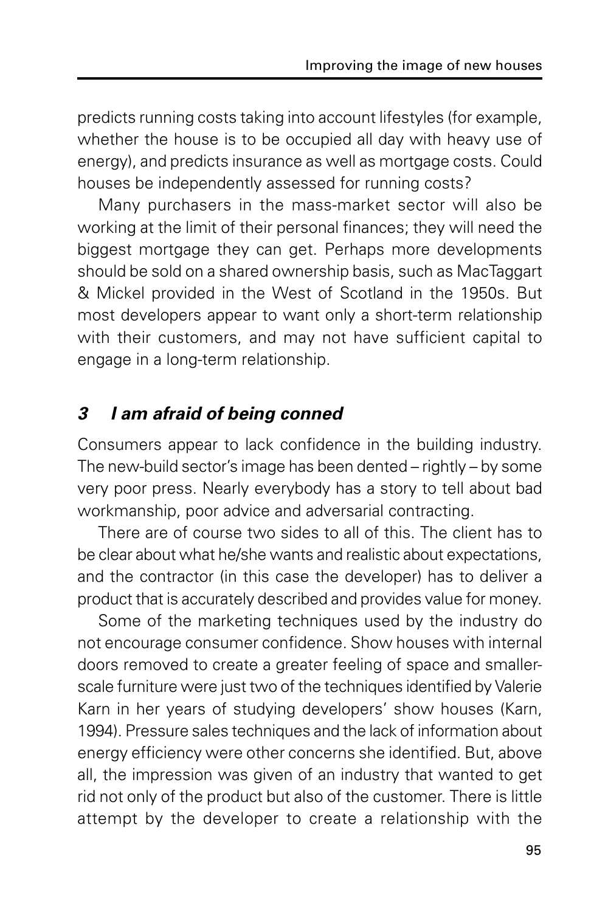predicts running costs taking into account lifestyles (for example, whether the house is to be occupied all day with heavy use of energy), and predicts insurance as well as mortgage costs. Could houses be independently assessed for running costs?

Many purchasers in the mass-market sector will also be working at the limit of their personal finances; they will need the biggest mortgage they can get. Perhaps more developments should be sold on a shared ownership basis, such as MacTaggart & Mickel provided in the West of Scotland in the 1950s. But most developers appear to want only a short-term relationship with their customers, and may not have sufficient capital to engage in a long-term relationship.

### *3 I am afraid of being conned*

Consumers appear to lack confidence in the building industry. The new-build sector's image has been dented – rightly – by some very poor press. Nearly everybody has a story to tell about bad workmanship, poor advice and adversarial contracting.

There are of course two sides to all of this. The client has to be clear about what he/she wants and realistic about expectations, and the contractor (in this case the developer) has to deliver a product that is accurately described and provides value for money.

Some of the marketing techniques used by the industry do not encourage consumer confidence. Show houses with internal doors removed to create a greater feeling of space and smaller-scale furniture were just two of the techniques identified by Valerie Karn in her years of studying developers' show houses (Karn, 1994). Pressure sales techniques and the lack of information about energy efficiency were other concerns she identified. But, above all, the impression was given of an industry that wanted to get rid not only of the product but also of the customer. There is little attempt by the developer to create a relationship with the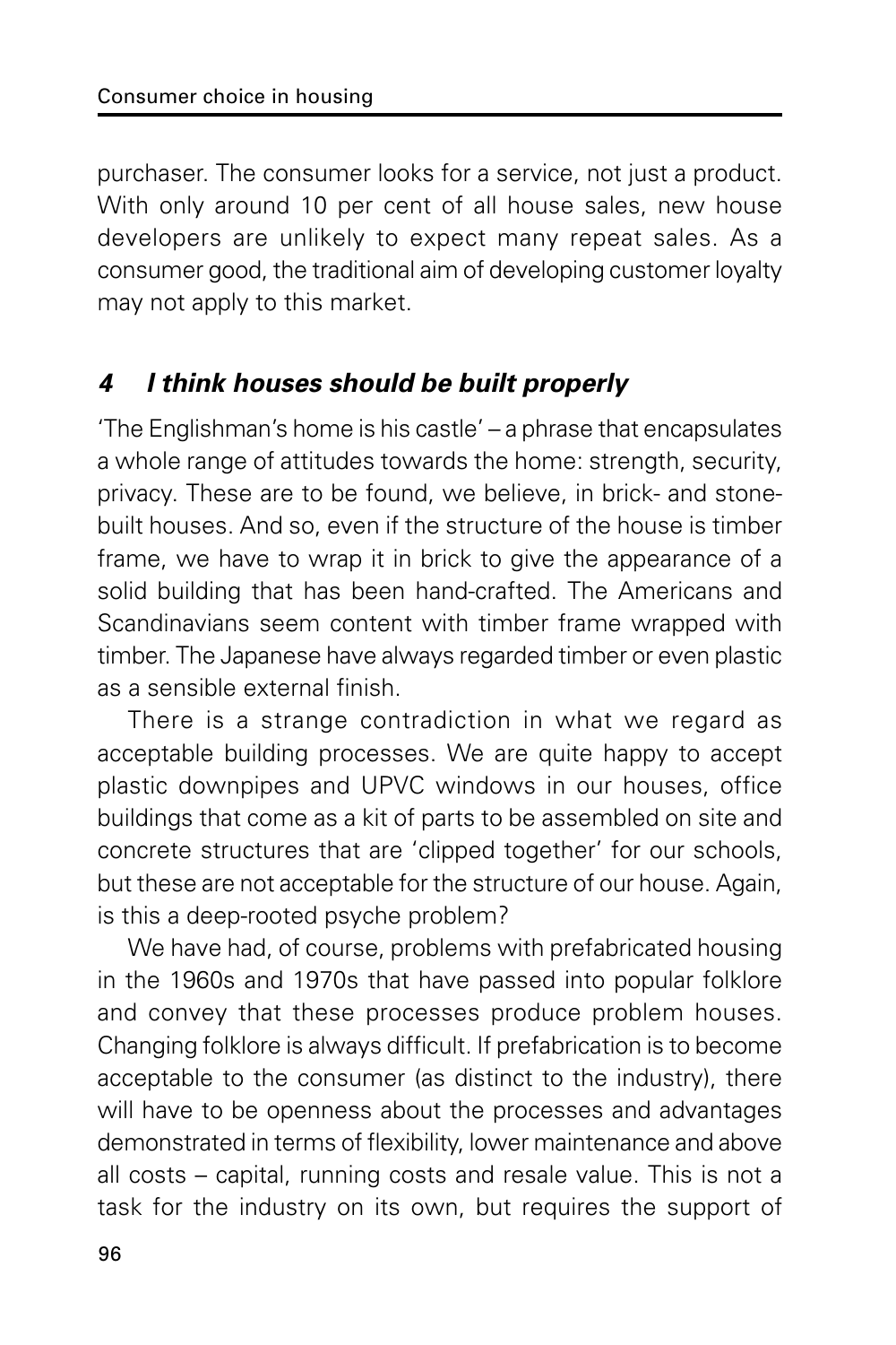purchaser. The consumer looks for a service, not just a product. With only around 10 per cent of all house sales, new house developers are unlikely to expect many repeat sales. As a consumer good, the traditional aim of developing customer loyalty may not apply to this market.

## *4 I think houses should be built properly*

'The Englishman's home is his castle' – a phrase that encapsulates a whole range of attitudes towards the home: strength, security, privacy. These are to be found, we believe, in brick- and stone-built houses. And so, even if the structure of the house is timber frame, we have to wrap it in brick to give the appearance of a solid building that has been hand-crafted. The Americans and Scandinavians seem content with timber frame wrapped with timber. The Japanese have always regarded timber or even plastic as a sensible external finish.

There is a strange contradiction in what we regard as acceptable building processes. We are quite happy to accept plastic downpipes and UPVC windows in our houses, office buildings that come as a kit of parts to be assembled on site and concrete structures that are 'clipped together' for our schools, but these are not acceptable for the structure of our house. Again, is this a deep-rooted psyche problem?

We have had, of course, problems with prefabricated housing in the 1960s and 1970s that have passed into popular folklore and convey that these processes produce problem houses. Changing folklore is always difficult. If prefabrication is to become acceptable to the consumer (as distinct to the industry), there will have to be openness about the processes and advantages demonstrated in terms of flexibility, lower maintenance and above all costs – capital, running costs and resale value. This is not a task for the industry on its own, but requires the support of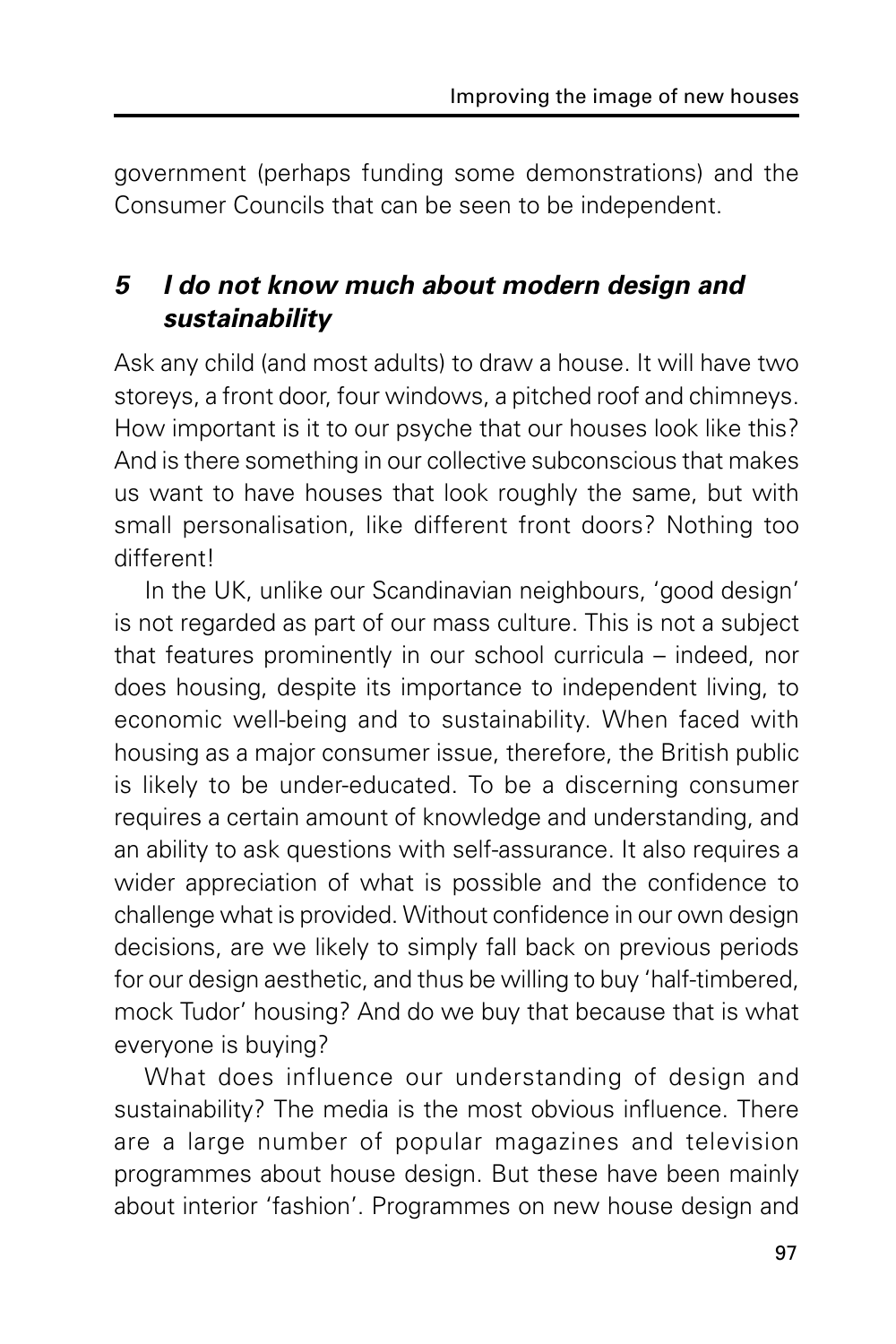government (perhaps funding some demonstrations) and the Consumer Councils that can be seen to be independent.

## *5 I do not know much about modern design and sustainability*

Ask any child (and most adults) to draw a house. It will have two storeys, a front door, four windows, a pitched roof and chimneys. How important is it to our psyche that our houses look like this? And is there something in our collective subconscious that makes us want to have houses that look roughly the same, but with small personalisation, like different front doors? Nothing too different!

In the UK, unlike our Scandinavian neighbours, 'good design' is not regarded as part of our mass culture. This is not a subject that features prominently in our school curricula – indeed, nor does housing, despite its importance to independent living, to economic well-being and to sustainability. When faced with housing as a major consumer issue, therefore, the British public is likely to be under-educated. To be a discerning consumer requires a certain amount of knowledge and understanding, and an ability to ask questions with self-assurance. It also requires a wider appreciation of what is possible and the confidence to challenge what is provided. Without confidence in our own design decisions, are we likely to simply fall back on previous periods for our design aesthetic, and thus be willing to buy 'half-timbered, mock Tudor' housing? And do we buy that because that is what everyone is buying?

What does influence our understanding of design and sustainability? The media is the most obvious influence. There are a large number of popular magazines and television programmes about house design. But these have been mainly about interior 'fashion'. Programmes on new house design and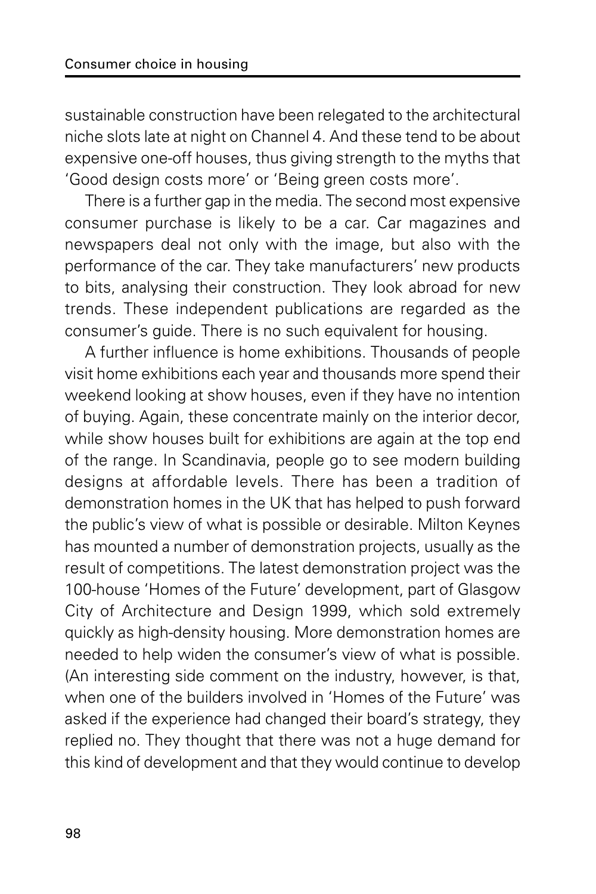sustainable construction have been relegated to the architectural niche slots late at night on Channel 4. And these tend to be about expensive one-off houses, thus giving strength to the myths that 'Good design costs more' or 'Being green costs more'.

There is a further gap in the media. The second most expensive consumer purchase is likely to be a car. Car magazines and newspapers deal not only with the image, but also with the performance of the car. They take manufacturers' new products to bits, analysing their construction. They look abroad for new trends. These independent publications are regarded as the consumer's guide. There is no such equivalent for housing.

A further influence is home exhibitions. Thousands of people visit home exhibitions each year and thousands more spend their weekend looking at show houses, even if they have no intention of buying. Again, these concentrate mainly on the interior decor, while show houses built for exhibitions are again at the top end of the range. In Scandinavia, people go to see modern building designs at affordable levels. There has been a tradition of demonstration homes in the UK that has helped to push forward the public's view of what is possible or desirable. Milton Keynes has mounted a number of demonstration projects, usually as the result of competitions. The latest demonstration project was the 100-house 'Homes of the Future' development, part of Glasgow City of Architecture and Design 1999, which sold extremely quickly as high-density housing. More demonstration homes are needed to help widen the consumer's view of what is possible. (An interesting side comment on the industry, however, is that, when one of the builders involved in 'Homes of the Future' was asked if the experience had changed their board's strategy, they replied no. They thought that there was not a huge demand for this kind of development and that they would continue to develop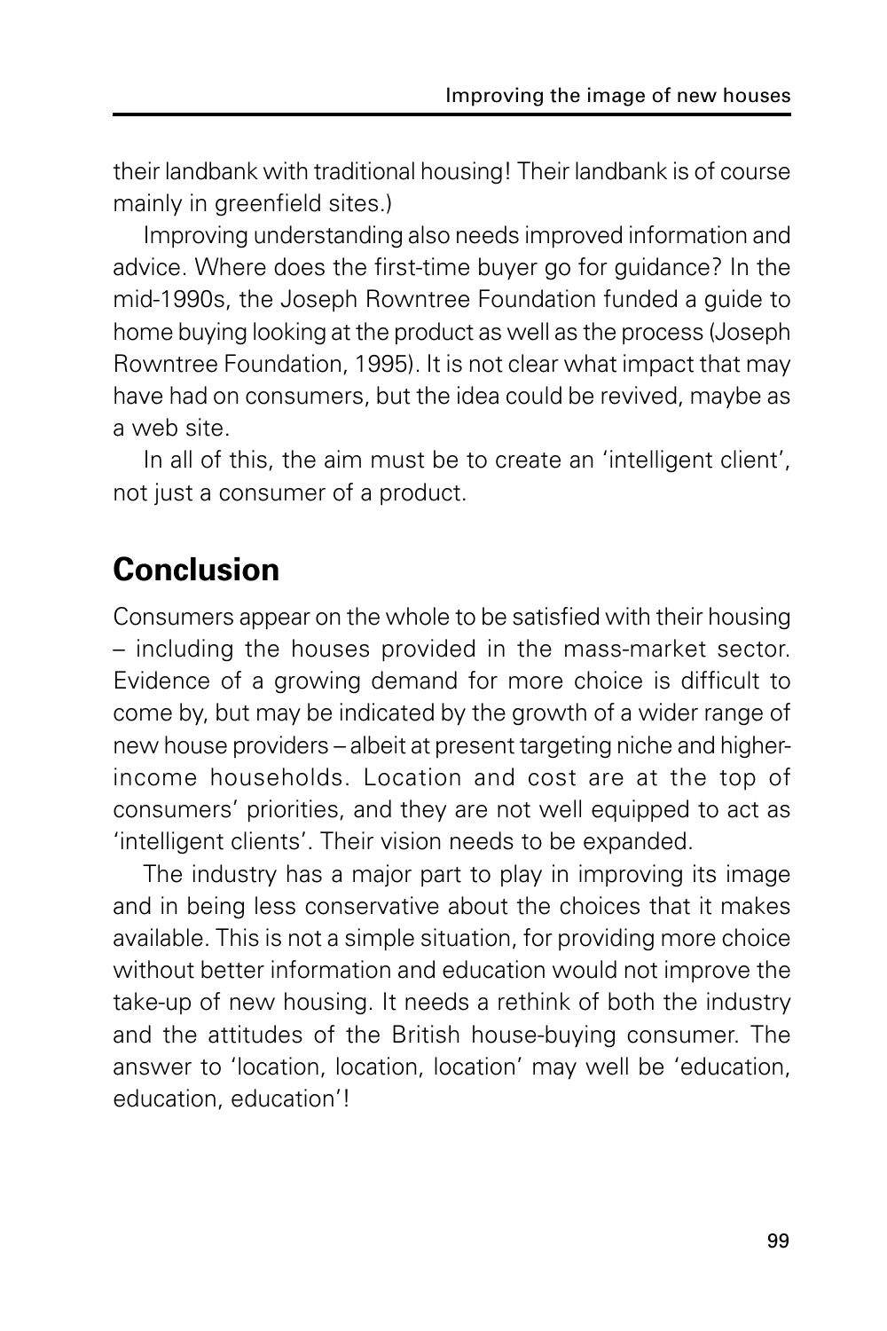their landbank with traditional housing! Their landbank is of course mainly in greenfield sites.)

Improving understanding also needs improved information and advice. Where does the first-time buyer go for guidance? In the mid-1990s, the Joseph Rowntree Foundation funded a guide to home buying looking at the product as well as the process (Joseph Rowntree Foundation, 1995). It is not clear what impact that may have had on consumers, but the idea could be revived, maybe as a web site.

In all of this, the aim must be to create an 'intelligent client', not just a consumer of a product.

## Conclusion

Consumers appear on the whole to be satisfied with their housing – including the houses provided in the mass-market sector. Evidence of a growing demand for more choice is difficult to come by, but may be indicated by the growth of a wider range of new house providers – albeit at present targeting niche and higher-income households. Location and cost are at the top of consumers' priorities, and they are not well equipped to act as 'intelligent clients'. Their vision needs to be expanded.

The industry has a major part to play in improving its image and in being less conservative about the choices that it makes available. This is not a simple situation, for providing more choice without better information and education would not improve the take-up of new housing. It needs a rethink of both the industry and the attitudes of the British house-buying consumer. The answer to 'location, location, location' may well be 'education, education, education'!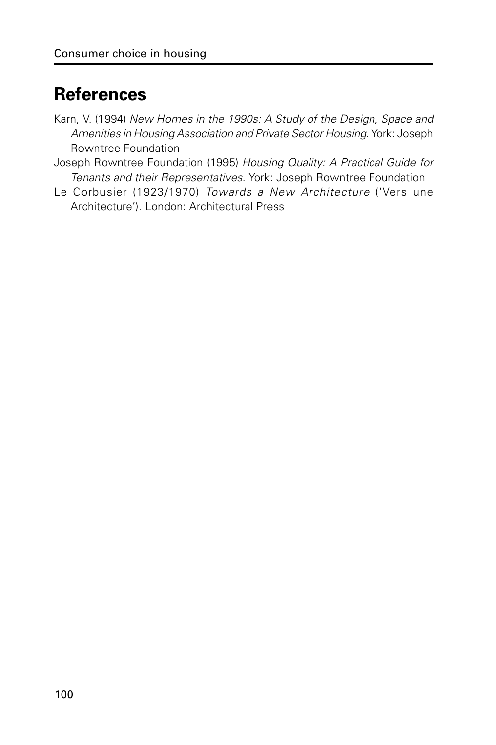## References

Karn, V. (1994) *New Homes in the 1990s: A Study of the Design, Space and Amenities in Housing Association and Private Sector Housing*. York: Joseph Rowntree Foundation

Joseph Rowntree Foundation (1995) *Housing Quality: A Practical Guide for Tenants and their Representatives*. York: Joseph Rowntree Foundation

Le Corbusier (1923/1970) *Towards a New Architecture* ('Vers une Architecture'). London: Architectural Press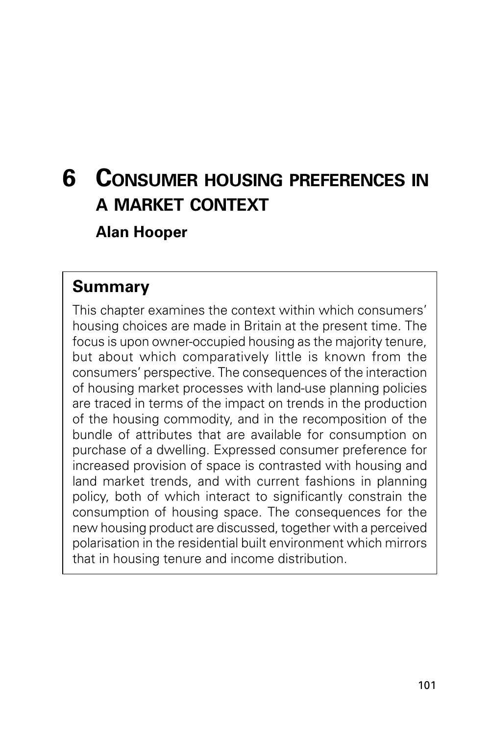# 6 CONSUMER HOUSING PREFERENCES IN A MARKET CONTEXT

**Alan Hooper**

## Summary

This chapter examines the context within which consumers' housing choices are made in Britain at the present time. The focus is upon owner-occupied housing as the majority tenure, but about which comparatively little is known from the consumers' perspective. The consequences of the interaction of housing market processes with land-use planning policies are traced in terms of the impact on trends in the production of the housing commodity, and in the recomposition of the bundle of attributes that are available for consumption on purchase of a dwelling. Expressed consumer preference for increased provision of space is contrasted with housing and land market trends, and with current fashions in planning policy, both of which interact to significantly constrain the consumption of housing space. The consequences for the new housing product are discussed, together with a perceived polarisation in the residential built environment which mirrors that in housing tenure and income distribution.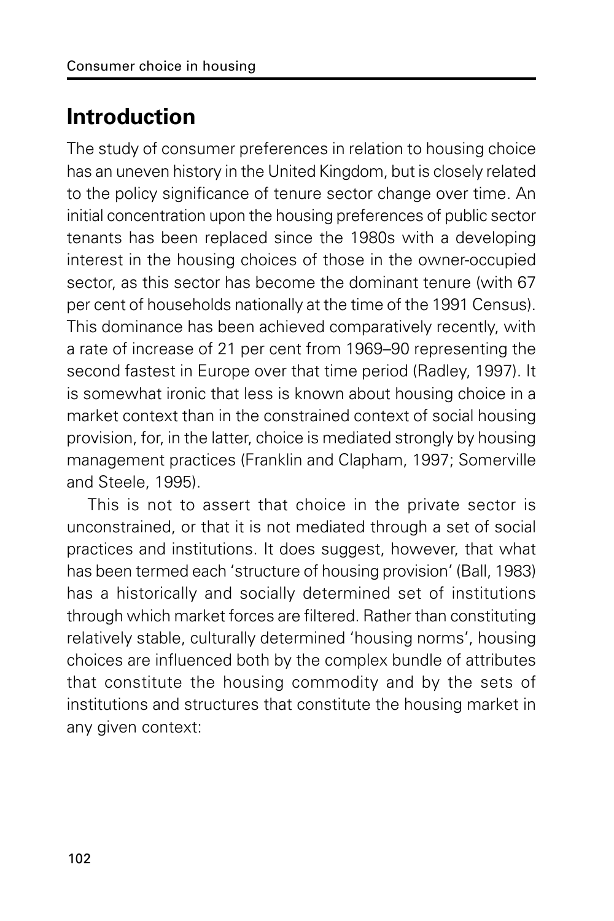## Introduction

The study of consumer preferences in relation to housing choice has an uneven history in the United Kingdom, but is closely related to the policy significance of tenure sector change over time. An initial concentration upon the housing preferences of public sector tenants has been replaced since the 1980s with a developing interest in the housing choices of those in the owner-occupied sector, as this sector has become the dominant tenure (with 67 per cent of households nationally at the time of the 1991 Census). This dominance has been achieved comparatively recently, with a rate of increase of 21 per cent from 1969–90 representing the second fastest in Europe over that time period (Radley, 1997). It is somewhat ironic that less is known about housing choice in a market context than in the constrained context of social housing provision, for, in the latter, choice is mediated strongly by housing management practices (Franklin and Clapham, 1997; Somerville and Steele, 1995).

This is not to assert that choice in the private sector is unconstrained, or that it is not mediated through a set of social practices and institutions. It does suggest, however, that what has been termed each 'structure of housing provision' (Ball, 1983) has a historically and socially determined set of institutions through which market forces are filtered. Rather than constituting relatively stable, culturally determined 'housing norms', housing choices are influenced both by the complex bundle of attributes that constitute the housing commodity and by the sets of institutions and structures that constitute the housing market in any given context: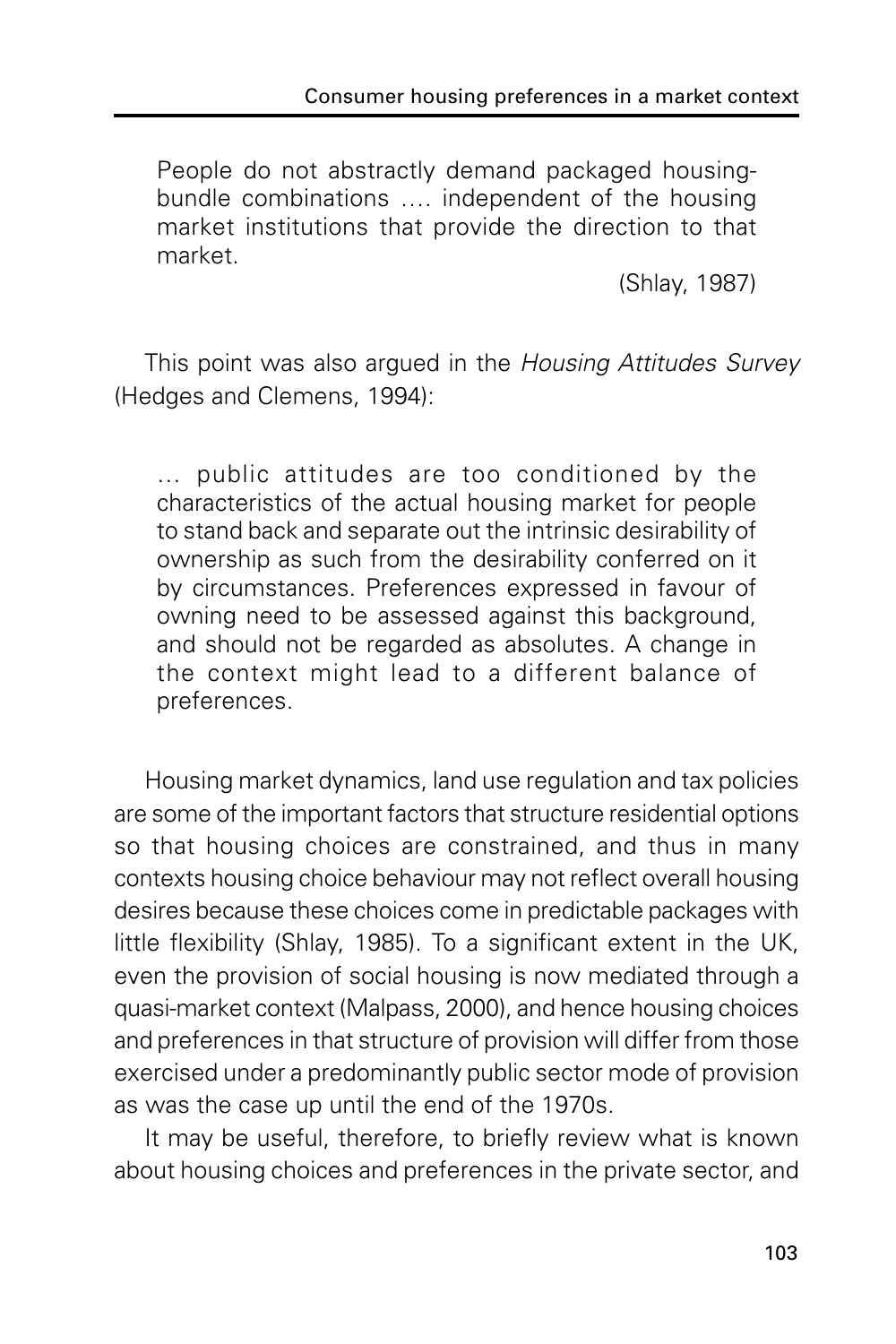> People do not abstractly demand packaged housing-bundle combinations …. independent of the housing market institutions that provide the direction to that market.
>
> (Shlay, 1987)

This point was also argued in the *Housing Attitudes Survey* (Hedges and Clemens, 1994):

> … public attitudes are too conditioned by the characteristics of the actual housing market for people to stand back and separate out the intrinsic desirability of ownership as such from the desirability conferred on it by circumstances. Preferences expressed in favour of owning need to be assessed against this background, and should not be regarded as absolutes. A change in the context might lead to a different balance of preferences.

Housing market dynamics, land use regulation and tax policies are some of the important factors that structure residential options so that housing choices are constrained, and thus in many contexts housing choice behaviour may not reflect overall housing desires because these choices come in predictable packages with little flexibility (Shlay, 1985). To a significant extent in the UK, even the provision of social housing is now mediated through a quasi-market context (Malpass, 2000), and hence housing choices and preferences in that structure of provision will differ from those exercised under a predominantly public sector mode of provision as was the case up until the end of the 1970s.

It may be useful, therefore, to briefly review what is known about housing choices and preferences in the private sector, and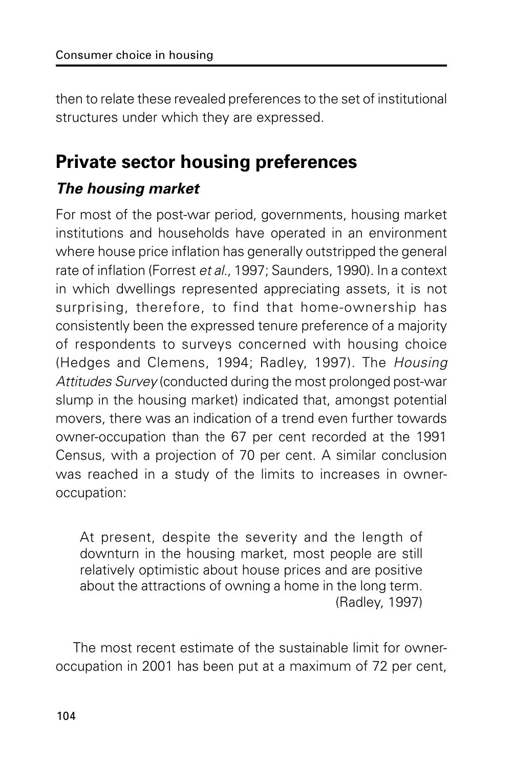then to relate these revealed preferences to the set of institutional structures under which they are expressed.

## Private sector housing preferences

### *The housing market*

For most of the post-war period, governments, housing market institutions and households have operated in an environment where house price inflation has generally outstripped the general rate of inflation (Forrest *et al.*, 1997; Saunders, 1990). In a context in which dwellings represented appreciating assets, it is not surprising, therefore, to find that home-ownership has consistently been the expressed tenure preference of a majority of respondents to surveys concerned with housing choice (Hedges and Clemens, 1994; Radley, 1997). The *Housing Attitudes Survey* (conducted during the most prolonged post-war slump in the housing market) indicated that, amongst potential movers, there was an indication of a trend even further towards owner-occupation than the 67 per cent recorded at the 1991 Census, with a projection of 70 per cent. A similar conclusion was reached in a study of the limits to increases in owner-occupation:

> At present, despite the severity and the length of downturn in the housing market, most people are still relatively optimistic about house prices and are positive about the attractions of owning a home in the long term.
> (Radley, 1997)

The most recent estimate of the sustainable limit for owner-occupation in 2001 has been put at a maximum of 72 per cent,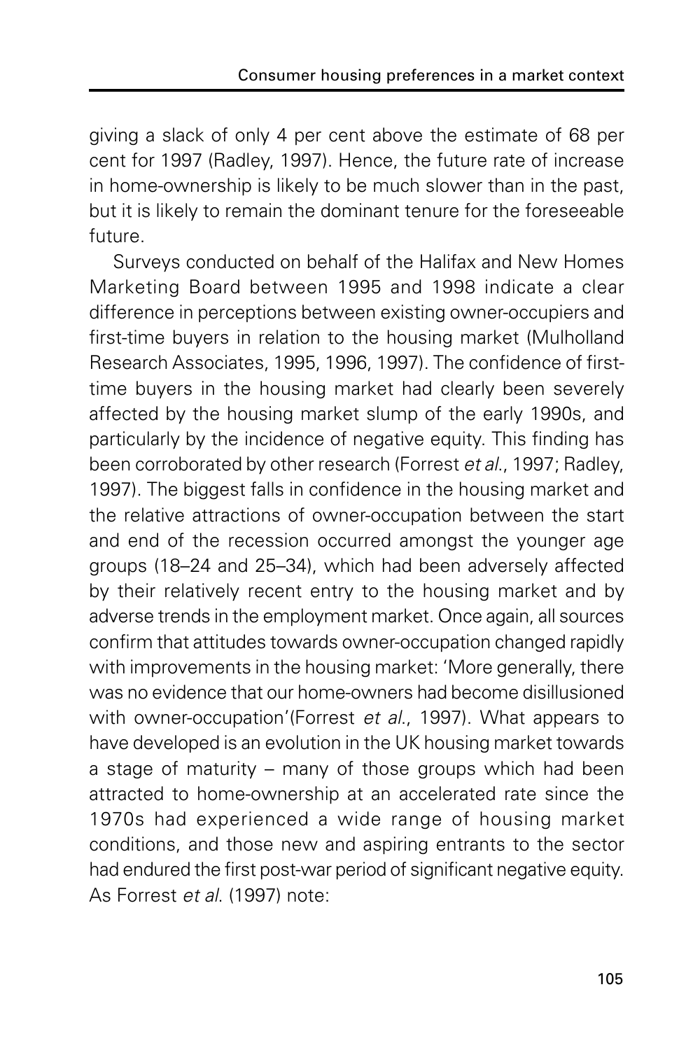giving a slack of only 4 per cent above the estimate of 68 per cent for 1997 (Radley, 1997). Hence, the future rate of increase in home-ownership is likely to be much slower than in the past, but it is likely to remain the dominant tenure for the foreseeable future.

Surveys conducted on behalf of the Halifax and New Homes Marketing Board between 1995 and 1998 indicate a clear difference in perceptions between existing owner-occupiers and first-time buyers in relation to the housing market (Mulholland Research Associates, 1995, 1996, 1997). The confidence of first-time buyers in the housing market had clearly been severely affected by the housing market slump of the early 1990s, and particularly by the incidence of negative equity. This finding has been corroborated by other research (Forrest *et al.*, 1997; Radley, 1997). The biggest falls in confidence in the housing market and the relative attractions of owner-occupation between the start and end of the recession occurred amongst the younger age groups (18–24 and 25–34), which had been adversely affected by their relatively recent entry to the housing market and by adverse trends in the employment market. Once again, all sources confirm that attitudes towards owner-occupation changed rapidly with improvements in the housing market: 'More generally, there was no evidence that our home-owners had become disillusioned with owner-occupation'(Forrest *et al.*, 1997). What appears to have developed is an evolution in the UK housing market towards a stage of maturity – many of those groups which had been attracted to home-ownership at an accelerated rate since the 1970s had experienced a wide range of housing market conditions, and those new and aspiring entrants to the sector had endured the first post-war period of significant negative equity. As Forrest *et al.* (1997) note: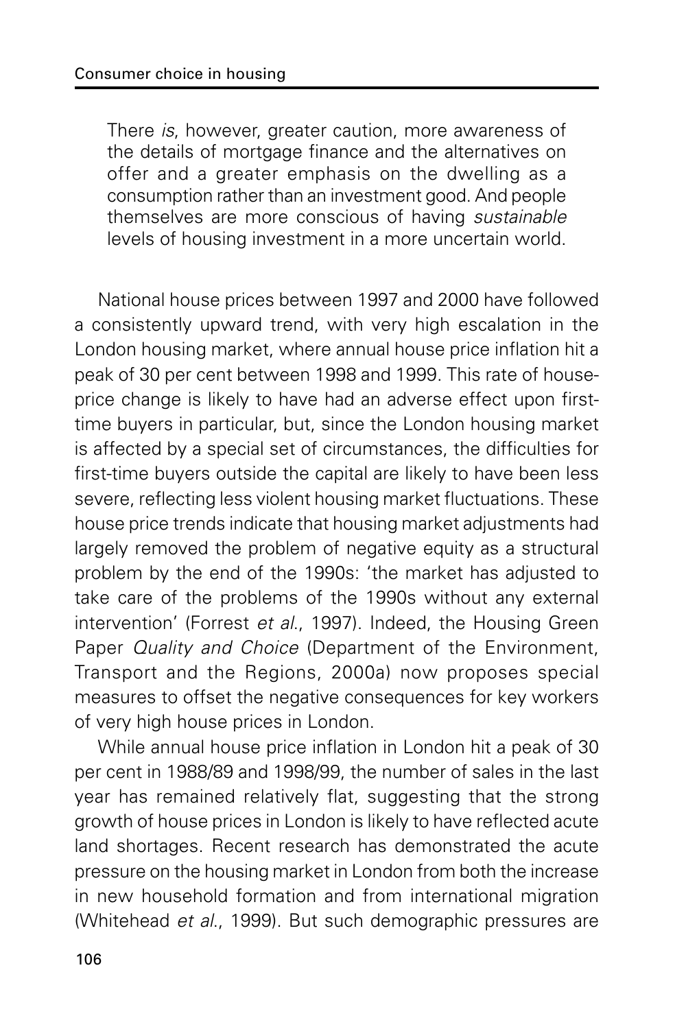> There *is*, however, greater caution, more awareness of the details of mortgage finance and the alternatives on offer and a greater emphasis on the dwelling as a consumption rather than an investment good. And people themselves are more conscious of having *sustainable* levels of housing investment in a more uncertain world.

National house prices between 1997 and 2000 have followed a consistently upward trend, with very high escalation in the London housing market, where annual house price inflation hit a peak of 30 per cent between 1998 and 1999. This rate of house-price change is likely to have had an adverse effect upon first-time buyers in particular, but, since the London housing market is affected by a special set of circumstances, the difficulties for first-time buyers outside the capital are likely to have been less severe, reflecting less violent housing market fluctuations. These house price trends indicate that housing market adjustments had largely removed the problem of negative equity as a structural problem by the end of the 1990s: 'the market has adjusted to take care of the problems of the 1990s without any external intervention' (Forrest *et al*., 1997). Indeed, the Housing Green Paper *Quality and Choice* (Department of the Environment, Transport and the Regions, 2000a) now proposes special measures to offset the negative consequences for key workers of very high house prices in London.

While annual house price inflation in London hit a peak of 30 per cent in 1988/89 and 1998/99, the number of sales in the last year has remained relatively flat, suggesting that the strong growth of house prices in London is likely to have reflected acute land shortages. Recent research has demonstrated the acute pressure on the housing market in London from both the increase in new household formation and from international migration (Whitehead *et al*., 1999). But such demographic pressures are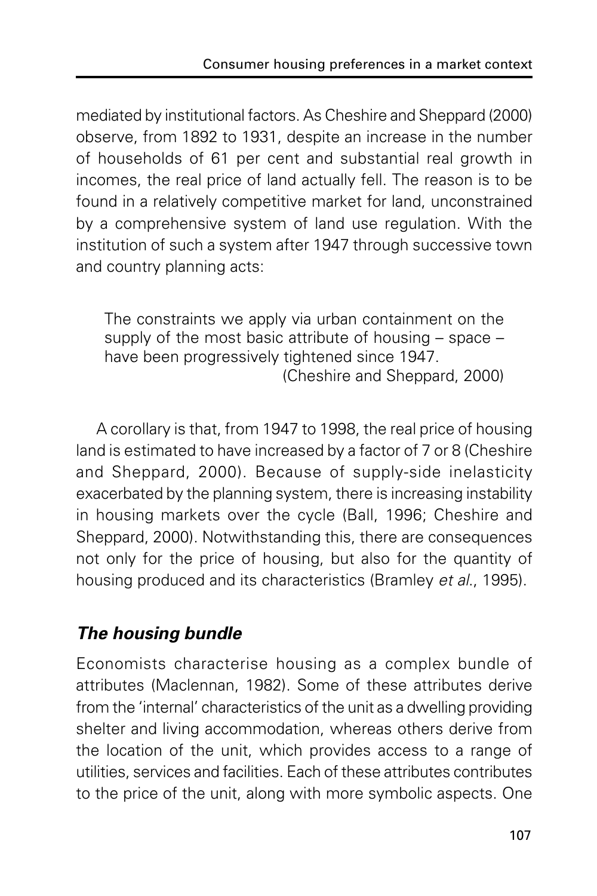mediated by institutional factors. As Cheshire and Sheppard (2000) observe, from 1892 to 1931, despite an increase in the number of households of 61 per cent and substantial real growth in incomes, the real price of land actually fell. The reason is to be found in a relatively competitive market for land, unconstrained by a comprehensive system of land use regulation. With the institution of such a system after 1947 through successive town and country planning acts:

> The constraints we apply via urban containment on the supply of the most basic attribute of housing – space – have been progressively tightened since 1947.
>
> (Cheshire and Sheppard, 2000)

A corollary is that, from 1947 to 1998, the real price of housing land is estimated to have increased by a factor of 7 or 8 (Cheshire and Sheppard, 2000). Because of supply-side inelasticity exacerbated by the planning system, there is increasing instability in housing markets over the cycle (Ball, 1996; Cheshire and Sheppard, 2000). Notwithstanding this, there are consequences not only for the price of housing, but also for the quantity of housing produced and its characteristics (Bramley *et al.*, 1995).

### *The housing bundle*

Economists characterise housing as a complex bundle of attributes (Maclennan, 1982). Some of these attributes derive from the 'internal' characteristics of the unit as a dwelling providing shelter and living accommodation, whereas others derive from the location of the unit, which provides access to a range of utilities, services and facilities. Each of these attributes contributes to the price of the unit, along with more symbolic aspects. One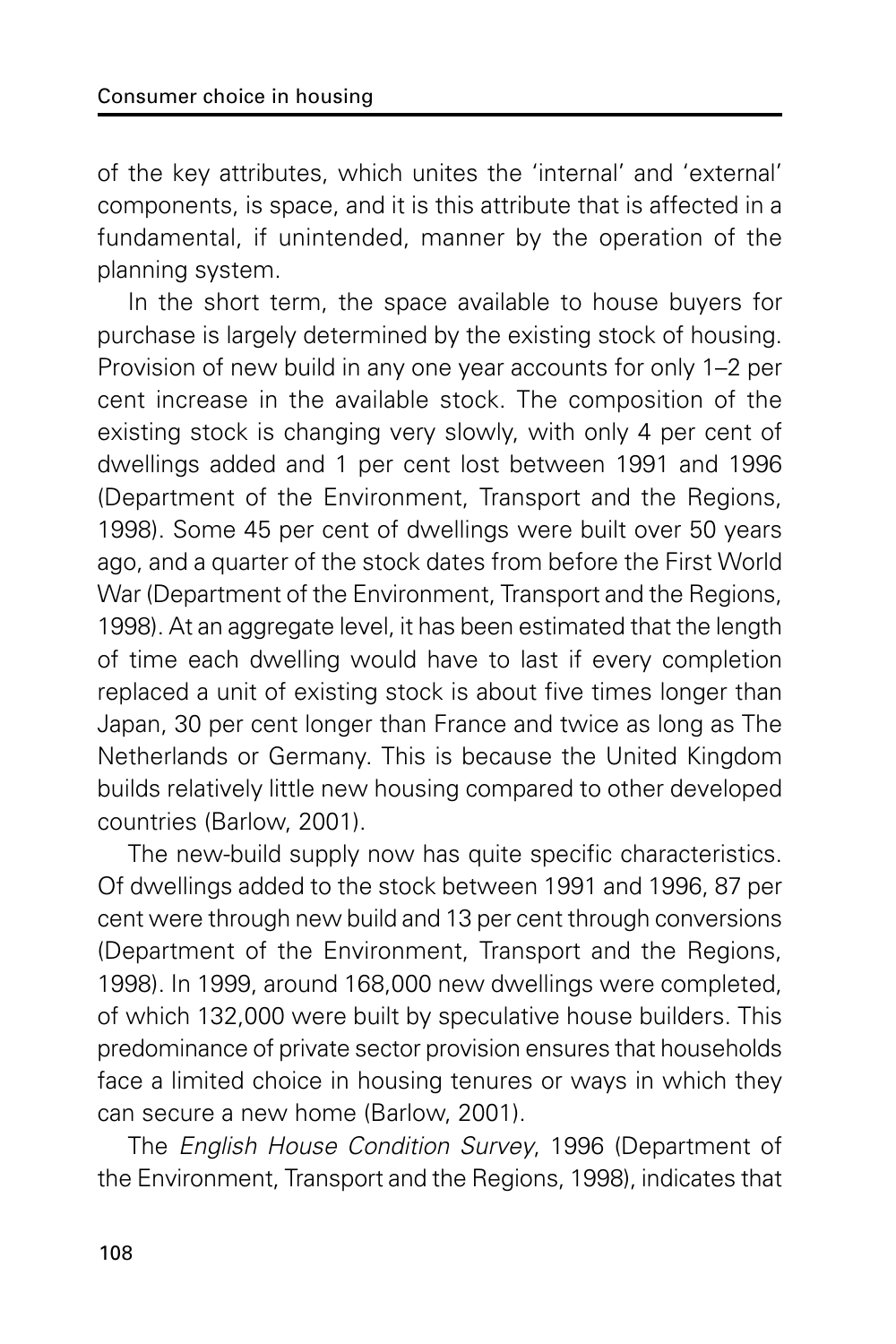of the key attributes, which unites the 'internal' and 'external' components, is space, and it is this attribute that is affected in a fundamental, if unintended, manner by the operation of the planning system.

In the short term, the space available to house buyers for purchase is largely determined by the existing stock of housing. Provision of new build in any one year accounts for only 1–2 per cent increase in the available stock. The composition of the existing stock is changing very slowly, with only 4 per cent of dwellings added and 1 per cent lost between 1991 and 1996 (Department of the Environment, Transport and the Regions, 1998). Some 45 per cent of dwellings were built over 50 years ago, and a quarter of the stock dates from before the First World War (Department of the Environment, Transport and the Regions, 1998). At an aggregate level, it has been estimated that the length of time each dwelling would have to last if every completion replaced a unit of existing stock is about five times longer than Japan, 30 per cent longer than France and twice as long as The Netherlands or Germany. This is because the United Kingdom builds relatively little new housing compared to other developed countries (Barlow, 2001).

The new-build supply now has quite specific characteristics. Of dwellings added to the stock between 1991 and 1996, 87 per cent were through new build and 13 per cent through conversions (Department of the Environment, Transport and the Regions, 1998). In 1999, around 168,000 new dwellings were completed, of which 132,000 were built by speculative house builders. This predominance of private sector provision ensures that households face a limited choice in housing tenures or ways in which they can secure a new home (Barlow, 2001).

The *English House Condition Survey*, 1996 (Department of the Environment, Transport and the Regions, 1998), indicates that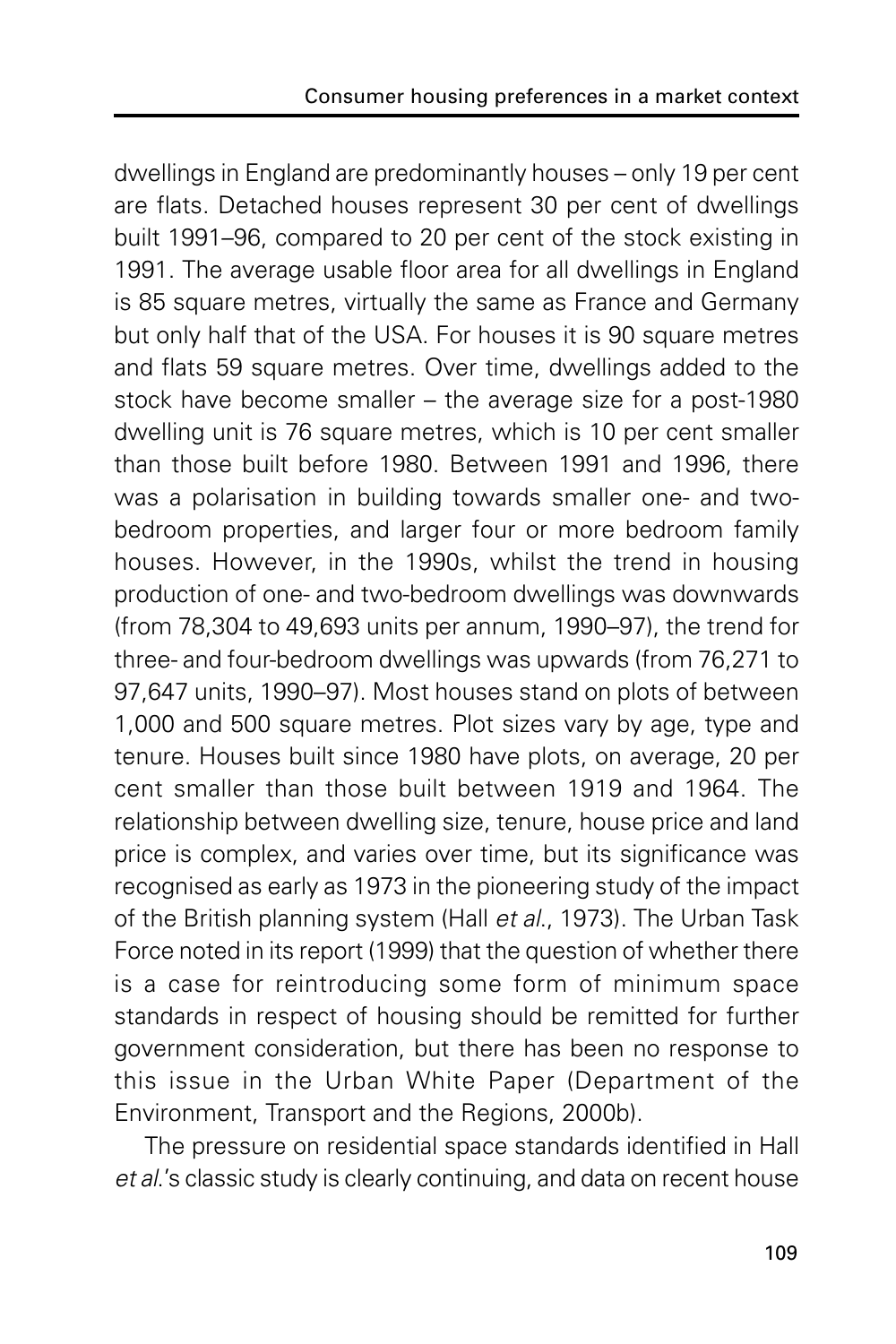dwellings in England are predominantly houses – only 19 per cent are flats. Detached houses represent 30 per cent of dwellings built 1991–96, compared to 20 per cent of the stock existing in 1991. The average usable floor area for all dwellings in England is 85 square metres, virtually the same as France and Germany but only half that of the USA. For houses it is 90 square metres and flats 59 square metres. Over time, dwellings added to the stock have become smaller – the average size for a post-1980 dwelling unit is 76 square metres, which is 10 per cent smaller than those built before 1980. Between 1991 and 1996, there was a polarisation in building towards smaller one- and two-bedroom properties, and larger four or more bedroom family houses. However, in the 1990s, whilst the trend in housing production of one- and two-bedroom dwellings was downwards (from 78,304 to 49,693 units per annum, 1990–97), the trend for three- and four-bedroom dwellings was upwards (from 76,271 to 97,647 units, 1990–97). Most houses stand on plots of between 1,000 and 500 square metres. Plot sizes vary by age, type and tenure. Houses built since 1980 have plots, on average, 20 per cent smaller than those built between 1919 and 1964. The relationship between dwelling size, tenure, house price and land price is complex, and varies over time, but its significance was recognised as early as 1973 in the pioneering study of the impact of the British planning system (Hall *et al.*, 1973). The Urban Task Force noted in its report (1999) that the question of whether there is a case for reintroducing some form of minimum space standards in respect of housing should be remitted for further government consideration, but there has been no response to this issue in the Urban White Paper (Department of the Environment, Transport and the Regions, 2000b).

The pressure on residential space standards identified in Hall *et al.*'s classic study is clearly continuing, and data on recent house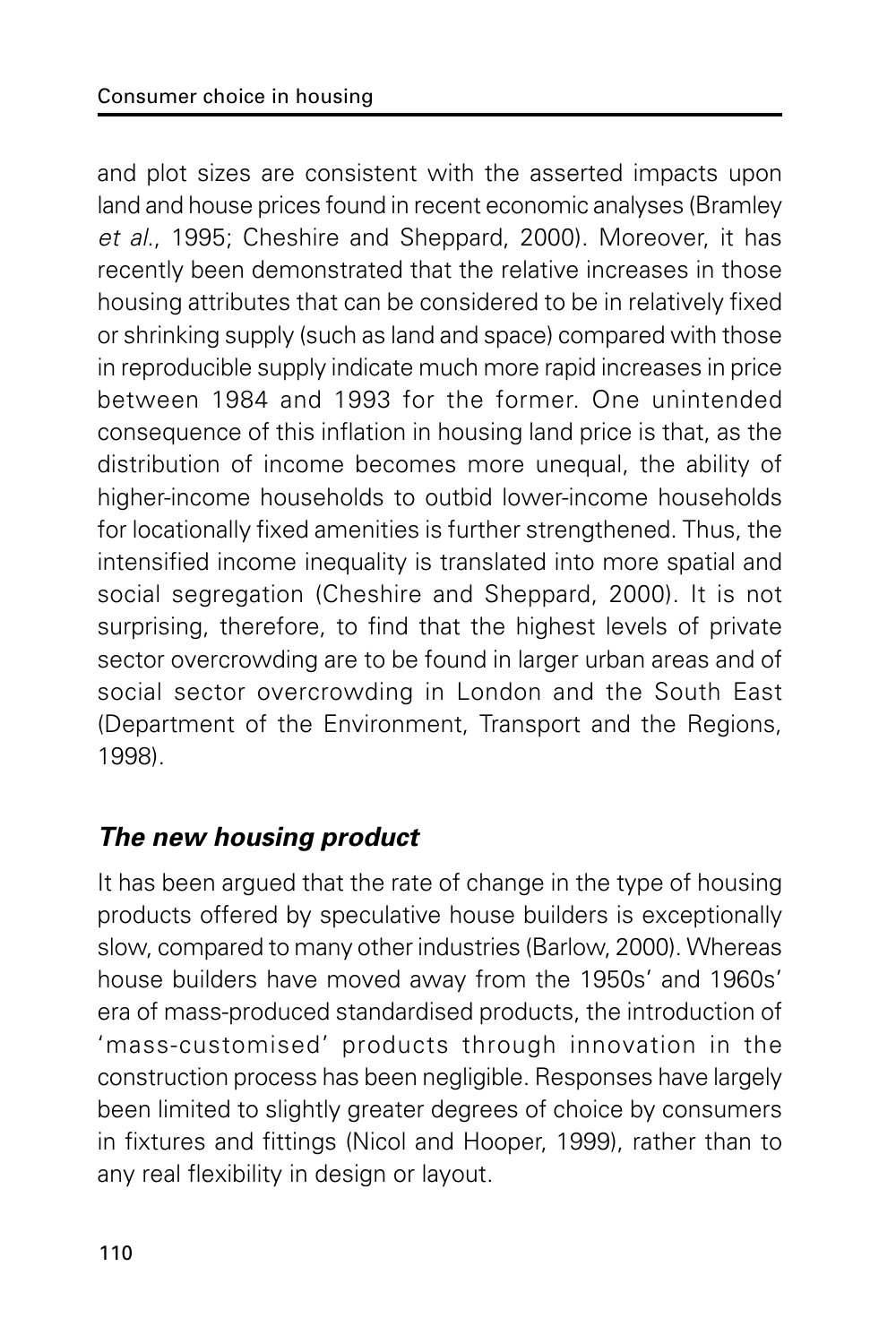and plot sizes are consistent with the asserted impacts upon land and house prices found in recent economic analyses (Bramley *et al.*, 1995; Cheshire and Sheppard, 2000). Moreover, it has recently been demonstrated that the relative increases in those housing attributes that can be considered to be in relatively fixed or shrinking supply (such as land and space) compared with those in reproducible supply indicate much more rapid increases in price between 1984 and 1993 for the former. One unintended consequence of this inflation in housing land price is that, as the distribution of income becomes more unequal, the ability of higher-income households to outbid lower-income households for locationally fixed amenities is further strengthened. Thus, the intensified income inequality is translated into more spatial and social segregation (Cheshire and Sheppard, 2000). It is not surprising, therefore, to find that the highest levels of private sector overcrowding are to be found in larger urban areas and of social sector overcrowding in London and the South East (Department of the Environment, Transport and the Regions, 1998).

### *The new housing product*

It has been argued that the rate of change in the type of housing products offered by speculative house builders is exceptionally slow, compared to many other industries (Barlow, 2000). Whereas house builders have moved away from the 1950s' and 1960s' era of mass-produced standardised products, the introduction of 'mass-customised' products through innovation in the construction process has been negligible. Responses have largely been limited to slightly greater degrees of choice by consumers in fixtures and fittings (Nicol and Hooper, 1999), rather than to any real flexibility in design or layout.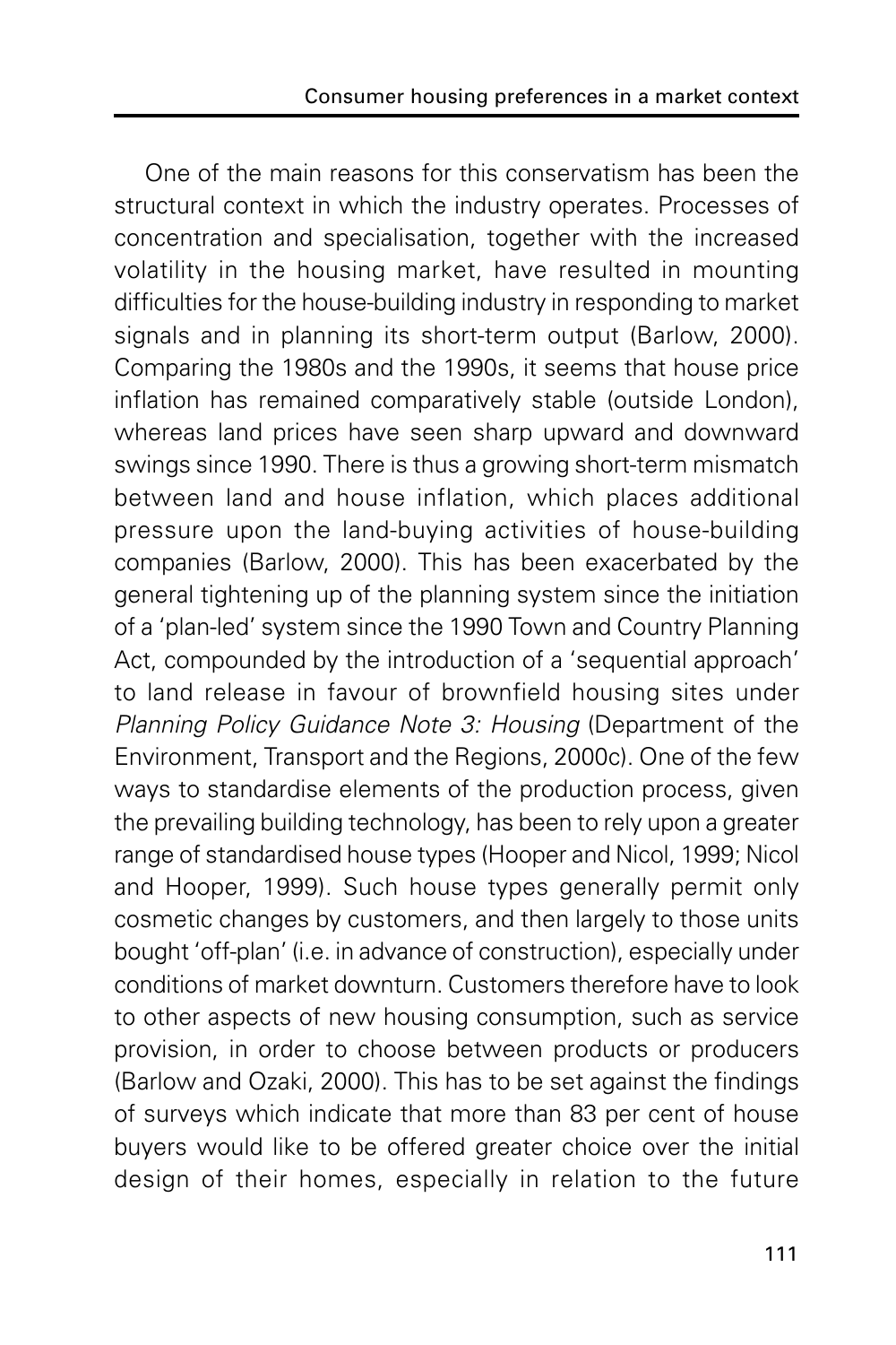One of the main reasons for this conservatism has been the structural context in which the industry operates. Processes of concentration and specialisation, together with the increased volatility in the housing market, have resulted in mounting difficulties for the house-building industry in responding to market signals and in planning its short-term output (Barlow, 2000). Comparing the 1980s and the 1990s, it seems that house price inflation has remained comparatively stable (outside London), whereas land prices have seen sharp upward and downward swings since 1990. There is thus a growing short-term mismatch between land and house inflation, which places additional pressure upon the land-buying activities of house-building companies (Barlow, 2000). This has been exacerbated by the general tightening up of the planning system since the initiation of a 'plan-led' system since the 1990 Town and Country Planning Act, compounded by the introduction of a 'sequential approach' to land release in favour of brownfield housing sites under *Planning Policy Guidance Note 3: Housing* (Department of the Environment, Transport and the Regions, 2000c). One of the few ways to standardise elements of the production process, given the prevailing building technology, has been to rely upon a greater range of standardised house types (Hooper and Nicol, 1999; Nicol and Hooper, 1999). Such house types generally permit only cosmetic changes by customers, and then largely to those units bought 'off-plan' (i.e. in advance of construction), especially under conditions of market downturn. Customers therefore have to look to other aspects of new housing consumption, such as service provision, in order to choose between products or producers (Barlow and Ozaki, 2000). This has to be set against the findings of surveys which indicate that more than 83 per cent of house buyers would like to be offered greater choice over the initial design of their homes, especially in relation to the future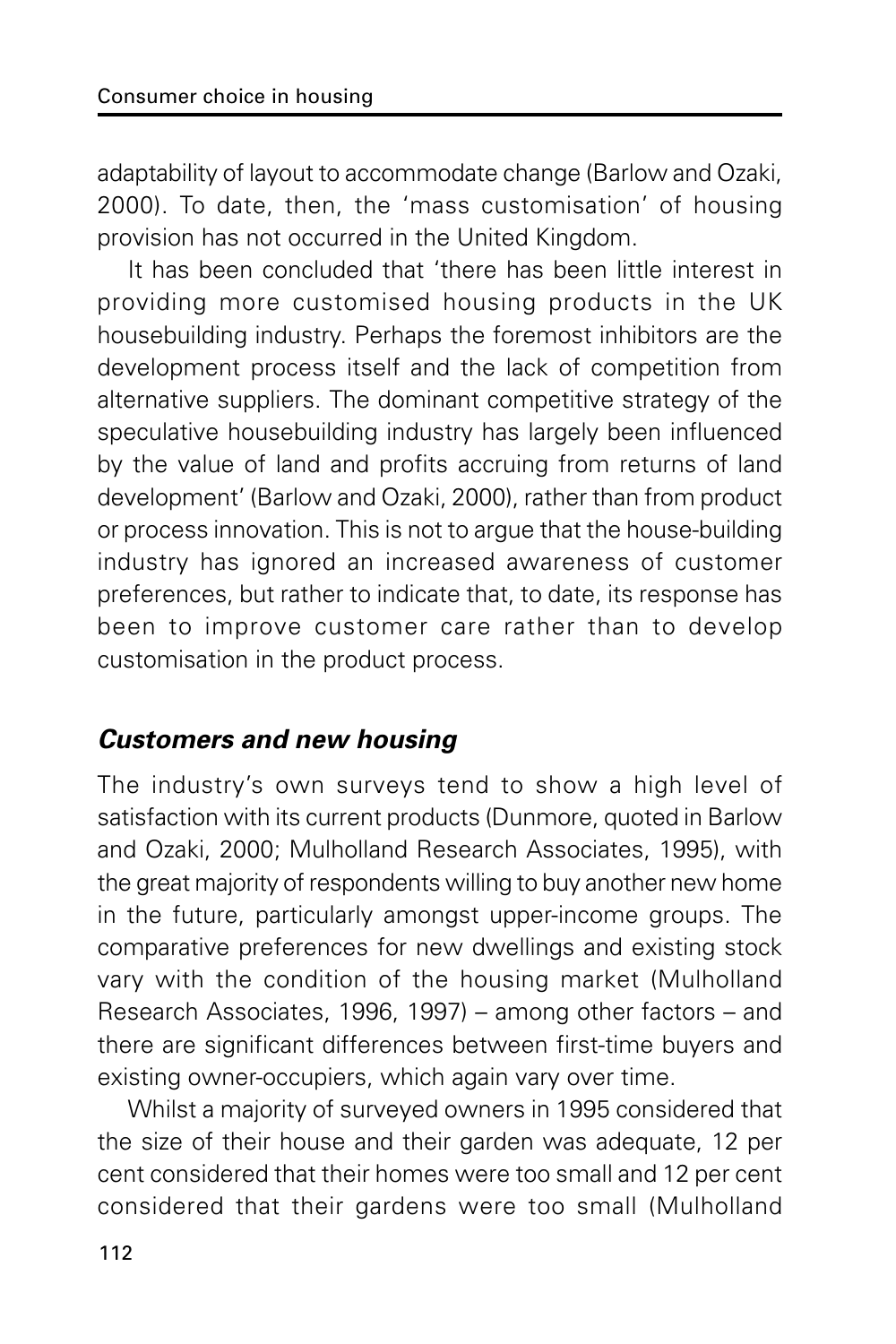adaptability of layout to accommodate change (Barlow and Ozaki, 2000). To date, then, the 'mass customisation' of housing provision has not occurred in the United Kingdom.

It has been concluded that 'there has been little interest in providing more customised housing products in the UK housebuilding industry. Perhaps the foremost inhibitors are the development process itself and the lack of competition from alternative suppliers. The dominant competitive strategy of the speculative housebuilding industry has largely been influenced by the value of land and profits accruing from returns of land development' (Barlow and Ozaki, 2000), rather than from product or process innovation. This is not to argue that the house-building industry has ignored an increased awareness of customer preferences, but rather to indicate that, to date, its response has been to improve customer care rather than to develop customisation in the product process.

## *Customers and new housing*

The industry's own surveys tend to show a high level of satisfaction with its current products (Dunmore, quoted in Barlow and Ozaki, 2000; Mulholland Research Associates, 1995), with the great majority of respondents willing to buy another new home in the future, particularly amongst upper-income groups. The comparative preferences for new dwellings and existing stock vary with the condition of the housing market (Mulholland Research Associates, 1996, 1997) – among other factors – and there are significant differences between first-time buyers and existing owner-occupiers, which again vary over time.

Whilst a majority of surveyed owners in 1995 considered that the size of their house and their garden was adequate, 12 per cent considered that their homes were too small and 12 per cent considered that their gardens were too small (Mulholland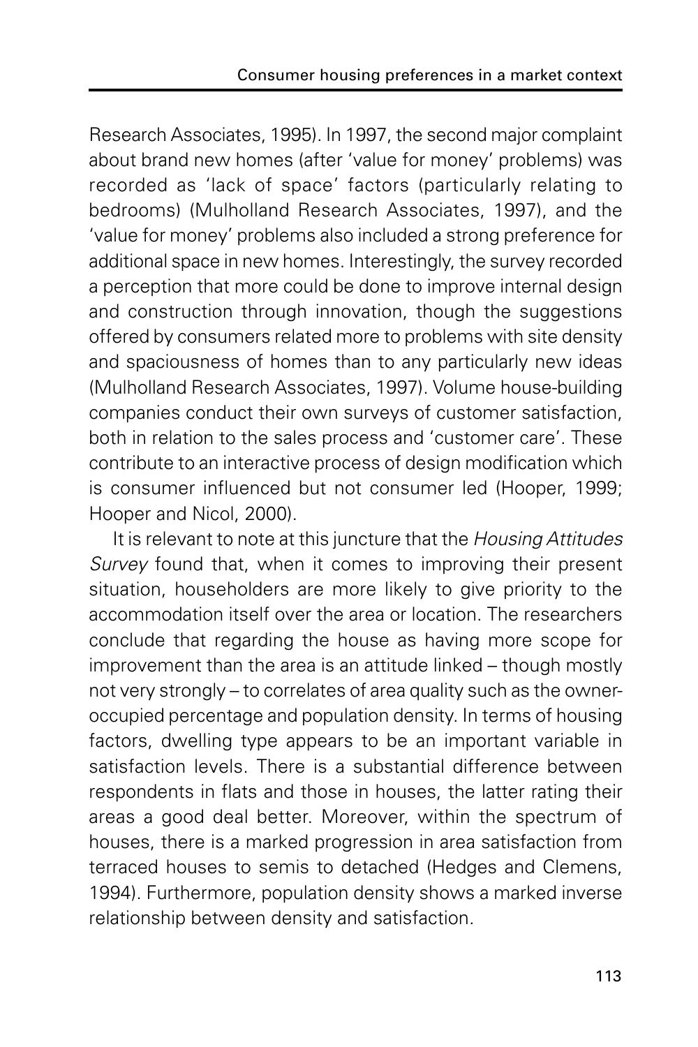Research Associates, 1995). In 1997, the second major complaint about brand new homes (after 'value for money' problems) was recorded as 'lack of space' factors (particularly relating to bedrooms) (Mulholland Research Associates, 1997), and the 'value for money' problems also included a strong preference for additional space in new homes. Interestingly, the survey recorded a perception that more could be done to improve internal design and construction through innovation, though the suggestions offered by consumers related more to problems with site density and spaciousness of homes than to any particularly new ideas (Mulholland Research Associates, 1997). Volume house-building companies conduct their own surveys of customer satisfaction, both in relation to the sales process and 'customer care'. These contribute to an interactive process of design modification which is consumer influenced but not consumer led (Hooper, 1999; Hooper and Nicol, 2000).

It is relevant to note at this juncture that the *Housing Attitudes Survey* found that, when it comes to improving their present situation, householders are more likely to give priority to the accommodation itself over the area or location. The researchers conclude that regarding the house as having more scope for improvement than the area is an attitude linked – though mostly not very strongly – to correlates of area quality such as the owner-occupied percentage and population density. In terms of housing factors, dwelling type appears to be an important variable in satisfaction levels. There is a substantial difference between respondents in flats and those in houses, the latter rating their areas a good deal better. Moreover, within the spectrum of houses, there is a marked progression in area satisfaction from terraced houses to semis to detached (Hedges and Clemens, 1994). Furthermore, population density shows a marked inverse relationship between density and satisfaction.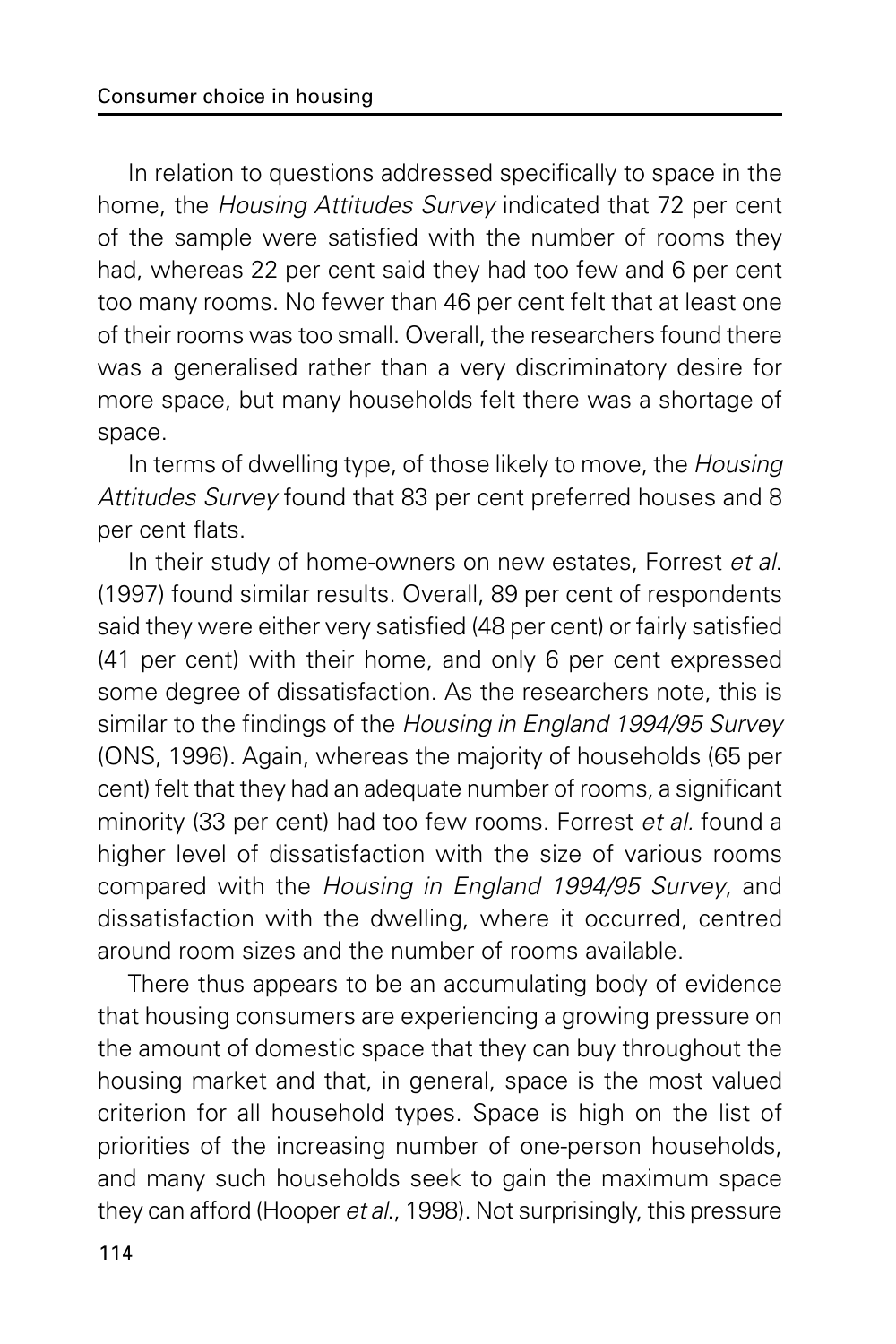In relation to questions addressed specifically to space in the home, the *Housing Attitudes Survey* indicated that 72 per cent of the sample were satisfied with the number of rooms they had, whereas 22 per cent said they had too few and 6 per cent too many rooms. No fewer than 46 per cent felt that at least one of their rooms was too small. Overall, the researchers found there was a generalised rather than a very discriminatory desire for more space, but many households felt there was a shortage of space.

In terms of dwelling type, of those likely to move, the *Housing Attitudes Survey* found that 83 per cent preferred houses and 8 per cent flats.

In their study of home-owners on new estates, Forrest *et al.* (1997) found similar results. Overall, 89 per cent of respondents said they were either very satisfied (48 per cent) or fairly satisfied (41 per cent) with their home, and only 6 per cent expressed some degree of dissatisfaction. As the researchers note, this is similar to the findings of the *Housing in England 1994/95 Survey* (ONS, 1996). Again, whereas the majority of households (65 per cent) felt that they had an adequate number of rooms, a significant minority (33 per cent) had too few rooms. Forrest *et al.* found a higher level of dissatisfaction with the size of various rooms compared with the *Housing in England 1994/95 Survey*, and dissatisfaction with the dwelling, where it occurred, centred around room sizes and the number of rooms available.

There thus appears to be an accumulating body of evidence that housing consumers are experiencing a growing pressure on the amount of domestic space that they can buy throughout the housing market and that, in general, space is the most valued criterion for all household types. Space is high on the list of priorities of the increasing number of one-person households, and many such households seek to gain the maximum space they can afford (Hooper *et al.*, 1998). Not surprisingly, this pressure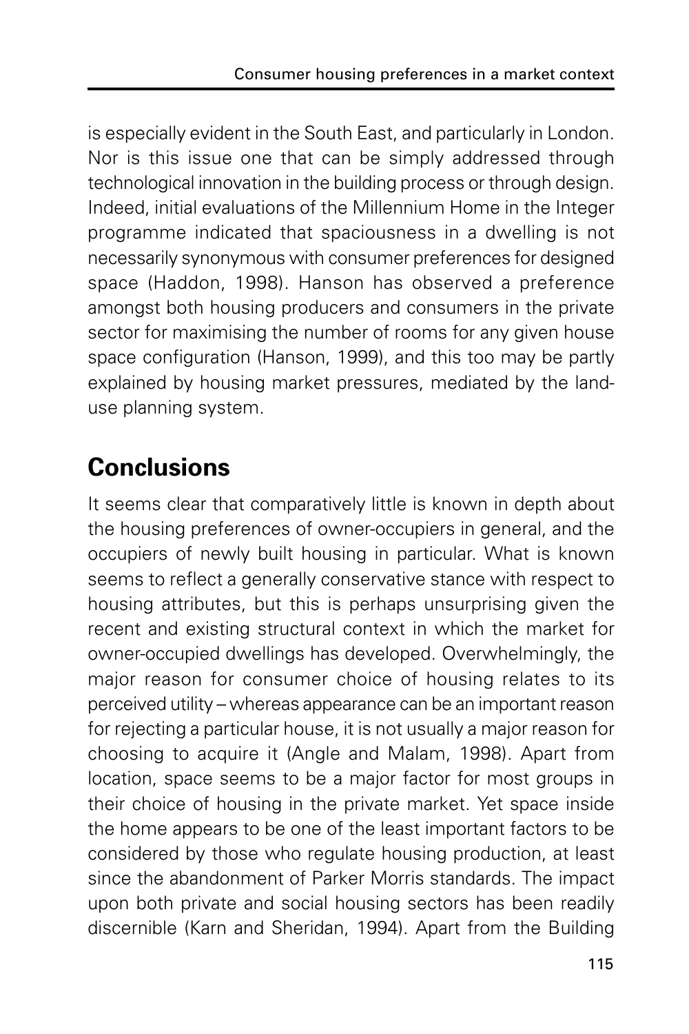is especially evident in the South East, and particularly in London. Nor is this issue one that can be simply addressed through technological innovation in the building process or through design. Indeed, initial evaluations of the Millennium Home in the Integer programme indicated that spaciousness in a dwelling is not necessarily synonymous with consumer preferences for designed space (Haddon, 1998). Hanson has observed a preference amongst both housing producers and consumers in the private sector for maximising the number of rooms for any given house space configuration (Hanson, 1999), and this too may be partly explained by housing market pressures, mediated by the land-use planning system.

## Conclusions

It seems clear that comparatively little is known in depth about the housing preferences of owner-occupiers in general, and the occupiers of newly built housing in particular. What is known seems to reflect a generally conservative stance with respect to housing attributes, but this is perhaps unsurprising given the recent and existing structural context in which the market for owner-occupied dwellings has developed. Overwhelmingly, the major reason for consumer choice of housing relates to its perceived utility – whereas appearance can be an important reason for rejecting a particular house, it is not usually a major reason for choosing to acquire it (Angle and Malam, 1998). Apart from location, space seems to be a major factor for most groups in their choice of housing in the private market. Yet space inside the home appears to be one of the least important factors to be considered by those who regulate housing production, at least since the abandonment of Parker Morris standards. The impact upon both private and social housing sectors has been readily discernible (Karn and Sheridan, 1994). Apart from the Building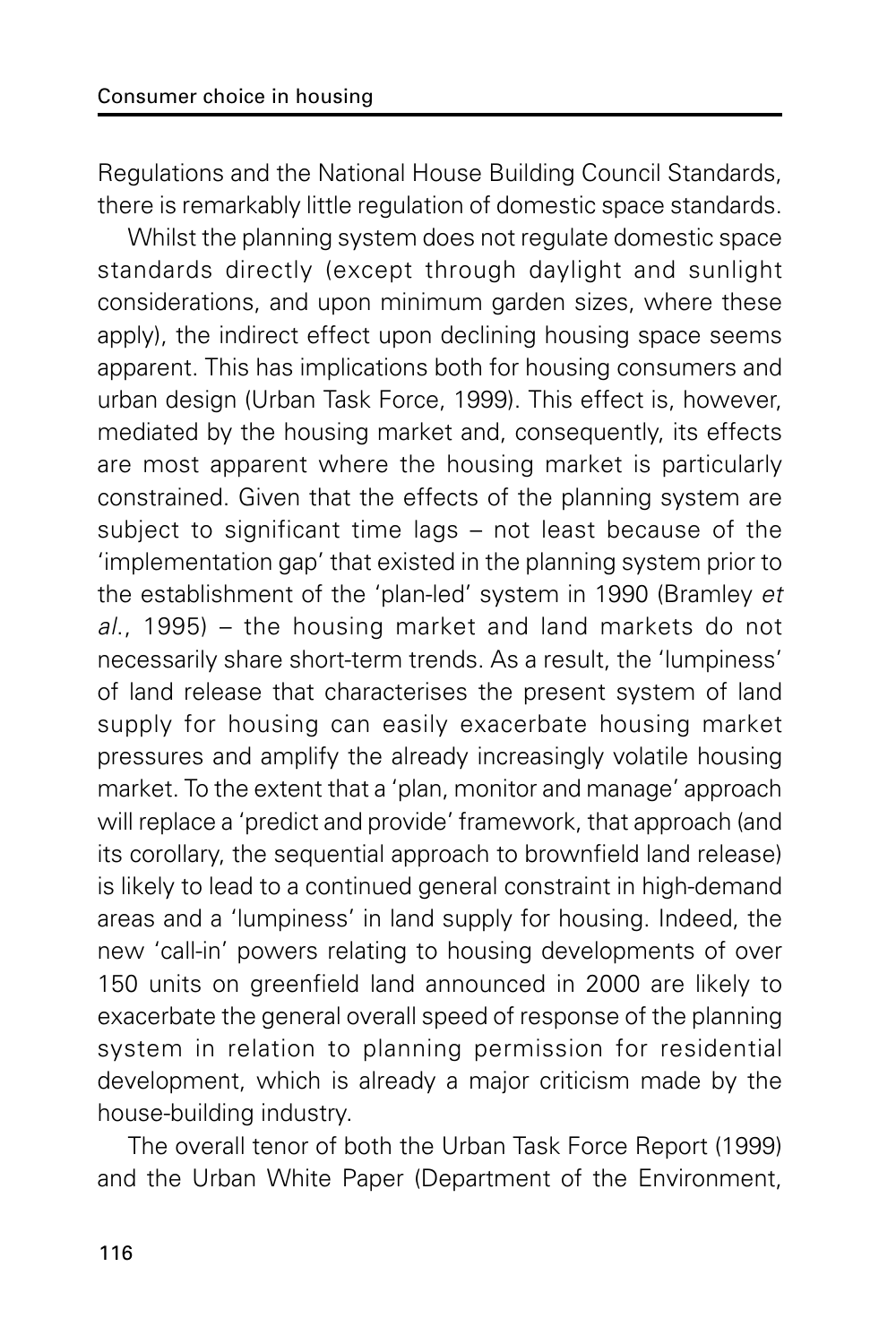Regulations and the National House Building Council Standards, there is remarkably little regulation of domestic space standards.

Whilst the planning system does not regulate domestic space standards directly (except through daylight and sunlight considerations, and upon minimum garden sizes, where these apply), the indirect effect upon declining housing space seems apparent. This has implications both for housing consumers and urban design (Urban Task Force, 1999). This effect is, however, mediated by the housing market and, consequently, its effects are most apparent where the housing market is particularly constrained. Given that the effects of the planning system are subject to significant time lags – not least because of the 'implementation gap' that existed in the planning system prior to the establishment of the 'plan-led' system in 1990 (Bramley *et al.*, 1995) – the housing market and land markets do not necessarily share short-term trends. As a result, the 'lumpiness' of land release that characterises the present system of land supply for housing can easily exacerbate housing market pressures and amplify the already increasingly volatile housing market. To the extent that a 'plan, monitor and manage' approach will replace a 'predict and provide' framework, that approach (and its corollary, the sequential approach to brownfield land release) is likely to lead to a continued general constraint in high-demand areas and a 'lumpiness' in land supply for housing. Indeed, the new 'call-in' powers relating to housing developments of over 150 units on greenfield land announced in 2000 are likely to exacerbate the general overall speed of response of the planning system in relation to planning permission for residential development, which is already a major criticism made by the house-building industry.

The overall tenor of both the Urban Task Force Report (1999) and the Urban White Paper (Department of the Environment,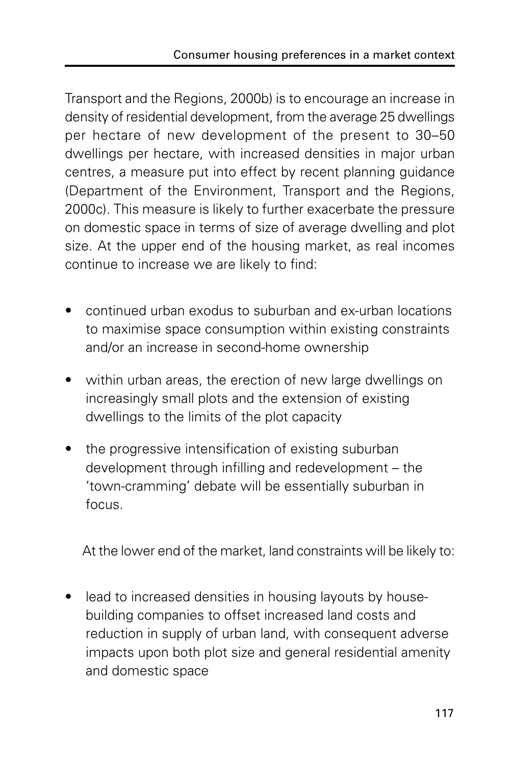Transport and the Regions, 2000b) is to encourage an increase in density of residential development, from the average 25 dwellings per hectare of new development of the present to 30–50 dwellings per hectare, with increased densities in major urban centres, a measure put into effect by recent planning guidance (Department of the Environment, Transport and the Regions, 2000c). This measure is likely to further exacerbate the pressure on domestic space in terms of size of average dwelling and plot size. At the upper end of the housing market, as real incomes continue to increase we are likely to find:

- continued urban exodus to suburban and ex-urban locations to maximise space consumption within existing constraints and/or an increase in second-home ownership
- within urban areas, the erection of new large dwellings on increasingly small plots and the extension of existing dwellings to the limits of the plot capacity
- the progressive intensification of existing suburban development through infilling and redevelopment – the 'town-cramming' debate will be essentially suburban in focus.

At the lower end of the market, land constraints will be likely to:

- lead to increased densities in housing layouts by house-building companies to offset increased land costs and reduction in supply of urban land, with consequent adverse impacts upon both plot size and general residential amenity and domestic space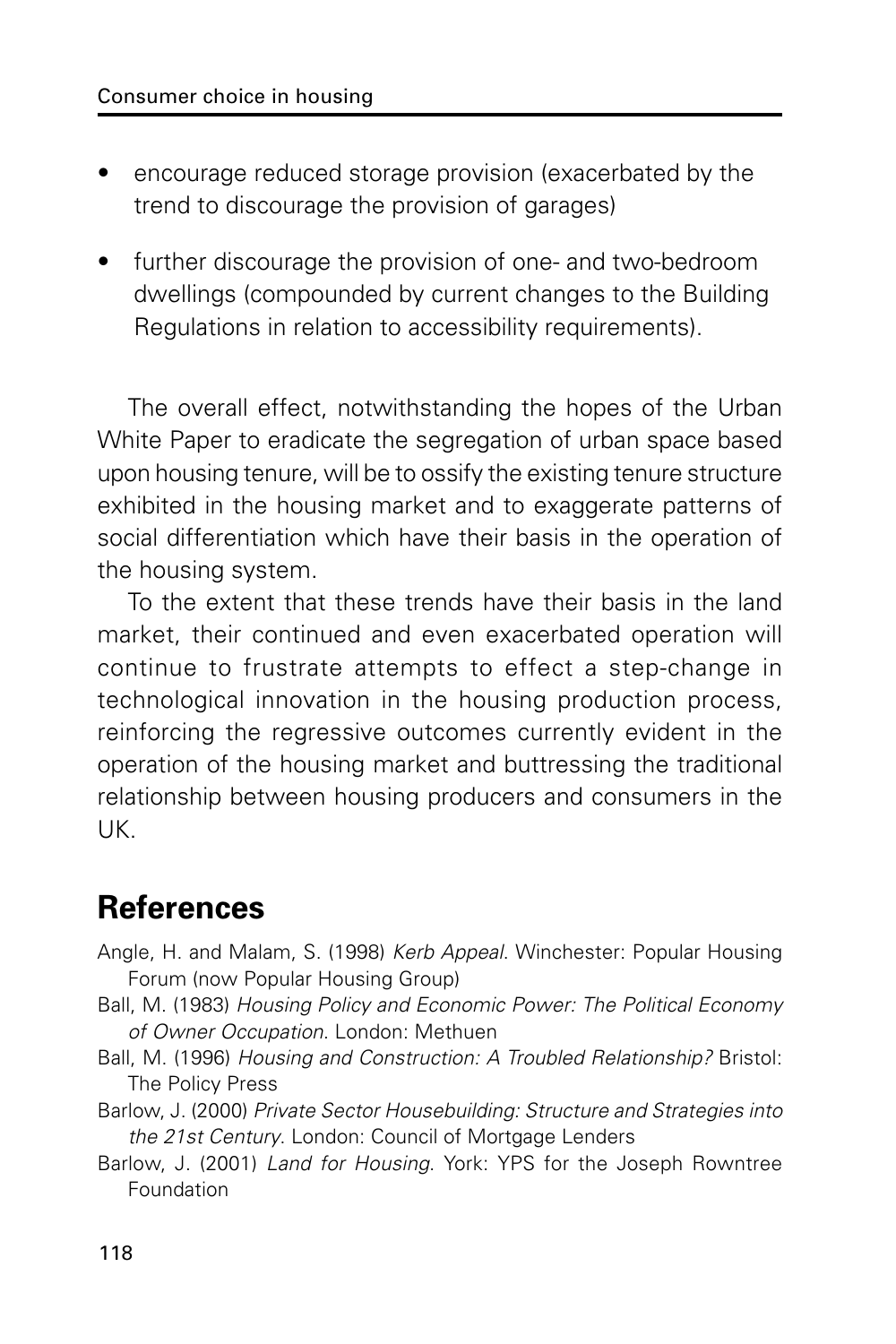- encourage reduced storage provision (exacerbated by the trend to discourage the provision of garages)
- further discourage the provision of one- and two-bedroom dwellings (compounded by current changes to the Building Regulations in relation to accessibility requirements).

The overall effect, notwithstanding the hopes of the Urban White Paper to eradicate the segregation of urban space based upon housing tenure, will be to ossify the existing tenure structure exhibited in the housing market and to exaggerate patterns of social differentiation which have their basis in the operation of the housing system.

To the extent that these trends have their basis in the land market, their continued and even exacerbated operation will continue to frustrate attempts to effect a step-change in technological innovation in the housing production process, reinforcing the regressive outcomes currently evident in the operation of the housing market and buttressing the traditional relationship between housing producers and consumers in the UK.

## References

Angle, H. and Malam, S. (1998) *Kerb Appeal*. Winchester: Popular Housing Forum (now Popular Housing Group)

Ball, M. (1983) *Housing Policy and Economic Power: The Political Economy of Owner Occupation*. London: Methuen

Ball, M. (1996) *Housing and Construction: A Troubled Relationship?* Bristol: The Policy Press

Barlow, J. (2000) *Private Sector Housebuilding: Structure and Strategies into the 21st Century*. London: Council of Mortgage Lenders

Barlow, J. (2001) *Land for Housing*. York: YPS for the Joseph Rowntree Foundation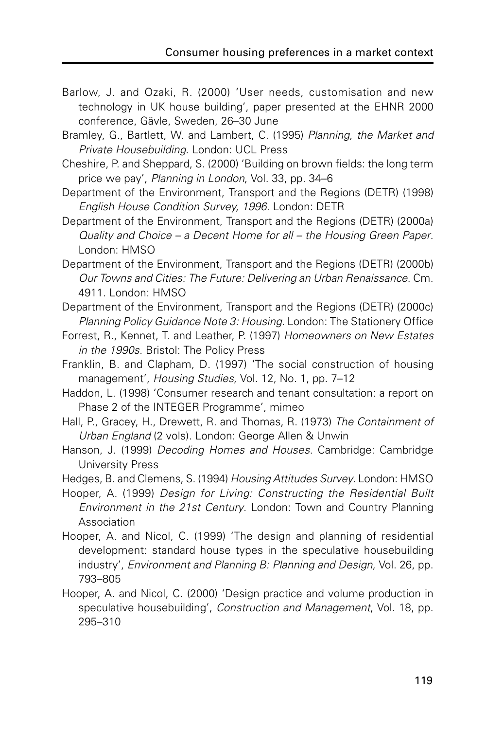Barlow, J. and Ozaki, R. (2000) 'User needs, customisation and new technology in UK house building', paper presented at the EHNR 2000 conference, Gävle, Sweden, 26–30 June

Bramley, G., Bartlett, W. and Lambert, C. (1995) *Planning, the Market and Private Housebuilding*. London: UCL Press

Cheshire, P. and Sheppard, S. (2000) 'Building on brown fields: the long term price we pay', *Planning in London*, Vol. 33, pp. 34–6

Department of the Environment, Transport and the Regions (DETR) (1998) *English House Condition Survey, 1996*. London: DETR

Department of the Environment, Transport and the Regions (DETR) (2000a) *Quality and Choice – a Decent Home for all – the Housing Green Paper*. London: HMSO

Department of the Environment, Transport and the Regions (DETR) (2000b) *Our Towns and Cities: The Future: Delivering an Urban Renaissance*. Cm. 4911. London: HMSO

Department of the Environment, Transport and the Regions (DETR) (2000c) *Planning Policy Guidance Note 3: Housing*. London: The Stationery Office

Forrest, R., Kennet, T. and Leather, P. (1997) *Homeowners on New Estates in the 1990s*. Bristol: The Policy Press

Franklin, B. and Clapham, D. (1997) 'The social construction of housing management', *Housing Studies*, Vol. 12, No. 1, pp. 7–12

Haddon, L. (1998) 'Consumer research and tenant consultation: a report on Phase 2 of the INTEGER Programme', mimeo

Hall, P., Gracey, H., Drewett, R. and Thomas, R. (1973) *The Containment of Urban England* (2 vols). London: George Allen & Unwin

Hanson, J. (1999) *Decoding Homes and Houses*. Cambridge: Cambridge University Press

Hedges, B. and Clemens, S. (1994) *Housing Attitudes Survey*. London: HMSO

Hooper, A. (1999) *Design for Living: Constructing the Residential Built Environment in the 21st Century*. London: Town and Country Planning Association

Hooper, A. and Nicol, C. (1999) 'The design and planning of residential development: standard house types in the speculative housebuilding industry', *Environment and Planning B: Planning and Design*, Vol. 26, pp. 793–805

Hooper, A. and Nicol, C. (2000) 'Design practice and volume production in speculative housebuilding', *Construction and Management*, Vol. 18, pp. 295–310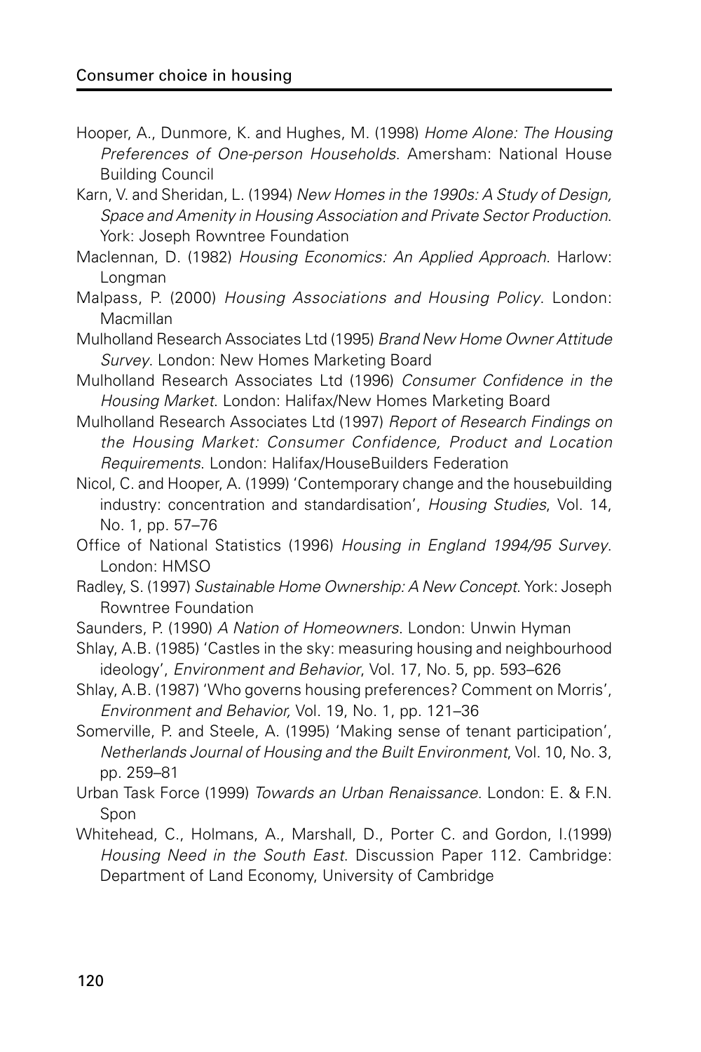Hooper, A., Dunmore, K. and Hughes, M. (1998) *Home Alone: The Housing Preferences of One-person Households*. Amersham: National House Building Council

Karn, V. and Sheridan, L. (1994) *New Homes in the 1990s: A Study of Design, Space and Amenity in Housing Association and Private Sector Production*. York: Joseph Rowntree Foundation

Maclennan, D. (1982) *Housing Economics: An Applied Approach*. Harlow: Longman

Malpass, P. (2000) *Housing Associations and Housing Policy*. London: Macmillan

Mulholland Research Associates Ltd (1995) *Brand New Home Owner Attitude Survey*. London: New Homes Marketing Board

Mulholland Research Associates Ltd (1996) *Consumer Confidence in the Housing Market*. London: Halifax/New Homes Marketing Board

Mulholland Research Associates Ltd (1997) *Report of Research Findings on the Housing Market: Consumer Confidence, Product and Location Requirements*. London: Halifax/HouseBuilders Federation

Nicol, C. and Hooper, A. (1999) 'Contemporary change and the housebuilding industry: concentration and standardisation', *Housing Studies*, Vol. 14, No. 1, pp. 57–76

Office of National Statistics (1996) *Housing in England 1994/95 Survey*. London: HMSO

Radley, S. (1997) *Sustainable Home Ownership: A New Concept*. York: Joseph Rowntree Foundation

Saunders, P. (1990) *A Nation of Homeowners*. London: Unwin Hyman

Shlay, A.B. (1985) 'Castles in the sky: measuring housing and neighbourhood ideology', *Environment and Behavior*, Vol. 17, No. 5, pp. 593–626

Shlay, A.B. (1987) 'Who governs housing preferences? Comment on Morris', *Environment and Behavior,* Vol. 19, No. 1, pp. 121–36

Somerville, P. and Steele, A. (1995) 'Making sense of tenant participation', *Netherlands Journal of Housing and the Built Environment*, Vol. 10, No. 3, pp. 259–81

Urban Task Force (1999) *Towards an Urban Renaissance*. London: E. & F.N. Spon

Whitehead, C., Holmans, A., Marshall, D., Porter C. and Gordon, I.(1999) *Housing Need in the South East*. Discussion Paper 112. Cambridge: Department of Land Economy, University of Cambridge